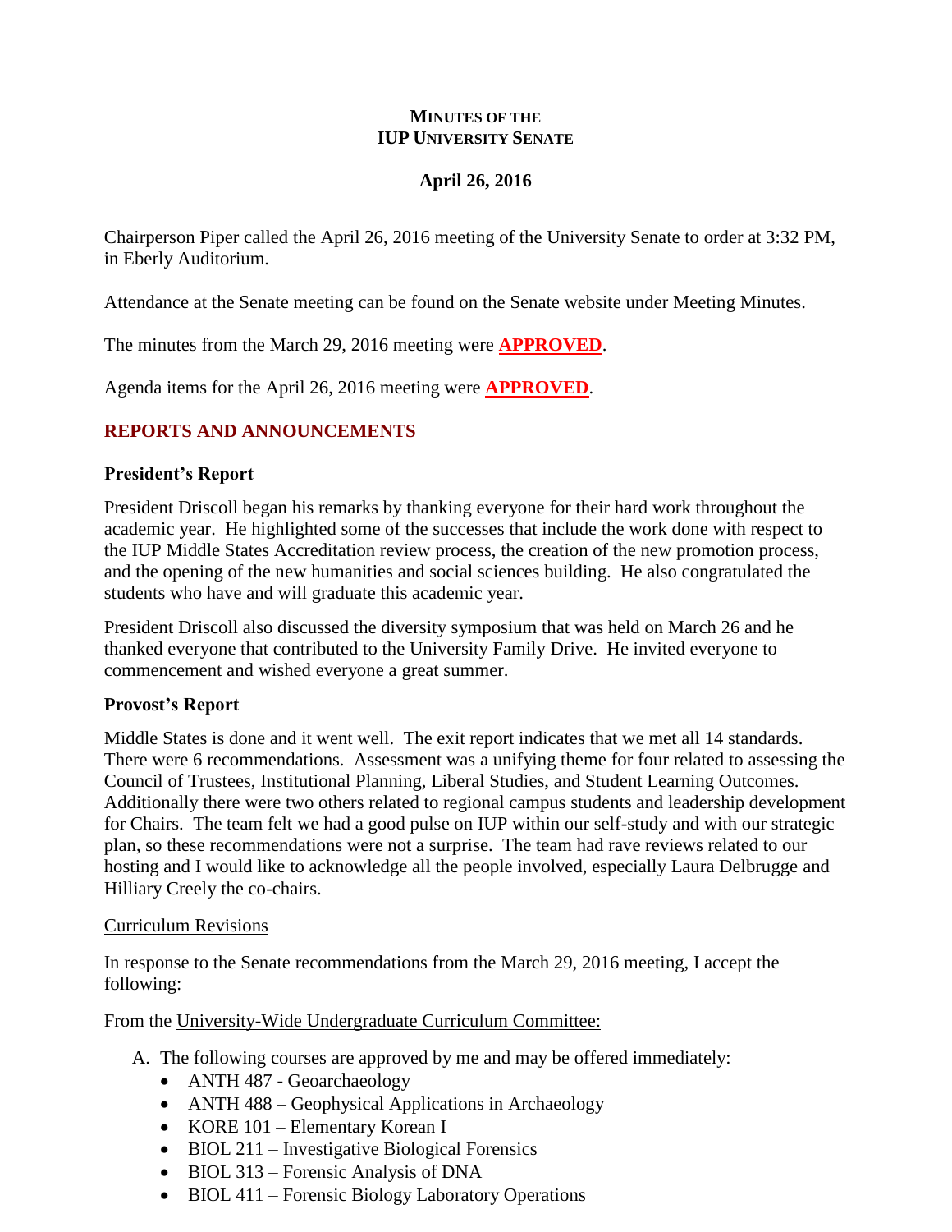# MINUTES OF THE IUP UNIVERSITY SENATE

## April 26, 2016

Chairperson Piper called the April 26, 2016 meeting of the University Senate to order at 3:32 PM, in Eberly Auditorium.

Attendance at the Senate meeting can be found on the Senate website under Meeting Minutes.

The minutes from the March 29, 2016 meeting were **APPROVED**.

Agenda items for the April 26, 2016 meeting were **APPROVED**.

## REPORTS AND ANNOUNCEMENTS

### President's Report

President Driscoll began his remarks by thanking everyone for their hard work throughout the academic year. He highlighted some of the successes that include the work done with respect to the IUP Middle States Accreditation review process, the creation of the new promotion process, and the opening of the new humanities and social sciences building. He also congratulated the students who have and will graduate this academic year.

President Driscoll also discussed the diversity symposium that was held on March 26 and he thanked everyone that contributed to the University Family Drive. He invited everyone to commencement and wished everyone a great summer.

### Provost's Report

Middle States is done and it went well. The exit report indicates that we met all 14 standards. There were 6 recommendations. Assessment was a unifying theme for four related to assessing the Council of Trustees, Institutional Planning, Liberal Studies, and Student Learning Outcomes. Additionally there were two others related to regional campus students and leadership development for Chairs. The team felt we had a good pulse on IUP within our self-study and with our strategic plan, so these recommendations were not a surprise. The team had rave reviews related to our hosting and I would like to acknowledge all the people involved, especially Laura Delbrugge and Hilliary Creely the co-chairs.

Curriculum Revisions

In response to the Senate recommendations from the March 29, 2016 meeting, I accept the following:

From the University-Wide Undergraduate Curriculum Committee:

A. The following courses are approved by me and may be offered immediately:
   - ANTH 487 - Geoarchaeology
   - ANTH 488 – Geophysical Applications in Archaeology
   - KORE 101 – Elementary Korean I
   - BIOL 211 – Investigative Biological Forensics
   - BIOL 313 – Forensic Analysis of DNA
   - BIOL 411 – Forensic Biology Laboratory Operations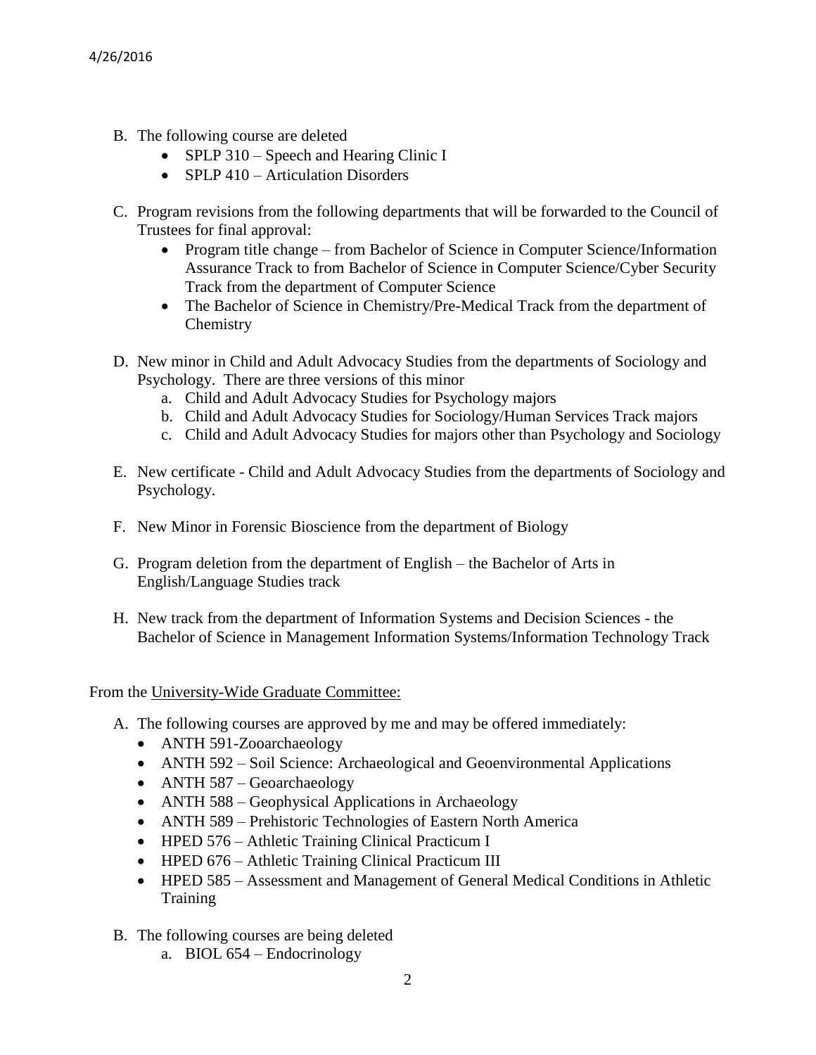B. The following course are deleted
    - SPLP 310 – Speech and Hearing Clinic I
    - SPLP 410 – Articulation Disorders

C. Program revisions from the following departments that will be forwarded to the Council of Trustees for final approval:
    - Program title change – from Bachelor of Science in Computer Science/Information Assurance Track to from Bachelor of Science in Computer Science/Cyber Security Track from the department of Computer Science
    - The Bachelor of Science in Chemistry/Pre-Medical Track from the department of Chemistry

D. New minor in Child and Adult Advocacy Studies from the departments of Sociology and Psychology. There are three versions of this minor
    a. Child and Adult Advocacy Studies for Psychology majors
    b. Child and Adult Advocacy Studies for Sociology/Human Services Track majors
    c. Child and Adult Advocacy Studies for majors other than Psychology and Sociology

E. New certificate - Child and Adult Advocacy Studies from the departments of Sociology and Psychology.

F. New Minor in Forensic Bioscience from the department of Biology

G. Program deletion from the department of English – the Bachelor of Arts in English/Language Studies track

H. New track from the department of Information Systems and Decision Sciences - the Bachelor of Science in Management Information Systems/Information Technology Track

From the University-Wide Graduate Committee:

A. The following courses are approved by me and may be offered immediately:
    - ANTH 591-Zooarchaeology
    - ANTH 592 – Soil Science: Archaeological and Geoenvironmental Applications
    - ANTH 587 – Geoarchaeology
    - ANTH 588 – Geophysical Applications in Archaeology
    - ANTH 589 – Prehistoric Technologies of Eastern North America
    - HPED 576 – Athletic Training Clinical Practicum I
    - HPED 676 – Athletic Training Clinical Practicum III
    - HPED 585 – Assessment and Management of General Medical Conditions in Athletic Training

B. The following courses are being deleted
    a. BIOL 654 – Endocrinology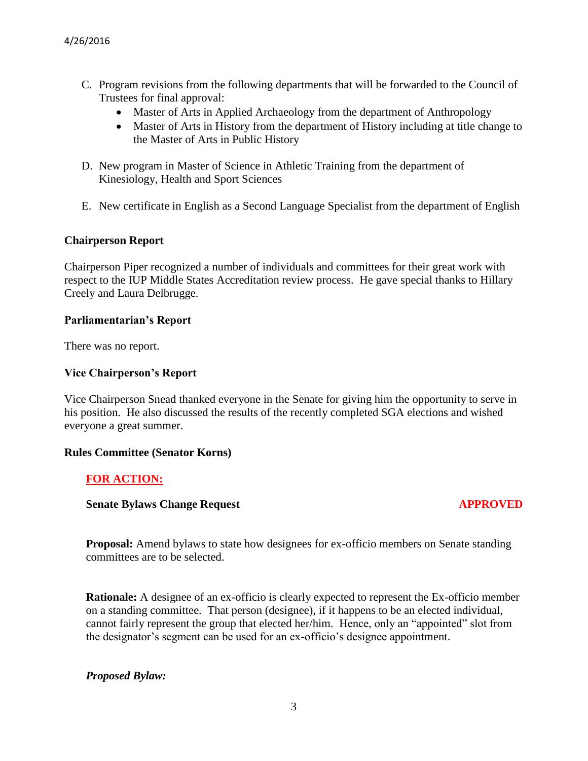C. Program revisions from the following departments that will be forwarded to the Council of Trustees for final approval:
   - Master of Arts in Applied Archaeology from the department of Anthropology
   - Master of Arts in History from the department of History including at title change to the Master of Arts in Public History

D. New program in Master of Science in Athletic Training from the department of Kinesiology, Health and Sport Sciences

E. New certificate in English as a Second Language Specialist from the department of English

**Chairperson Report**

Chairperson Piper recognized a number of individuals and committees for their great work with respect to the IUP Middle States Accreditation review process. He gave special thanks to Hillary Creely and Laura Delbrugge.

**Parliamentarian's Report**

There was no report.

**Vice Chairperson's Report**

Vice Chairperson Snead thanked everyone in the Senate for giving him the opportunity to serve in his position. He also discussed the results of the recently completed SGA elections and wished everyone a great summer.

**Rules Committee (Senator Korns)**

**FOR ACTION:**

**Senate Bylaws Change Request** **APPROVED**

**Proposal:** Amend bylaws to state how designees for ex-officio members on Senate standing committees are to be selected.

**Rationale:** A designee of an ex-officio is clearly expected to represent the Ex-officio member on a standing committee. That person (designee), if it happens to be an elected individual, cannot fairly represent the group that elected her/him. Hence, only an "appointed" slot from the designator's segment can be used for an ex-officio's designee appointment.

***Proposed Bylaw:***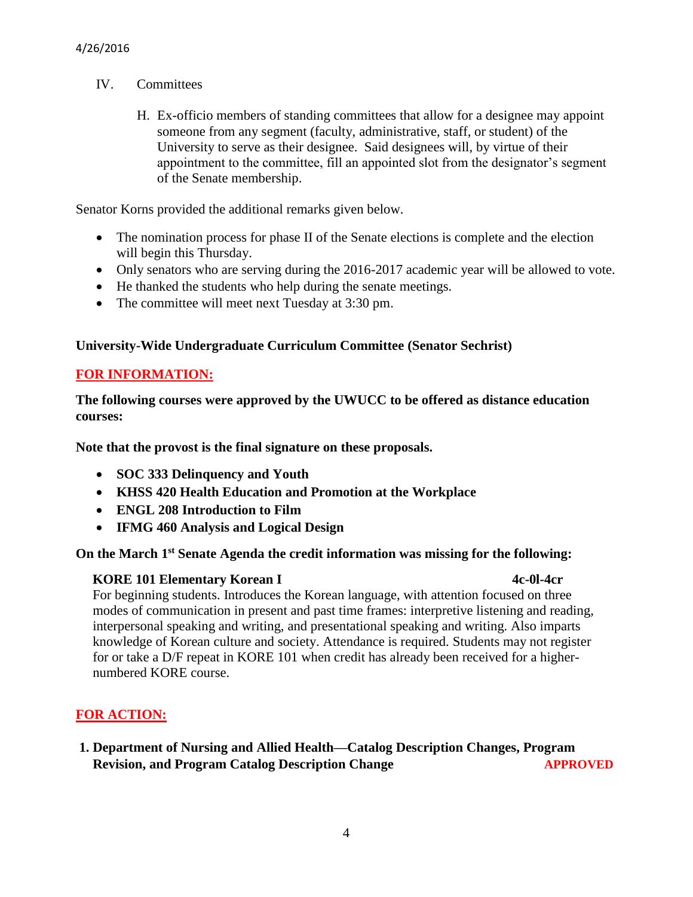IV. Committees

H. Ex-officio members of standing committees that allow for a designee may appoint someone from any segment (faculty, administrative, staff, or student) of the University to serve as their designee. Said designees will, by virtue of their appointment to the committee, fill an appointed slot from the designator's segment of the Senate membership.

Senator Korns provided the additional remarks given below.

- The nomination process for phase II of the Senate elections is complete and the election will begin this Thursday.
- Only senators who are serving during the 2016-2017 academic year will be allowed to vote.
- He thanked the students who help during the senate meetings.
- The committee will meet next Tuesday at 3:30 pm.

**University-Wide Undergraduate Curriculum Committee (Senator Sechrist)**

**FOR INFORMATION:**

**The following courses were approved by the UWUCC to be offered as distance education courses:**

**Note that the provost is the final signature on these proposals.**

- **SOC 333 Delinquency and Youth**
- **KHSS 420 Health Education and Promotion at the Workplace**
- **ENGL 208 Introduction to Film**
- **IFMG 460 Analysis and Logical Design**

**On the March 1st Senate Agenda the credit information was missing for the following:**

**KORE 101 Elementary Korean I** **4c-0l-4cr**
For beginning students. Introduces the Korean language, with attention focused on three modes of communication in present and past time frames: interpretive listening and reading, interpersonal speaking and writing, and presentational speaking and writing. Also imparts knowledge of Korean culture and society. Attendance is required. Students may not register for or take a D/F repeat in KORE 101 when credit has already been received for a higher-numbered KORE course.

**FOR ACTION:**

1. **Department of Nursing and Allied Health—Catalog Description Changes, Program Revision, and Program Catalog Description Change** **APPROVED**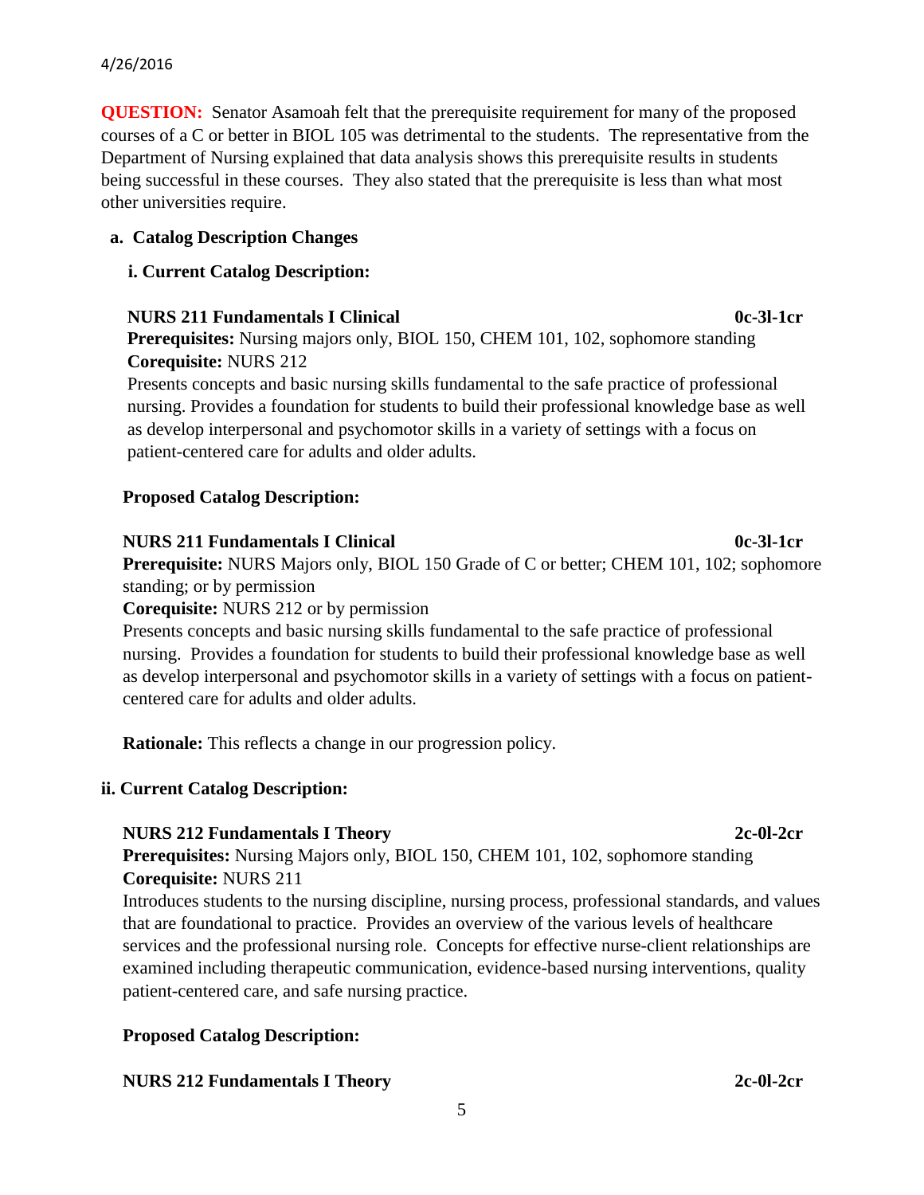**QUESTION:** Senator Asamoah felt that the prerequisite requirement for many of the proposed courses of a C or better in BIOL 105 was detrimental to the students. The representative from the Department of Nursing explained that data analysis shows this prerequisite results in students being successful in these courses. They also stated that the prerequisite is less than what most other universities require.

**a. Catalog Description Changes**

**i. Current Catalog Description:**

**NURS 211 Fundamentals I Clinical** **0c-3l-1cr**
**Prerequisites:** Nursing majors only, BIOL 150, CHEM 101, 102, sophomore standing
**Corequisite:** NURS 212
Presents concepts and basic nursing skills fundamental to the safe practice of professional nursing. Provides a foundation for students to build their professional knowledge base as well as develop interpersonal and psychomotor skills in a variety of settings with a focus on patient-centered care for adults and older adults.

**Proposed Catalog Description:**

**NURS 211 Fundamentals I Clinical** **0c-3l-1cr**
**Prerequisite:** NURS Majors only, BIOL 150 Grade of C or better; CHEM 101, 102; sophomore standing; or by permission
**Corequisite:** NURS 212 or by permission
Presents concepts and basic nursing skills fundamental to the safe practice of professional nursing. Provides a foundation for students to build their professional knowledge base as well as develop interpersonal and psychomotor skills in a variety of settings with a focus on patient-centered care for adults and older adults.

**Rationale:** This reflects a change in our progression policy.

**ii. Current Catalog Description:**

**NURS 212 Fundamentals I Theory** **2c-0l-2cr**
**Prerequisites:** Nursing Majors only, BIOL 150, CHEM 101, 102, sophomore standing
**Corequisite:** NURS 211
Introduces students to the nursing discipline, nursing process, professional standards, and values that are foundational to practice. Provides an overview of the various levels of healthcare services and the professional nursing role. Concepts for effective nurse-client relationships are examined including therapeutic communication, evidence-based nursing interventions, quality patient-centered care, and safe nursing practice.

**Proposed Catalog Description:**

**NURS 212 Fundamentals I Theory** **2c-0l-2cr**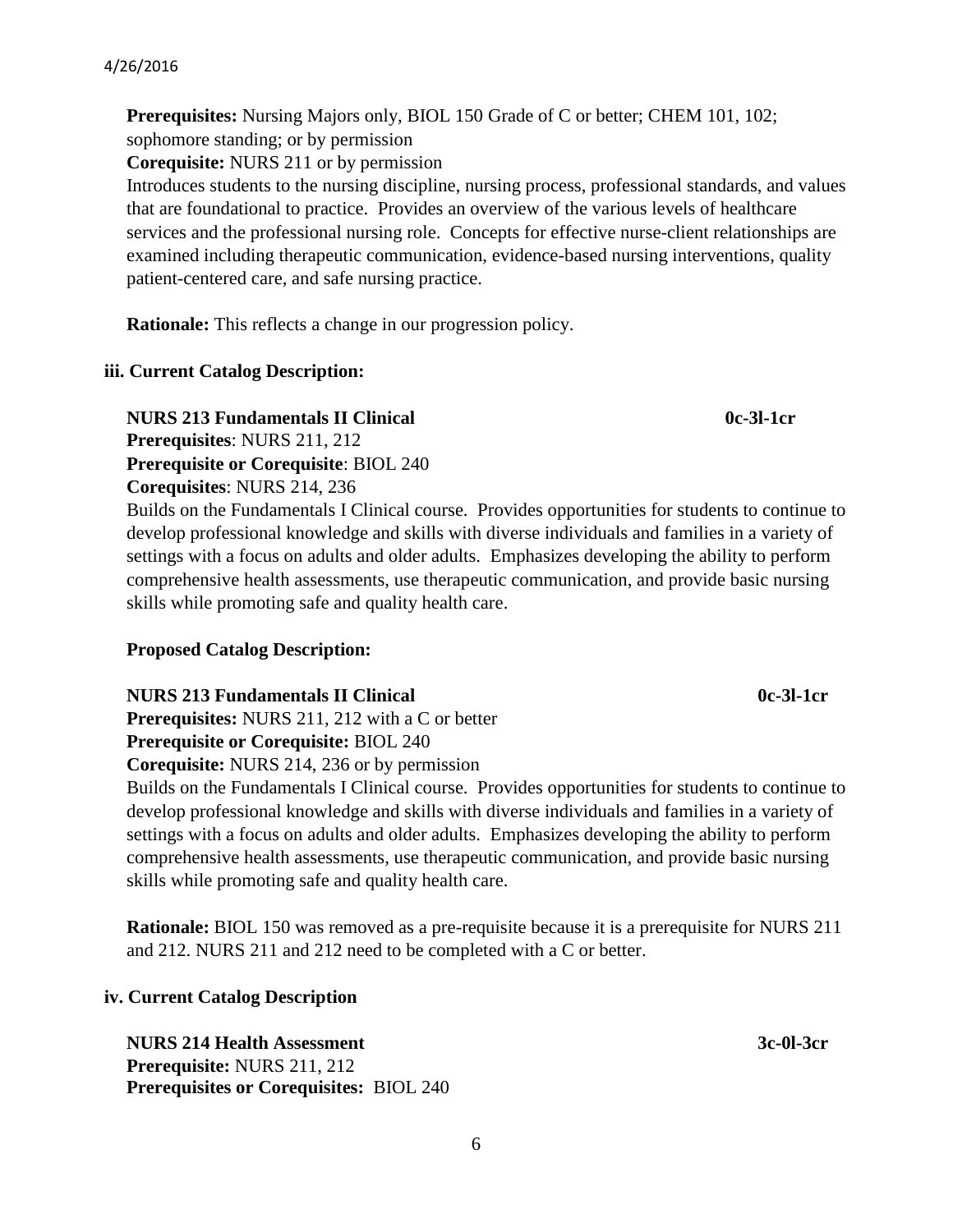**Prerequisites:** Nursing Majors only, BIOL 150 Grade of C or better; CHEM 101, 102; sophomore standing; or by permission

**Corequisite:** NURS 211 or by permission

Introduces students to the nursing discipline, nursing process, professional standards, and values that are foundational to practice. Provides an overview of the various levels of healthcare services and the professional nursing role. Concepts for effective nurse-client relationships are examined including therapeutic communication, evidence-based nursing interventions, quality patient-centered care, and safe nursing practice.

**Rationale:** This reflects a change in our progression policy.

**iii. Current Catalog Description:**

**NURS 213 Fundamentals II Clinical** **0c-3l-1cr**

**Prerequisites**: NURS 211, 212

**Prerequisite or Corequisite**: BIOL 240

**Corequisites**: NURS 214, 236

Builds on the Fundamentals I Clinical course. Provides opportunities for students to continue to develop professional knowledge and skills with diverse individuals and families in a variety of settings with a focus on adults and older adults. Emphasizes developing the ability to perform comprehensive health assessments, use therapeutic communication, and provide basic nursing skills while promoting safe and quality health care.

**Proposed Catalog Description:**

**NURS 213 Fundamentals II Clinical** **0c-3l-1cr**

**Prerequisites:** NURS 211, 212 with a C or better

**Prerequisite or Corequisite:** BIOL 240

**Corequisite:** NURS 214, 236 or by permission

Builds on the Fundamentals I Clinical course. Provides opportunities for students to continue to develop professional knowledge and skills with diverse individuals and families in a variety of settings with a focus on adults and older adults. Emphasizes developing the ability to perform comprehensive health assessments, use therapeutic communication, and provide basic nursing skills while promoting safe and quality health care.

**Rationale:** BIOL 150 was removed as a pre-requisite because it is a prerequisite for NURS 211 and 212. NURS 211 and 212 need to be completed with a C or better.

**iv. Current Catalog Description**

**NURS 214 Health Assessment** **3c-0l-3cr**

**Prerequisite:** NURS 211, 212

**Prerequisites or Corequisites:** BIOL 240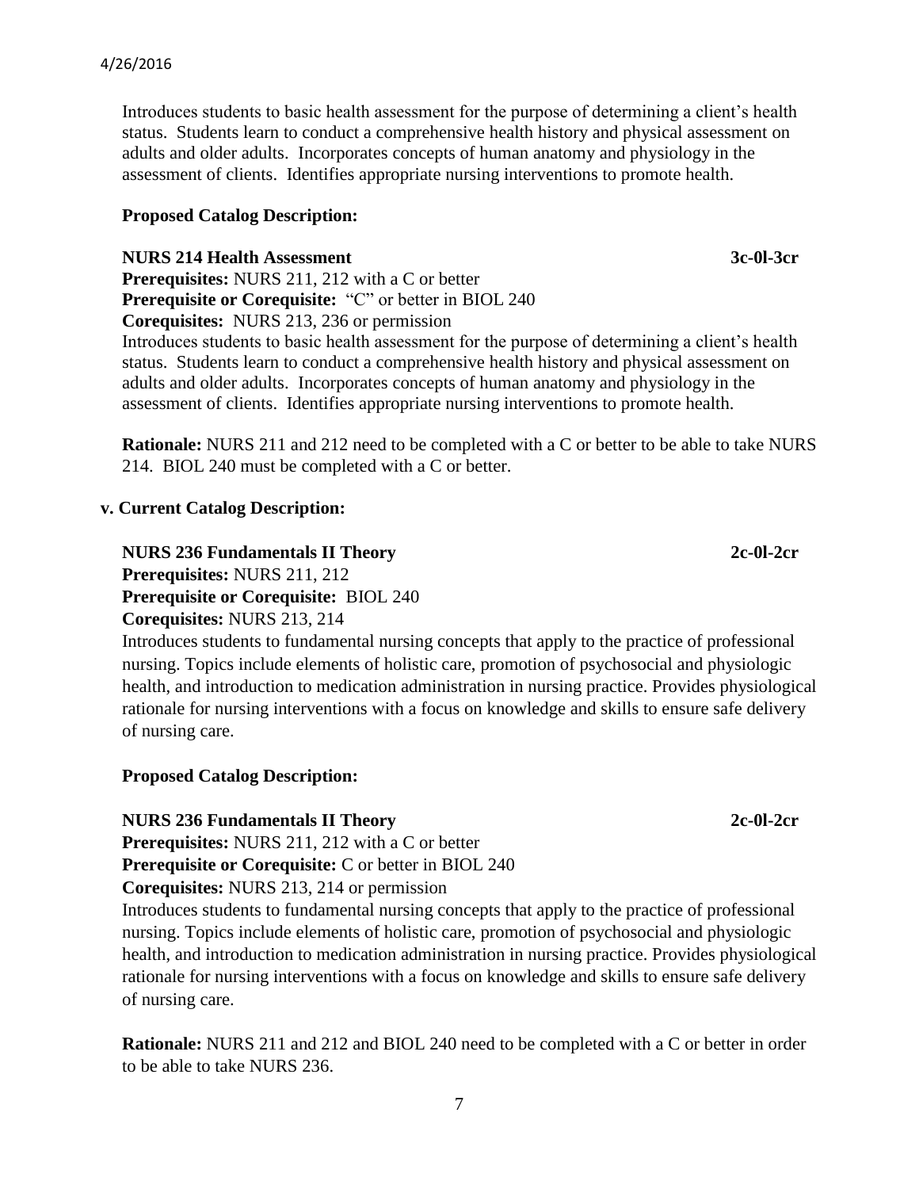Introduces students to basic health assessment for the purpose of determining a client's health status. Students learn to conduct a comprehensive health history and physical assessment on adults and older adults. Incorporates concepts of human anatomy and physiology in the assessment of clients. Identifies appropriate nursing interventions to promote health.

**Proposed Catalog Description:**

**NURS 214 Health Assessment** **3c-0l-3cr**
**Prerequisites:** NURS 211, 212 with a C or better
**Prerequisite or Corequisite:** "C" or better in BIOL 240
**Corequisites:** NURS 213, 236 or permission
Introduces students to basic health assessment for the purpose of determining a client's health status. Students learn to conduct a comprehensive health history and physical assessment on adults and older adults. Incorporates concepts of human anatomy and physiology in the assessment of clients. Identifies appropriate nursing interventions to promote health.

**Rationale:** NURS 211 and 212 need to be completed with a C or better to be able to take NURS 214. BIOL 240 must be completed with a C or better.

**v. Current Catalog Description:**

**NURS 236 Fundamentals II Theory** **2c-0l-2cr**
**Prerequisites:** NURS 211, 212
**Prerequisite or Corequisite:** BIOL 240
**Corequisites:** NURS 213, 214
Introduces students to fundamental nursing concepts that apply to the practice of professional nursing. Topics include elements of holistic care, promotion of psychosocial and physiologic health, and introduction to medication administration in nursing practice. Provides physiological rationale for nursing interventions with a focus on knowledge and skills to ensure safe delivery of nursing care.

**Proposed Catalog Description:**

**NURS 236 Fundamentals II Theory** **2c-0l-2cr**
**Prerequisites:** NURS 211, 212 with a C or better
**Prerequisite or Corequisite:** C or better in BIOL 240
**Corequisites:** NURS 213, 214 or permission
Introduces students to fundamental nursing concepts that apply to the practice of professional nursing. Topics include elements of holistic care, promotion of psychosocial and physiologic health, and introduction to medication administration in nursing practice. Provides physiological rationale for nursing interventions with a focus on knowledge and skills to ensure safe delivery of nursing care.

**Rationale:** NURS 211 and 212 and BIOL 240 need to be completed with a C or better in order to be able to take NURS 236.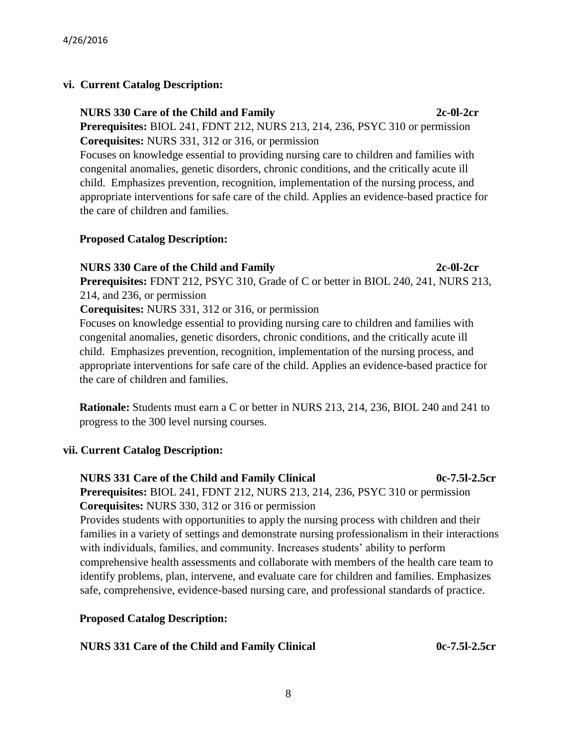**vi. Current Catalog Description:**

**NURS 330 Care of the Child and Family 2c-0l-2cr**
**Prerequisites:** BIOL 241, FDNT 212, NURS 213, 214, 236, PSYC 310 or permission
**Corequisites:** NURS 331, 312 or 316, or permission
Focuses on knowledge essential to providing nursing care to children and families with congenital anomalies, genetic disorders, chronic conditions, and the critically acute ill child. Emphasizes prevention, recognition, implementation of the nursing process, and appropriate interventions for safe care of the child. Applies an evidence-based practice for the care of children and families.

**Proposed Catalog Description:**

**NURS 330 Care of the Child and Family 2c-0l-2cr**
**Prerequisites:** FDNT 212, PSYC 310, Grade of C or better in BIOL 240, 241, NURS 213, 214, and 236, or permission
**Corequisites:** NURS 331, 312 or 316, or permission
Focuses on knowledge essential to providing nursing care to children and families with congenital anomalies, genetic disorders, chronic conditions, and the critically acute ill child. Emphasizes prevention, recognition, implementation of the nursing process, and appropriate interventions for safe care of the child. Applies an evidence-based practice for the care of children and families.

**Rationale:** Students must earn a C or better in NURS 213, 214, 236, BIOL 240 and 241 to progress to the 300 level nursing courses.

**vii. Current Catalog Description:**

**NURS 331 Care of the Child and Family Clinical 0c-7.5l-2.5cr**
**Prerequisites:** BIOL 241, FDNT 212, NURS 213, 214, 236, PSYC 310 or permission
**Corequisites:** NURS 330, 312 or 316 or permission
Provides students with opportunities to apply the nursing process with children and their families in a variety of settings and demonstrate nursing professionalism in their interactions with individuals, families, and community. Increases students' ability to perform comprehensive health assessments and collaborate with members of the health care team to identify problems, plan, intervene, and evaluate care for children and families. Emphasizes safe, comprehensive, evidence-based nursing care, and professional standards of practice.

**Proposed Catalog Description:**

**NURS 331 Care of the Child and Family Clinical 0c-7.5l-2.5cr**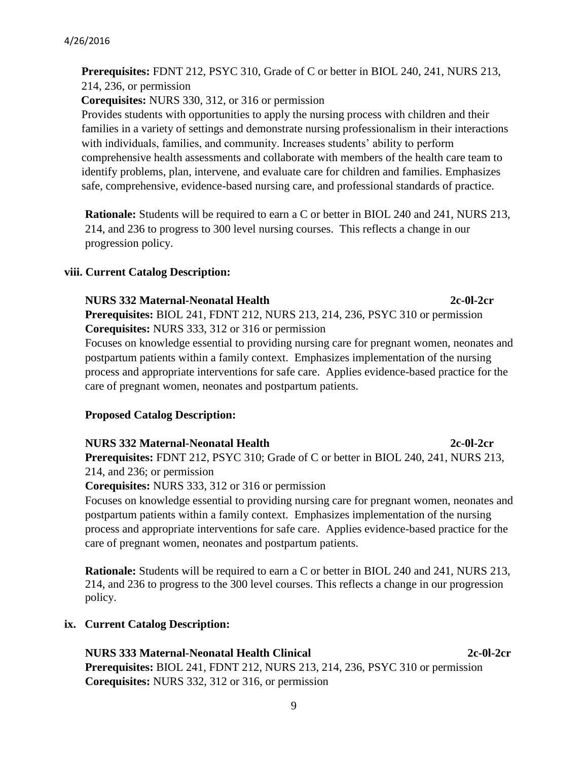**Prerequisites:** FDNT 212, PSYC 310, Grade of C or better in BIOL 240, 241, NURS 213, 214, 236, or permission

**Corequisites:** NURS 330, 312, or 316 or permission

Provides students with opportunities to apply the nursing process with children and their families in a variety of settings and demonstrate nursing professionalism in their interactions with individuals, families, and community. Increases students' ability to perform comprehensive health assessments and collaborate with members of the health care team to identify problems, plan, intervene, and evaluate care for children and families. Emphasizes safe, comprehensive, evidence-based nursing care, and professional standards of practice.

**Rationale:** Students will be required to earn a C or better in BIOL 240 and 241, NURS 213, 214, and 236 to progress to 300 level nursing courses. This reflects a change in our progression policy.

**viii. Current Catalog Description:**

**NURS 332 Maternal-Neonatal Health** **2c-0l-2cr**

**Prerequisites:** BIOL 241, FDNT 212, NURS 213, 214, 236, PSYC 310 or permission

**Corequisites:** NURS 333, 312 or 316 or permission

Focuses on knowledge essential to providing nursing care for pregnant women, neonates and postpartum patients within a family context. Emphasizes implementation of the nursing process and appropriate interventions for safe care. Applies evidence-based practice for the care of pregnant women, neonates and postpartum patients.

**Proposed Catalog Description:**

**NURS 332 Maternal-Neonatal Health** **2c-0l-2cr**

**Prerequisites:** FDNT 212, PSYC 310; Grade of C or better in BIOL 240, 241, NURS 213, 214, and 236; or permission

**Corequisites:** NURS 333, 312 or 316 or permission

Focuses on knowledge essential to providing nursing care for pregnant women, neonates and postpartum patients within a family context. Emphasizes implementation of the nursing process and appropriate interventions for safe care. Applies evidence-based practice for the care of pregnant women, neonates and postpartum patients.

**Rationale:** Students will be required to earn a C or better in BIOL 240 and 241, NURS 213, 214, and 236 to progress to the 300 level courses. This reflects a change in our progression policy.

**ix. Current Catalog Description:**

**NURS 333 Maternal-Neonatal Health Clinical** **2c-0l-2cr**

**Prerequisites:** BIOL 241, FDNT 212, NURS 213, 214, 236, PSYC 310 or permission

**Corequisites:** NURS 332, 312 or 316, or permission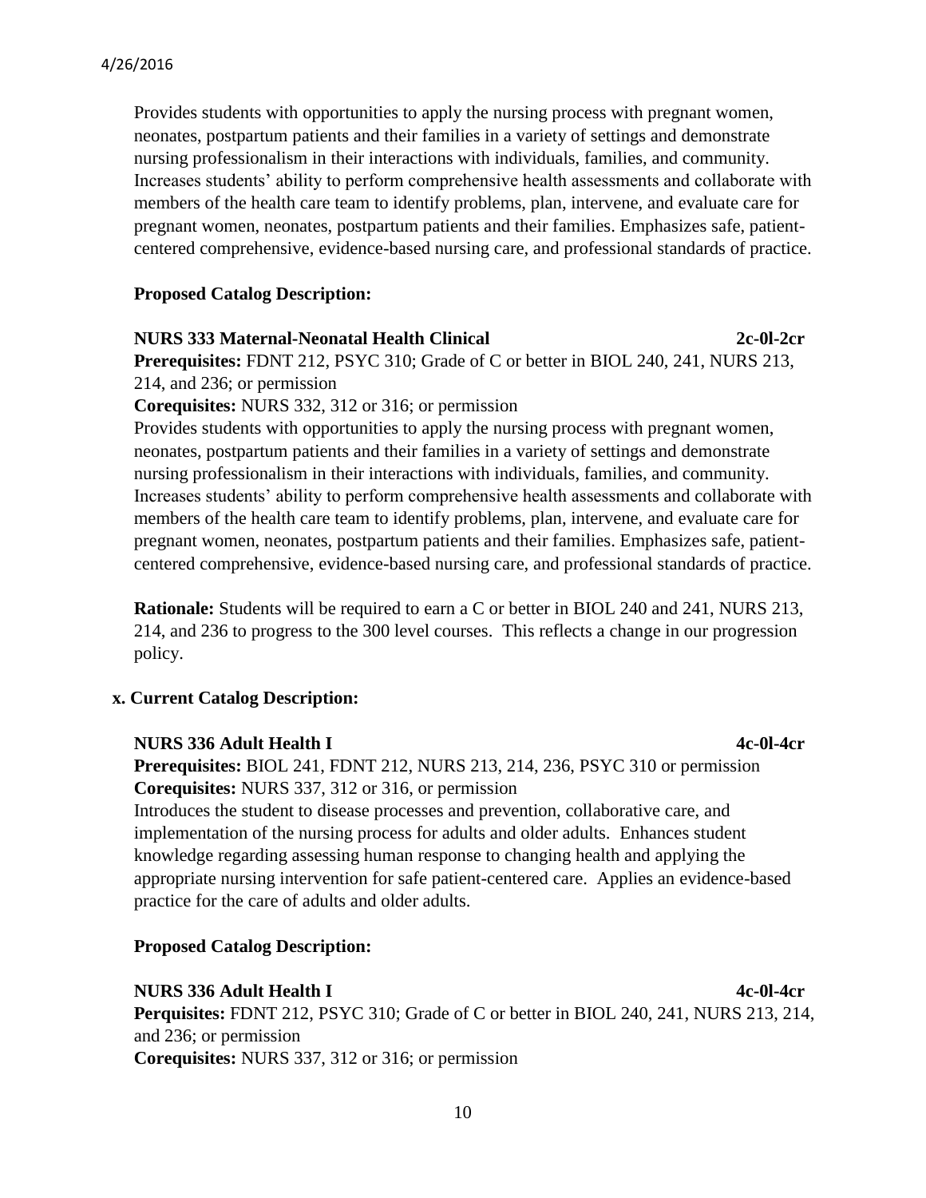Provides students with opportunities to apply the nursing process with pregnant women, neonates, postpartum patients and their families in a variety of settings and demonstrate nursing professionalism in their interactions with individuals, families, and community. Increases students' ability to perform comprehensive health assessments and collaborate with members of the health care team to identify problems, plan, intervene, and evaluate care for pregnant women, neonates, postpartum patients and their families. Emphasizes safe, patient-centered comprehensive, evidence-based nursing care, and professional standards of practice.

**Proposed Catalog Description:**

**NURS 333 Maternal-Neonatal Health Clinical** **2c-0l-2cr**

**Prerequisites:** FDNT 212, PSYC 310; Grade of C or better in BIOL 240, 241, NURS 213, 214, and 236; or permission

**Corequisites:** NURS 332, 312 or 316; or permission

Provides students with opportunities to apply the nursing process with pregnant women, neonates, postpartum patients and their families in a variety of settings and demonstrate nursing professionalism in their interactions with individuals, families, and community. Increases students' ability to perform comprehensive health assessments and collaborate with members of the health care team to identify problems, plan, intervene, and evaluate care for pregnant women, neonates, postpartum patients and their families. Emphasizes safe, patient-centered comprehensive, evidence-based nursing care, and professional standards of practice.

**Rationale:** Students will be required to earn a C or better in BIOL 240 and 241, NURS 213, 214, and 236 to progress to the 300 level courses. This reflects a change in our progression policy.

**x. Current Catalog Description:**

**NURS 336 Adult Health I** **4c-0l-4cr**

**Prerequisites:** BIOL 241, FDNT 212, NURS 213, 214, 236, PSYC 310 or permission

**Corequisites:** NURS 337, 312 or 316, or permission

Introduces the student to disease processes and prevention, collaborative care, and implementation of the nursing process for adults and older adults. Enhances student knowledge regarding assessing human response to changing health and applying the appropriate nursing intervention for safe patient-centered care. Applies an evidence-based practice for the care of adults and older adults.

**Proposed Catalog Description:**

**NURS 336 Adult Health I** **4c-0l-4cr**

**Perquisites:** FDNT 212, PSYC 310; Grade of C or better in BIOL 240, 241, NURS 213, 214, and 236; or permission

**Corequisites:** NURS 337, 312 or 316; or permission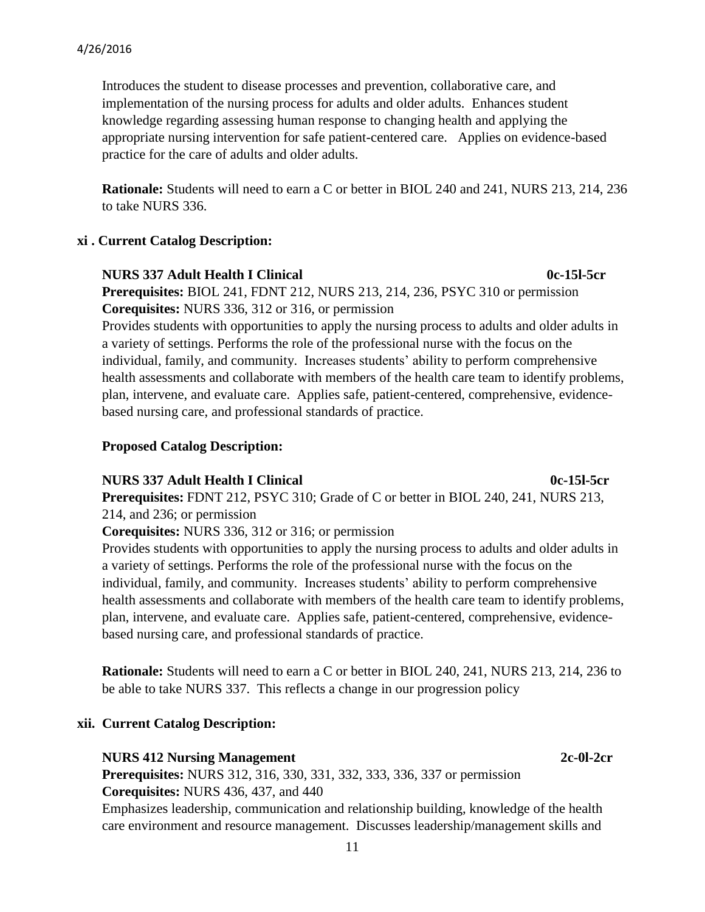Introduces the student to disease processes and prevention, collaborative care, and implementation of the nursing process for adults and older adults. Enhances student knowledge regarding assessing human response to changing health and applying the appropriate nursing intervention for safe patient-centered care. Applies on evidence-based practice for the care of adults and older adults.

**Rationale:** Students will need to earn a C or better in BIOL 240 and 241, NURS 213, 214, 236 to take NURS 336.

**xi . Current Catalog Description:**

**NURS 337 Adult Health I Clinical** **0c-15l-5cr**
**Prerequisites:** BIOL 241, FDNT 212, NURS 213, 214, 236, PSYC 310 or permission
**Corequisites:** NURS 336, 312 or 316, or permission
Provides students with opportunities to apply the nursing process to adults and older adults in a variety of settings. Performs the role of the professional nurse with the focus on the individual, family, and community. Increases students' ability to perform comprehensive health assessments and collaborate with members of the health care team to identify problems, plan, intervene, and evaluate care. Applies safe, patient-centered, comprehensive, evidence-based nursing care, and professional standards of practice.

**Proposed Catalog Description:**

**NURS 337 Adult Health I Clinical** **0c-15l-5cr**
**Prerequisites:** FDNT 212, PSYC 310; Grade of C or better in BIOL 240, 241, NURS 213, 214, and 236; or permission
**Corequisites:** NURS 336, 312 or 316; or permission
Provides students with opportunities to apply the nursing process to adults and older adults in a variety of settings. Performs the role of the professional nurse with the focus on the individual, family, and community. Increases students' ability to perform comprehensive health assessments and collaborate with members of the health care team to identify problems, plan, intervene, and evaluate care. Applies safe, patient-centered, comprehensive, evidence-based nursing care, and professional standards of practice.

**Rationale:** Students will need to earn a C or better in BIOL 240, 241, NURS 213, 214, 236 to be able to take NURS 337. This reflects a change in our progression policy

**xii. Current Catalog Description:**

**NURS 412 Nursing Management** **2c-0l-2cr**
**Prerequisites:** NURS 312, 316, 330, 331, 332, 333, 336, 337 or permission
**Corequisites:** NURS 436, 437, and 440
Emphasizes leadership, communication and relationship building, knowledge of the health care environment and resource management. Discusses leadership/management skills and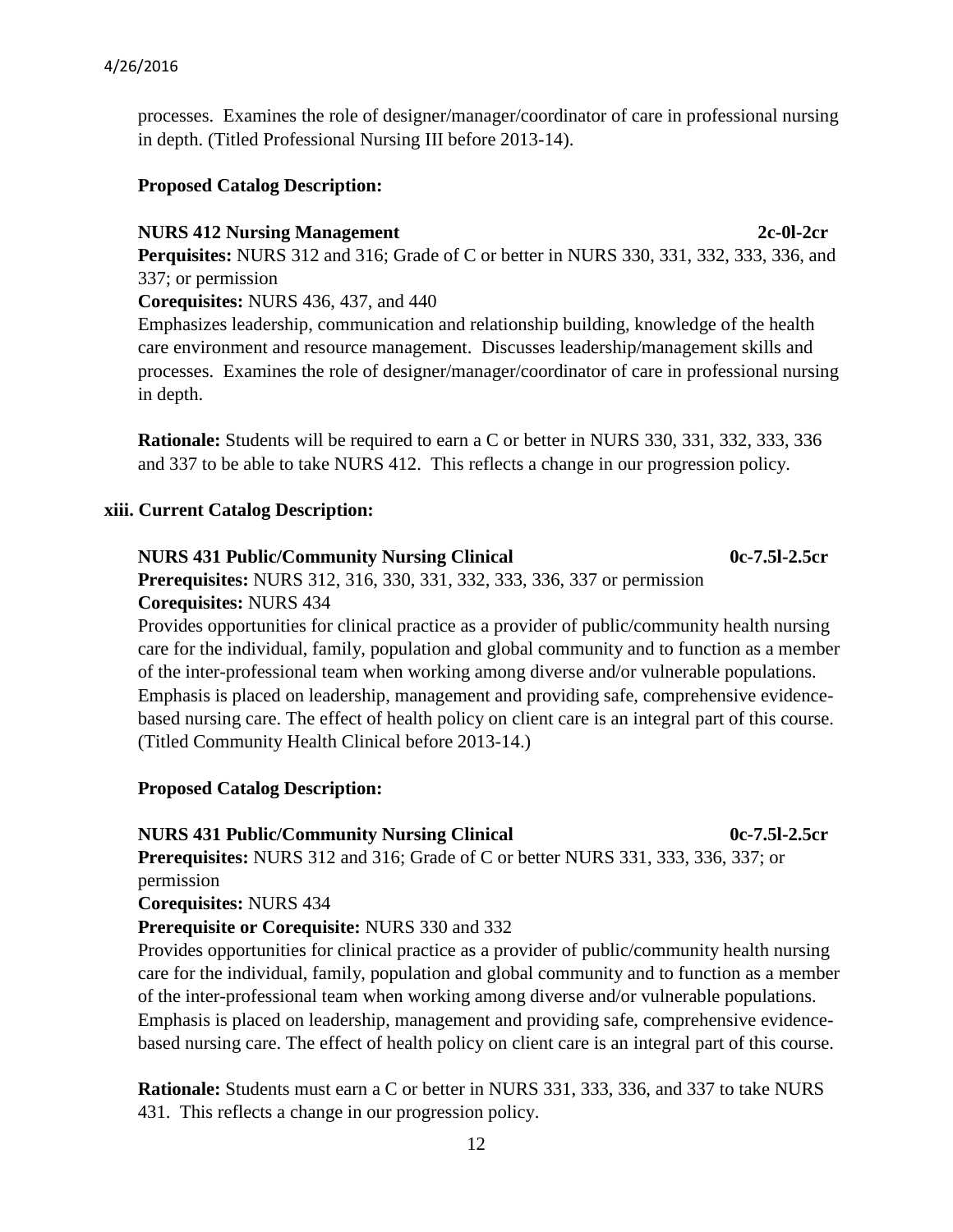processes. Examines the role of designer/manager/coordinator of care in professional nursing in depth. (Titled Professional Nursing III before 2013-14).

**Proposed Catalog Description:**

**NURS 412 Nursing Management** **2c-0l-2cr**
**Perquisites:** NURS 312 and 316; Grade of C or better in NURS 330, 331, 332, 333, 336, and 337; or permission
**Corequisites:** NURS 436, 437, and 440
Emphasizes leadership, communication and relationship building, knowledge of the health care environment and resource management. Discusses leadership/management skills and processes. Examines the role of designer/manager/coordinator of care in professional nursing in depth.

**Rationale:** Students will be required to earn a C or better in NURS 330, 331, 332, 333, 336 and 337 to be able to take NURS 412. This reflects a change in our progression policy.

**xiii. Current Catalog Description:**

**NURS 431 Public/Community Nursing Clinical** **0c-7.5l-2.5cr**
**Prerequisites:** NURS 312, 316, 330, 331, 332, 333, 336, 337 or permission
**Corequisites:** NURS 434
Provides opportunities for clinical practice as a provider of public/community health nursing care for the individual, family, population and global community and to function as a member of the inter-professional team when working among diverse and/or vulnerable populations. Emphasis is placed on leadership, management and providing safe, comprehensive evidence-based nursing care. The effect of health policy on client care is an integral part of this course. (Titled Community Health Clinical before 2013-14.)

**Proposed Catalog Description:**

**NURS 431 Public/Community Nursing Clinical** **0c-7.5l-2.5cr**
**Prerequisites:** NURS 312 and 316; Grade of C or better NURS 331, 333, 336, 337; or permission
**Corequisites:** NURS 434
**Prerequisite or Corequisite:** NURS 330 and 332
Provides opportunities for clinical practice as a provider of public/community health nursing care for the individual, family, population and global community and to function as a member of the inter-professional team when working among diverse and/or vulnerable populations. Emphasis is placed on leadership, management and providing safe, comprehensive evidence-based nursing care. The effect of health policy on client care is an integral part of this course.

**Rationale:** Students must earn a C or better in NURS 331, 333, 336, and 337 to take NURS 431. This reflects a change in our progression policy.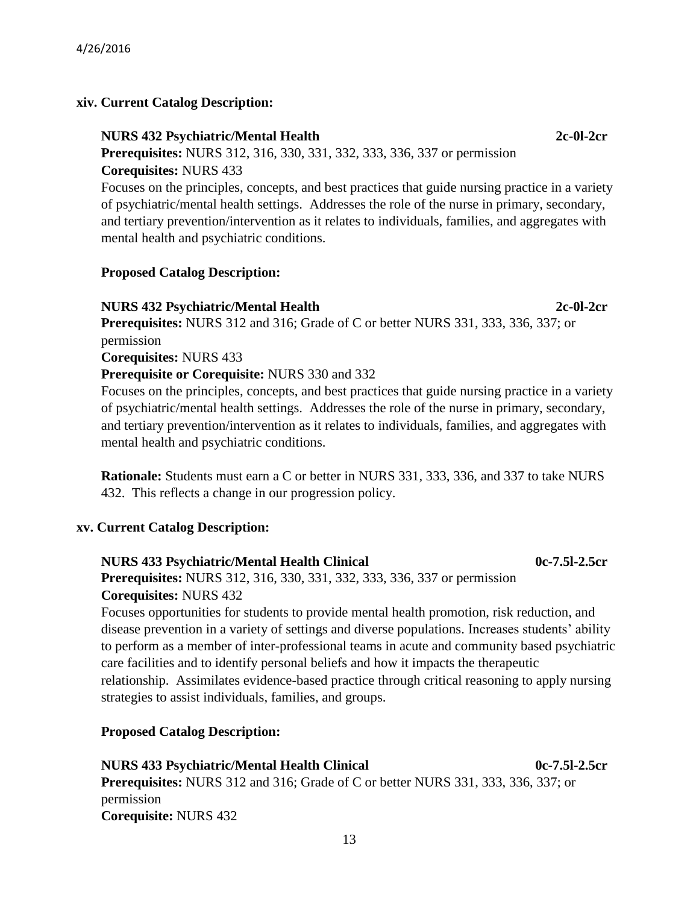**xiv. Current Catalog Description:**

**NURS 432 Psychiatric/Mental Health** 2c-0l-2cr

**Prerequisites:** NURS 312, 316, 330, 331, 332, 333, 336, 337 or permission

**Corequisites:** NURS 433

Focuses on the principles, concepts, and best practices that guide nursing practice in a variety of psychiatric/mental health settings. Addresses the role of the nurse in primary, secondary, and tertiary prevention/intervention as it relates to individuals, families, and aggregates with mental health and psychiatric conditions.

**Proposed Catalog Description:**

**NURS 432 Psychiatric/Mental Health** 2c-0l-2cr

**Prerequisites:** NURS 312 and 316; Grade of C or better NURS 331, 333, 336, 337; or permission

**Corequisites:** NURS 433

**Prerequisite or Corequisite:** NURS 330 and 332

Focuses on the principles, concepts, and best practices that guide nursing practice in a variety of psychiatric/mental health settings. Addresses the role of the nurse in primary, secondary, and tertiary prevention/intervention as it relates to individuals, families, and aggregates with mental health and psychiatric conditions.

**Rationale:** Students must earn a C or better in NURS 331, 333, 336, and 337 to take NURS 432. This reflects a change in our progression policy.

**xv. Current Catalog Description:**

**NURS 433 Psychiatric/Mental Health Clinical** 0c-7.5l-2.5cr

**Prerequisites:** NURS 312, 316, 330, 331, 332, 333, 336, 337 or permission

**Corequisites:** NURS 432

Focuses opportunities for students to provide mental health promotion, risk reduction, and disease prevention in a variety of settings and diverse populations. Increases students' ability to perform as a member of inter-professional teams in acute and community based psychiatric care facilities and to identify personal beliefs and how it impacts the therapeutic relationship. Assimilates evidence-based practice through critical reasoning to apply nursing strategies to assist individuals, families, and groups.

**Proposed Catalog Description:**

**NURS 433 Psychiatric/Mental Health Clinical** 0c-7.5l-2.5cr

**Prerequisites:** NURS 312 and 316; Grade of C or better NURS 331, 333, 336, 337; or permission

**Corequisite:** NURS 432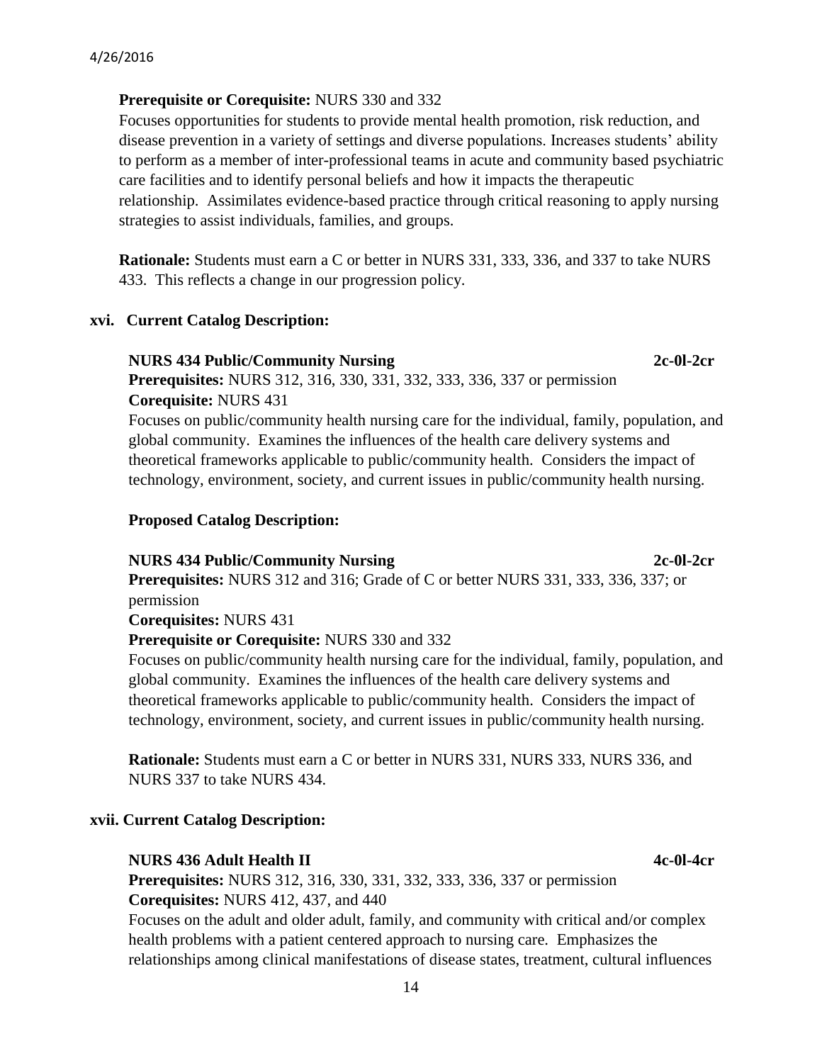**Prerequisite or Corequisite:** NURS 330 and 332

Focuses opportunities for students to provide mental health promotion, risk reduction, and disease prevention in a variety of settings and diverse populations. Increases students' ability to perform as a member of inter-professional teams in acute and community based psychiatric care facilities and to identify personal beliefs and how it impacts the therapeutic relationship. Assimilates evidence-based practice through critical reasoning to apply nursing strategies to assist individuals, families, and groups.

**Rationale:** Students must earn a C or better in NURS 331, 333, 336, and 337 to take NURS 433. This reflects a change in our progression policy.

**xvi. Current Catalog Description:**

**NURS 434 Public/Community Nursing 2c-0l-2cr**

**Prerequisites:** NURS 312, 316, 330, 331, 332, 333, 336, 337 or permission

**Corequisite:** NURS 431

Focuses on public/community health nursing care for the individual, family, population, and global community. Examines the influences of the health care delivery systems and theoretical frameworks applicable to public/community health. Considers the impact of technology, environment, society, and current issues in public/community health nursing.

**Proposed Catalog Description:**

**NURS 434 Public/Community Nursing 2c-0l-2cr**

**Prerequisites:** NURS 312 and 316; Grade of C or better NURS 331, 333, 336, 337; or permission

**Corequisites:** NURS 431

**Prerequisite or Corequisite:** NURS 330 and 332

Focuses on public/community health nursing care for the individual, family, population, and global community. Examines the influences of the health care delivery systems and theoretical frameworks applicable to public/community health. Considers the impact of technology, environment, society, and current issues in public/community health nursing.

**Rationale:** Students must earn a C or better in NURS 331, NURS 333, NURS 336, and NURS 337 to take NURS 434.

**xvii. Current Catalog Description:**

**NURS 436 Adult Health II 4c-0l-4cr**

**Prerequisites:** NURS 312, 316, 330, 331, 332, 333, 336, 337 or permission

**Corequisites:** NURS 412, 437, and 440

Focuses on the adult and older adult, family, and community with critical and/or complex health problems with a patient centered approach to nursing care. Emphasizes the relationships among clinical manifestations of disease states, treatment, cultural influences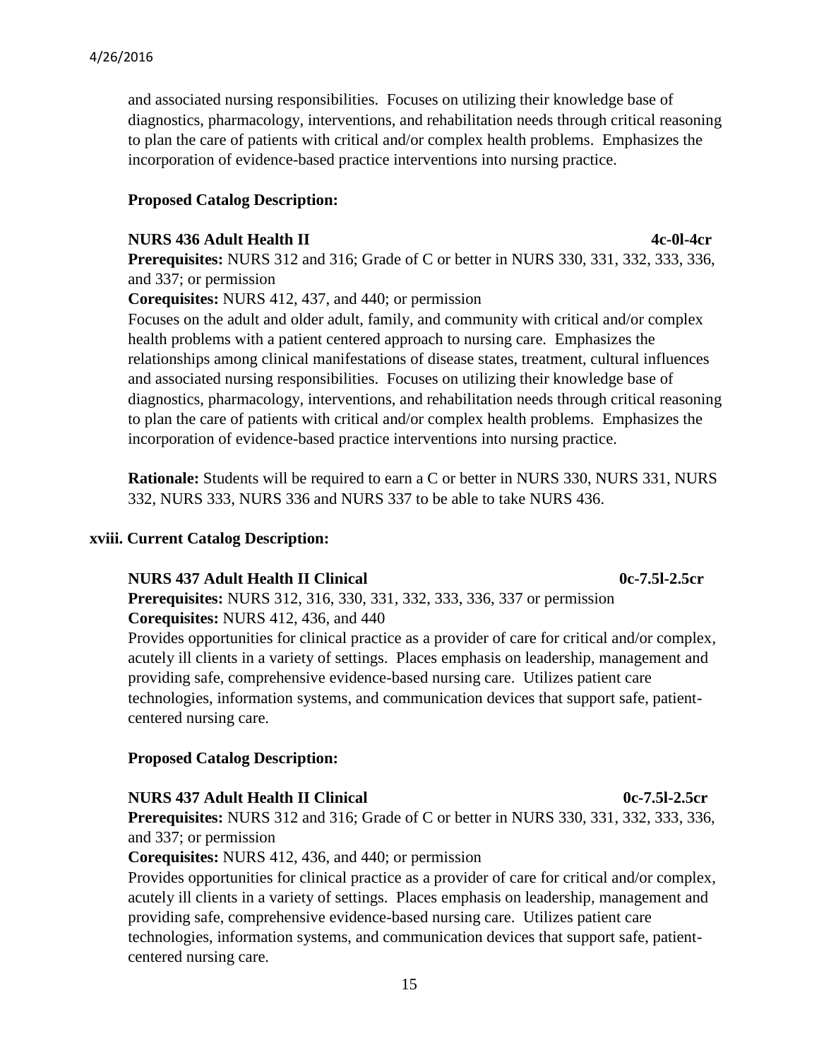and associated nursing responsibilities. Focuses on utilizing their knowledge base of diagnostics, pharmacology, interventions, and rehabilitation needs through critical reasoning to plan the care of patients with critical and/or complex health problems. Emphasizes the incorporation of evidence-based practice interventions into nursing practice.

**Proposed Catalog Description:**

**NURS 436 Adult Health II** **4c-0l-4cr**

**Prerequisites:** NURS 312 and 316; Grade of C or better in NURS 330, 331, 332, 333, 336, and 337; or permission

**Corequisites:** NURS 412, 437, and 440; or permission

Focuses on the adult and older adult, family, and community with critical and/or complex health problems with a patient centered approach to nursing care. Emphasizes the relationships among clinical manifestations of disease states, treatment, cultural influences and associated nursing responsibilities. Focuses on utilizing their knowledge base of diagnostics, pharmacology, interventions, and rehabilitation needs through critical reasoning to plan the care of patients with critical and/or complex health problems. Emphasizes the incorporation of evidence-based practice interventions into nursing practice.

**Rationale:** Students will be required to earn a C or better in NURS 330, NURS 331, NURS 332, NURS 333, NURS 336 and NURS 337 to be able to take NURS 436.

**xviii. Current Catalog Description:**

**NURS 437 Adult Health II Clinical** **0c-7.5l-2.5cr**

**Prerequisites:** NURS 312, 316, 330, 331, 332, 333, 336, 337 or permission

**Corequisites:** NURS 412, 436, and 440

Provides opportunities for clinical practice as a provider of care for critical and/or complex, acutely ill clients in a variety of settings. Places emphasis on leadership, management and providing safe, comprehensive evidence-based nursing care. Utilizes patient care technologies, information systems, and communication devices that support safe, patient-centered nursing care.

**Proposed Catalog Description:**

**NURS 437 Adult Health II Clinical** **0c-7.5l-2.5cr**

**Prerequisites:** NURS 312 and 316; Grade of C or better in NURS 330, 331, 332, 333, 336, and 337; or permission

**Corequisites:** NURS 412, 436, and 440; or permission

Provides opportunities for clinical practice as a provider of care for critical and/or complex, acutely ill clients in a variety of settings. Places emphasis on leadership, management and providing safe, comprehensive evidence-based nursing care. Utilizes patient care technologies, information systems, and communication devices that support safe, patient-centered nursing care.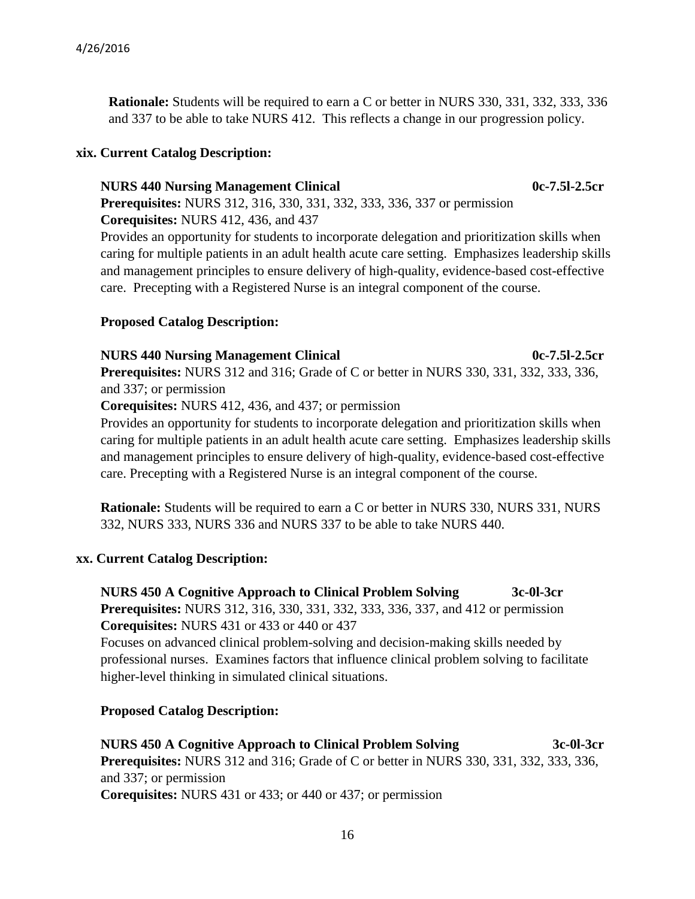**Rationale:** Students will be required to earn a C or better in NURS 330, 331, 332, 333, 336 and 337 to be able to take NURS 412. This reflects a change in our progression policy.

**xix. Current Catalog Description:**

**NURS 440 Nursing Management Clinical 0c-7.5l-2.5cr**
**Prerequisites:** NURS 312, 316, 330, 331, 332, 333, 336, 337 or permission
**Corequisites:** NURS 412, 436, and 437
Provides an opportunity for students to incorporate delegation and prioritization skills when caring for multiple patients in an adult health acute care setting. Emphasizes leadership skills and management principles to ensure delivery of high-quality, evidence-based cost-effective care. Precepting with a Registered Nurse is an integral component of the course.

**Proposed Catalog Description:**

**NURS 440 Nursing Management Clinical 0c-7.5l-2.5cr**
**Prerequisites:** NURS 312 and 316; Grade of C or better in NURS 330, 331, 332, 333, 336, and 337; or permission
**Corequisites:** NURS 412, 436, and 437; or permission
Provides an opportunity for students to incorporate delegation and prioritization skills when caring for multiple patients in an adult health acute care setting. Emphasizes leadership skills and management principles to ensure delivery of high-quality, evidence-based cost-effective care. Precepting with a Registered Nurse is an integral component of the course.

**Rationale:** Students will be required to earn a C or better in NURS 330, NURS 331, NURS 332, NURS 333, NURS 336 and NURS 337 to be able to take NURS 440.

**xx. Current Catalog Description:**

**NURS 450 A Cognitive Approach to Clinical Problem Solving 3c-0l-3cr**
**Prerequisites:** NURS 312, 316, 330, 331, 332, 333, 336, 337, and 412 or permission
**Corequisites:** NURS 431 or 433 or 440 or 437
Focuses on advanced clinical problem-solving and decision-making skills needed by professional nurses. Examines factors that influence clinical problem solving to facilitate higher-level thinking in simulated clinical situations.

**Proposed Catalog Description:**

**NURS 450 A Cognitive Approach to Clinical Problem Solving 3c-0l-3cr**
**Prerequisites:** NURS 312 and 316; Grade of C or better in NURS 330, 331, 332, 333, 336, and 337; or permission
**Corequisites:** NURS 431 or 433; or 440 or 437; or permission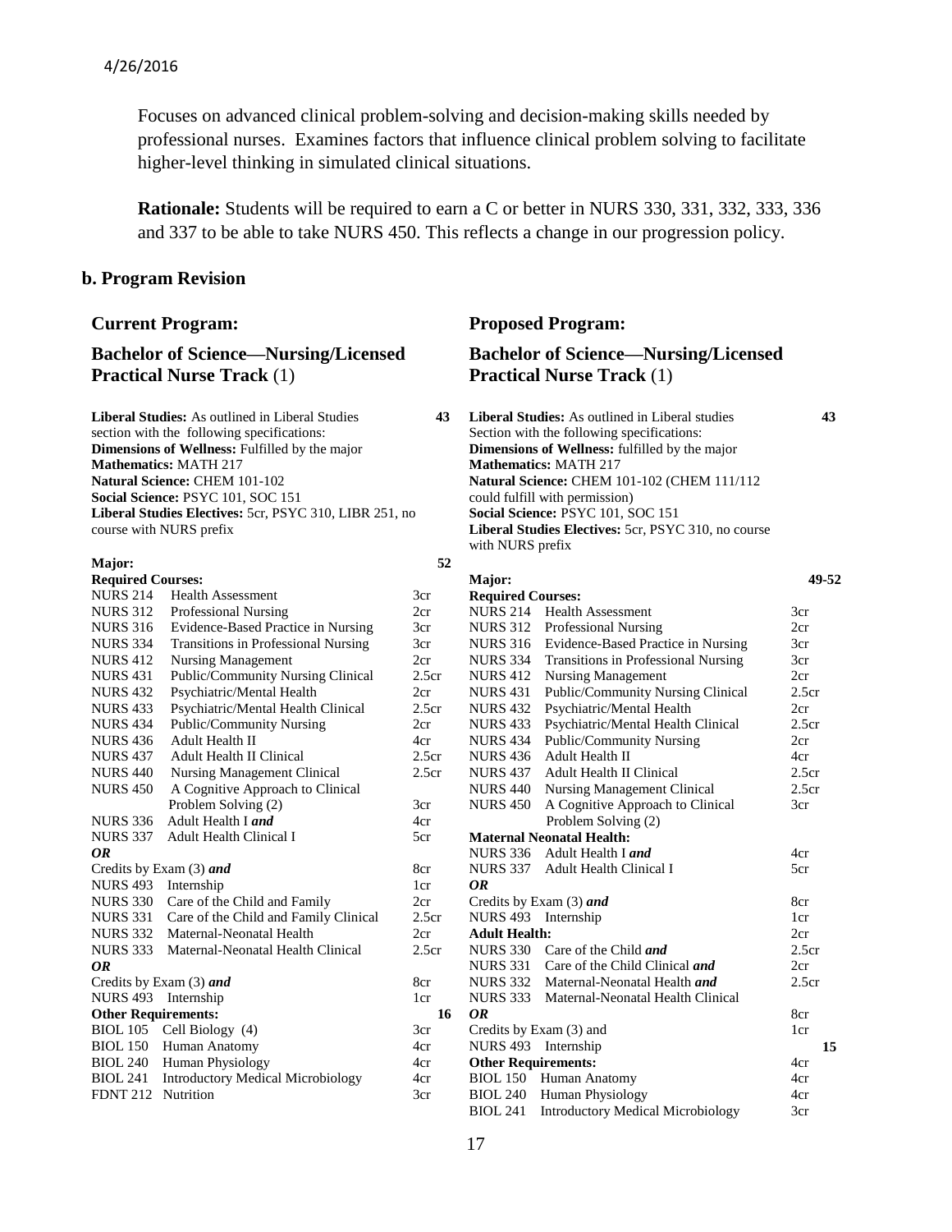Focuses on advanced clinical problem-solving and decision-making skills needed by professional nurses. Examines factors that influence clinical problem solving to facilitate higher-level thinking in simulated clinical situations.

**Rationale:** Students will be required to earn a C or better in NURS 330, 331, 332, 333, 336 and 337 to be able to take NURS 450. This reflects a change in our progression policy.

## b. Program Revision

### Current Program:

### Bachelor of Science—Nursing/Licensed Practical Nurse Track (1)

| | | |
|---|---|---|
| **Liberal Studies:** As outlined in Liberal Studies section with the following specifications: | | **43** |
| **Dimensions of Wellness:** Fulfilled by the major | | |
| **Mathematics:** MATH 217 | | |
| **Natural Science:** CHEM 101-102 | | |
| **Social Science:** PSYC 101, SOC 151 | | |
| **Liberal Studies Electives:** 5cr, PSYC 310, LIBR 251, no course with NURS prefix | | |
| **Major:** | | **52** |
| **Required Courses:** | | |
| NURS 214 | Health Assessment | 3cr |
| NURS 312 | Professional Nursing | 2cr |
| NURS 316 | Evidence-Based Practice in Nursing | 3cr |
| NURS 334 | Transitions in Professional Nursing | 3cr |
| NURS 412 | Nursing Management | 2cr |
| NURS 431 | Public/Community Nursing Clinical | 2.5cr |
| NURS 432 | Psychiatric/Mental Health | 2cr |
| NURS 433 | Psychiatric/Mental Health Clinical | 2.5cr |
| NURS 434 | Public/Community Nursing | 2cr |
| NURS 436 | Adult Health II | 4cr |
| NURS 437 | Adult Health II Clinical | 2.5cr |
| NURS 440 | Nursing Management Clinical | 2.5cr |
| NURS 450 | A Cognitive Approach to Clinical Problem Solving (2) | 3cr |
| NURS 336 | Adult Health I ***and*** | 4cr |
| NURS 337 | Adult Health Clinical I | 5cr |
| ***OR*** | | |
| Credits by Exam (3) ***and*** | | 8cr |
| NURS 493 | Internship | 1cr |
| NURS 330 | Care of the Child and Family | 2cr |
| NURS 331 | Care of the Child and Family Clinical | 2.5cr |
| NURS 332 | Maternal-Neonatal Health | 2cr |
| NURS 333 | Maternal-Neonatal Health Clinical | 2.5cr |
| ***OR*** | | |
| Credits by Exam (3) ***and*** | | 8cr |
| NURS 493 | Internship | 1cr |
| **Other Requirements:** | | **16** |
| BIOL 105 | Cell Biology (4) | 3cr |
| BIOL 150 | Human Anatomy | 4cr |
| BIOL 240 | Human Physiology | 4cr |
| BIOL 241 | Introductory Medical Microbiology | 4cr |
| FDNT 212 | Nutrition | 3cr |

### Proposed Program:

### Bachelor of Science—Nursing/Licensed Practical Nurse Track (1)

| | | |
|---|---|---|
| **Liberal Studies:** As outlined in Liberal studies Section with the following specifications: | | **43** |
| **Dimensions of Wellness:** fulfilled by the major | | |
| **Mathematics:** MATH 217 | | |
| **Natural Science:** CHEM 101-102 (CHEM 111/112 could fulfill with permission) | | |
| **Social Science:** PSYC 101, SOC 151 | | |
| **Liberal Studies Electives:** 5cr, PSYC 310, no course with NURS prefix | | |
| **Major:** | | **49-52** |
| **Required Courses:** | | |
| NURS 214 | Health Assessment | 3cr |
| NURS 312 | Professional Nursing | 2cr |
| NURS 316 | Evidence-Based Practice in Nursing | 3cr |
| NURS 334 | Transitions in Professional Nursing | 3cr |
| NURS 412 | Nursing Management | 2cr |
| NURS 431 | Public/Community Nursing Clinical | 2.5cr |
| NURS 432 | Psychiatric/Mental Health | 2cr |
| NURS 433 | Psychiatric/Mental Health Clinical | 2.5cr |
| NURS 434 | Public/Community Nursing | 2cr |
| NURS 436 | Adult Health II | 4cr |
| NURS 437 | Adult Health II Clinical | 2.5cr |
| NURS 440 | Nursing Management Clinical | 2.5cr |
| NURS 450 | A Cognitive Approach to Clinical Problem Solving (2) | 3cr |
| **Maternal Neonatal Health:** | | |
| NURS 336 | Adult Health I ***and*** | 4cr |
| NURS 337 | Adult Health Clinical I | 5cr |
| ***OR*** | | |
| Credits by Exam (3) ***and*** | | 8cr |
| NURS 493 | Internship | 1cr |
| **Adult Health:** | | 2cr |
| NURS 330 | Care of the Child ***and*** | 2.5cr |
| NURS 331 | Care of the Child Clinical ***and*** | 2cr |
| NURS 332 | Maternal-Neonatal Health ***and*** | 2.5cr |
| NURS 333 | Maternal-Neonatal Health Clinical | |
| ***OR*** | | 8cr |
| Credits by Exam (3) and | | 1cr |
| NURS 493 | Internship | **15** |
| **Other Requirements:** | | 4cr |
| BIOL 150 | Human Anatomy | 4cr |
| BIOL 240 | Human Physiology | 4cr |
| BIOL 241 | Introductory Medical Microbiology | 3cr |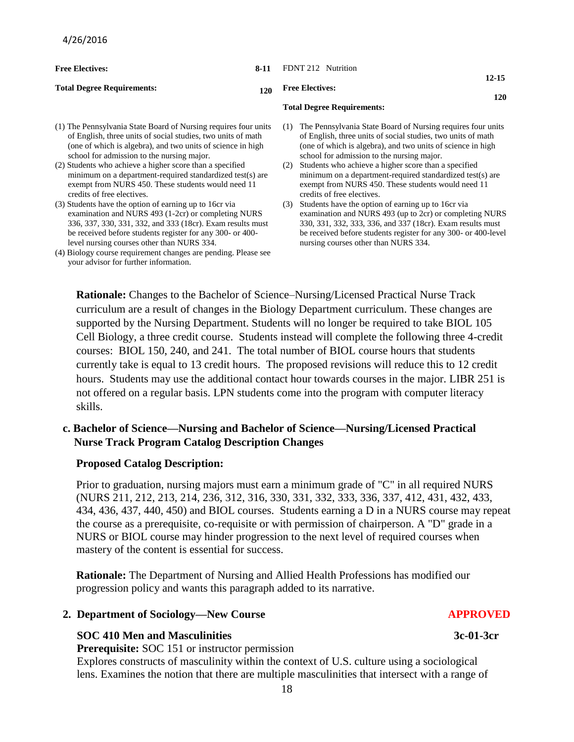4/26/2016

| | | | |
|---|---|---|---|
| **Free Electives:** | **8-11** | FDNT 212 Nutrition | |
| | | **Free Electives:** | **12-15** |
| **Total Degree Requirements:** | **120** | **Total Degree Requirements:** | **120** |

(1) The Pennsylvania State Board of Nursing requires four units of English, three units of social studies, two units of math (one of which is algebra), and two units of science in high school for admission to the nursing major.
(2) Students who achieve a higher score than a specified minimum on a department-required standardized test(s) are exempt from NURS 450. These students would need 11 credits of free electives.
(3) Students have the option of earning up to 16cr via examination and NURS 493 (1-2cr) or completing NURS 336, 337, 330, 331, 332, and 333 (18cr). Exam results must be received before students register for any 300- or 400-level nursing courses other than NURS 334.
(4) Biology course requirement changes are pending. Please see your advisor for further information.

(1) The Pennsylvania State Board of Nursing requires four units of English, three units of social studies, two units of math (one of which is algebra), and two units of science in high school for admission to the nursing major.
(2) Students who achieve a higher score than a specified minimum on a department-required standardized test(s) are exempt from NURS 450. These students would need 11 credits of free electives.
(3) Students have the option of earning up to 16cr via examination and NURS 493 (up to 2cr) or completing NURS 330, 331, 332, 333, 336, and 337 (18cr). Exam results must be received before students register for any 300- or 400-level nursing courses other than NURS 334.

**Rationale:** Changes to the Bachelor of Science–Nursing/Licensed Practical Nurse Track curriculum are a result of changes in the Biology Department curriculum. These changes are supported by the Nursing Department. Students will no longer be required to take BIOL 105 Cell Biology, a three credit course. Students instead will complete the following three 4-credit courses: BIOL 150, 240, and 241. The total number of BIOL course hours that students currently take is equal to 13 credit hours. The proposed revisions will reduce this to 12 credit hours. Students may use the additional contact hour towards courses in the major. LIBR 251 is not offered on a regular basis. LPN students come into the program with computer literacy skills.

**c. Bachelor of Science—Nursing and Bachelor of Science—Nursing/Licensed Practical Nurse Track Program Catalog Description Changes**

**Proposed Catalog Description:**

Prior to graduation, nursing majors must earn a minimum grade of "C" in all required NURS (NURS 211, 212, 213, 214, 236, 312, 316, 330, 331, 332, 333, 336, 337, 412, 431, 432, 433, 434, 436, 437, 440, 450) and BIOL courses. Students earning a D in a NURS course may repeat the course as a prerequisite, co-requisite or with permission of chairperson. A "D" grade in a NURS or BIOL course may hinder progression to the next level of required courses when mastery of the content is essential for success.

**Rationale:** The Department of Nursing and Allied Health Professions has modified our progression policy and wants this paragraph added to its narrative.

**2. Department of Sociology—New Course** **APPROVED**

**SOC 410 Men and Masculinities** **3c-01-3cr**
**Prerequisite:** SOC 151 or instructor permission
Explores constructs of masculinity within the context of U.S. culture using a sociological lens. Examines the notion that there are multiple masculinities that intersect with a range of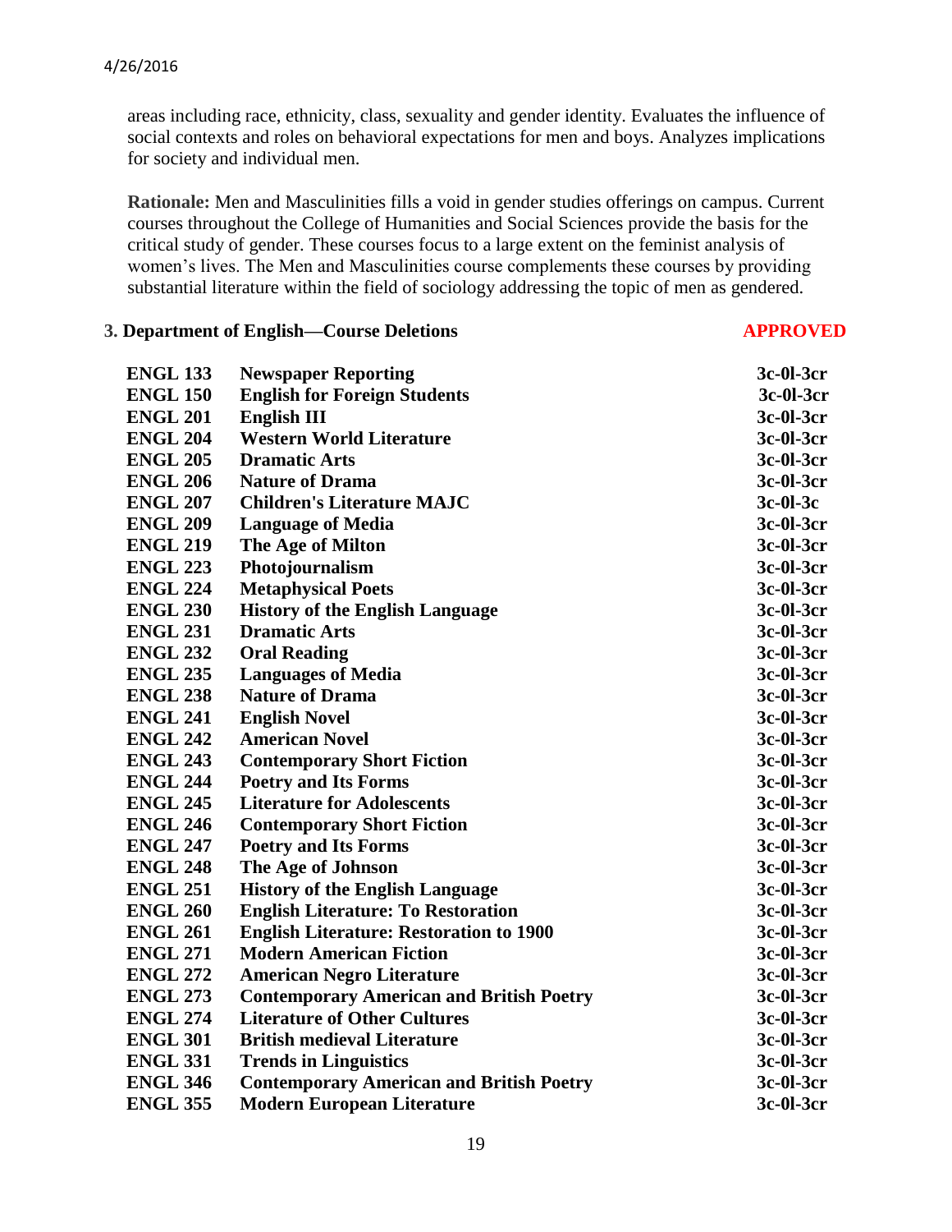areas including race, ethnicity, class, sexuality and gender identity. Evaluates the influence of social contexts and roles on behavioral expectations for men and boys. Analyzes implications for society and individual men.

**Rationale:** Men and Masculinities fills a void in gender studies offerings on campus. Current courses throughout the College of Humanities and Social Sciences provide the basis for the critical study of gender. These courses focus to a large extent on the feminist analysis of women's lives. The Men and Masculinities course complements these courses by providing substantial literature within the field of sociology addressing the topic of men as gendered.

**3. Department of English—Course Deletions** **APPROVED**

| | | |
|---|---|---|
| **ENGL 133** | **Newspaper Reporting** | **3c-0l-3cr** |
| **ENGL 150** | **English for Foreign Students** | **3c-0l-3cr** |
| **ENGL 201** | **English III** | **3c-0l-3cr** |
| **ENGL 204** | **Western World Literature** | **3c-0l-3cr** |
| **ENGL 205** | **Dramatic Arts** | **3c-0l-3cr** |
| **ENGL 206** | **Nature of Drama** | **3c-0l-3cr** |
| **ENGL 207** | **Children's Literature MAJC** | **3c-0l-3c** |
| **ENGL 209** | **Language of Media** | **3c-0l-3cr** |
| **ENGL 219** | **The Age of Milton** | **3c-0l-3cr** |
| **ENGL 223** | **Photojournalism** | **3c-0l-3cr** |
| **ENGL 224** | **Metaphysical Poets** | **3c-0l-3cr** |
| **ENGL 230** | **History of the English Language** | **3c-0l-3cr** |
| **ENGL 231** | **Dramatic Arts** | **3c-0l-3cr** |
| **ENGL 232** | **Oral Reading** | **3c-0l-3cr** |
| **ENGL 235** | **Languages of Media** | **3c-0l-3cr** |
| **ENGL 238** | **Nature of Drama** | **3c-0l-3cr** |
| **ENGL 241** | **English Novel** | **3c-0l-3cr** |
| **ENGL 242** | **American Novel** | **3c-0l-3cr** |
| **ENGL 243** | **Contemporary Short Fiction** | **3c-0l-3cr** |
| **ENGL 244** | **Poetry and Its Forms** | **3c-0l-3cr** |
| **ENGL 245** | **Literature for Adolescents** | **3c-0l-3cr** |
| **ENGL 246** | **Contemporary Short Fiction** | **3c-0l-3cr** |
| **ENGL 247** | **Poetry and Its Forms** | **3c-0l-3cr** |
| **ENGL 248** | **The Age of Johnson** | **3c-0l-3cr** |
| **ENGL 251** | **History of the English Language** | **3c-0l-3cr** |
| **ENGL 260** | **English Literature: To Restoration** | **3c-0l-3cr** |
| **ENGL 261** | **English Literature: Restoration to 1900** | **3c-0l-3cr** |
| **ENGL 271** | **Modern American Fiction** | **3c-0l-3cr** |
| **ENGL 272** | **American Negro Literature** | **3c-0l-3cr** |
| **ENGL 273** | **Contemporary American and British Poetry** | **3c-0l-3cr** |
| **ENGL 274** | **Literature of Other Cultures** | **3c-0l-3cr** |
| **ENGL 301** | **British medieval Literature** | **3c-0l-3cr** |
| **ENGL 331** | **Trends in Linguistics** | **3c-0l-3cr** |
| **ENGL 346** | **Contemporary American and British Poetry** | **3c-0l-3cr** |
| **ENGL 355** | **Modern European Literature** | **3c-0l-3cr** |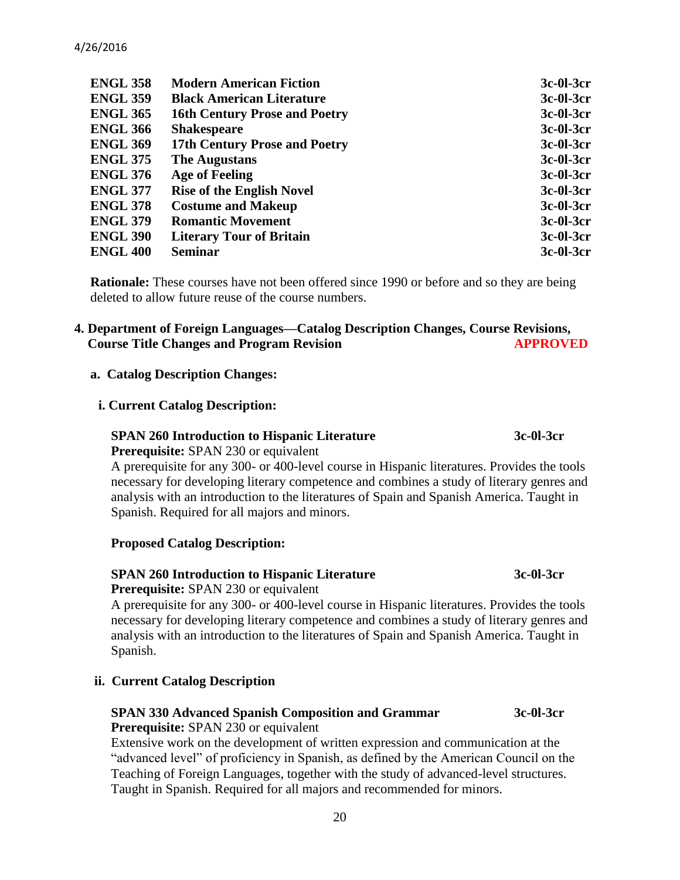| | | |
|---|---|---|
| **ENGL 358** | **Modern American Fiction** | **3c-0l-3cr** |
| **ENGL 359** | **Black American Literature** | **3c-0l-3cr** |
| **ENGL 365** | **16th Century Prose and Poetry** | **3c-0l-3cr** |
| **ENGL 366** | **Shakespeare** | **3c-0l-3cr** |
| **ENGL 369** | **17th Century Prose and Poetry** | **3c-0l-3cr** |
| **ENGL 375** | **The Augustans** | **3c-0l-3cr** |
| **ENGL 376** | **Age of Feeling** | **3c-0l-3cr** |
| **ENGL 377** | **Rise of the English Novel** | **3c-0l-3cr** |
| **ENGL 378** | **Costume and Makeup** | **3c-0l-3cr** |
| **ENGL 379** | **Romantic Movement** | **3c-0l-3cr** |
| **ENGL 390** | **Literary Tour of Britain** | **3c-0l-3cr** |
| **ENGL 400** | **Seminar** | **3c-0l-3cr** |

**Rationale:** These courses have not been offered since 1990 or before and so they are being deleted to allow future reuse of the course numbers.

**4. Department of Foreign Languages—Catalog Description Changes, Course Revisions, Course Title Changes and Program Revision** **APPROVED**

**a. Catalog Description Changes:**

**i. Current Catalog Description:**

**SPAN 260 Introduction to Hispanic Literature** **3c-0l-3cr**
**Prerequisite:** SPAN 230 or equivalent
A prerequisite for any 300- or 400-level course in Hispanic literatures. Provides the tools necessary for developing literary competence and combines a study of literary genres and analysis with an introduction to the literatures of Spain and Spanish America. Taught in Spanish. Required for all majors and minors.

**Proposed Catalog Description:**

**SPAN 260 Introduction to Hispanic Literature** **3c-0l-3cr**
**Prerequisite:** SPAN 230 or equivalent
A prerequisite for any 300- or 400-level course in Hispanic literatures. Provides the tools necessary for developing literary competence and combines a study of literary genres and analysis with an introduction to the literatures of Spain and Spanish America. Taught in Spanish.

**ii. Current Catalog Description**

**SPAN 330 Advanced Spanish Composition and Grammar** **3c-0l-3cr**
**Prerequisite:** SPAN 230 or equivalent
Extensive work on the development of written expression and communication at the "advanced level" of proficiency in Spanish, as defined by the American Council on the Teaching of Foreign Languages, together with the study of advanced-level structures. Taught in Spanish. Required for all majors and recommended for minors.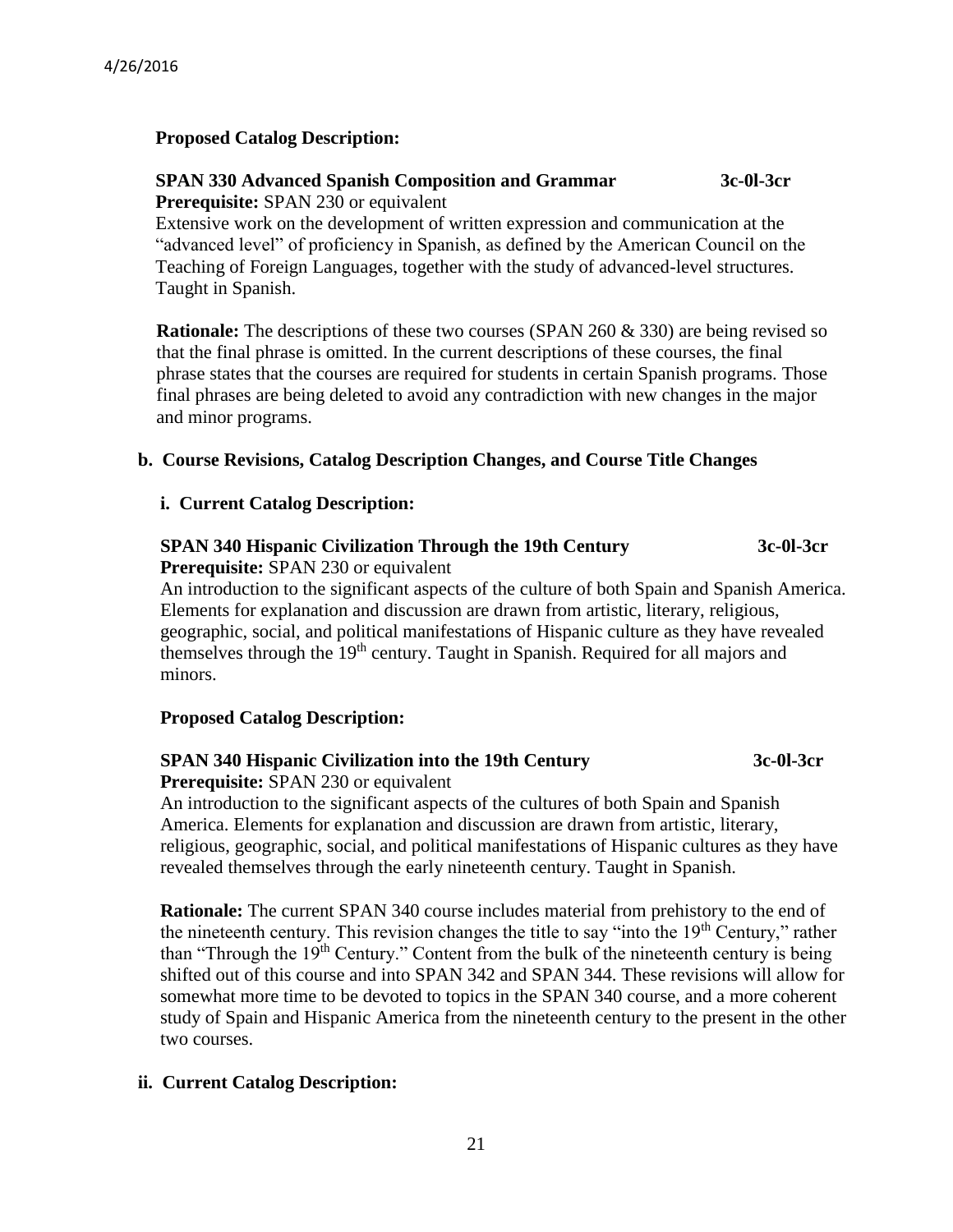**Proposed Catalog Description:**

**SPAN 330 Advanced Spanish Composition and Grammar** **3c-0l-3cr**
**Prerequisite:** SPAN 230 or equivalent
Extensive work on the development of written expression and communication at the "advanced level" of proficiency in Spanish, as defined by the American Council on the Teaching of Foreign Languages, together with the study of advanced-level structures. Taught in Spanish.

**Rationale:** The descriptions of these two courses (SPAN 260 & 330) are being revised so that the final phrase is omitted. In the current descriptions of these courses, the final phrase states that the courses are required for students in certain Spanish programs. Those final phrases are being deleted to avoid any contradiction with new changes in the major and minor programs.

**b. Course Revisions, Catalog Description Changes, and Course Title Changes**

**i. Current Catalog Description:**

**SPAN 340 Hispanic Civilization Through the 19th Century** **3c-0l-3cr**
**Prerequisite:** SPAN 230 or equivalent
An introduction to the significant aspects of the culture of both Spain and Spanish America. Elements for explanation and discussion are drawn from artistic, literary, religious, geographic, social, and political manifestations of Hispanic culture as they have revealed themselves through the 19th century. Taught in Spanish. Required for all majors and minors.

**Proposed Catalog Description:**

**SPAN 340 Hispanic Civilization into the 19th Century** **3c-0l-3cr**
**Prerequisite:** SPAN 230 or equivalent
An introduction to the significant aspects of the cultures of both Spain and Spanish America. Elements for explanation and discussion are drawn from artistic, literary, religious, geographic, social, and political manifestations of Hispanic cultures as they have revealed themselves through the early nineteenth century. Taught in Spanish.

**Rationale:** The current SPAN 340 course includes material from prehistory to the end of the nineteenth century. This revision changes the title to say "into the 19th Century," rather than "Through the 19th Century." Content from the bulk of the nineteenth century is being shifted out of this course and into SPAN 342 and SPAN 344. These revisions will allow for somewhat more time to be devoted to topics in the SPAN 340 course, and a more coherent study of Spain and Hispanic America from the nineteenth century to the present in the other two courses.

**ii. Current Catalog Description:**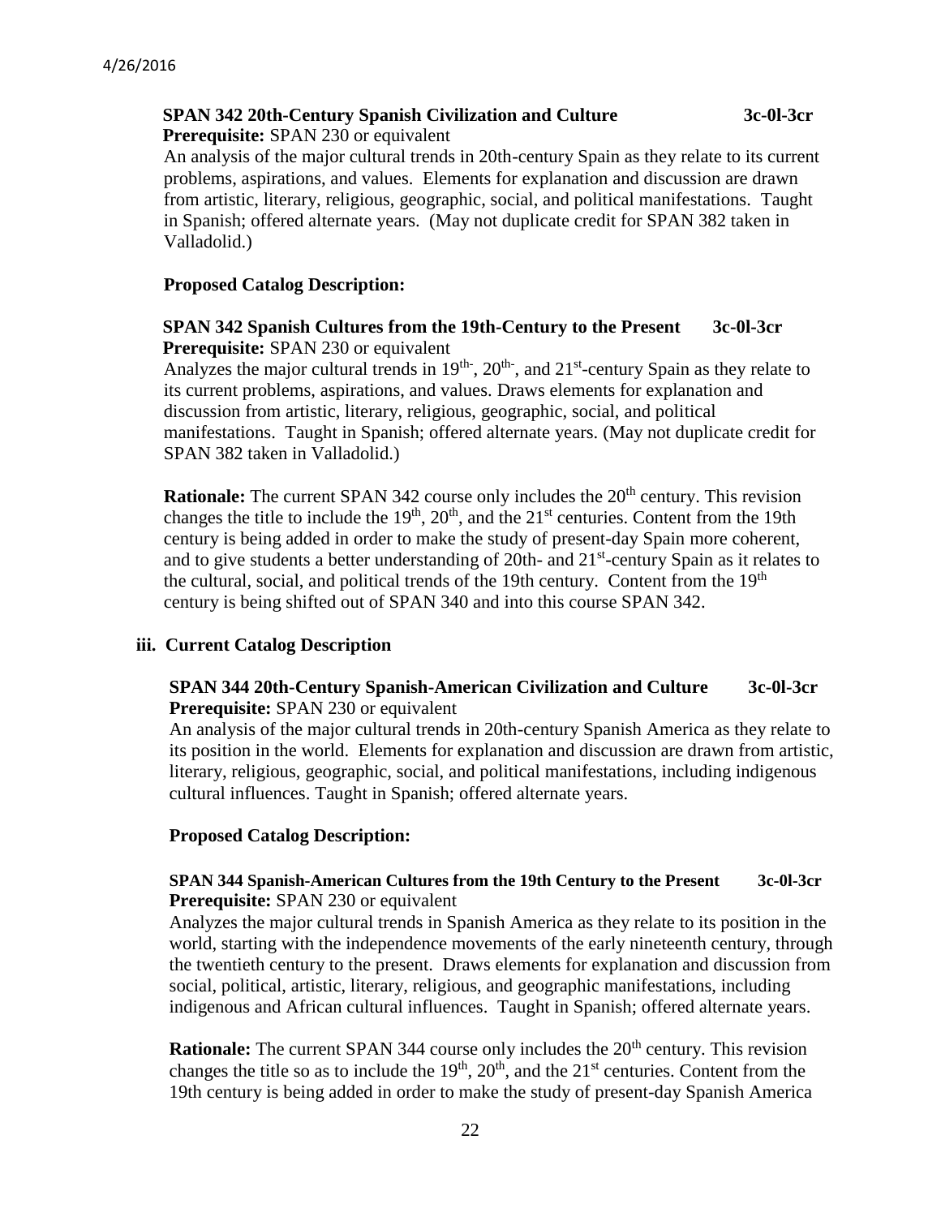**SPAN 342 20th-Century Spanish Civilization and Culture 3c-0l-3cr**
**Prerequisite:** SPAN 230 or equivalent
An analysis of the major cultural trends in 20th-century Spain as they relate to its current problems, aspirations, and values. Elements for explanation and discussion are drawn from artistic, literary, religious, geographic, social, and political manifestations. Taught in Spanish; offered alternate years. (May not duplicate credit for SPAN 382 taken in Valladolid.)

**Proposed Catalog Description:**

**SPAN 342 Spanish Cultures from the 19th-Century to the Present 3c-0l-3cr**
**Prerequisite:** SPAN 230 or equivalent
Analyzes the major cultural trends in 19th-, 20th-, and 21st-century Spain as they relate to its current problems, aspirations, and values. Draws elements for explanation and discussion from artistic, literary, religious, geographic, social, and political manifestations. Taught in Spanish; offered alternate years. (May not duplicate credit for SPAN 382 taken in Valladolid.)

**Rationale:** The current SPAN 342 course only includes the 20th century. This revision changes the title to include the 19th, 20th, and the 21st centuries. Content from the 19th century is being added in order to make the study of present-day Spain more coherent, and to give students a better understanding of 20th- and 21st-century Spain as it relates to the cultural, social, and political trends of the 19th century. Content from the 19th century is being shifted out of SPAN 340 and into this course SPAN 342.

### iii. Current Catalog Description

**SPAN 344 20th-Century Spanish-American Civilization and Culture 3c-0l-3cr**
**Prerequisite:** SPAN 230 or equivalent
An analysis of the major cultural trends in 20th-century Spanish America as they relate to its position in the world. Elements for explanation and discussion are drawn from artistic, literary, religious, geographic, social, and political manifestations, including indigenous cultural influences. Taught in Spanish; offered alternate years.

**Proposed Catalog Description:**

**SPAN 344 Spanish-American Cultures from the 19th Century to the Present 3c-0l-3cr**
**Prerequisite:** SPAN 230 or equivalent
Analyzes the major cultural trends in Spanish America as they relate to its position in the world, starting with the independence movements of the early nineteenth century, through the twentieth century to the present. Draws elements for explanation and discussion from social, political, artistic, literary, religious, and geographic manifestations, including indigenous and African cultural influences. Taught in Spanish; offered alternate years.

**Rationale:** The current SPAN 344 course only includes the 20th century. This revision changes the title so as to include the 19th, 20th, and the 21st centuries. Content from the 19th century is being added in order to make the study of present-day Spanish America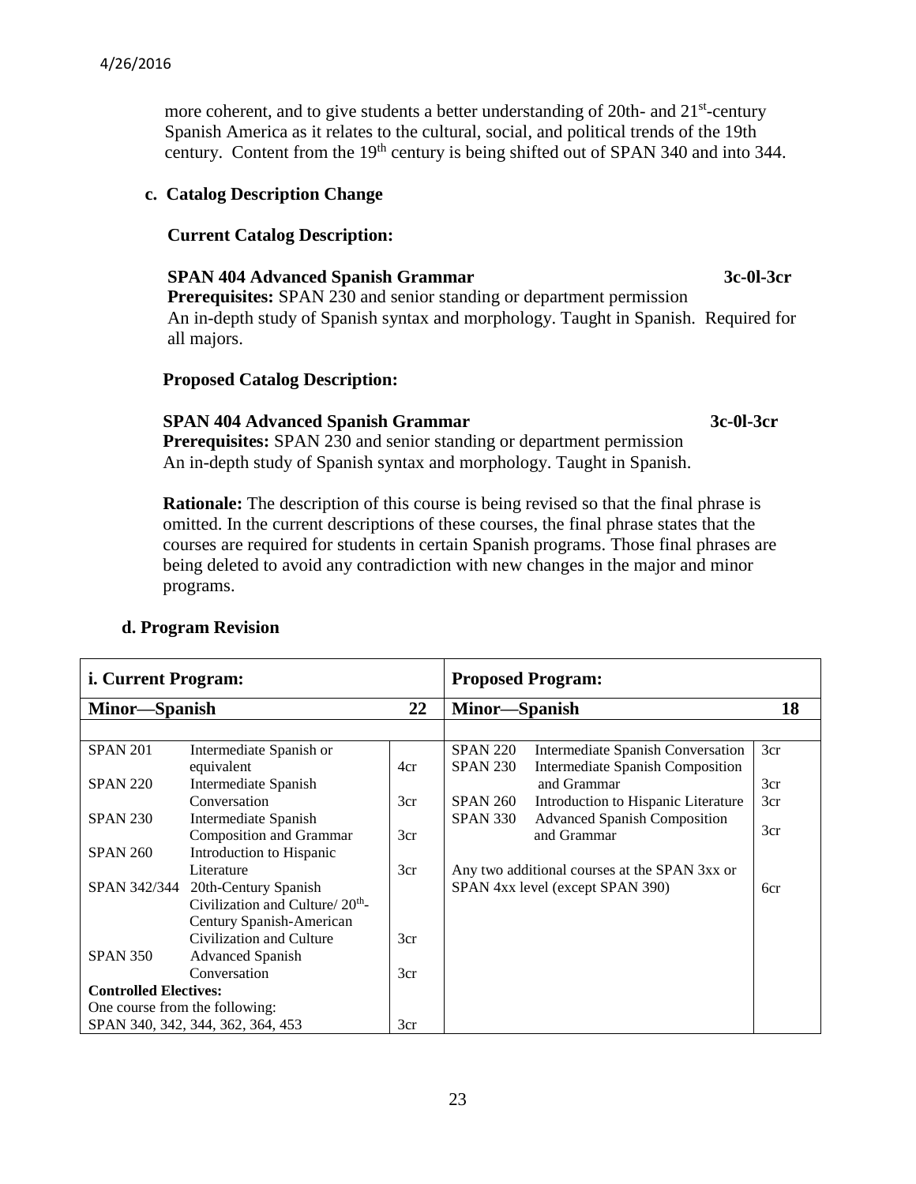more coherent, and to give students a better understanding of 20th- and 21st-century Spanish America as it relates to the cultural, social, and political trends of the 19th century. Content from the 19th century is being shifted out of SPAN 340 and into 344.

**c. Catalog Description Change**

**Current Catalog Description:**

**SPAN 404 Advanced Spanish Grammar** **3c-0l-3cr**
**Prerequisites:** SPAN 230 and senior standing or department permission
An in-depth study of Spanish syntax and morphology. Taught in Spanish. Required for all majors.

**Proposed Catalog Description:**

**SPAN 404 Advanced Spanish Grammar** **3c-0l-3cr**
**Prerequisites:** SPAN 230 and senior standing or department permission
An in-depth study of Spanish syntax and morphology. Taught in Spanish.

**Rationale:** The description of this course is being revised so that the final phrase is omitted. In the current descriptions of these courses, the final phrase states that the courses are required for students in certain Spanish programs. Those final phrases are being deleted to avoid any contradiction with new changes in the major and minor programs.

**d. Program Revision**

| **i. Current Program:** | | | **Proposed Program:** | | |
|---|---|---|---|---|---|
| **Minor—Spanish** | | **22** | **Minor—Spanish** | | **18** |
| SPAN 201 | Intermediate Spanish or equivalent | 4cr | SPAN 220 | Intermediate Spanish Conversation | 3cr |
| SPAN 220 | Intermediate Spanish Conversation | 3cr | SPAN 230 | Intermediate Spanish Composition and Grammar | 3cr |
| SPAN 230 | Intermediate Spanish Composition and Grammar | 3cr | SPAN 260 | Introduction to Hispanic Literature | 3cr |
| SPAN 260 | Introduction to Hispanic Literature | 3cr | SPAN 330 | Advanced Spanish Composition and Grammar | 3cr |
| SPAN 342/344 | 20th-Century Spanish Civilization and Culture/ 20th-Century Spanish-American Civilization and Culture | 3cr | Any two additional courses at the SPAN 3xx or SPAN 4xx level (except SPAN 390) | | 6cr |
| SPAN 350 | Advanced Spanish Conversation | 3cr | | | |
| **Controlled Electives:** | | | | | |
| One course from the following: SPAN 340, 342, 344, 362, 364, 453 | | 3cr | | | |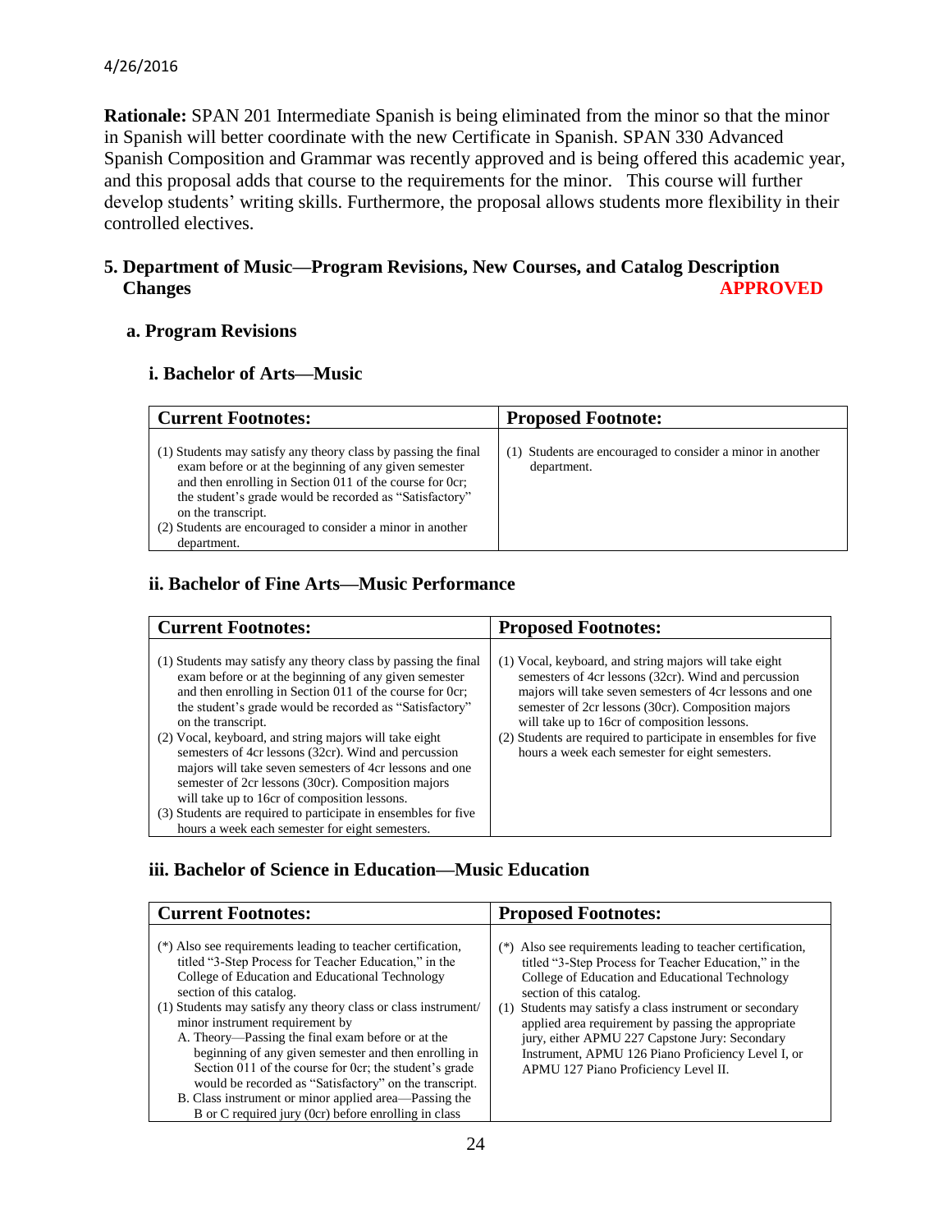**Rationale:** SPAN 201 Intermediate Spanish is being eliminated from the minor so that the minor in Spanish will better coordinate with the new Certificate in Spanish. SPAN 330 Advanced Spanish Composition and Grammar was recently approved and is being offered this academic year, and this proposal adds that course to the requirements for the minor. This course will further develop students' writing skills. Furthermore, the proposal allows students more flexibility in their controlled electives.

### 5. Department of Music—Program Revisions, New Courses, and Catalog Description Changes **APPROVED**

#### a. Program Revisions

##### i. Bachelor of Arts—Music

| Current Footnotes: | Proposed Footnote: |
|---|---|
| (1) Students may satisfy any theory class by passing the final exam before or at the beginning of any given semester and then enrolling in Section 011 of the course for 0cr; the student's grade would be recorded as "Satisfactory" on the transcript.<br>(2) Students are encouraged to consider a minor in another department. | (1) Students are encouraged to consider a minor in another department. |

##### ii. Bachelor of Fine Arts—Music Performance

| Current Footnotes: | Proposed Footnotes: |
|---|---|
| (1) Students may satisfy any theory class by passing the final exam before or at the beginning of any given semester and then enrolling in Section 011 of the course for 0cr; the student's grade would be recorded as "Satisfactory" on the transcript.<br>(2) Vocal, keyboard, and string majors will take eight semesters of 4cr lessons (32cr). Wind and percussion majors will take seven semesters of 4cr lessons and one semester of 2cr lessons (30cr). Composition majors will take up to 16cr of composition lessons.<br>(3) Students are required to participate in ensembles for five hours a week each semester for eight semesters. | (1) Vocal, keyboard, and string majors will take eight semesters of 4cr lessons (32cr). Wind and percussion majors will take seven semesters of 4cr lessons and one semester of 2cr lessons (30cr). Composition majors will take up to 16cr of composition lessons.<br>(2) Students are required to participate in ensembles for five hours a week each semester for eight semesters. |

##### iii. Bachelor of Science in Education—Music Education

| Current Footnotes: | Proposed Footnotes: |
|---|---|
| (*) Also see requirements leading to teacher certification, titled "3-Step Process for Teacher Education," in the College of Education and Educational Technology section of this catalog.<br>(1) Students may satisfy any theory class or class instrument/ minor instrument requirement by<br>A. Theory—Passing the final exam before or at the beginning of any given semester and then enrolling in Section 011 of the course for 0cr; the student's grade would be recorded as "Satisfactory" on the transcript.<br>B. Class instrument or minor applied area—Passing the B or C required jury (0cr) before enrolling in class | (*) Also see requirements leading to teacher certification, titled "3-Step Process for Teacher Education," in the College of Education and Educational Technology section of this catalog.<br>(1) Students may satisfy a class instrument or secondary applied area requirement by passing the appropriate jury, either APMU 227 Capstone Jury: Secondary Instrument, APMU 126 Piano Proficiency Level I, or APMU 127 Piano Proficiency Level II. |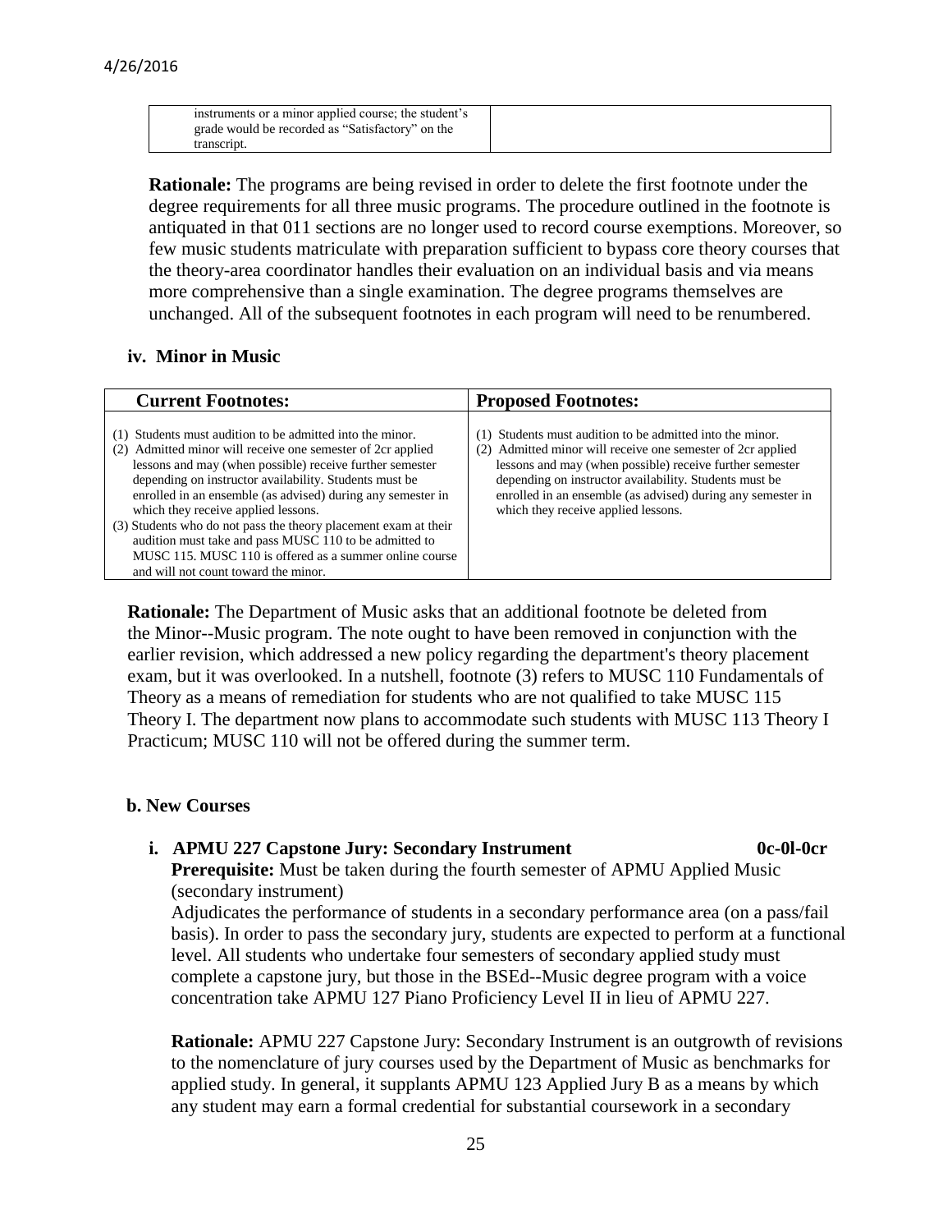| instruments or a minor applied course; the student's grade would be recorded as "Satisfactory" on the transcript. | |
|---|---|

**Rationale:** The programs are being revised in order to delete the first footnote under the degree requirements for all three music programs. The procedure outlined in the footnote is antiquated in that 011 sections are no longer used to record course exemptions. Moreover, so few music students matriculate with preparation sufficient to bypass core theory courses that the theory-area coordinator handles their evaluation on an individual basis and via means more comprehensive than a single examination. The degree programs themselves are unchanged. All of the subsequent footnotes in each program will need to be renumbered.

### iv. Minor in Music

| Current Footnotes: | Proposed Footnotes: |
|---|---|
| (1) Students must audition to be admitted into the minor.<br>(2) Admitted minor will receive one semester of 2cr applied lessons and may (when possible) receive further semester depending on instructor availability. Students must be enrolled in an ensemble (as advised) during any semester in which they receive applied lessons.<br>(3) Students who do not pass the theory placement exam at their audition must take and pass MUSC 110 to be admitted to MUSC 115. MUSC 110 is offered as a summer online course and will not count toward the minor. | (1) Students must audition to be admitted into the minor.<br>(2) Admitted minor will receive one semester of 2cr applied lessons and may (when possible) receive further semester depending on instructor availability. Students must be enrolled in an ensemble (as advised) during any semester in which they receive applied lessons. |

**Rationale:** The Department of Music asks that an additional footnote be deleted from the Minor--Music program. The note ought to have been removed in conjunction with the earlier revision, which addressed a new policy regarding the department's theory placement exam, but it was overlooked. In a nutshell, footnote (3) refers to MUSC 110 Fundamentals of Theory as a means of remediation for students who are not qualified to take MUSC 115 Theory I. The department now plans to accommodate such students with MUSC 113 Theory I Practicum; MUSC 110 will not be offered during the summer term.

## b. New Courses

### i. APMU 227 Capstone Jury: Secondary Instrument 0c-0l-0cr

**Prerequisite:** Must be taken during the fourth semester of APMU Applied Music (secondary instrument)

Adjudicates the performance of students in a secondary performance area (on a pass/fail basis). In order to pass the secondary jury, students are expected to perform at a functional level. All students who undertake four semesters of secondary applied study must complete a capstone jury, but those in the BSEd--Music degree program with a voice concentration take APMU 127 Piano Proficiency Level II in lieu of APMU 227.

**Rationale:** APMU 227 Capstone Jury: Secondary Instrument is an outgrowth of revisions to the nomenclature of jury courses used by the Department of Music as benchmarks for applied study. In general, it supplants APMU 123 Applied Jury B as a means by which any student may earn a formal credential for substantial coursework in a secondary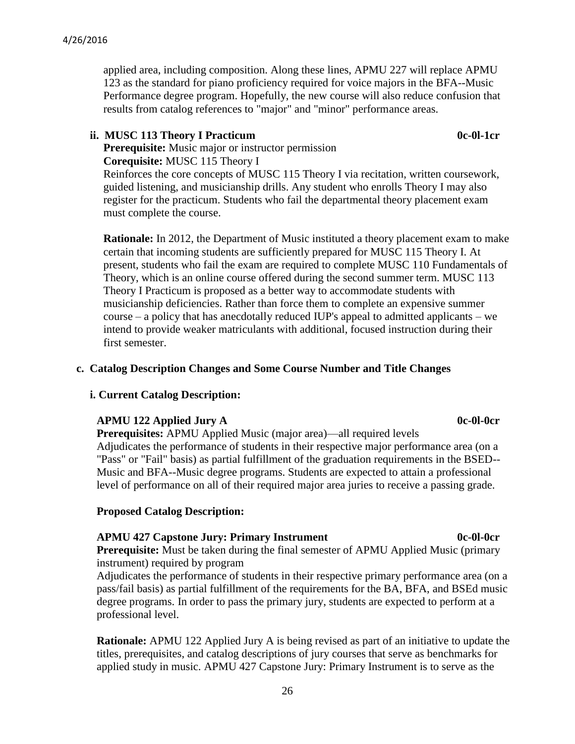applied area, including composition. Along these lines, APMU 227 will replace APMU 123 as the standard for piano proficiency required for voice majors in the BFA--Music Performance degree program. Hopefully, the new course will also reduce confusion that results from catalog references to "major" and "minor" performance areas.

**ii. MUSC 113 Theory I Practicum** **0c-0l-1cr**

**Prerequisite:** Music major or instructor permission
**Corequisite:** MUSC 115 Theory I
Reinforces the core concepts of MUSC 115 Theory I via recitation, written coursework, guided listening, and musicianship drills. Any student who enrolls Theory I may also register for the practicum. Students who fail the departmental theory placement exam must complete the course.

**Rationale:** In 2012, the Department of Music instituted a theory placement exam to make certain that incoming students are sufficiently prepared for MUSC 115 Theory I. At present, students who fail the exam are required to complete MUSC 110 Fundamentals of Theory, which is an online course offered during the second summer term. MUSC 113 Theory I Practicum is proposed as a better way to accommodate students with musicianship deficiencies. Rather than force them to complete an expensive summer course – a policy that has anecdotally reduced IUP's appeal to admitted applicants – we intend to provide weaker matriculants with additional, focused instruction during their first semester.

**c. Catalog Description Changes and Some Course Number and Title Changes**

**i. Current Catalog Description:**

**APMU 122 Applied Jury A** **0c-0l-0cr**

**Prerequisites:** APMU Applied Music (major area)—all required levels
Adjudicates the performance of students in their respective major performance area (on a "Pass" or "Fail" basis) as partial fulfillment of the graduation requirements in the BSED--Music and BFA--Music degree programs. Students are expected to attain a professional level of performance on all of their required major area juries to receive a passing grade.

**Proposed Catalog Description:**

**APMU 427 Capstone Jury: Primary Instrument** **0c-0l-0cr**

**Prerequisite:** Must be taken during the final semester of APMU Applied Music (primary instrument) required by program
Adjudicates the performance of students in their respective primary performance area (on a pass/fail basis) as partial fulfillment of the requirements for the BA, BFA, and BSEd music degree programs. In order to pass the primary jury, students are expected to perform at a professional level.

**Rationale:** APMU 122 Applied Jury A is being revised as part of an initiative to update the titles, prerequisites, and catalog descriptions of jury courses that serve as benchmarks for applied study in music. APMU 427 Capstone Jury: Primary Instrument is to serve as the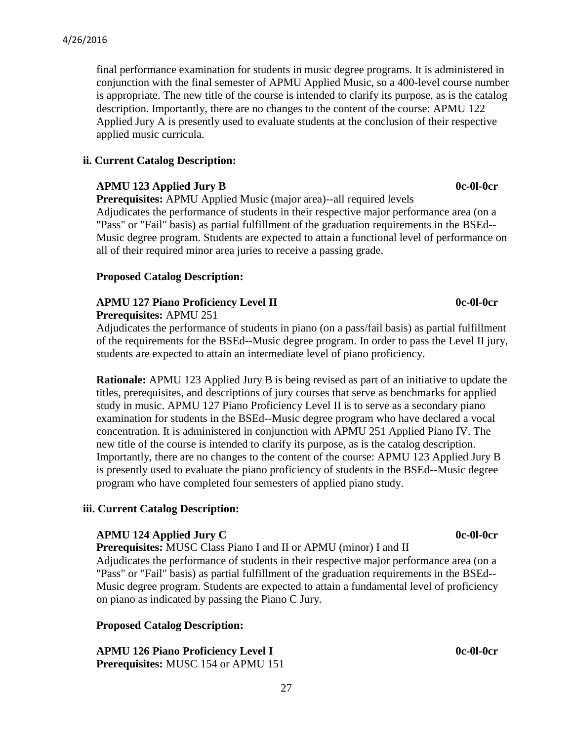final performance examination for students in music degree programs. It is administered in conjunction with the final semester of APMU Applied Music, so a 400-level course number is appropriate. The new title of the course is intended to clarify its purpose, as is the catalog description. Importantly, there are no changes to the content of the course: APMU 122 Applied Jury A is presently used to evaluate students at the conclusion of their respective applied music curricula.

**ii. Current Catalog Description:**

**APMU 123 Applied Jury B** **0c-0l-0cr**
**Prerequisites:** APMU Applied Music (major area)--all required levels
Adjudicates the performance of students in their respective major performance area (on a "Pass" or "Fail" basis) as partial fulfillment of the graduation requirements in the BSEd--Music degree program. Students are expected to attain a functional level of performance on all of their required minor area juries to receive a passing grade.

**Proposed Catalog Description:**

**APMU 127 Piano Proficiency Level II** **0c-0l-0cr**
**Prerequisites:** APMU 251
Adjudicates the performance of students in piano (on a pass/fail basis) as partial fulfillment of the requirements for the BSEd--Music degree program. In order to pass the Level II jury, students are expected to attain an intermediate level of piano proficiency.

**Rationale:** APMU 123 Applied Jury B is being revised as part of an initiative to update the titles, prerequisites, and descriptions of jury courses that serve as benchmarks for applied study in music. APMU 127 Piano Proficiency Level II is to serve as a secondary piano examination for students in the BSEd--Music degree program who have declared a vocal concentration. It is administered in conjunction with APMU 251 Applied Piano IV. The new title of the course is intended to clarify its purpose, as is the catalog description. Importantly, there are no changes to the content of the course: APMU 123 Applied Jury B is presently used to evaluate the piano proficiency of students in the BSEd--Music degree program who have completed four semesters of applied piano study.

**iii. Current Catalog Description:**

**APMU 124 Applied Jury C** **0c-0l-0cr**
**Prerequisites:** MUSC Class Piano I and II or APMU (minor) I and II
Adjudicates the performance of students in their respective major performance area (on a "Pass" or "Fail" basis) as partial fulfillment of the graduation requirements in the BSEd--Music degree program. Students are expected to attain a fundamental level of proficiency on piano as indicated by passing the Piano C Jury.

**Proposed Catalog Description:**

**APMU 126 Piano Proficiency Level I** **0c-0l-0cr**
**Prerequisites:** MUSC 154 or APMU 151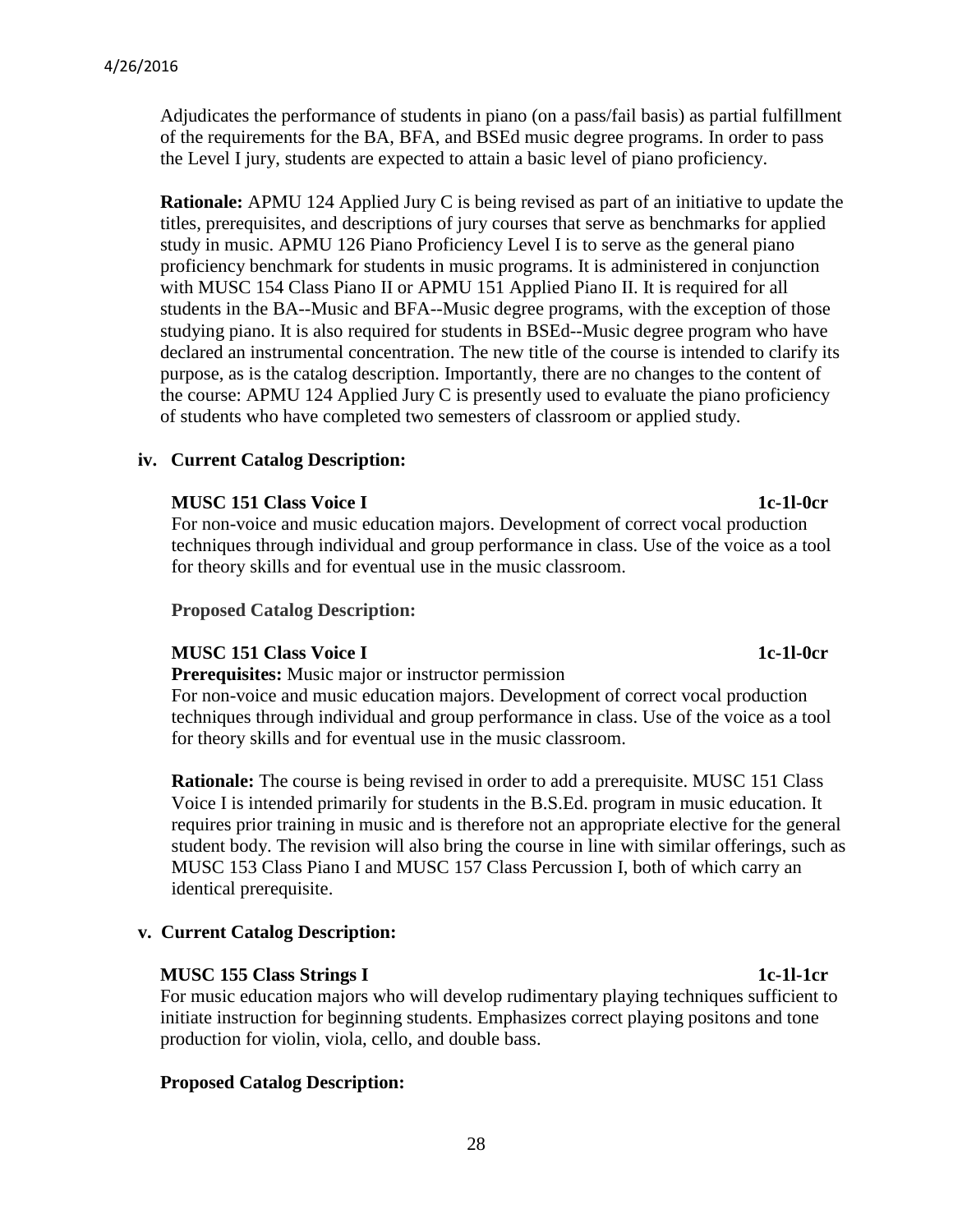Adjudicates the performance of students in piano (on a pass/fail basis) as partial fulfillment of the requirements for the BA, BFA, and BSEd music degree programs. In order to pass the Level I jury, students are expected to attain a basic level of piano proficiency.

**Rationale:** APMU 124 Applied Jury C is being revised as part of an initiative to update the titles, prerequisites, and descriptions of jury courses that serve as benchmarks for applied study in music. APMU 126 Piano Proficiency Level I is to serve as the general piano proficiency benchmark for students in music programs. It is administered in conjunction with MUSC 154 Class Piano II or APMU 151 Applied Piano II. It is required for all students in the BA--Music and BFA--Music degree programs, with the exception of those studying piano. It is also required for students in BSEd--Music degree program who have declared an instrumental concentration. The new title of the course is intended to clarify its purpose, as is the catalog description. Importantly, there are no changes to the content of the course: APMU 124 Applied Jury C is presently used to evaluate the piano proficiency of students who have completed two semesters of classroom or applied study.

**iv. Current Catalog Description:**

**MUSC 151 Class Voice I** **1c-1l-0cr**
For non-voice and music education majors. Development of correct vocal production techniques through individual and group performance in class. Use of the voice as a tool for theory skills and for eventual use in the music classroom.

**Proposed Catalog Description:**

**MUSC 151 Class Voice I** **1c-1l-0cr**
**Prerequisites:** Music major or instructor permission
For non-voice and music education majors. Development of correct vocal production techniques through individual and group performance in class. Use of the voice as a tool for theory skills and for eventual use in the music classroom.

**Rationale:** The course is being revised in order to add a prerequisite. MUSC 151 Class Voice I is intended primarily for students in the B.S.Ed. program in music education. It requires prior training in music and is therefore not an appropriate elective for the general student body. The revision will also bring the course in line with similar offerings, such as MUSC 153 Class Piano I and MUSC 157 Class Percussion I, both of which carry an identical prerequisite.

**v. Current Catalog Description:**

**MUSC 155 Class Strings I** **1c-1l-1cr**
For music education majors who will develop rudimentary playing techniques sufficient to initiate instruction for beginning students. Emphasizes correct playing positons and tone production for violin, viola, cello, and double bass.

**Proposed Catalog Description:**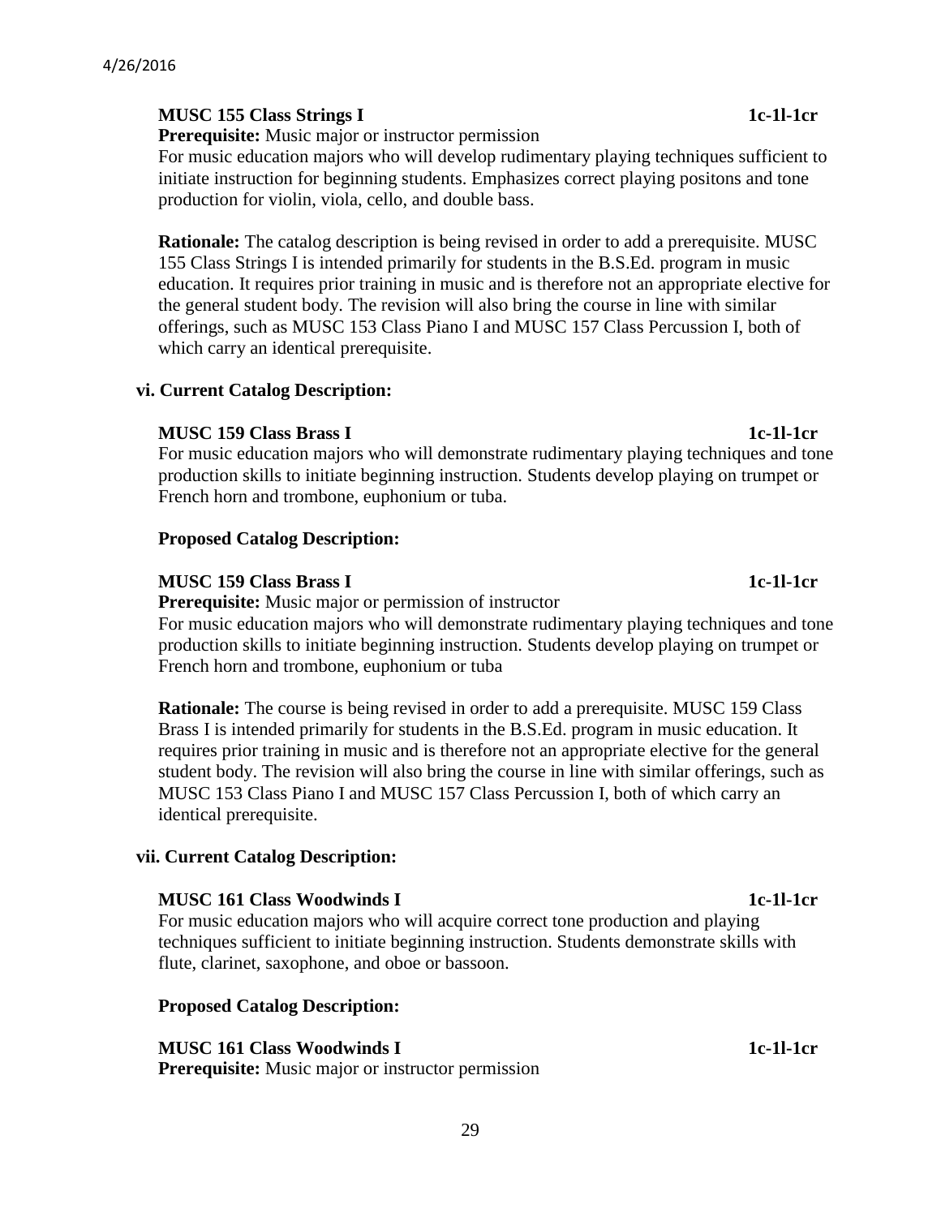**MUSC 155 Class Strings I 1c-1l-1cr**

**Prerequisite:** Music major or instructor permission

For music education majors who will develop rudimentary playing techniques sufficient to initiate instruction for beginning students. Emphasizes correct playing positons and tone production for violin, viola, cello, and double bass.

**Rationale:** The catalog description is being revised in order to add a prerequisite. MUSC 155 Class Strings I is intended primarily for students in the B.S.Ed. program in music education. It requires prior training in music and is therefore not an appropriate elective for the general student body. The revision will also bring the course in line with similar offerings, such as MUSC 153 Class Piano I and MUSC 157 Class Percussion I, both of which carry an identical prerequisite.

**vi. Current Catalog Description:**

**MUSC 159 Class Brass I 1c-1l-1cr**

For music education majors who will demonstrate rudimentary playing techniques and tone production skills to initiate beginning instruction. Students develop playing on trumpet or French horn and trombone, euphonium or tuba.

**Proposed Catalog Description:**

**MUSC 159 Class Brass I 1c-1l-1cr**

**Prerequisite:** Music major or permission of instructor

For music education majors who will demonstrate rudimentary playing techniques and tone production skills to initiate beginning instruction. Students develop playing on trumpet or French horn and trombone, euphonium or tuba

**Rationale:** The course is being revised in order to add a prerequisite. MUSC 159 Class Brass I is intended primarily for students in the B.S.Ed. program in music education. It requires prior training in music and is therefore not an appropriate elective for the general student body. The revision will also bring the course in line with similar offerings, such as MUSC 153 Class Piano I and MUSC 157 Class Percussion I, both of which carry an identical prerequisite.

**vii. Current Catalog Description:**

**MUSC 161 Class Woodwinds I 1c-1l-1cr**

For music education majors who will acquire correct tone production and playing techniques sufficient to initiate beginning instruction. Students demonstrate skills with flute, clarinet, saxophone, and oboe or bassoon.

**Proposed Catalog Description:**

**MUSC 161 Class Woodwinds I 1c-1l-1cr**

**Prerequisite:** Music major or instructor permission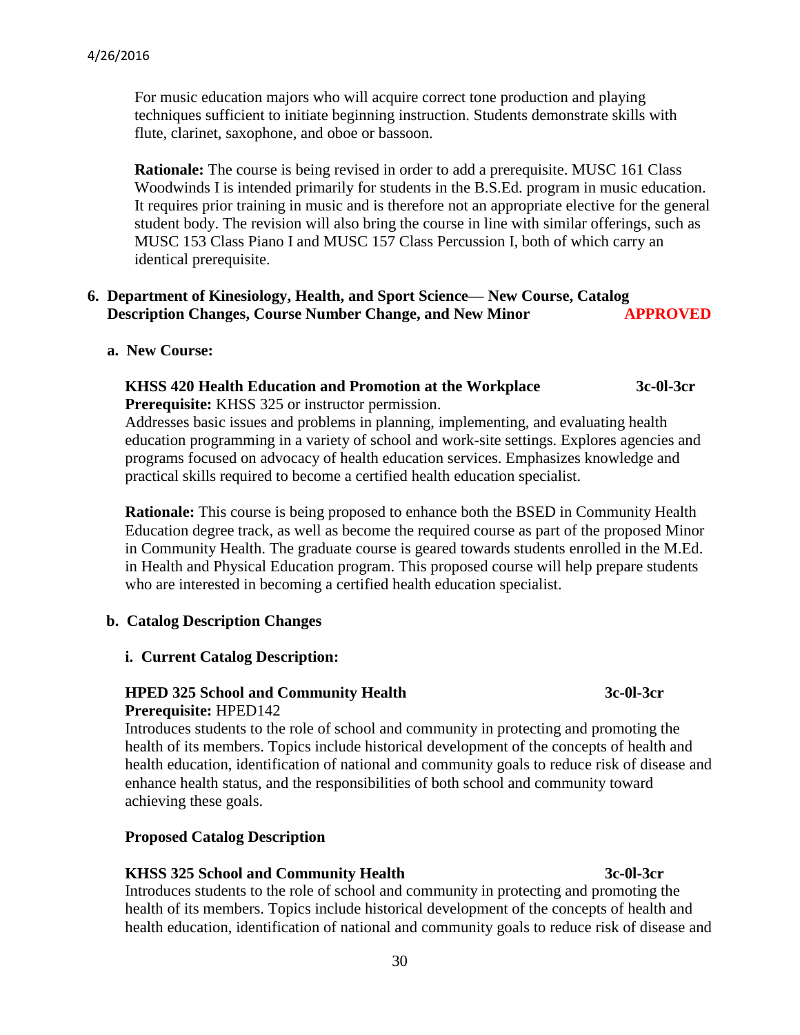For music education majors who will acquire correct tone production and playing techniques sufficient to initiate beginning instruction. Students demonstrate skills with flute, clarinet, saxophone, and oboe or bassoon.

**Rationale:** The course is being revised in order to add a prerequisite. MUSC 161 Class Woodwinds I is intended primarily for students in the B.S.Ed. program in music education. It requires prior training in music and is therefore not an appropriate elective for the general student body. The revision will also bring the course in line with similar offerings, such as MUSC 153 Class Piano I and MUSC 157 Class Percussion I, both of which carry an identical prerequisite.

**6. Department of Kinesiology, Health, and Sport Science— New Course, Catalog Description Changes, Course Number Change, and New Minor** **APPROVED**

**a. New Course:**

**KHSS 420 Health Education and Promotion at the Workplace** **3c-0l-3cr**
**Prerequisite:** KHSS 325 or instructor permission.
Addresses basic issues and problems in planning, implementing, and evaluating health education programming in a variety of school and work-site settings. Explores agencies and programs focused on advocacy of health education services. Emphasizes knowledge and practical skills required to become a certified health education specialist.

**Rationale:** This course is being proposed to enhance both the BSED in Community Health Education degree track, as well as become the required course as part of the proposed Minor in Community Health. The graduate course is geared towards students enrolled in the M.Ed. in Health and Physical Education program. This proposed course will help prepare students who are interested in becoming a certified health education specialist.

**b. Catalog Description Changes**

**i. Current Catalog Description:**

**HPED 325 School and Community Health** **3c-0l-3cr**
**Prerequisite:** HPED142
Introduces students to the role of school and community in protecting and promoting the health of its members. Topics include historical development of the concepts of health and health education, identification of national and community goals to reduce risk of disease and enhance health status, and the responsibilities of both school and community toward achieving these goals.

**Proposed Catalog Description**

**KHSS 325 School and Community Health** **3c-0l-3cr**
Introduces students to the role of school and community in protecting and promoting the health of its members. Topics include historical development of the concepts of health and health education, identification of national and community goals to reduce risk of disease and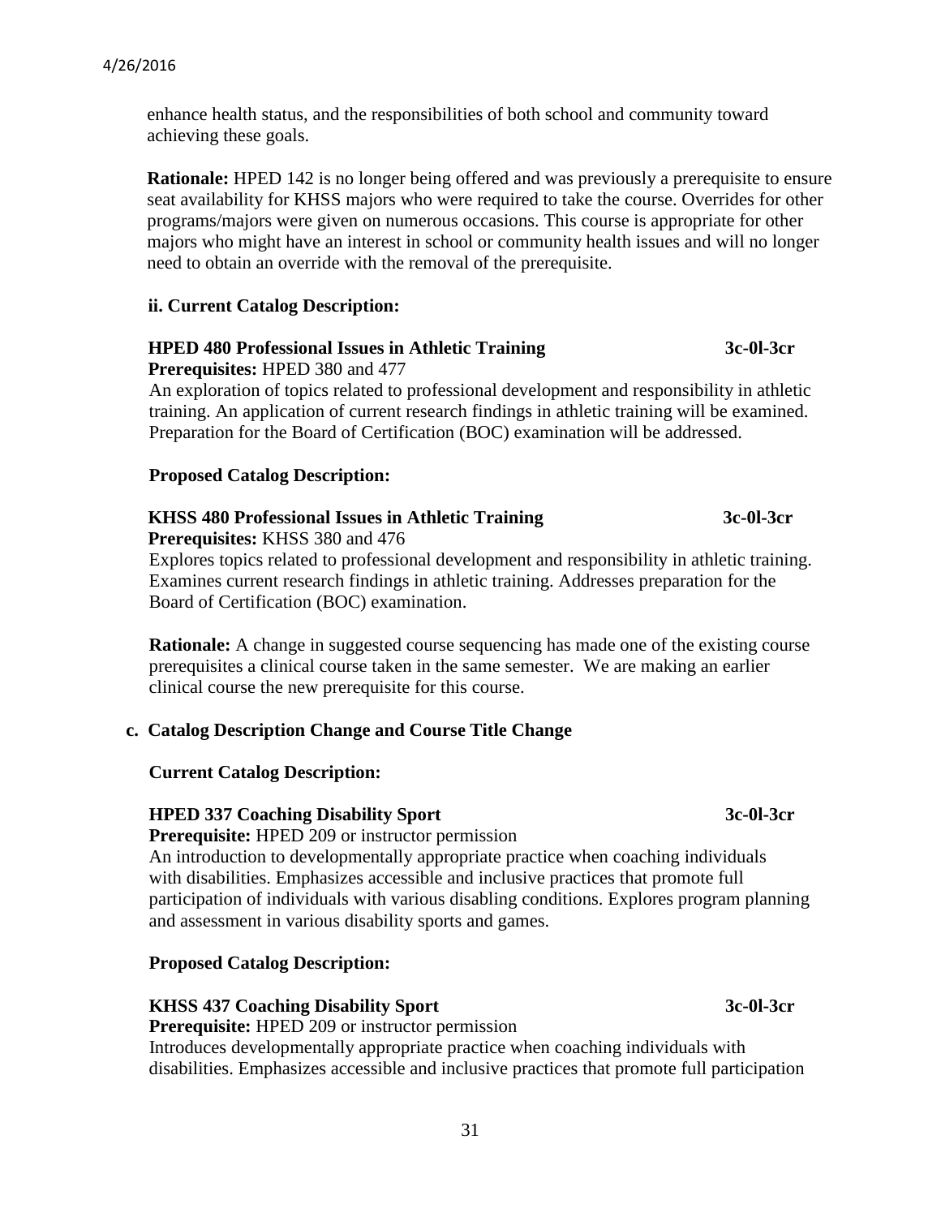enhance health status, and the responsibilities of both school and community toward achieving these goals.

**Rationale:** HPED 142 is no longer being offered and was previously a prerequisite to ensure seat availability for KHSS majors who were required to take the course. Overrides for other programs/majors were given on numerous occasions. This course is appropriate for other majors who might have an interest in school or community health issues and will no longer need to obtain an override with the removal of the prerequisite.

**ii. Current Catalog Description:**

**HPED 480 Professional Issues in Athletic Training 3c-0l-3cr**
**Prerequisites:** HPED 380 and 477
An exploration of topics related to professional development and responsibility in athletic training. An application of current research findings in athletic training will be examined. Preparation for the Board of Certification (BOC) examination will be addressed.

**Proposed Catalog Description:**

**KHSS 480 Professional Issues in Athletic Training 3c-0l-3cr**
**Prerequisites:** KHSS 380 and 476
Explores topics related to professional development and responsibility in athletic training. Examines current research findings in athletic training. Addresses preparation for the Board of Certification (BOC) examination.

**Rationale:** A change in suggested course sequencing has made one of the existing course prerequisites a clinical course taken in the same semester. We are making an earlier clinical course the new prerequisite for this course.

**c. Catalog Description Change and Course Title Change**

**Current Catalog Description:**

**HPED 337 Coaching Disability Sport 3c-0l-3cr**
**Prerequisite:** HPED 209 or instructor permission
An introduction to developmentally appropriate practice when coaching individuals with disabilities. Emphasizes accessible and inclusive practices that promote full participation of individuals with various disabling conditions. Explores program planning and assessment in various disability sports and games.

**Proposed Catalog Description:**

**KHSS 437 Coaching Disability Sport 3c-0l-3cr**
**Prerequisite:** HPED 209 or instructor permission
Introduces developmentally appropriate practice when coaching individuals with disabilities. Emphasizes accessible and inclusive practices that promote full participation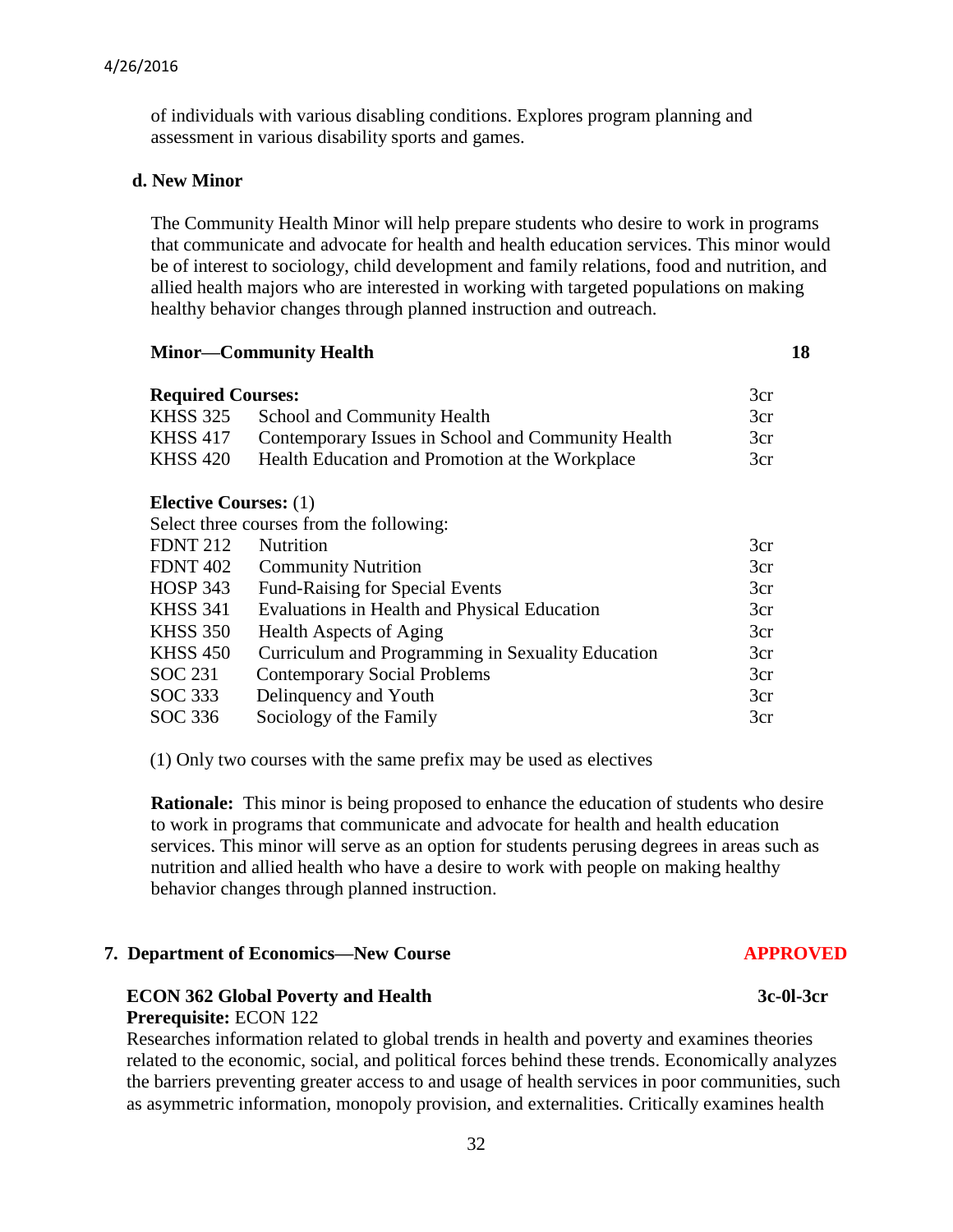of individuals with various disabling conditions. Explores program planning and assessment in various disability sports and games.

**d. New Minor**

The Community Health Minor will help prepare students who desire to work in programs that communicate and advocate for health and health education services. This minor would be of interest to sociology, child development and family relations, food and nutrition, and allied health majors who are interested in working with targeted populations on making healthy behavior changes through planned instruction and outreach.

**Minor—Community Health** **18**

| **Required Courses:** | | 3cr |
|---|---|---|
| KHSS 325 | School and Community Health | 3cr |
| KHSS 417 | Contemporary Issues in School and Community Health | 3cr |
| KHSS 420 | Health Education and Promotion at the Workplace | 3cr |

**Elective Courses:** (1)

Select three courses from the following:

| | | |
|---|---|---|
| FDNT 212 | Nutrition | 3cr |
| FDNT 402 | Community Nutrition | 3cr |
| HOSP 343 | Fund-Raising for Special Events | 3cr |
| KHSS 341 | Evaluations in Health and Physical Education | 3cr |
| KHSS 350 | Health Aspects of Aging | 3cr |
| KHSS 450 | Curriculum and Programming in Sexuality Education | 3cr |
| SOC 231 | Contemporary Social Problems | 3cr |
| SOC 333 | Delinquency and Youth | 3cr |
| SOC 336 | Sociology of the Family | 3cr |

(1) Only two courses with the same prefix may be used as electives

**Rationale:** This minor is being proposed to enhance the education of students who desire to work in programs that communicate and advocate for health and health education services. This minor will serve as an option for students perusing degrees in areas such as nutrition and allied health who have a desire to work with people on making healthy behavior changes through planned instruction.

## 7. Department of Economics—New Course **APPROVED**

**ECON 362 Global Poverty and Health** **3c-0l-3cr**

**Prerequisite:** ECON 122

Researches information related to global trends in health and poverty and examines theories related to the economic, social, and political forces behind these trends. Economically analyzes the barriers preventing greater access to and usage of health services in poor communities, such as asymmetric information, monopoly provision, and externalities. Critically examines health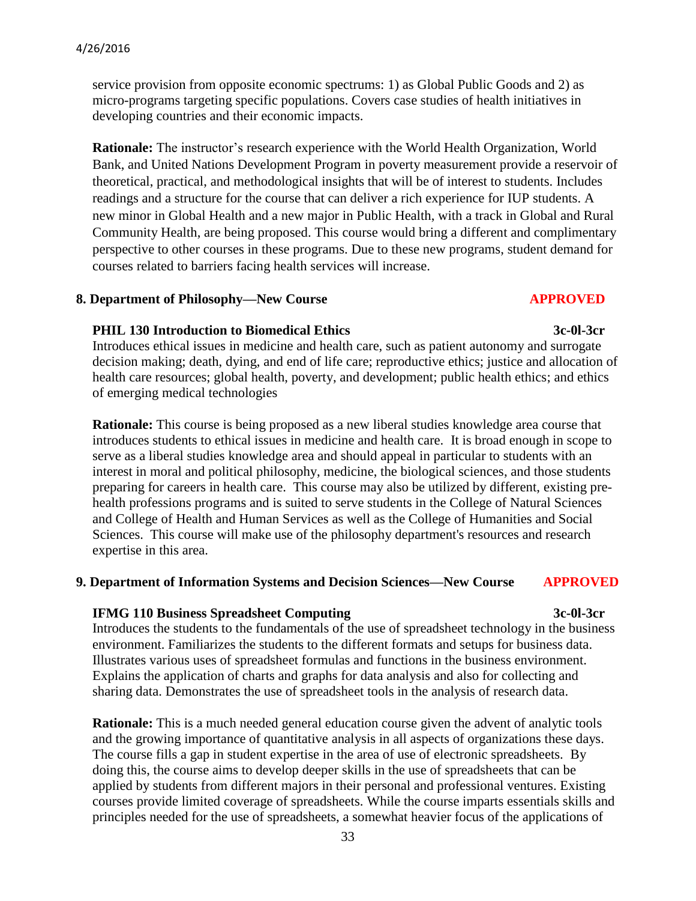service provision from opposite economic spectrums: 1) as Global Public Goods and 2) as micro-programs targeting specific populations. Covers case studies of health initiatives in developing countries and their economic impacts.

**Rationale:** The instructor's research experience with the World Health Organization, World Bank, and United Nations Development Program in poverty measurement provide a reservoir of theoretical, practical, and methodological insights that will be of interest to students. Includes readings and a structure for the course that can deliver a rich experience for IUP students. A new minor in Global Health and a new major in Public Health, with a track in Global and Rural Community Health, are being proposed. This course would bring a different and complimentary perspective to other courses in these programs. Due to these new programs, student demand for courses related to barriers facing health services will increase.

**8. Department of Philosophy—New Course** **APPROVED**

**PHIL 130 Introduction to Biomedical Ethics** **3c-0l-3cr**

Introduces ethical issues in medicine and health care, such as patient autonomy and surrogate decision making; death, dying, and end of life care; reproductive ethics; justice and allocation of health care resources; global health, poverty, and development; public health ethics; and ethics of emerging medical technologies

**Rationale:** This course is being proposed as a new liberal studies knowledge area course that introduces students to ethical issues in medicine and health care. It is broad enough in scope to serve as a liberal studies knowledge area and should appeal in particular to students with an interest in moral and political philosophy, medicine, the biological sciences, and those students preparing for careers in health care. This course may also be utilized by different, existing pre-health professions programs and is suited to serve students in the College of Natural Sciences and College of Health and Human Services as well as the College of Humanities and Social Sciences. This course will make use of the philosophy department's resources and research expertise in this area.

**9. Department of Information Systems and Decision Sciences—New Course** **APPROVED**

**IFMG 110 Business Spreadsheet Computing** **3c-0l-3cr**

Introduces the students to the fundamentals of the use of spreadsheet technology in the business environment. Familiarizes the students to the different formats and setups for business data. Illustrates various uses of spreadsheet formulas and functions in the business environment. Explains the application of charts and graphs for data analysis and also for collecting and sharing data. Demonstrates the use of spreadsheet tools in the analysis of research data.

**Rationale:** This is a much needed general education course given the advent of analytic tools and the growing importance of quantitative analysis in all aspects of organizations these days. The course fills a gap in student expertise in the area of use of electronic spreadsheets. By doing this, the course aims to develop deeper skills in the use of spreadsheets that can be applied by students from different majors in their personal and professional ventures. Existing courses provide limited coverage of spreadsheets. While the course imparts essentials skills and principles needed for the use of spreadsheets, a somewhat heavier focus of the applications of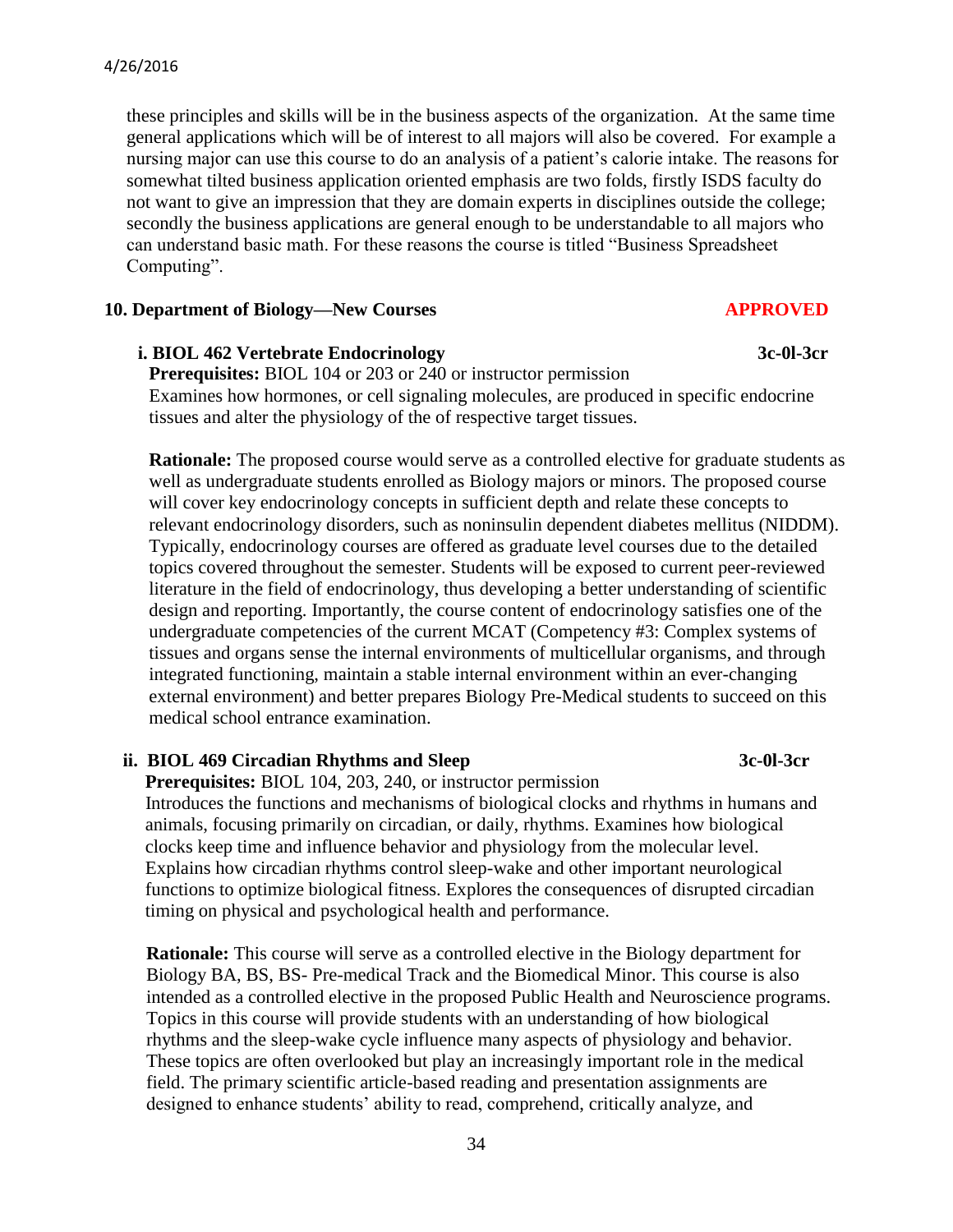these principles and skills will be in the business aspects of the organization. At the same time general applications which will be of interest to all majors will also be covered. For example a nursing major can use this course to do an analysis of a patient's calorie intake. The reasons for somewhat tilted business application oriented emphasis are two folds, firstly ISDS faculty do not want to give an impression that they are domain experts in disciplines outside the college; secondly the business applications are general enough to be understandable to all majors who can understand basic math. For these reasons the course is titled "Business Spreadsheet Computing".

**10. Department of Biology—New Courses** **APPROVED**

**i. BIOL 462 Vertebrate Endocrinology** **3c-0l-3cr**

**Prerequisites:** BIOL 104 or 203 or 240 or instructor permission

Examines how hormones, or cell signaling molecules, are produced in specific endocrine tissues and alter the physiology of the of respective target tissues.

**Rationale:** The proposed course would serve as a controlled elective for graduate students as well as undergraduate students enrolled as Biology majors or minors. The proposed course will cover key endocrinology concepts in sufficient depth and relate these concepts to relevant endocrinology disorders, such as noninsulin dependent diabetes mellitus (NIDDM). Typically, endocrinology courses are offered as graduate level courses due to the detailed topics covered throughout the semester. Students will be exposed to current peer-reviewed literature in the field of endocrinology, thus developing a better understanding of scientific design and reporting. Importantly, the course content of endocrinology satisfies one of the undergraduate competencies of the current MCAT (Competency #3: Complex systems of tissues and organs sense the internal environments of multicellular organisms, and through integrated functioning, maintain a stable internal environment within an ever-changing external environment) and better prepares Biology Pre-Medical students to succeed on this medical school entrance examination.

**ii. BIOL 469 Circadian Rhythms and Sleep** **3c-0l-3cr**

**Prerequisites:** BIOL 104, 203, 240, or instructor permission

Introduces the functions and mechanisms of biological clocks and rhythms in humans and animals, focusing primarily on circadian, or daily, rhythms. Examines how biological clocks keep time and influence behavior and physiology from the molecular level. Explains how circadian rhythms control sleep-wake and other important neurological functions to optimize biological fitness. Explores the consequences of disrupted circadian timing on physical and psychological health and performance.

**Rationale:** This course will serve as a controlled elective in the Biology department for Biology BA, BS, BS- Pre-medical Track and the Biomedical Minor. This course is also intended as a controlled elective in the proposed Public Health and Neuroscience programs. Topics in this course will provide students with an understanding of how biological rhythms and the sleep-wake cycle influence many aspects of physiology and behavior. These topics are often overlooked but play an increasingly important role in the medical field. The primary scientific article-based reading and presentation assignments are designed to enhance students' ability to read, comprehend, critically analyze, and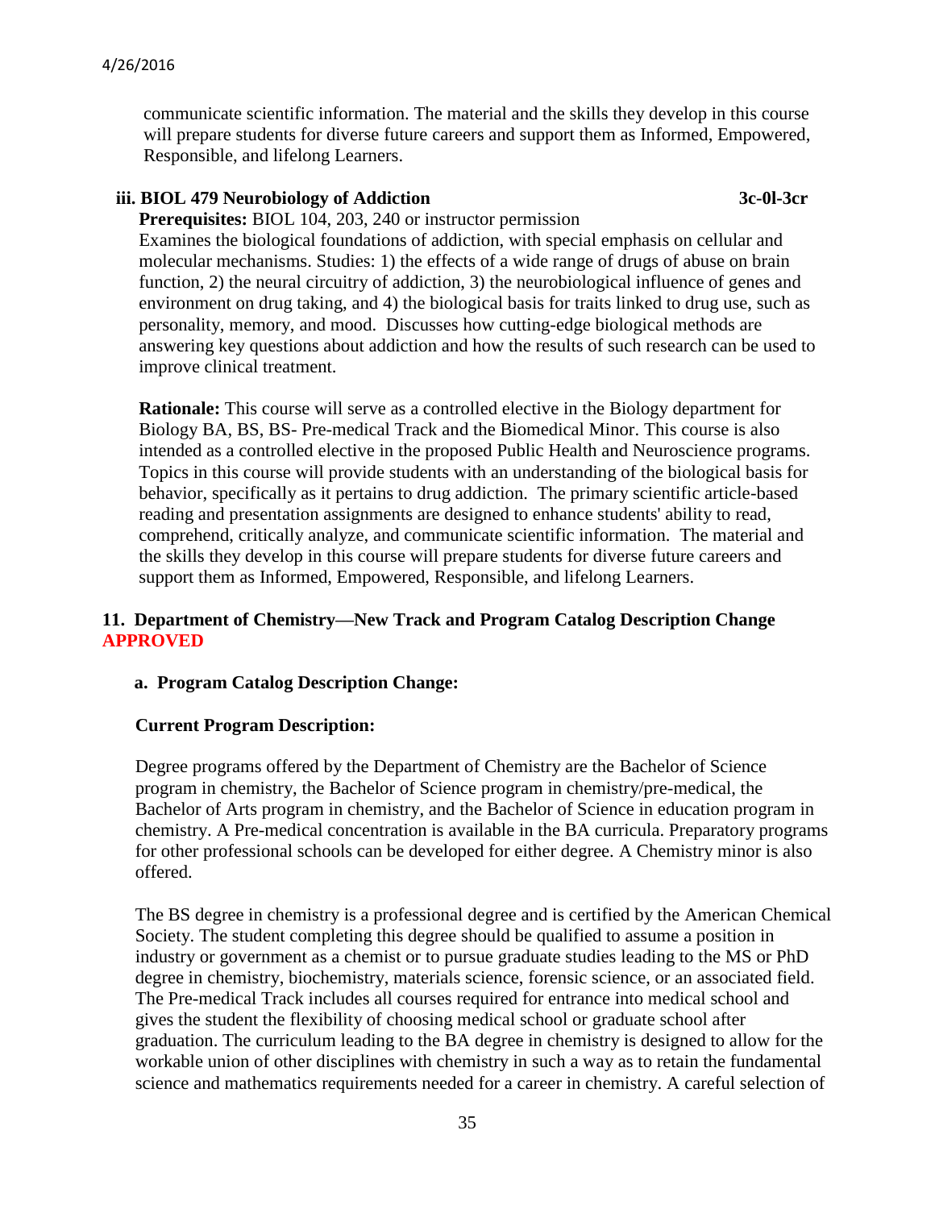communicate scientific information. The material and the skills they develop in this course will prepare students for diverse future careers and support them as Informed, Empowered, Responsible, and lifelong Learners.

**iii. BIOL 479 Neurobiology of Addiction 3c-0l-3cr**

**Prerequisites:** BIOL 104, 203, 240 or instructor permission

Examines the biological foundations of addiction, with special emphasis on cellular and molecular mechanisms. Studies: 1) the effects of a wide range of drugs of abuse on brain function, 2) the neural circuitry of addiction, 3) the neurobiological influence of genes and environment on drug taking, and 4) the biological basis for traits linked to drug use, such as personality, memory, and mood. Discusses how cutting-edge biological methods are answering key questions about addiction and how the results of such research can be used to improve clinical treatment.

**Rationale:** This course will serve as a controlled elective in the Biology department for Biology BA, BS, BS- Pre-medical Track and the Biomedical Minor. This course is also intended as a controlled elective in the proposed Public Health and Neuroscience programs. Topics in this course will provide students with an understanding of the biological basis for behavior, specifically as it pertains to drug addiction. The primary scientific article-based reading and presentation assignments are designed to enhance students' ability to read, comprehend, critically analyze, and communicate scientific information. The material and the skills they develop in this course will prepare students for diverse future careers and support them as Informed, Empowered, Responsible, and lifelong Learners.

## 11. Department of Chemistry—New Track and Program Catalog Description Change APPROVED

### a. Program Catalog Description Change:

**Current Program Description:**

Degree programs offered by the Department of Chemistry are the Bachelor of Science program in chemistry, the Bachelor of Science program in chemistry/pre-medical, the Bachelor of Arts program in chemistry, and the Bachelor of Science in education program in chemistry. A Pre-medical concentration is available in the BA curricula. Preparatory programs for other professional schools can be developed for either degree. A Chemistry minor is also offered.

The BS degree in chemistry is a professional degree and is certified by the American Chemical Society. The student completing this degree should be qualified to assume a position in industry or government as a chemist or to pursue graduate studies leading to the MS or PhD degree in chemistry, biochemistry, materials science, forensic science, or an associated field. The Pre-medical Track includes all courses required for entrance into medical school and gives the student the flexibility of choosing medical school or graduate school after graduation. The curriculum leading to the BA degree in chemistry is designed to allow for the workable union of other disciplines with chemistry in such a way as to retain the fundamental science and mathematics requirements needed for a career in chemistry. A careful selection of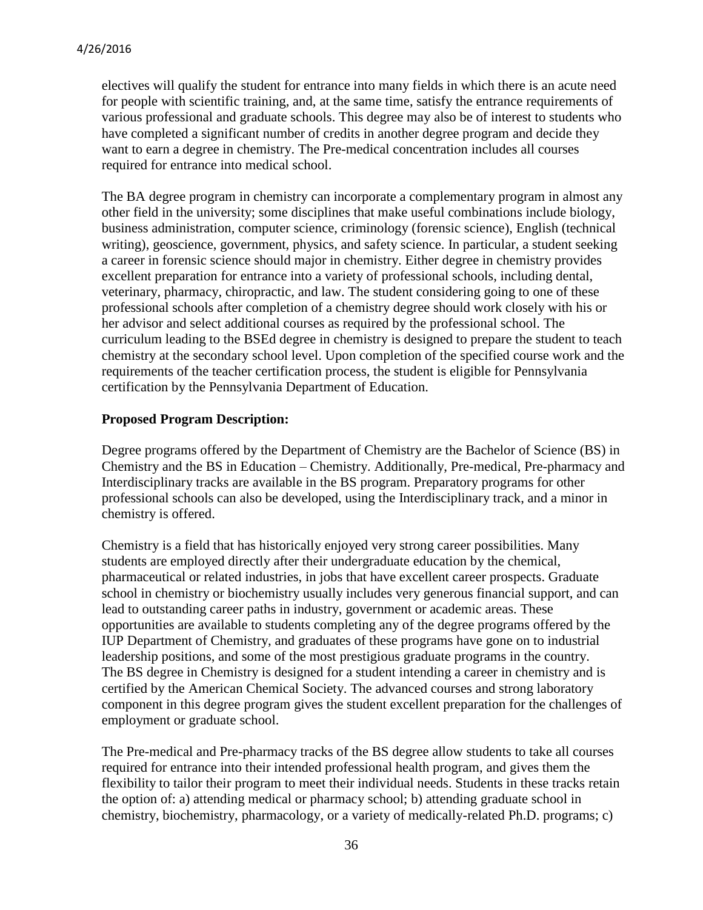electives will qualify the student for entrance into many fields in which there is an acute need for people with scientific training, and, at the same time, satisfy the entrance requirements of various professional and graduate schools. This degree may also be of interest to students who have completed a significant number of credits in another degree program and decide they want to earn a degree in chemistry. The Pre-medical concentration includes all courses required for entrance into medical school.

The BA degree program in chemistry can incorporate a complementary program in almost any other field in the university; some disciplines that make useful combinations include biology, business administration, computer science, criminology (forensic science), English (technical writing), geoscience, government, physics, and safety science. In particular, a student seeking a career in forensic science should major in chemistry. Either degree in chemistry provides excellent preparation for entrance into a variety of professional schools, including dental, veterinary, pharmacy, chiropractic, and law. The student considering going to one of these professional schools after completion of a chemistry degree should work closely with his or her advisor and select additional courses as required by the professional school. The curriculum leading to the BSEd degree in chemistry is designed to prepare the student to teach chemistry at the secondary school level. Upon completion of the specified course work and the requirements of the teacher certification process, the student is eligible for Pennsylvania certification by the Pennsylvania Department of Education.

**Proposed Program Description:**

Degree programs offered by the Department of Chemistry are the Bachelor of Science (BS) in Chemistry and the BS in Education – Chemistry. Additionally, Pre-medical, Pre-pharmacy and Interdisciplinary tracks are available in the BS program. Preparatory programs for other professional schools can also be developed, using the Interdisciplinary track, and a minor in chemistry is offered.

Chemistry is a field that has historically enjoyed very strong career possibilities. Many students are employed directly after their undergraduate education by the chemical, pharmaceutical or related industries, in jobs that have excellent career prospects. Graduate school in chemistry or biochemistry usually includes very generous financial support, and can lead to outstanding career paths in industry, government or academic areas. These opportunities are available to students completing any of the degree programs offered by the IUP Department of Chemistry, and graduates of these programs have gone on to industrial leadership positions, and some of the most prestigious graduate programs in the country. The BS degree in Chemistry is designed for a student intending a career in chemistry and is certified by the American Chemical Society. The advanced courses and strong laboratory component in this degree program gives the student excellent preparation for the challenges of employment or graduate school.

The Pre-medical and Pre-pharmacy tracks of the BS degree allow students to take all courses required for entrance into their intended professional health program, and gives them the flexibility to tailor their program to meet their individual needs. Students in these tracks retain the option of: a) attending medical or pharmacy school; b) attending graduate school in chemistry, biochemistry, pharmacology, or a variety of medically-related Ph.D. programs; c)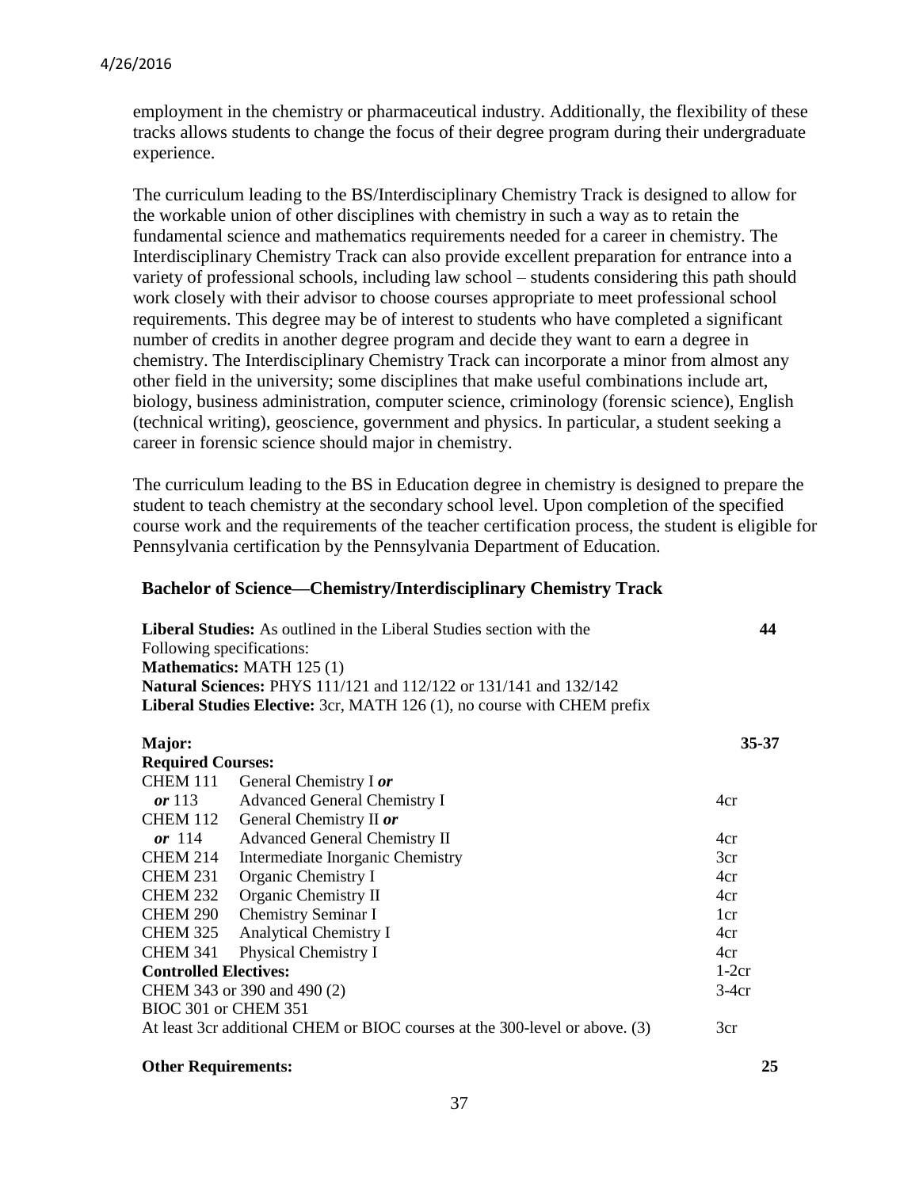employment in the chemistry or pharmaceutical industry. Additionally, the flexibility of these tracks allows students to change the focus of their degree program during their undergraduate experience.

The curriculum leading to the BS/Interdisciplinary Chemistry Track is designed to allow for the workable union of other disciplines with chemistry in such a way as to retain the fundamental science and mathematics requirements needed for a career in chemistry. The Interdisciplinary Chemistry Track can also provide excellent preparation for entrance into a variety of professional schools, including law school – students considering this path should work closely with their advisor to choose courses appropriate to meet professional school requirements. This degree may be of interest to students who have completed a significant number of credits in another degree program and decide they want to earn a degree in chemistry. The Interdisciplinary Chemistry Track can incorporate a minor from almost any other field in the university; some disciplines that make useful combinations include art, biology, business administration, computer science, criminology (forensic science), English (technical writing), geoscience, government and physics. In particular, a student seeking a career in forensic science should major in chemistry.

The curriculum leading to the BS in Education degree in chemistry is designed to prepare the student to teach chemistry at the secondary school level. Upon completion of the specified course work and the requirements of the teacher certification process, the student is eligible for Pennsylvania certification by the Pennsylvania Department of Education.

### Bachelor of Science—Chemistry/Interdisciplinary Chemistry Track

**Liberal Studies:** As outlined in the Liberal Studies section with the Following specifications: **44**

**Mathematics:** MATH 125 (1)

**Natural Sciences:** PHYS 111/121 and 112/122 or 131/141 and 132/142

**Liberal Studies Elective:** 3cr, MATH 126 (1), no course with CHEM prefix

**Major:** **35-37**

**Required Courses:**

| Course | Title | Credits |
|---|---|---|
| CHEM 111 | General Chemistry I ***or*** | |
| ***or*** 113 | Advanced General Chemistry I | 4cr |
| CHEM 112 | General Chemistry II ***or*** | |
| ***or*** 114 | Advanced General Chemistry II | 4cr |
| CHEM 214 | Intermediate Inorganic Chemistry | 3cr |
| CHEM 231 | Organic Chemistry I | 4cr |
| CHEM 232 | Organic Chemistry II | 4cr |
| CHEM 290 | Chemistry Seminar I | 1cr |
| CHEM 325 | Analytical Chemistry I | 4cr |
| CHEM 341 | Physical Chemistry I | 4cr |

**Controlled Electives:** 1-2cr

CHEM 343 or 390 and 490 (2) 3-4cr

BIOC 301 or CHEM 351

At least 3cr additional CHEM or BIOC courses at the 300-level or above. (3) 3cr

**Other Requirements:** **25**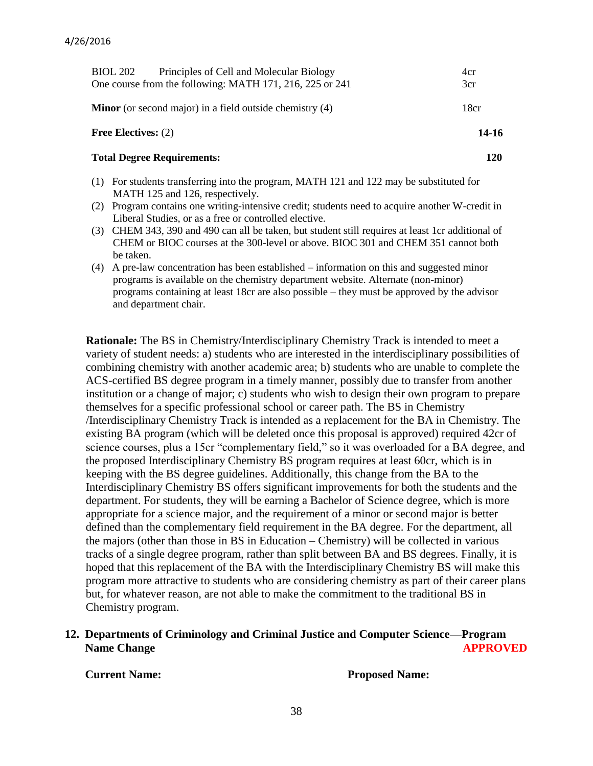| | | |
|---|---|---|
| BIOL 202 | Principles of Cell and Molecular Biology | 4cr |
| One course from the following: MATH 171, 216, 225 or 241 | | 3cr |
| **Minor** (or second major) in a field outside chemistry (4) | | 18cr |
| **Free Electives:** (2) | | **14-16** |
| **Total Degree Requirements:** | | **120** |

(1) For students transferring into the program, MATH 121 and 122 may be substituted for MATH 125 and 126, respectively.
(2) Program contains one writing-intensive credit; students need to acquire another W-credit in Liberal Studies, or as a free or controlled elective.
(3) CHEM 343, 390 and 490 can all be taken, but student still requires at least 1cr additional of CHEM or BIOC courses at the 300-level or above. BIOC 301 and CHEM 351 cannot both be taken.
(4) A pre-law concentration has been established – information on this and suggested minor programs is available on the chemistry department website. Alternate (non-minor) programs containing at least 18cr are also possible – they must be approved by the advisor and department chair.

**Rationale:** The BS in Chemistry/Interdisciplinary Chemistry Track is intended to meet a variety of student needs: a) students who are interested in the interdisciplinary possibilities of combining chemistry with another academic area; b) students who are unable to complete the ACS-certified BS degree program in a timely manner, possibly due to transfer from another institution or a change of major; c) students who wish to design their own program to prepare themselves for a specific professional school or career path. The BS in Chemistry /Interdisciplinary Chemistry Track is intended as a replacement for the BA in Chemistry. The existing BA program (which will be deleted once this proposal is approved) required 42cr of science courses, plus a 15cr "complementary field," so it was overloaded for a BA degree, and the proposed Interdisciplinary Chemistry BS program requires at least 60cr, which is in keeping with the BS degree guidelines. Additionally, this change from the BA to the Interdisciplinary Chemistry BS offers significant improvements for both the students and the department. For students, they will be earning a Bachelor of Science degree, which is more appropriate for a science major, and the requirement of a minor or second major is better defined than the complementary field requirement in the BA degree. For the department, all the majors (other than those in BS in Education – Chemistry) will be collected in various tracks of a single degree program, rather than split between BA and BS degrees. Finally, it is hoped that this replacement of the BA with the Interdisciplinary Chemistry BS will make this program more attractive to students who are considering chemistry as part of their career plans but, for whatever reason, are not able to make the commitment to the traditional BS in Chemistry program.

## 12. Departments of Criminology and Criminal Justice and Computer Science—Program Name Change — APPROVED

**Current Name:** **Proposed Name:**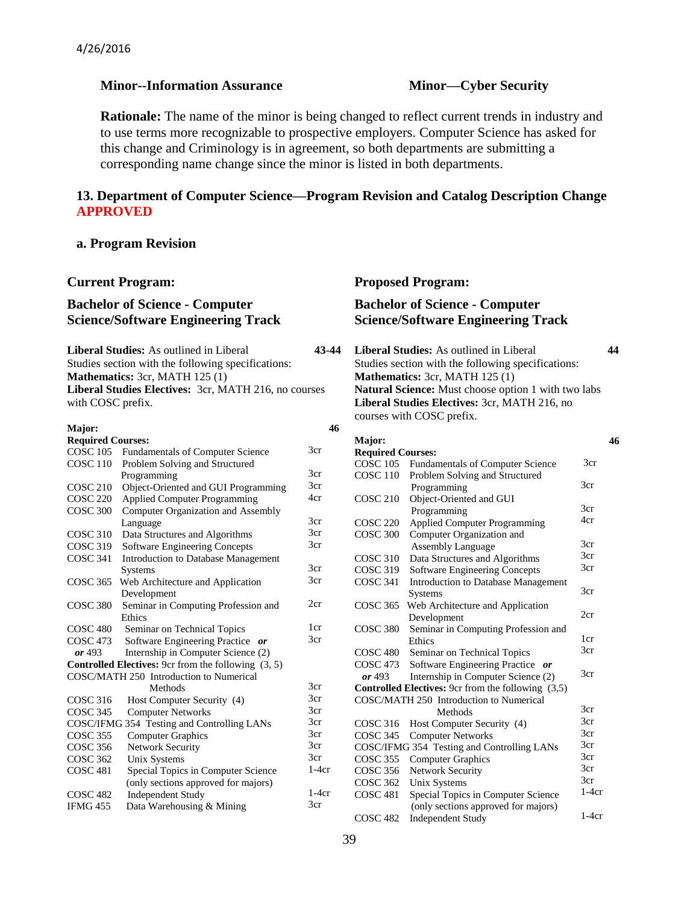4/26/2016

**Minor--Information Assurance** | **Minor—Cyber Security**

**Rationale:** The name of the minor is being changed to reflect current trends in industry and to use terms more recognizable to prospective employers. Computer Science has asked for this change and Criminology is in agreement, so both departments are submitting a corresponding name change since the minor is listed in both departments.

## 13. Department of Computer Science—Program Revision and Catalog Description Change APPROVED

### a. Program Revision

### Current Program:

### Bachelor of Science - Computer Science/Software Engineering Track

**Liberal Studies:** As outlined in Liberal Studies section with the following specifications: **43-44**
**Mathematics:** 3cr, MATH 125 (1)
**Liberal Studies Electives:** 3cr, MATH 216, no courses with COSC prefix.

**Major:** **46**

**Required Courses:**

| Course | Title | Credits |
|---|---|---|
| COSC 105 | Fundamentals of Computer Science | 3cr |
| COSC 110 | Problem Solving and Structured Programming | 3cr |
| COSC 210 | Object-Oriented and GUI Programming | 3cr |
| COSC 220 | Applied Computer Programming | 4cr |
| COSC 300 | Computer Organization and Assembly Language | 3cr |
| COSC 310 | Data Structures and Algorithms | 3cr |
| COSC 319 | Software Engineering Concepts | 3cr |
| COSC 341 | Introduction to Database Management Systems | 3cr |
| COSC 365 | Web Architecture and Application Development | 3cr |
| COSC 380 | Seminar in Computing Profession and Ethics | 2cr |
| COSC 480 | Seminar on Technical Topics | 1cr |
| COSC 473 *or* 493 | Software Engineering Practice ***or*** Internship in Computer Science (2) | 3cr |

**Controlled Electives:** 9cr from the following (3, 5)

| Course | Title | Credits |
|---|---|---|
| COSC/MATH 250 | Introduction to Numerical Methods | 3cr |
| COSC 316 | Host Computer Security (4) | 3cr |
| COSC 345 | Computer Networks | 3cr |
| COSC/IFMG 354 | Testing and Controlling LANs | 3cr |
| COSC 355 | Computer Graphics | 3cr |
| COSC 356 | Network Security | 3cr |
| COSC 362 | Unix Systems | 3cr |
| COSC 481 | Special Topics in Computer Science (only sections approved for majors) | 1-4cr |
| COSC 482 | Independent Study | 1-4cr |
| IFMG 455 | Data Warehousing & Mining | 3cr |

### Proposed Program:

### Bachelor of Science - Computer Science/Software Engineering Track

**Liberal Studies:** As outlined in Liberal Studies section with the following specifications: **44**
**Mathematics:** 3cr, MATH 125 (1)
**Natural Science:** Must choose option 1 with two labs
**Liberal Studies Electives:** 3cr, MATH 216, no courses with COSC prefix.

**Major:** **46**

**Required Courses:**

| Course | Title | Credits |
|---|---|---|
| COSC 105 | Fundamentals of Computer Science | 3cr |
| COSC 110 | Problem Solving and Structured Programming | 3cr |
| COSC 210 | Object-Oriented and GUI Programming | 3cr |
| COSC 220 | Applied Computer Programming | 4cr |
| COSC 300 | Computer Organization and Assembly Language | 3cr |
| COSC 310 | Data Structures and Algorithms | 3cr |
| COSC 319 | Software Engineering Concepts | 3cr |
| COSC 341 | Introduction to Database Management Systems | 3cr |
| COSC 365 | Web Architecture and Application Development | 2cr |
| COSC 380 | Seminar in Computing Profession and Ethics | 1cr |
| COSC 480 | Seminar on Technical Topics | 3cr |
| COSC 473 *or* 493 | Software Engineering Practice ***or*** Internship in Computer Science (2) | 3cr |

**Controlled Electives:** 9cr from the following (3,5)

| Course | Title | Credits |
|---|---|---|
| COSC/MATH 250 | Introduction to Numerical Methods | 3cr |
| COSC 316 | Host Computer Security (4) | 3cr |
| COSC 345 | Computer Networks | 3cr |
| COSC/IFMG 354 | Testing and Controlling LANs | 3cr |
| COSC 355 | Computer Graphics | 3cr |
| COSC 356 | Network Security | 3cr |
| COSC 362 | Unix Systems | 3cr |
| COSC 481 | Special Topics in Computer Science (only sections approved for majors) | 1-4cr |
| COSC 482 | Independent Study | 1-4cr |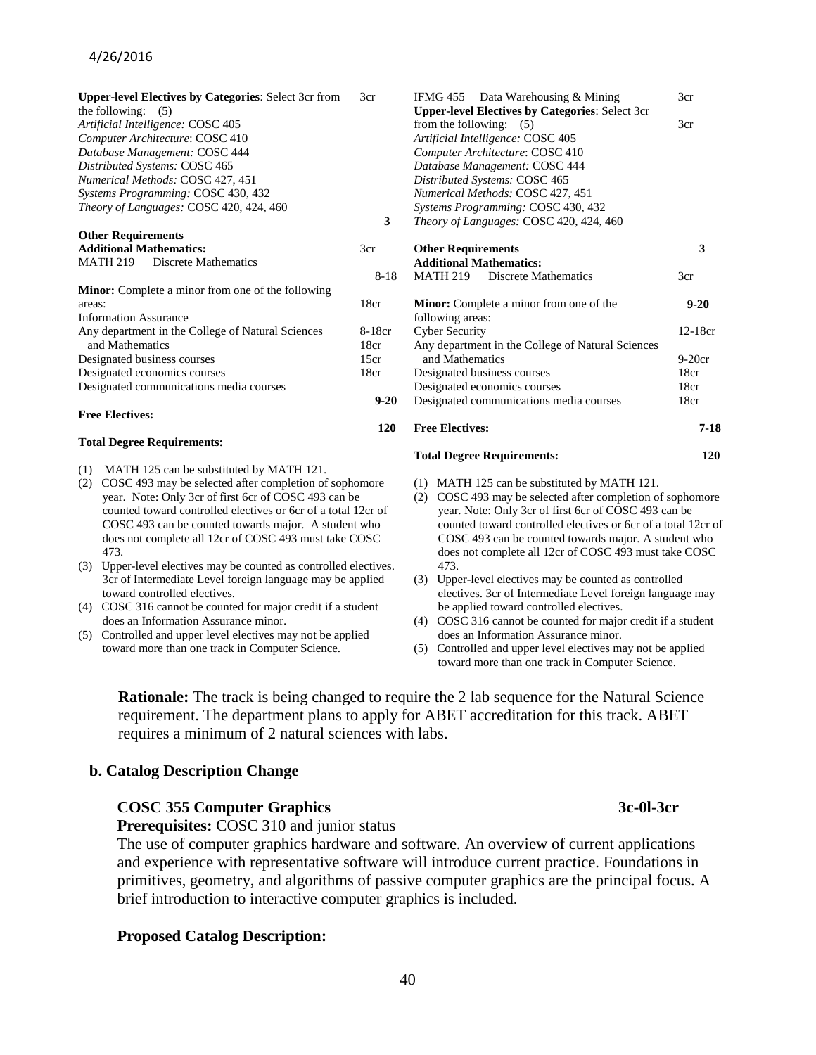4/26/2016

| | |
|---|---|
| **Upper-level Electives by Categories**: Select 3cr from the following: (5) | 3cr |
| *Artificial Intelligence:* COSC 405 | |
| *Computer Architecture*: COSC 410 | |
| *Database Management:* COSC 444 | |
| *Distributed Systems:* COSC 465 | |
| *Numerical Methods:* COSC 427, 451 | |
| *Systems Programming:* COSC 430, 432 | |
| *Theory of Languages:* COSC 420, 424, 460 | |
| | **3** |
| **Other Requirements** | |
| **Additional Mathematics:** | 3cr |
| MATH 219 Discrete Mathematics | |
| | 8-18 |
| **Minor:** Complete a minor from one of the following areas: | 18cr |
| Information Assurance | |
| Any department in the College of Natural Sciences and Mathematics | 8-18cr |
| | 18cr |
| Designated business courses | 15cr |
| Designated economics courses | 18cr |
| Designated communications media courses | |
| | **9-20** |
| **Free Electives:** | |
| | **120** |
| **Total Degree Requirements:** | |

(1) MATH 125 can be substituted by MATH 121.
(2) COSC 493 may be selected after completion of sophomore year. Note: Only 3cr of first 6cr of COSC 493 can be counted toward controlled electives or 6cr of a total 12cr of COSC 493 can be counted towards major. A student who does not complete all 12cr of COSC 493 must take COSC 473.
(3) Upper-level electives may be counted as controlled electives. 3cr of Intermediate Level foreign language may be applied toward controlled electives.
(4) COSC 316 cannot be counted for major credit if a student does an Information Assurance minor.
(5) Controlled and upper level electives may not be applied toward more than one track in Computer Science.

| | |
|---|---|
| IFMG 455 Data Warehousing & Mining | 3cr |
| **Upper-level Electives by Categories**: Select 3cr from the following: (5) | 3cr |
| *Artificial Intelligence:* COSC 405 | |
| *Computer Architecture*: COSC 410 | |
| *Database Management:* COSC 444 | |
| *Distributed Systems:* COSC 465 | |
| *Numerical Methods:* COSC 427, 451 | |
| *Systems Programming:* COSC 430, 432 | |
| *Theory of Languages:* COSC 420, 424, 460 | |
| **Other Requirements** | **3** |
| **Additional Mathematics:** | |
| MATH 219 Discrete Mathematics | 3cr |
| **Minor:** Complete a minor from one of the following areas: | **9-20** |
| Cyber Security | 12-18cr |
| Any department in the College of Natural Sciences and Mathematics | 9-20cr |
| Designated business courses | 18cr |
| Designated economics courses | 18cr |
| Designated communications media courses | 18cr |
| **Free Electives:** | **7-18** |
| **Total Degree Requirements:** | **120** |

(1) MATH 125 can be substituted by MATH 121.
(2) COSC 493 may be selected after completion of sophomore year. Note: Only 3cr of first 6cr of COSC 493 can be counted toward controlled electives or 6cr of a total 12cr of COSC 493 can be counted towards major. A student who does not complete all 12cr of COSC 493 must take COSC 473.
(3) Upper-level electives may be counted as controlled electives. 3cr of Intermediate Level foreign language may be applied toward controlled electives.
(4) COSC 316 cannot be counted for major credit if a student does an Information Assurance minor.
(5) Controlled and upper level electives may not be applied toward more than one track in Computer Science.

**Rationale:** The track is being changed to require the 2 lab sequence for the Natural Science requirement. The department plans to apply for ABET accreditation for this track. ABET requires a minimum of 2 natural sciences with labs.

## b. Catalog Description Change

**COSC 355 Computer Graphics** **3c-0l-3cr**

**Prerequisites:** COSC 310 and junior status

The use of computer graphics hardware and software. An overview of current applications and experience with representative software will introduce current practice. Foundations in primitives, geometry, and algorithms of passive computer graphics are the principal focus. A brief introduction to interactive computer graphics is included.

**Proposed Catalog Description:**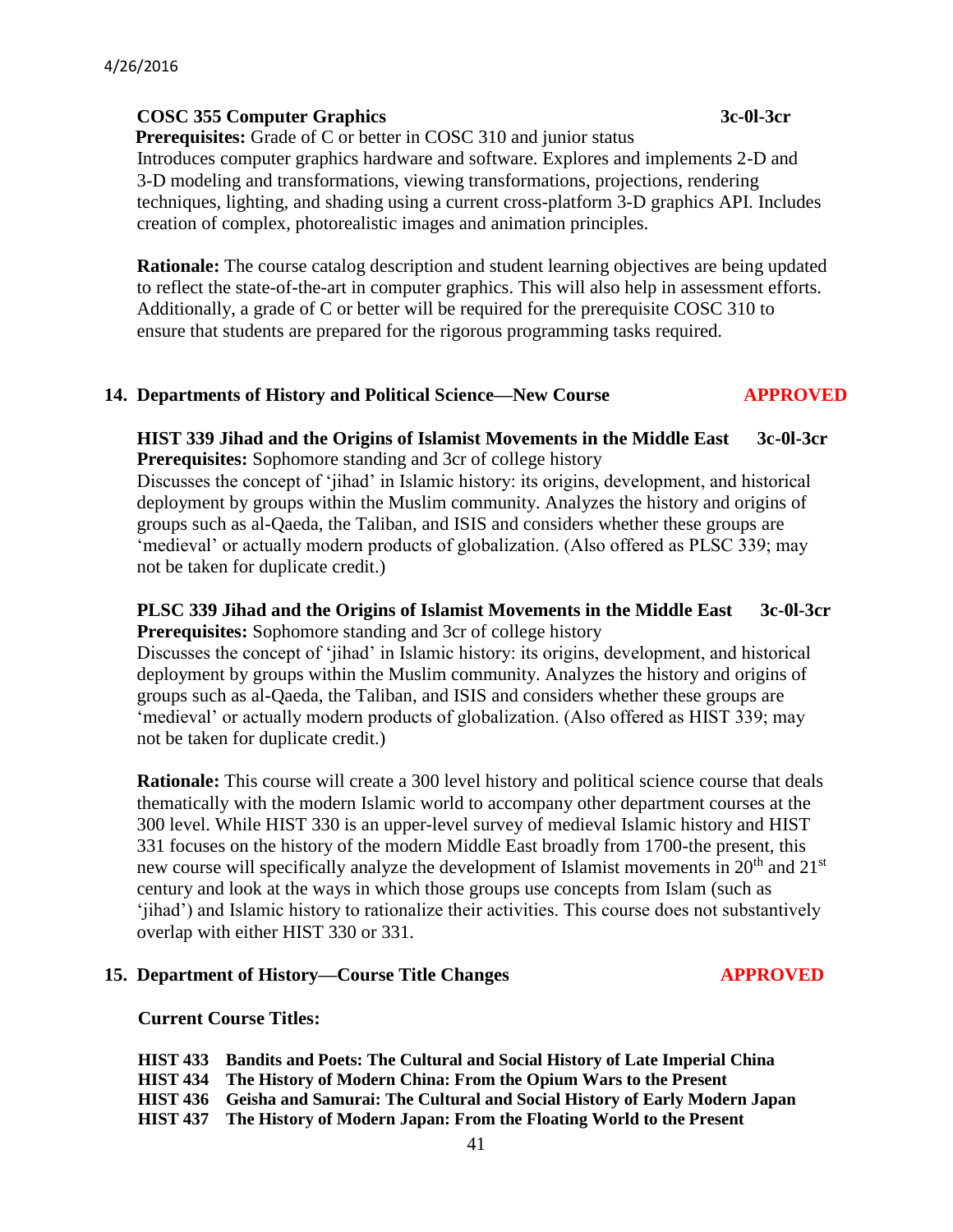**COSC 355 Computer Graphics 3c-0l-3cr**

**Prerequisites:** Grade of C or better in COSC 310 and junior status

Introduces computer graphics hardware and software. Explores and implements 2-D and 3-D modeling and transformations, viewing transformations, projections, rendering techniques, lighting, and shading using a current cross-platform 3-D graphics API. Includes creation of complex, photorealistic images and animation principles.

**Rationale:** The course catalog description and student learning objectives are being updated to reflect the state-of-the-art in computer graphics. This will also help in assessment efforts. Additionally, a grade of C or better will be required for the prerequisite COSC 310 to ensure that students are prepared for the rigorous programming tasks required.

## 14. Departments of History and Political Science—New Course **APPROVED**

**HIST 339 Jihad and the Origins of Islamist Movements in the Middle East 3c-0l-3cr**

**Prerequisites:** Sophomore standing and 3cr of college history

Discusses the concept of 'jihad' in Islamic history: its origins, development, and historical deployment by groups within the Muslim community. Analyzes the history and origins of groups such as al-Qaeda, the Taliban, and ISIS and considers whether these groups are 'medieval' or actually modern products of globalization. (Also offered as PLSC 339; may not be taken for duplicate credit.)

**PLSC 339 Jihad and the Origins of Islamist Movements in the Middle East 3c-0l-3cr**

**Prerequisites:** Sophomore standing and 3cr of college history

Discusses the concept of 'jihad' in Islamic history: its origins, development, and historical deployment by groups within the Muslim community. Analyzes the history and origins of groups such as al-Qaeda, the Taliban, and ISIS and considers whether these groups are 'medieval' or actually modern products of globalization. (Also offered as HIST 339; may not be taken for duplicate credit.)

**Rationale:** This course will create a 300 level history and political science course that deals thematically with the modern Islamic world to accompany other department courses at the 300 level. While HIST 330 is an upper-level survey of medieval Islamic history and HIST 331 focuses on the history of the modern Middle East broadly from 1700-the present, this new course will specifically analyze the development of Islamist movements in 20th and 21st century and look at the ways in which those groups use concepts from Islam (such as 'jihad') and Islamic history to rationalize their activities. This course does not substantively overlap with either HIST 330 or 331.

## 15. Department of History—Course Title Changes **APPROVED**

**Current Course Titles:**

**HIST 433 Bandits and Poets: The Cultural and Social History of Late Imperial China**
**HIST 434 The History of Modern China: From the Opium Wars to the Present**
**HIST 436 Geisha and Samurai: The Cultural and Social History of Early Modern Japan**
**HIST 437 The History of Modern Japan: From the Floating World to the Present**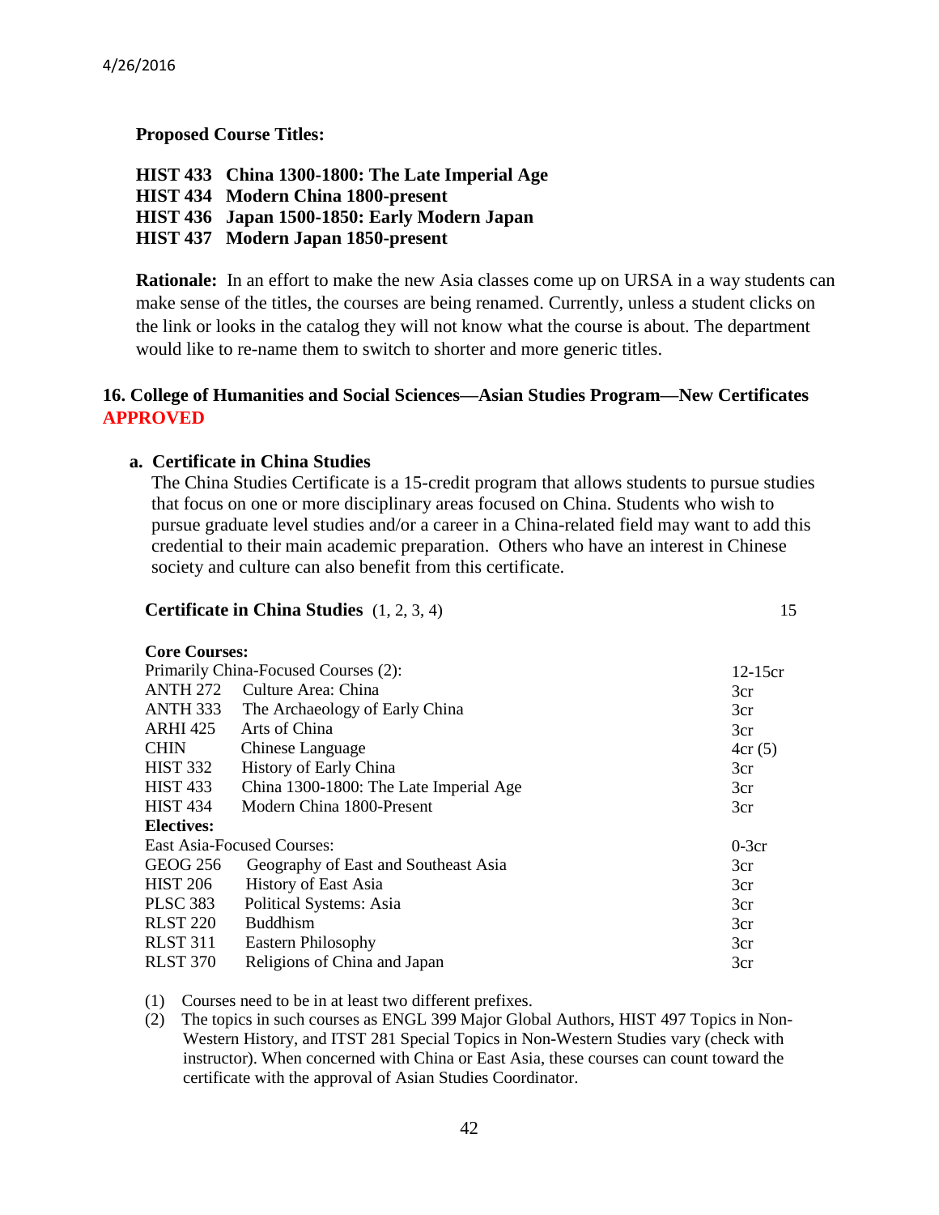**Proposed Course Titles:**

**HIST 433 China 1300-1800: The Late Imperial Age**
**HIST 434 Modern China 1800-present**
**HIST 436 Japan 1500-1850: Early Modern Japan**
**HIST 437 Modern Japan 1850-present**

**Rationale:** In an effort to make the new Asia classes come up on URSA in a way students can make sense of the titles, the courses are being renamed. Currently, unless a student clicks on the link or looks in the catalog they will not know what the course is about. The department would like to re-name them to switch to shorter and more generic titles.

## 16. College of Humanities and Social Sciences—Asian Studies Program—New Certificates APPROVED

### a. Certificate in China Studies

The China Studies Certificate is a 15-credit program that allows students to pursue studies that focus on one or more disciplinary areas focused on China. Students who wish to pursue graduate level studies and/or a career in a China-related field may want to add this credential to their main academic preparation. Others who have an interest in Chinese society and culture can also benefit from this certificate.

| **Certificate in China Studies** (1, 2, 3, 4) | | 15 |
|---|---|---|
| **Core Courses:** | | |
| Primarily China-Focused Courses (2): | | 12-15cr |
| ANTH 272 | Culture Area: China | 3cr |
| ANTH 333 | The Archaeology of Early China | 3cr |
| ARHI 425 | Arts of China | 3cr |
| CHIN | Chinese Language | 4cr (5) |
| HIST 332 | History of Early China | 3cr |
| HIST 433 | China 1300-1800: The Late Imperial Age | 3cr |
| HIST 434 | Modern China 1800-Present | 3cr |
| **Electives:** | | |
| East Asia-Focused Courses: | | 0-3cr |
| GEOG 256 | Geography of East and Southeast Asia | 3cr |
| HIST 206 | History of East Asia | 3cr |
| PLSC 383 | Political Systems: Asia | 3cr |
| RLST 220 | Buddhism | 3cr |
| RLST 311 | Eastern Philosophy | 3cr |
| RLST 370 | Religions of China and Japan | 3cr |

(1) Courses need to be in at least two different prefixes.
(2) The topics in such courses as ENGL 399 Major Global Authors, HIST 497 Topics in Non-Western History, and ITST 281 Special Topics in Non-Western Studies vary (check with instructor). When concerned with China or East Asia, these courses can count toward the certificate with the approval of Asian Studies Coordinator.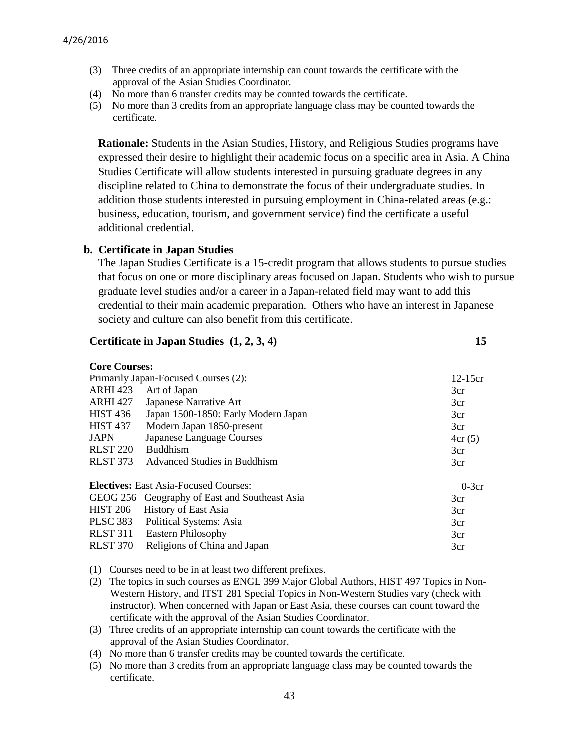(3) Three credits of an appropriate internship can count towards the certificate with the approval of the Asian Studies Coordinator.
(4) No more than 6 transfer credits may be counted towards the certificate.
(5) No more than 3 credits from an appropriate language class may be counted towards the certificate.

**Rationale:** Students in the Asian Studies, History, and Religious Studies programs have expressed their desire to highlight their academic focus on a specific area in Asia. A China Studies Certificate will allow students interested in pursuing graduate degrees in any discipline related to China to demonstrate the focus of their undergraduate studies. In addition those students interested in pursuing employment in China-related areas (e.g.: business, education, tourism, and government service) find the certificate a useful additional credential.

### b. Certificate in Japan Studies

The Japan Studies Certificate is a 15-credit program that allows students to pursue studies that focus on one or more disciplinary areas focused on Japan. Students who wish to pursue graduate level studies and/or a career in a Japan-related field may want to add this credential to their main academic preparation. Others who have an interest in Japanese society and culture can also benefit from this certificate.

| **Certificate in Japan Studies (1, 2, 3, 4)** | | **15** |
|---|---|---|
| **Core Courses:** | | |
| Primarily Japan-Focused Courses (2): | | 12-15cr |
| ARHI 423 | Art of Japan | 3cr |
| ARHI 427 | Japanese Narrative Art | 3cr |
| HIST 436 | Japan 1500-1850: Early Modern Japan | 3cr |
| HIST 437 | Modern Japan 1850-present | 3cr |
| JAPN | Japanese Language Courses | 4cr (5) |
| RLST 220 | Buddhism | 3cr |
| RLST 373 | Advanced Studies in Buddhism | 3cr |
| **Electives:** East Asia-Focused Courses: | | 0-3cr |
| GEOG 256 | Geography of East and Southeast Asia | 3cr |
| HIST 206 | History of East Asia | 3cr |
| PLSC 383 | Political Systems: Asia | 3cr |
| RLST 311 | Eastern Philosophy | 3cr |
| RLST 370 | Religions of China and Japan | 3cr |

(1) Courses need to be in at least two different prefixes.
(2) The topics in such courses as ENGL 399 Major Global Authors, HIST 497 Topics in Non-Western History, and ITST 281 Special Topics in Non-Western Studies vary (check with instructor). When concerned with Japan or East Asia, these courses can count toward the certificate with the approval of the Asian Studies Coordinator.
(3) Three credits of an appropriate internship can count towards the certificate with the approval of the Asian Studies Coordinator.
(4) No more than 6 transfer credits may be counted towards the certificate.
(5) No more than 3 credits from an appropriate language class may be counted towards the certificate.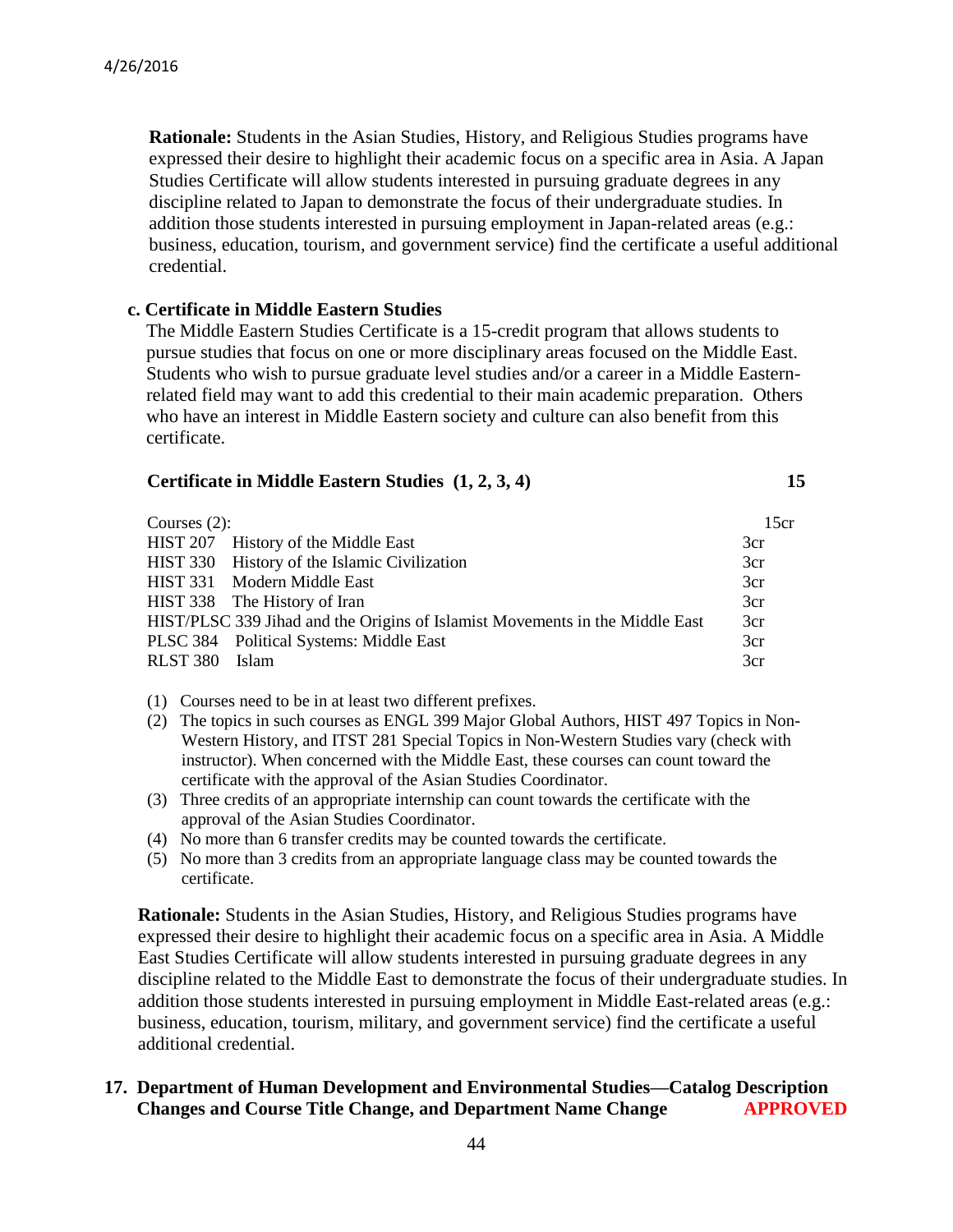**Rationale:** Students in the Asian Studies, History, and Religious Studies programs have expressed their desire to highlight their academic focus on a specific area in Asia. A Japan Studies Certificate will allow students interested in pursuing graduate degrees in any discipline related to Japan to demonstrate the focus of their undergraduate studies. In addition those students interested in pursuing employment in Japan-related areas (e.g.: business, education, tourism, and government service) find the certificate a useful additional credential.

**c. Certificate in Middle Eastern Studies**

The Middle Eastern Studies Certificate is a 15-credit program that allows students to pursue studies that focus on one or more disciplinary areas focused on the Middle East. Students who wish to pursue graduate level studies and/or a career in a Middle Eastern-related field may want to add this credential to their main academic preparation. Others who have an interest in Middle Eastern society and culture can also benefit from this certificate.

| **Certificate in Middle Eastern Studies (1, 2, 3, 4)** | **15** |
|---|---|
| Courses (2): | 15cr |
| HIST 207 History of the Middle East | 3cr |
| HIST 330 History of the Islamic Civilization | 3cr |
| HIST 331 Modern Middle East | 3cr |
| HIST 338 The History of Iran | 3cr |
| HIST/PLSC 339 Jihad and the Origins of Islamist Movements in the Middle East | 3cr |
| PLSC 384 Political Systems: Middle East | 3cr |
| RLST 380 Islam | 3cr |

1. Courses need to be in at least two different prefixes.
2. The topics in such courses as ENGL 399 Major Global Authors, HIST 497 Topics in Non-Western History, and ITST 281 Special Topics in Non-Western Studies vary (check with instructor). When concerned with the Middle East, these courses can count toward the certificate with the approval of the Asian Studies Coordinator.
3. Three credits of an appropriate internship can count towards the certificate with the approval of the Asian Studies Coordinator.
4. No more than 6 transfer credits may be counted towards the certificate.
5. No more than 3 credits from an appropriate language class may be counted towards the certificate.

**Rationale:** Students in the Asian Studies, History, and Religious Studies programs have expressed their desire to highlight their academic focus on a specific area in Asia. A Middle East Studies Certificate will allow students interested in pursuing graduate degrees in any discipline related to the Middle East to demonstrate the focus of their undergraduate studies. In addition those students interested in pursuing employment in Middle East-related areas (e.g.: business, education, tourism, military, and government service) find the certificate a useful additional credential.

**17. Department of Human Development and Environmental Studies—Catalog Description Changes and Course Title Change, and Department Name Change** **APPROVED**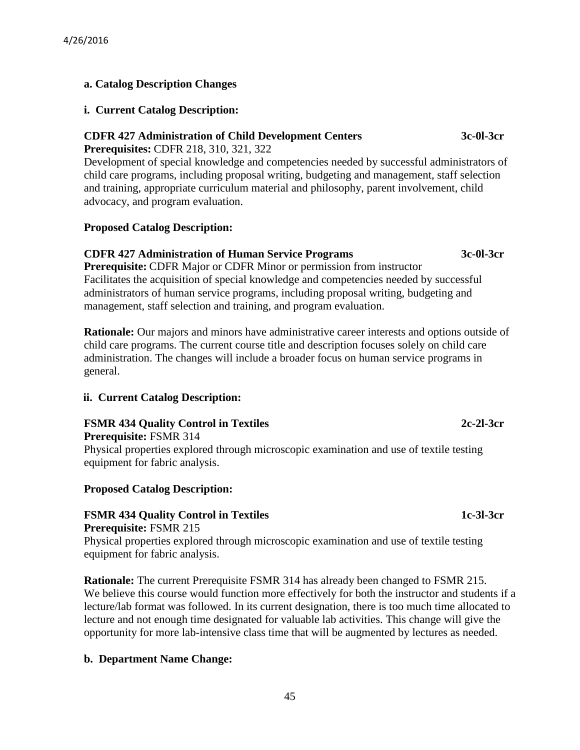**a. Catalog Description Changes**

**i. Current Catalog Description:**

**CDFR 427 Administration of Child Development Centers 3c-0l-3cr**
**Prerequisites:** CDFR 218, 310, 321, 322
Development of special knowledge and competencies needed by successful administrators of child care programs, including proposal writing, budgeting and management, staff selection and training, appropriate curriculum material and philosophy, parent involvement, child advocacy, and program evaluation.

**Proposed Catalog Description:**

**CDFR 427 Administration of Human Service Programs 3c-0l-3cr**
**Prerequisite:** CDFR Major or CDFR Minor or permission from instructor
Facilitates the acquisition of special knowledge and competencies needed by successful administrators of human service programs, including proposal writing, budgeting and management, staff selection and training, and program evaluation.

**Rationale:** Our majors and minors have administrative career interests and options outside of child care programs. The current course title and description focuses solely on child care administration. The changes will include a broader focus on human service programs in general.

**ii. Current Catalog Description:**

**FSMR 434 Quality Control in Textiles 2c-2l-3cr**
**Prerequisite:** FSMR 314
Physical properties explored through microscopic examination and use of textile testing equipment for fabric analysis.

**Proposed Catalog Description:**

**FSMR 434 Quality Control in Textiles 1c-3l-3cr**
**Prerequisite:** FSMR 215
Physical properties explored through microscopic examination and use of textile testing equipment for fabric analysis.

**Rationale:** The current Prerequisite FSMR 314 has already been changed to FSMR 215. We believe this course would function more effectively for both the instructor and students if a lecture/lab format was followed. In its current designation, there is too much time allocated to lecture and not enough time designated for valuable lab activities. This change will give the opportunity for more lab-intensive class time that will be augmented by lectures as needed.

**b. Department Name Change:**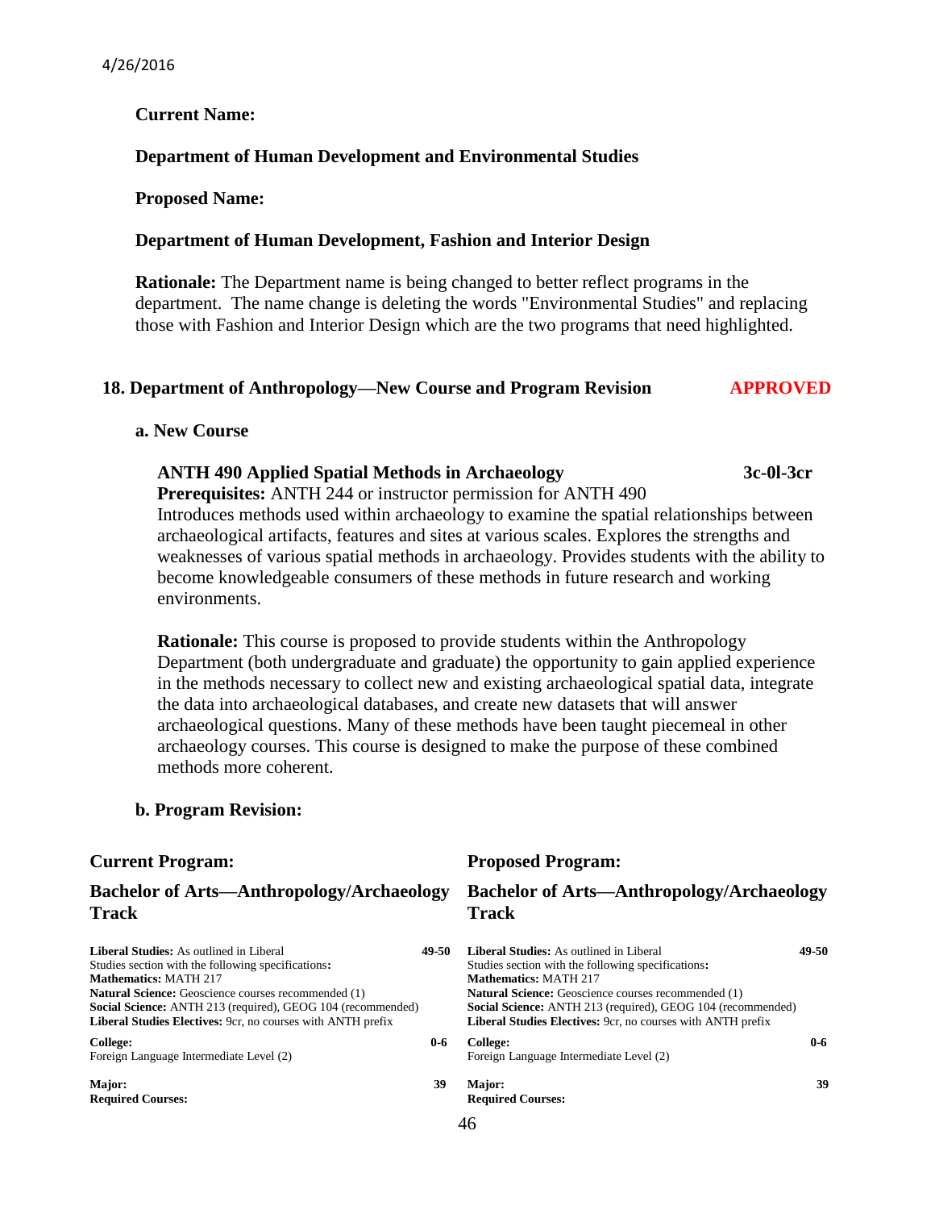4/26/2016

**Current Name:**

**Department of Human Development and Environmental Studies**

**Proposed Name:**

**Department of Human Development, Fashion and Interior Design**

**Rationale:** The Department name is being changed to better reflect programs in the department. The name change is deleting the words "Environmental Studies" and replacing those with Fashion and Interior Design which are the two programs that need highlighted.

## 18. Department of Anthropology—New Course and Program Revision **APPROVED**

### a. New Course

**ANTH 490 Applied Spatial Methods in Archaeology** **3c-0l-3cr**

**Prerequisites:** ANTH 244 or instructor permission for ANTH 490

Introduces methods used within archaeology to examine the spatial relationships between archaeological artifacts, features and sites at various scales. Explores the strengths and weaknesses of various spatial methods in archaeology. Provides students with the ability to become knowledgeable consumers of these methods in future research and working environments.

**Rationale:** This course is proposed to provide students within the Anthropology Department (both undergraduate and graduate) the opportunity to gain applied experience in the methods necessary to collect new and existing archaeological spatial data, integrate the data into archaeological databases, and create new datasets that will answer archaeological questions. Many of these methods have been taught piecemeal in other archaeology courses. This course is designed to make the purpose of these combined methods more coherent.

### b. Program Revision:

| **Current Program:** | | **Proposed Program:** | |
|---|---|---|---|
| **Bachelor of Arts—Anthropology/Archaeology Track** | | **Bachelor of Arts—Anthropology/Archaeology Track** | |
| **Liberal Studies:** As outlined in Liberal Studies section with the following specifications**:** | **49-50** | **Liberal Studies:** As outlined in Liberal Studies section with the following specifications**:** | **49-50** |
| **Mathematics:** MATH 217 | | **Mathematics:** MATH 217 | |
| **Natural Science:** Geoscience courses recommended (1) | | **Natural Science:** Geoscience courses recommended (1) | |
| **Social Science:** ANTH 213 (required), GEOG 104 (recommended) | | **Social Science:** ANTH 213 (required), GEOG 104 (recommended) | |
| **Liberal Studies Electives:** 9cr, no courses with ANTH prefix | | **Liberal Studies Electives:** 9cr, no courses with ANTH prefix | |
| **College:** | **0-6** | **College:** | **0-6** |
| Foreign Language Intermediate Level (2) | | Foreign Language Intermediate Level (2) | |
| **Major:** | **39** | **Major:** | **39** |
| **Required Courses:** | | **Required Courses:** | |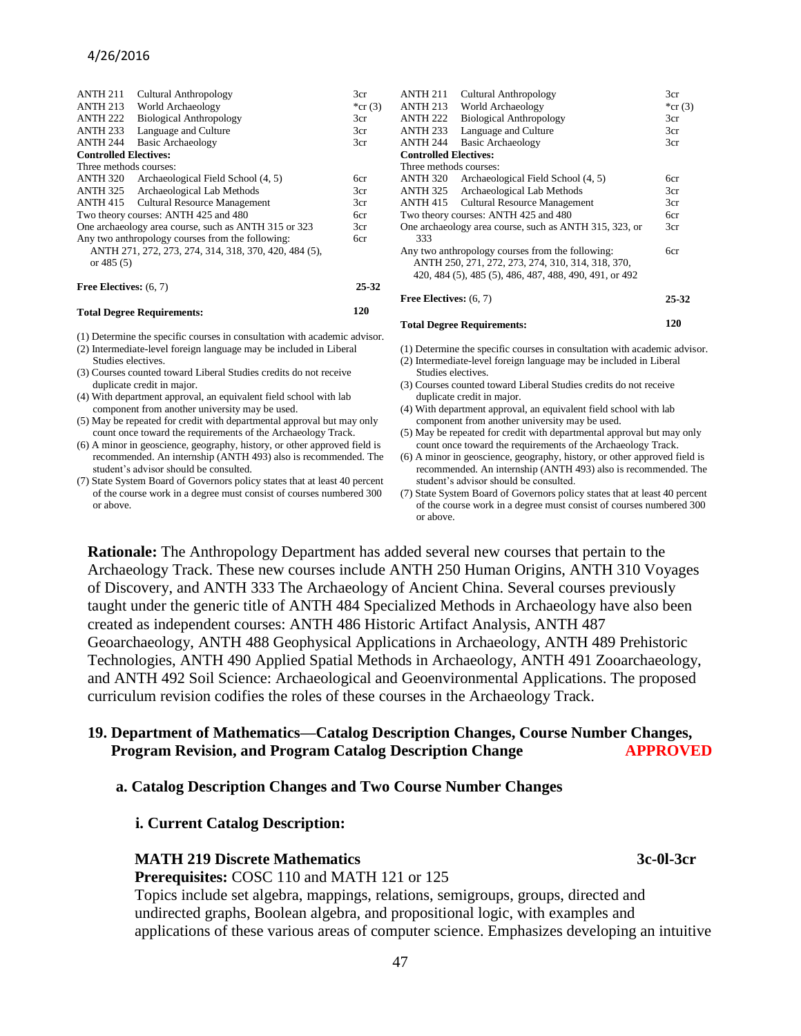| ANTH 211 | Cultural Anthropology | 3cr |
|---|---|---|
| ANTH 213 | World Archaeology | *cr (3) |
| ANTH 222 | Biological Anthropology | 3cr |
| ANTH 233 | Language and Culture | 3cr |
| ANTH 244 | Basic Archaeology | 3cr |
| **Controlled Electives:** | | |
| Three methods courses: | | |
| ANTH 320 | Archaeological Field School (4, 5) | 6cr |
| ANTH 325 | Archaeological Lab Methods | 3cr |
| ANTH 415 | Cultural Resource Management | 3cr |
| Two theory courses: ANTH 425 and 480 | | 6cr |
| One archaeology area course, such as ANTH 315 or 323 | | 3cr |
| Any two anthropology courses from the following: ANTH 271, 272, 273, 274, 314, 318, 370, 420, 484 (5), or 485 (5) | | 6cr |
| **Free Electives:** (6, 7) | | **25-32** |
| **Total Degree Requirements:** | | **120** |

(1) Determine the specific courses in consultation with academic advisor.
(2) Intermediate-level foreign language may be included in Liberal Studies electives.
(3) Courses counted toward Liberal Studies credits do not receive duplicate credit in major.
(4) With department approval, an equivalent field school with lab component from another university may be used.
(5) May be repeated for credit with departmental approval but may only count once toward the requirements of the Archaeology Track.
(6) A minor in geoscience, geography, history, or other approved field is recommended. An internship (ANTH 493) also is recommended. The student's advisor should be consulted.
(7) State System Board of Governors policy states that at least 40 percent of the course work in a degree must consist of courses numbered 300 or above.

| ANTH 211 | Cultural Anthropology | 3cr |
|---|---|---|
| ANTH 213 | World Archaeology | *cr (3) |
| ANTH 222 | Biological Anthropology | 3cr |
| ANTH 233 | Language and Culture | 3cr |
| ANTH 244 | Basic Archaeology | 3cr |
| **Controlled Electives:** | | |
| Three methods courses: | | |
| ANTH 320 | Archaeological Field School (4, 5) | 6cr |
| ANTH 325 | Archaeological Lab Methods | 3cr |
| ANTH 415 | Cultural Resource Management | 3cr |
| Two theory courses: ANTH 425 and 480 | | 6cr |
| One archaeology area course, such as ANTH 315, 323, or 333 | | 3cr |
| Any two anthropology courses from the following: ANTH 250, 271, 272, 273, 274, 310, 314, 318, 370, 420, 484 (5), 485 (5), 486, 487, 488, 490, 491, or 492 | | 6cr |
| **Free Electives:** (6, 7) | | **25-32** |
| **Total Degree Requirements:** | | **120** |

(1) Determine the specific courses in consultation with academic advisor.
(2) Intermediate-level foreign language may be included in Liberal Studies electives.
(3) Courses counted toward Liberal Studies credits do not receive duplicate credit in major.
(4) With department approval, an equivalent field school with lab component from another university may be used.
(5) May be repeated for credit with departmental approval but may only count once toward the requirements of the Archaeology Track.
(6) A minor in geoscience, geography, history, or other approved field is recommended. An internship (ANTH 493) also is recommended. The student's advisor should be consulted.
(7) State System Board of Governors policy states that at least 40 percent of the course work in a degree must consist of courses numbered 300 or above.

**Rationale:** The Anthropology Department has added several new courses that pertain to the Archaeology Track. These new courses include ANTH 250 Human Origins, ANTH 310 Voyages of Discovery, and ANTH 333 The Archaeology of Ancient China. Several courses previously taught under the generic title of ANTH 484 Specialized Methods in Archaeology have also been created as independent courses: ANTH 486 Historic Artifact Analysis, ANTH 487 Geoarchaeology, ANTH 488 Geophysical Applications in Archaeology, ANTH 489 Prehistoric Technologies, ANTH 490 Applied Spatial Methods in Archaeology, ANTH 491 Zooarchaeology, and ANTH 492 Soil Science: Archaeological and Geoenvironmental Applications. The proposed curriculum revision codifies the roles of these courses in the Archaeology Track.

## 19. Department of Mathematics—Catalog Description Changes, Course Number Changes, Program Revision, and Program Catalog Description Change — APPROVED

### a. Catalog Description Changes and Two Course Number Changes

#### i. Current Catalog Description:

**MATH 219 Discrete Mathematics** **3c-0l-3cr**
**Prerequisites:** COSC 110 and MATH 121 or 125
Topics include set algebra, mappings, relations, semigroups, groups, directed and undirected graphs, Boolean algebra, and propositional logic, with examples and applications of these various areas of computer science. Emphasizes developing an intuitive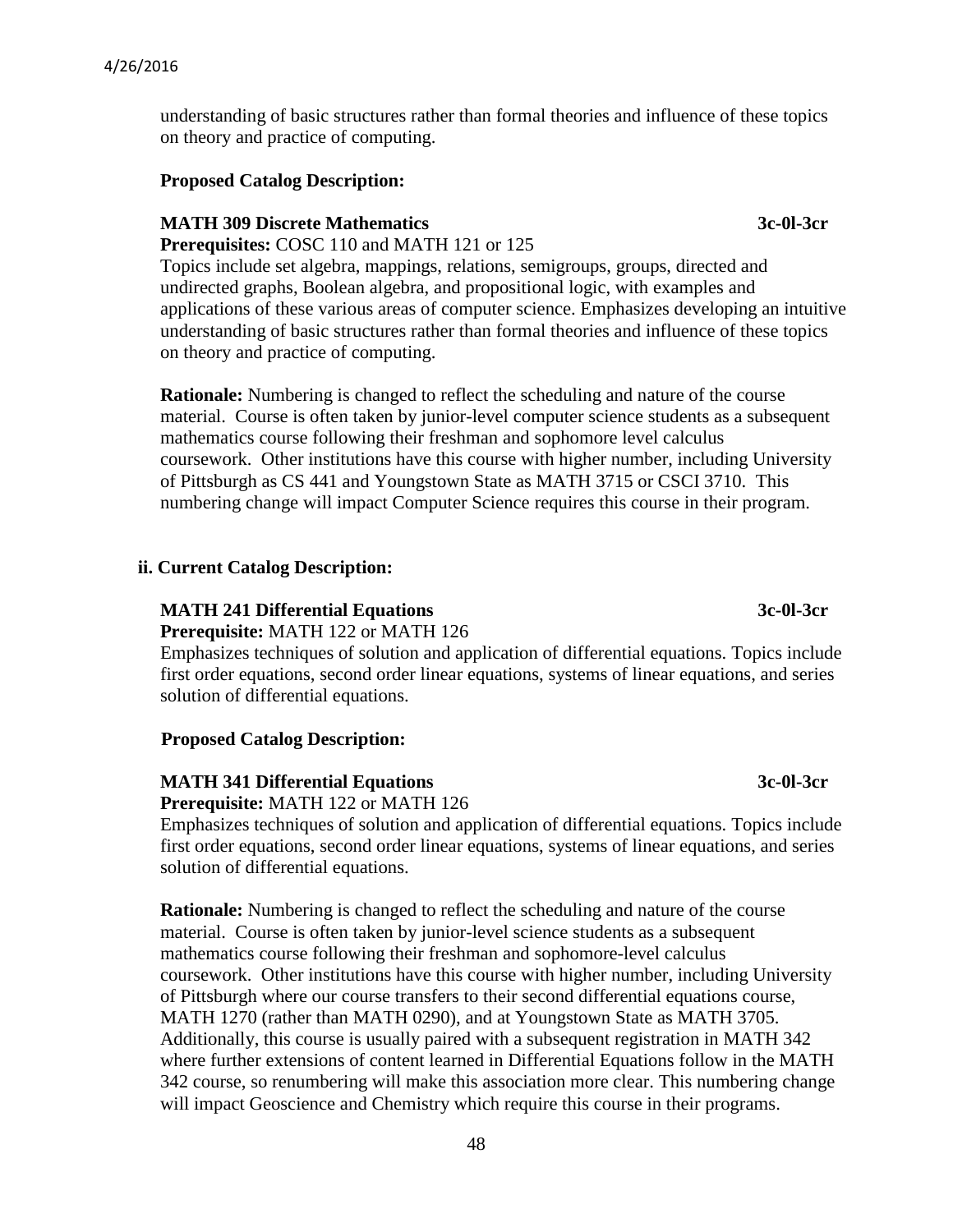understanding of basic structures rather than formal theories and influence of these topics on theory and practice of computing.

**Proposed Catalog Description:**

**MATH 309 Discrete Mathematics 3c-0l-3cr**
**Prerequisites:** COSC 110 and MATH 121 or 125
Topics include set algebra, mappings, relations, semigroups, groups, directed and undirected graphs, Boolean algebra, and propositional logic, with examples and applications of these various areas of computer science. Emphasizes developing an intuitive understanding of basic structures rather than formal theories and influence of these topics on theory and practice of computing.

**Rationale:** Numbering is changed to reflect the scheduling and nature of the course material. Course is often taken by junior-level computer science students as a subsequent mathematics course following their freshman and sophomore level calculus coursework. Other institutions have this course with higher number, including University of Pittsburgh as CS 441 and Youngstown State as MATH 3715 or CSCI 3710. This numbering change will impact Computer Science requires this course in their program.

**ii. Current Catalog Description:**

**MATH 241 Differential Equations 3c-0l-3cr**
**Prerequisite:** MATH 122 or MATH 126
Emphasizes techniques of solution and application of differential equations. Topics include first order equations, second order linear equations, systems of linear equations, and series solution of differential equations.

**Proposed Catalog Description:**

**MATH 341 Differential Equations 3c-0l-3cr**
**Prerequisite:** MATH 122 or MATH 126
Emphasizes techniques of solution and application of differential equations. Topics include first order equations, second order linear equations, systems of linear equations, and series solution of differential equations.

**Rationale:** Numbering is changed to reflect the scheduling and nature of the course material. Course is often taken by junior-level science students as a subsequent mathematics course following their freshman and sophomore-level calculus coursework. Other institutions have this course with higher number, including University of Pittsburgh where our course transfers to their second differential equations course, MATH 1270 (rather than MATH 0290), and at Youngstown State as MATH 3705. Additionally, this course is usually paired with a subsequent registration in MATH 342 where further extensions of content learned in Differential Equations follow in the MATH 342 course, so renumbering will make this association more clear. This numbering change will impact Geoscience and Chemistry which require this course in their programs.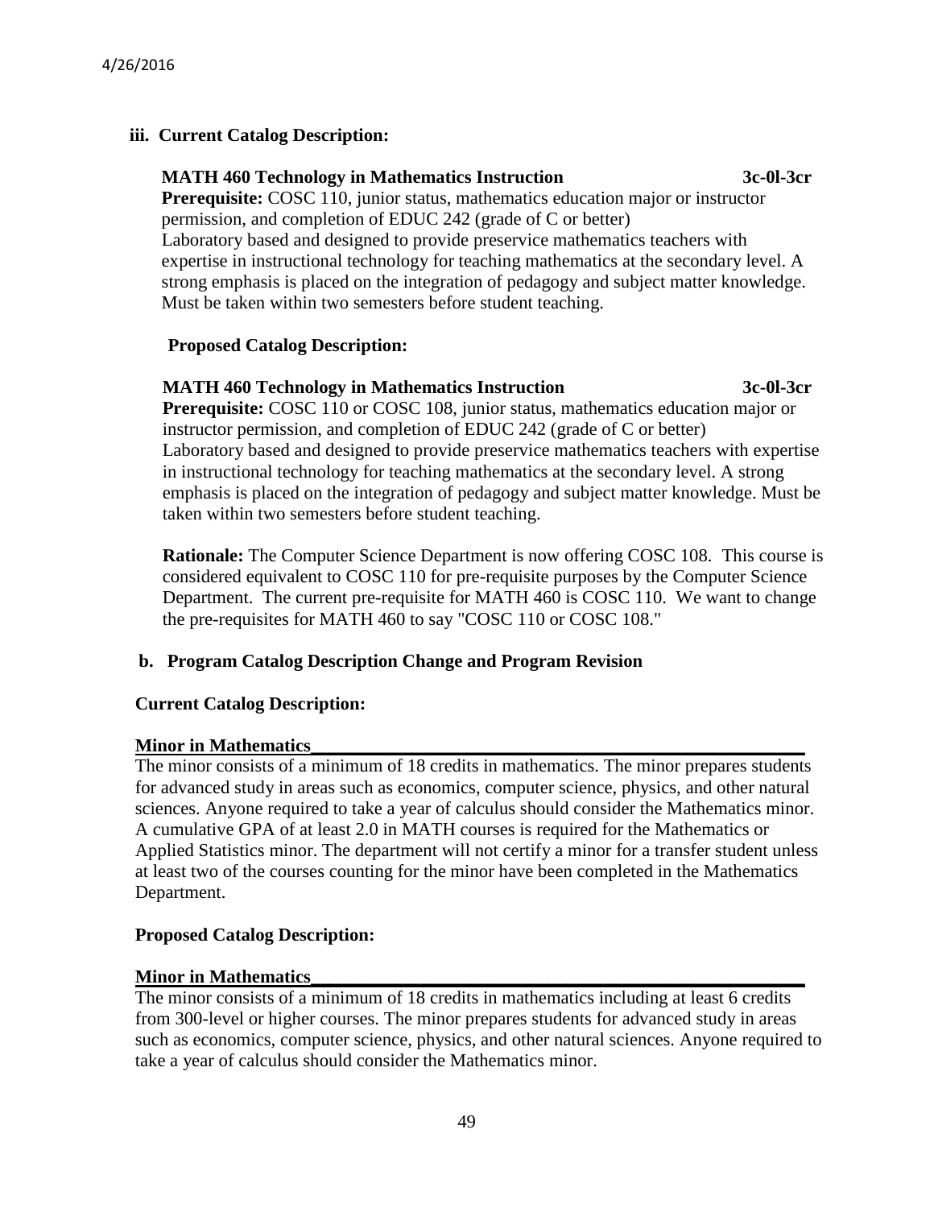**iii. Current Catalog Description:**

**MATH 460 Technology in Mathematics Instruction 3c-0l-3cr**
**Prerequisite:** COSC 110, junior status, mathematics education major or instructor permission, and completion of EDUC 242 (grade of C or better)
Laboratory based and designed to provide preservice mathematics teachers with expertise in instructional technology for teaching mathematics at the secondary level. A strong emphasis is placed on the integration of pedagogy and subject matter knowledge. Must be taken within two semesters before student teaching.

**Proposed Catalog Description:**

**MATH 460 Technology in Mathematics Instruction 3c-0l-3cr**
**Prerequisite:** COSC 110 or COSC 108, junior status, mathematics education major or instructor permission, and completion of EDUC 242 (grade of C or better)
Laboratory based and designed to provide preservice mathematics teachers with expertise in instructional technology for teaching mathematics at the secondary level. A strong emphasis is placed on the integration of pedagogy and subject matter knowledge. Must be taken within two semesters before student teaching.

**Rationale:** The Computer Science Department is now offering COSC 108. This course is considered equivalent to COSC 110 for pre-requisite purposes by the Computer Science Department. The current pre-requisite for MATH 460 is COSC 110. We want to change the pre-requisites for MATH 460 to say "COSC 110 or COSC 108."

**b. Program Catalog Description Change and Program Revision**

**Current Catalog Description:**

**Minor in Mathematics**

The minor consists of a minimum of 18 credits in mathematics. The minor prepares students for advanced study in areas such as economics, computer science, physics, and other natural sciences. Anyone required to take a year of calculus should consider the Mathematics minor. A cumulative GPA of at least 2.0 in MATH courses is required for the Mathematics or Applied Statistics minor. The department will not certify a minor for a transfer student unless at least two of the courses counting for the minor have been completed in the Mathematics Department.

**Proposed Catalog Description:**

**Minor in Mathematics**

The minor consists of a minimum of 18 credits in mathematics including at least 6 credits from 300-level or higher courses. The minor prepares students for advanced study in areas such as economics, computer science, physics, and other natural sciences. Anyone required to take a year of calculus should consider the Mathematics minor.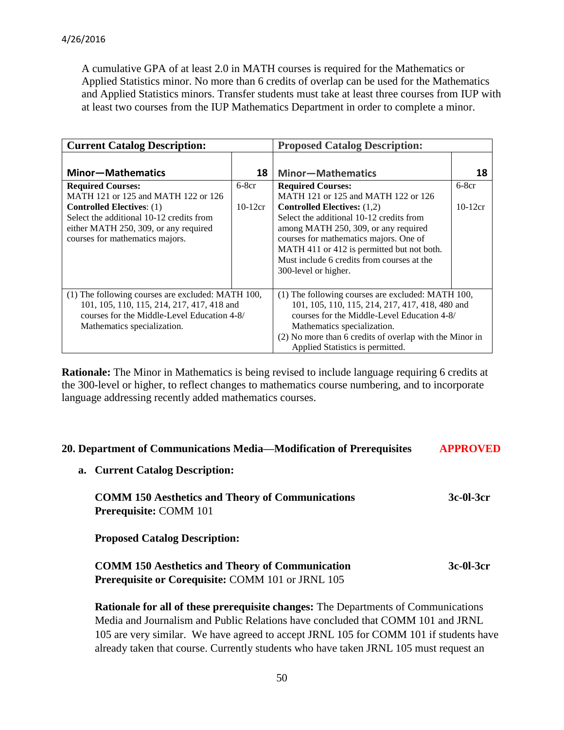A cumulative GPA of at least 2.0 in MATH courses is required for the Mathematics or Applied Statistics minor. No more than 6 credits of overlap can be used for the Mathematics and Applied Statistics minors. Transfer students must take at least three courses from IUP with at least two courses from the IUP Mathematics Department in order to complete a minor.

| **Current Catalog Description:** | | **Proposed Catalog Description:** | |
|---|---|---|---|
| **Minor—Mathematics** | **18** | **Minor—Mathematics** | **18** |
| **Required Courses:** MATH 121 or 125 and MATH 122 or 126 | 6-8cr | **Required Courses:** MATH 121 or 125 and MATH 122 or 126 | 6-8cr |
| **Controlled Electives**: (1) Select the additional 10-12 credits from either MATH 250, 309, or any required courses for mathematics majors. | 10-12cr | **Controlled Electives:** (1,2) Select the additional 10-12 credits from among MATH 250, 309, or any required courses for mathematics majors. One of MATH 411 or 412 is permitted but not both. Must include 6 credits from courses at the 300-level or higher. | 10-12cr |
| (1) The following courses are excluded: MATH 100, 101, 105, 110, 115, 214, 217, 417, 418 and courses for the Middle-Level Education 4-8/ Mathematics specialization. | | (1) The following courses are excluded: MATH 100, 101, 105, 110, 115, 214, 217, 417, 418, 480 and courses for the Middle-Level Education 4-8/ Mathematics specialization. (2) No more than 6 credits of overlap with the Minor in Applied Statistics is permitted. | |

**Rationale:** The Minor in Mathematics is being revised to include language requiring 6 credits at the 300-level or higher, to reflect changes to mathematics course numbering, and to incorporate language addressing recently added mathematics courses.

## 20. Department of Communications Media—Modification of Prerequisites **APPROVED**

**a. Current Catalog Description:**

**COMM 150 Aesthetics and Theory of Communications** **3c-0l-3cr**
**Prerequisite:** COMM 101

**Proposed Catalog Description:**

**COMM 150 Aesthetics and Theory of Communication** **3c-0l-3cr**
**Prerequisite or Corequisite:** COMM 101 or JRNL 105

**Rationale for all of these prerequisite changes:** The Departments of Communications Media and Journalism and Public Relations have concluded that COMM 101 and JRNL 105 are very similar. We have agreed to accept JRNL 105 for COMM 101 if students have already taken that course. Currently students who have taken JRNL 105 must request an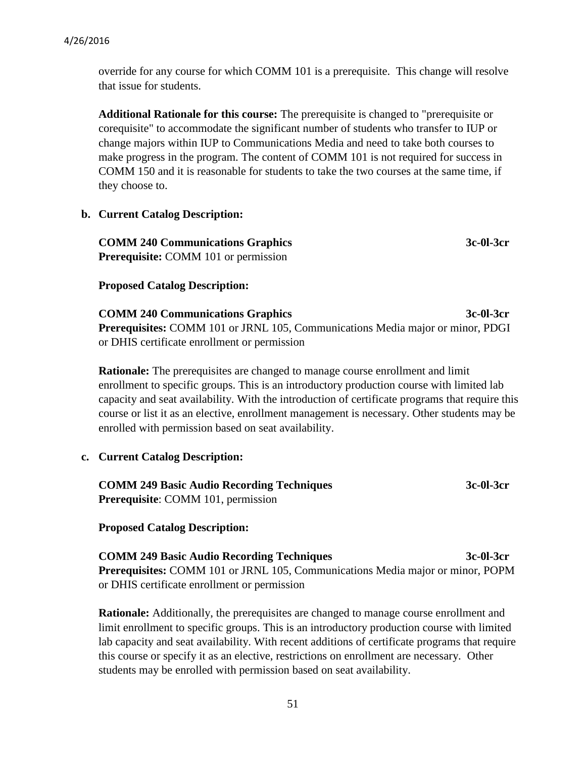override for any course for which COMM 101 is a prerequisite. This change will resolve that issue for students.

**Additional Rationale for this course:** The prerequisite is changed to "prerequisite or corequisite" to accommodate the significant number of students who transfer to IUP or change majors within IUP to Communications Media and need to take both courses to make progress in the program. The content of COMM 101 is not required for success in COMM 150 and it is reasonable for students to take the two courses at the same time, if they choose to.

**b. Current Catalog Description:**

**COMM 240 Communications Graphics 3c-0l-3cr**
**Prerequisite:** COMM 101 or permission

**Proposed Catalog Description:**

**COMM 240 Communications Graphics 3c-0l-3cr**
**Prerequisites:** COMM 101 or JRNL 105, Communications Media major or minor, PDGI or DHIS certificate enrollment or permission

**Rationale:** The prerequisites are changed to manage course enrollment and limit enrollment to specific groups. This is an introductory production course with limited lab capacity and seat availability. With the introduction of certificate programs that require this course or list it as an elective, enrollment management is necessary. Other students may be enrolled with permission based on seat availability.

**c. Current Catalog Description:**

**COMM 249 Basic Audio Recording Techniques 3c-0l-3cr**
**Prerequisite**: COMM 101, permission

**Proposed Catalog Description:**

**COMM 249 Basic Audio Recording Techniques 3c-0l-3cr**
**Prerequisites:** COMM 101 or JRNL 105, Communications Media major or minor, POPM or DHIS certificate enrollment or permission

**Rationale:** Additionally, the prerequisites are changed to manage course enrollment and limit enrollment to specific groups. This is an introductory production course with limited lab capacity and seat availability. With recent additions of certificate programs that require this course or specify it as an elective, restrictions on enrollment are necessary. Other students may be enrolled with permission based on seat availability.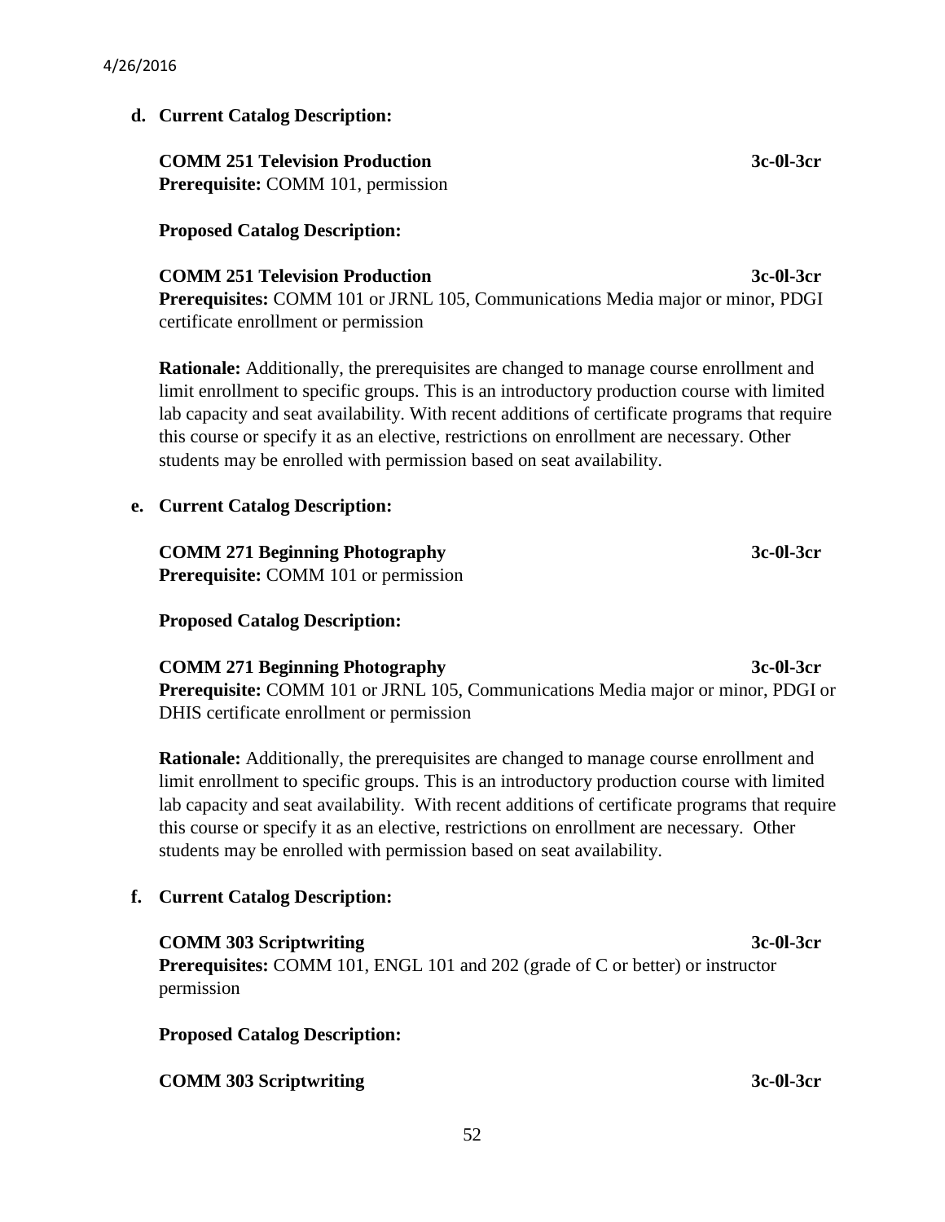**d. Current Catalog Description:**

**COMM 251 Television Production** **3c-0l-3cr**
**Prerequisite:** COMM 101, permission

**Proposed Catalog Description:**

**COMM 251 Television Production** **3c-0l-3cr**
**Prerequisites:** COMM 101 or JRNL 105, Communications Media major or minor, PDGI certificate enrollment or permission

**Rationale:** Additionally, the prerequisites are changed to manage course enrollment and limit enrollment to specific groups. This is an introductory production course with limited lab capacity and seat availability. With recent additions of certificate programs that require this course or specify it as an elective, restrictions on enrollment are necessary. Other students may be enrolled with permission based on seat availability.

**e. Current Catalog Description:**

**COMM 271 Beginning Photography** **3c-0l-3cr**
**Prerequisite:** COMM 101 or permission

**Proposed Catalog Description:**

**COMM 271 Beginning Photography** **3c-0l-3cr**
**Prerequisite:** COMM 101 or JRNL 105, Communications Media major or minor, PDGI or DHIS certificate enrollment or permission

**Rationale:** Additionally, the prerequisites are changed to manage course enrollment and limit enrollment to specific groups. This is an introductory production course with limited lab capacity and seat availability. With recent additions of certificate programs that require this course or specify it as an elective, restrictions on enrollment are necessary. Other students may be enrolled with permission based on seat availability.

**f. Current Catalog Description:**

**COMM 303 Scriptwriting** **3c-0l-3cr**
**Prerequisites:** COMM 101, ENGL 101 and 202 (grade of C or better) or instructor permission

**Proposed Catalog Description:**

**COMM 303 Scriptwriting** **3c-0l-3cr**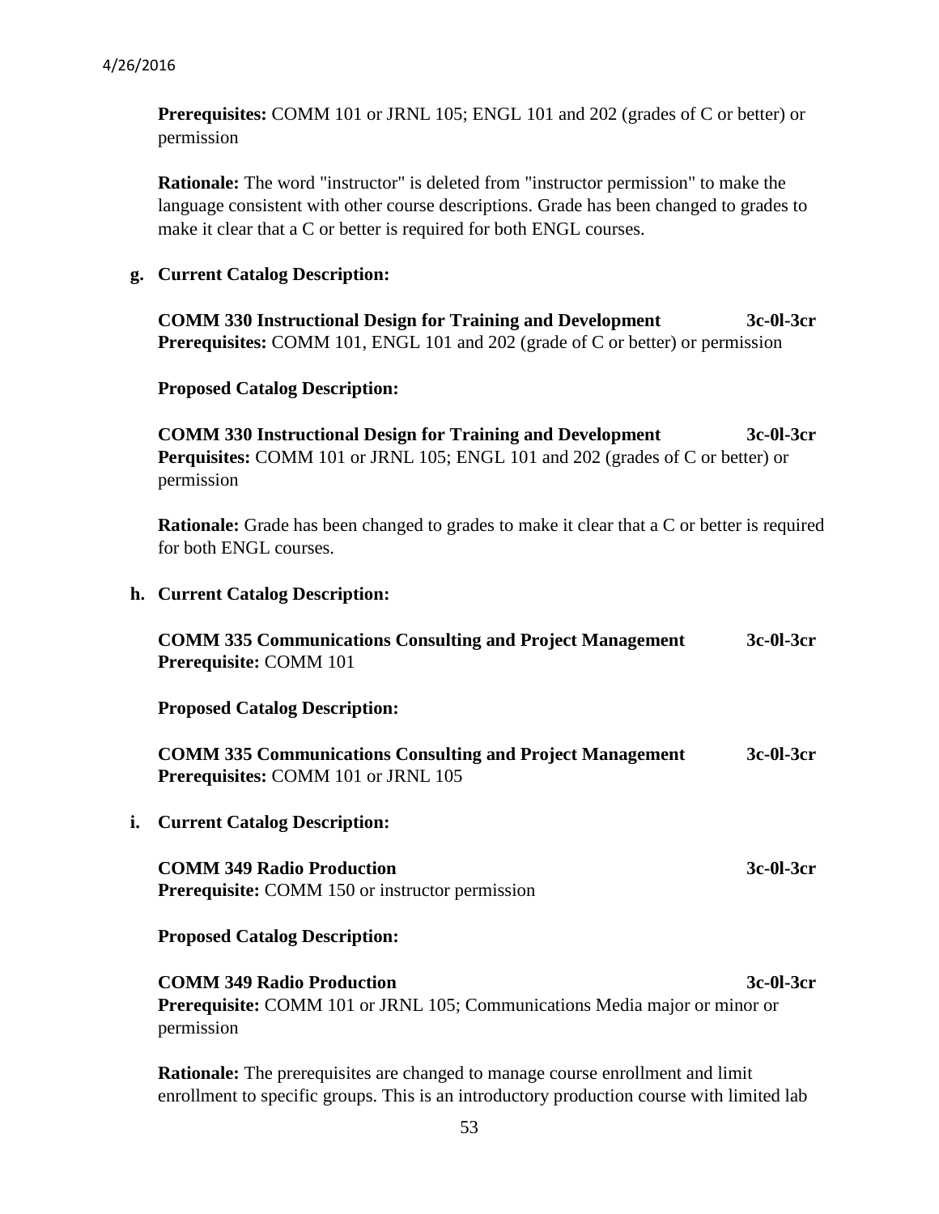**Prerequisites:** COMM 101 or JRNL 105; ENGL 101 and 202 (grades of C or better) or permission

**Rationale:** The word "instructor" is deleted from "instructor permission" to make the language consistent with other course descriptions. Grade has been changed to grades to make it clear that a C or better is required for both ENGL courses.

**g. Current Catalog Description:**

**COMM 330 Instructional Design for Training and Development 3c-0l-3cr**
**Prerequisites:** COMM 101, ENGL 101 and 202 (grade of C or better) or permission

**Proposed Catalog Description:**

**COMM 330 Instructional Design for Training and Development 3c-0l-3cr**
**Perquisites:** COMM 101 or JRNL 105; ENGL 101 and 202 (grades of C or better) or permission

**Rationale:** Grade has been changed to grades to make it clear that a C or better is required for both ENGL courses.

**h. Current Catalog Description:**

**COMM 335 Communications Consulting and Project Management 3c-0l-3cr**
**Prerequisite:** COMM 101

**Proposed Catalog Description:**

**COMM 335 Communications Consulting and Project Management 3c-0l-3cr**
**Prerequisites:** COMM 101 or JRNL 105

**i. Current Catalog Description:**

**COMM 349 Radio Production 3c-0l-3cr**
**Prerequisite:** COMM 150 or instructor permission

**Proposed Catalog Description:**

**COMM 349 Radio Production 3c-0l-3cr**
**Prerequisite:** COMM 101 or JRNL 105; Communications Media major or minor or permission

**Rationale:** The prerequisites are changed to manage course enrollment and limit enrollment to specific groups. This is an introductory production course with limited lab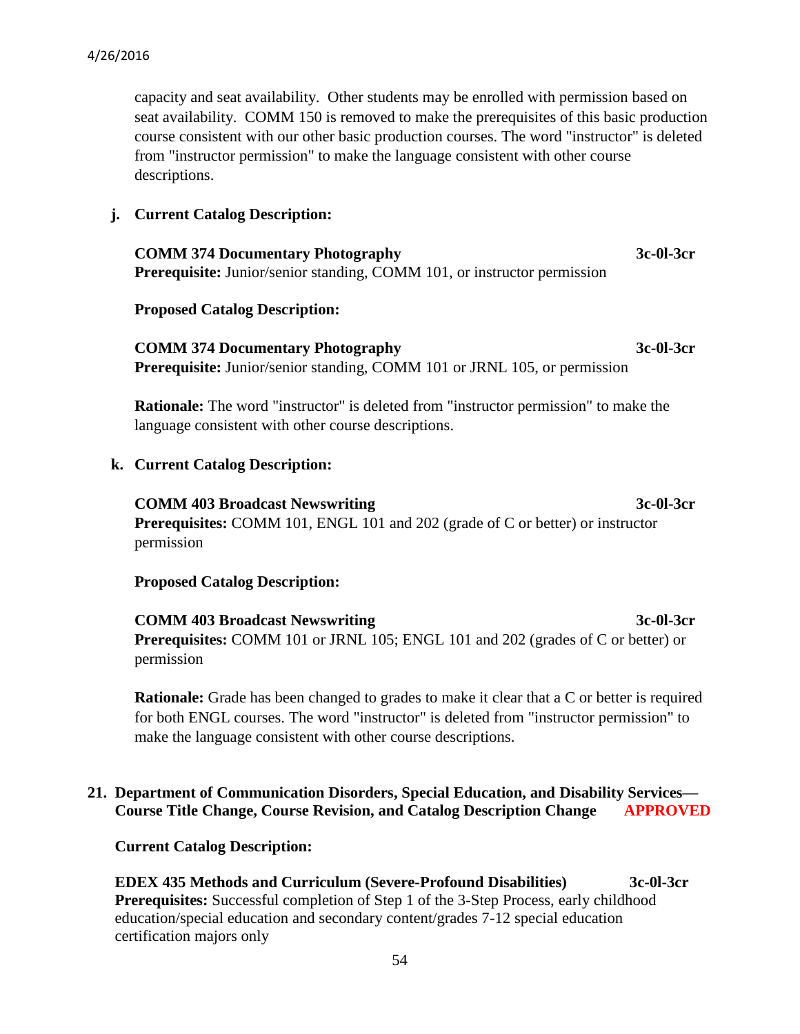capacity and seat availability. Other students may be enrolled with permission based on seat availability. COMM 150 is removed to make the prerequisites of this basic production course consistent with our other basic production courses. The word "instructor" is deleted from "instructor permission" to make the language consistent with other course descriptions.

**j. Current Catalog Description:**

**COMM 374 Documentary Photography** **3c-0l-3cr**
**Prerequisite:** Junior/senior standing, COMM 101, or instructor permission

**Proposed Catalog Description:**

**COMM 374 Documentary Photography** **3c-0l-3cr**
**Prerequisite:** Junior/senior standing, COMM 101 or JRNL 105, or permission

**Rationale:** The word "instructor" is deleted from "instructor permission" to make the language consistent with other course descriptions.

**k. Current Catalog Description:**

**COMM 403 Broadcast Newswriting** **3c-0l-3cr**
**Prerequisites:** COMM 101, ENGL 101 and 202 (grade of C or better) or instructor permission

**Proposed Catalog Description:**

**COMM 403 Broadcast Newswriting** **3c-0l-3cr**
**Prerequisites:** COMM 101 or JRNL 105; ENGL 101 and 202 (grades of C or better) or permission

**Rationale:** Grade has been changed to grades to make it clear that a C or better is required for both ENGL courses. The word "instructor" is deleted from "instructor permission" to make the language consistent with other course descriptions.

**21. Department of Communication Disorders, Special Education, and Disability Services—Course Title Change, Course Revision, and Catalog Description Change** **APPROVED**

**Current Catalog Description:**

**EDEX 435 Methods and Curriculum (Severe-Profound Disabilities)** **3c-0l-3cr**
**Prerequisites:** Successful completion of Step 1 of the 3-Step Process, early childhood education/special education and secondary content/grades 7-12 special education certification majors only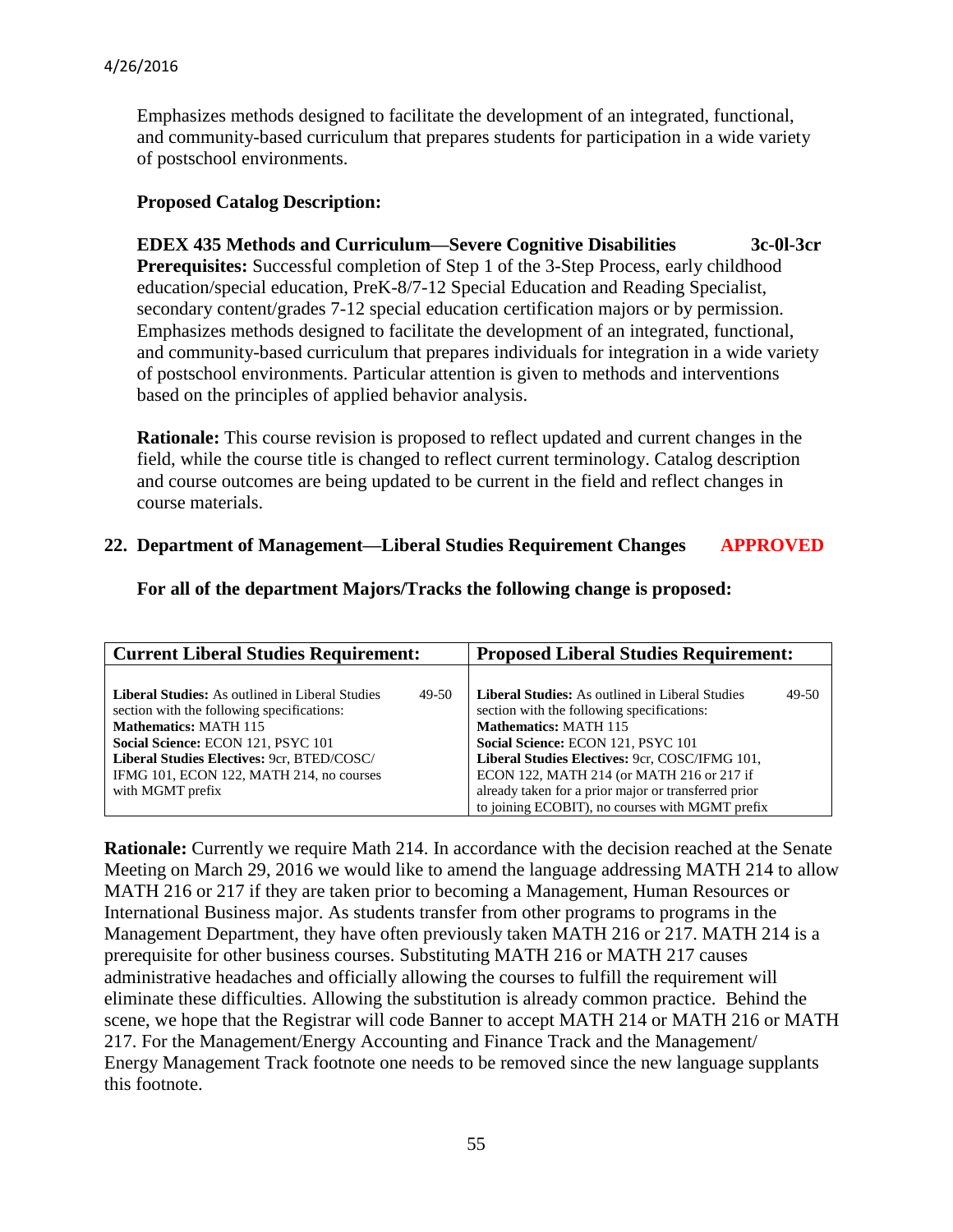Emphasizes methods designed to facilitate the development of an integrated, functional, and community-based curriculum that prepares students for participation in a wide variety of postschool environments.

**Proposed Catalog Description:**

**EDEX 435 Methods and Curriculum—Severe Cognitive Disabilities 3c-0l-3cr**
**Prerequisites:** Successful completion of Step 1 of the 3-Step Process, early childhood education/special education, PreK-8/7-12 Special Education and Reading Specialist, secondary content/grades 7-12 special education certification majors or by permission. Emphasizes methods designed to facilitate the development of an integrated, functional, and community-based curriculum that prepares individuals for integration in a wide variety of postschool environments. Particular attention is given to methods and interventions based on the principles of applied behavior analysis.

**Rationale:** This course revision is proposed to reflect updated and current changes in the field, while the course title is changed to reflect current terminology. Catalog description and course outcomes are being updated to be current in the field and reflect changes in course materials.

## 22. Department of Management—Liberal Studies Requirement Changes **APPROVED**

**For all of the department Majors/Tracks the following change is proposed:**

| **Current Liberal Studies Requirement:** | **Proposed Liberal Studies Requirement:** |
|---|---|
| **Liberal Studies:** As outlined in Liberal Studies section with the following specifications: 49-50<br>**Mathematics:** MATH 115<br>**Social Science:** ECON 121, PSYC 101<br>**Liberal Studies Electives:** 9cr, BTED/COSC/IFMG 101, ECON 122, MATH 214, no courses with MGMT prefix | **Liberal Studies:** As outlined in Liberal Studies section with the following specifications: 49-50<br>**Mathematics:** MATH 115<br>**Social Science:** ECON 121, PSYC 101<br>**Liberal Studies Electives:** 9cr, COSC/IFMG 101, ECON 122, MATH 214 (or MATH 216 or 217 if already taken for a prior major or transferred prior to joining ECOBIT), no courses with MGMT prefix |

**Rationale:** Currently we require Math 214. In accordance with the decision reached at the Senate Meeting on March 29, 2016 we would like to amend the language addressing MATH 214 to allow MATH 216 or 217 if they are taken prior to becoming a Management, Human Resources or International Business major. As students transfer from other programs to programs in the Management Department, they have often previously taken MATH 216 or 217. MATH 214 is a prerequisite for other business courses. Substituting MATH 216 or MATH 217 causes administrative headaches and officially allowing the courses to fulfill the requirement will eliminate these difficulties. Allowing the substitution is already common practice. Behind the scene, we hope that the Registrar will code Banner to accept MATH 214 or MATH 216 or MATH 217. For the Management/Energy Accounting and Finance Track and the Management/ Energy Management Track footnote one needs to be removed since the new language supplants this footnote.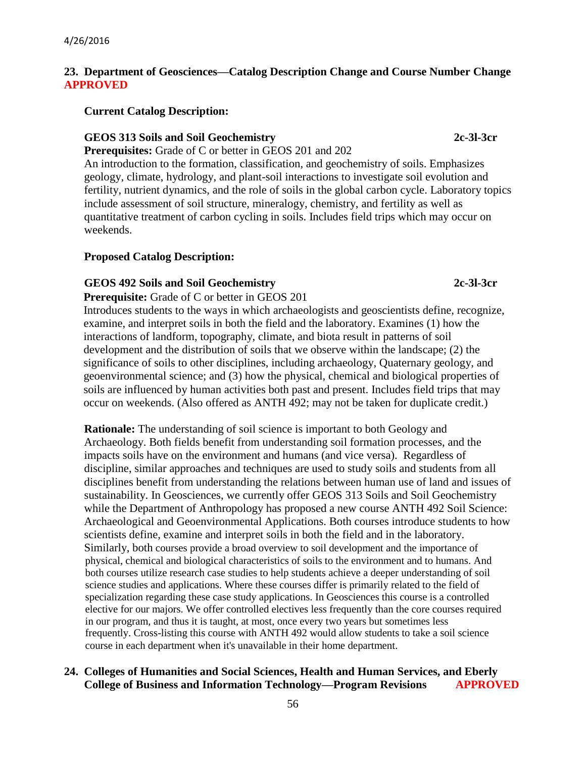## 23. Department of Geosciences—Catalog Description Change and Course Number Change APPROVED

**Current Catalog Description:**

**GEOS 313 Soils and Soil Geochemistry** **2c-3l-3cr**

**Prerequisites:** Grade of C or better in GEOS 201 and 202

An introduction to the formation, classification, and geochemistry of soils. Emphasizes geology, climate, hydrology, and plant-soil interactions to investigate soil evolution and fertility, nutrient dynamics, and the role of soils in the global carbon cycle. Laboratory topics include assessment of soil structure, mineralogy, chemistry, and fertility as well as quantitative treatment of carbon cycling in soils. Includes field trips which may occur on weekends.

**Proposed Catalog Description:**

**GEOS 492 Soils and Soil Geochemistry** **2c-3l-3cr**

**Prerequisite:** Grade of C or better in GEOS 201

Introduces students to the ways in which archaeologists and geoscientists define, recognize, examine, and interpret soils in both the field and the laboratory. Examines (1) how the interactions of landform, topography, climate, and biota result in patterns of soil development and the distribution of soils that we observe within the landscape; (2) the significance of soils to other disciplines, including archaeology, Quaternary geology, and geoenvironmental science; and (3) how the physical, chemical and biological properties of soils are influenced by human activities both past and present. Includes field trips that may occur on weekends. (Also offered as ANTH 492; may not be taken for duplicate credit.)

**Rationale:** The understanding of soil science is important to both Geology and Archaeology. Both fields benefit from understanding soil formation processes, and the impacts soils have on the environment and humans (and vice versa). Regardless of discipline, similar approaches and techniques are used to study soils and students from all disciplines benefit from understanding the relations between human use of land and issues of sustainability. In Geosciences, we currently offer GEOS 313 Soils and Soil Geochemistry while the Department of Anthropology has proposed a new course ANTH 492 Soil Science: Archaeological and Geoenvironmental Applications. Both courses introduce students to how scientists define, examine and interpret soils in both the field and in the laboratory. Similarly, both courses provide a broad overview to soil development and the importance of physical, chemical and biological characteristics of soils to the environment and to humans. And both courses utilize research case studies to help students achieve a deeper understanding of soil science studies and applications. Where these courses differ is primarily related to the field of specialization regarding these case study applications. In Geosciences this course is a controlled elective for our majors. We offer controlled electives less frequently than the core courses required in our program, and thus it is taught, at most, once every two years but sometimes less frequently. Cross-listing this course with ANTH 492 would allow students to take a soil science course in each department when it's unavailable in their home department.

## 24. Colleges of Humanities and Social Sciences, Health and Human Services, and Eberly College of Business and Information Technology—Program Revisions APPROVED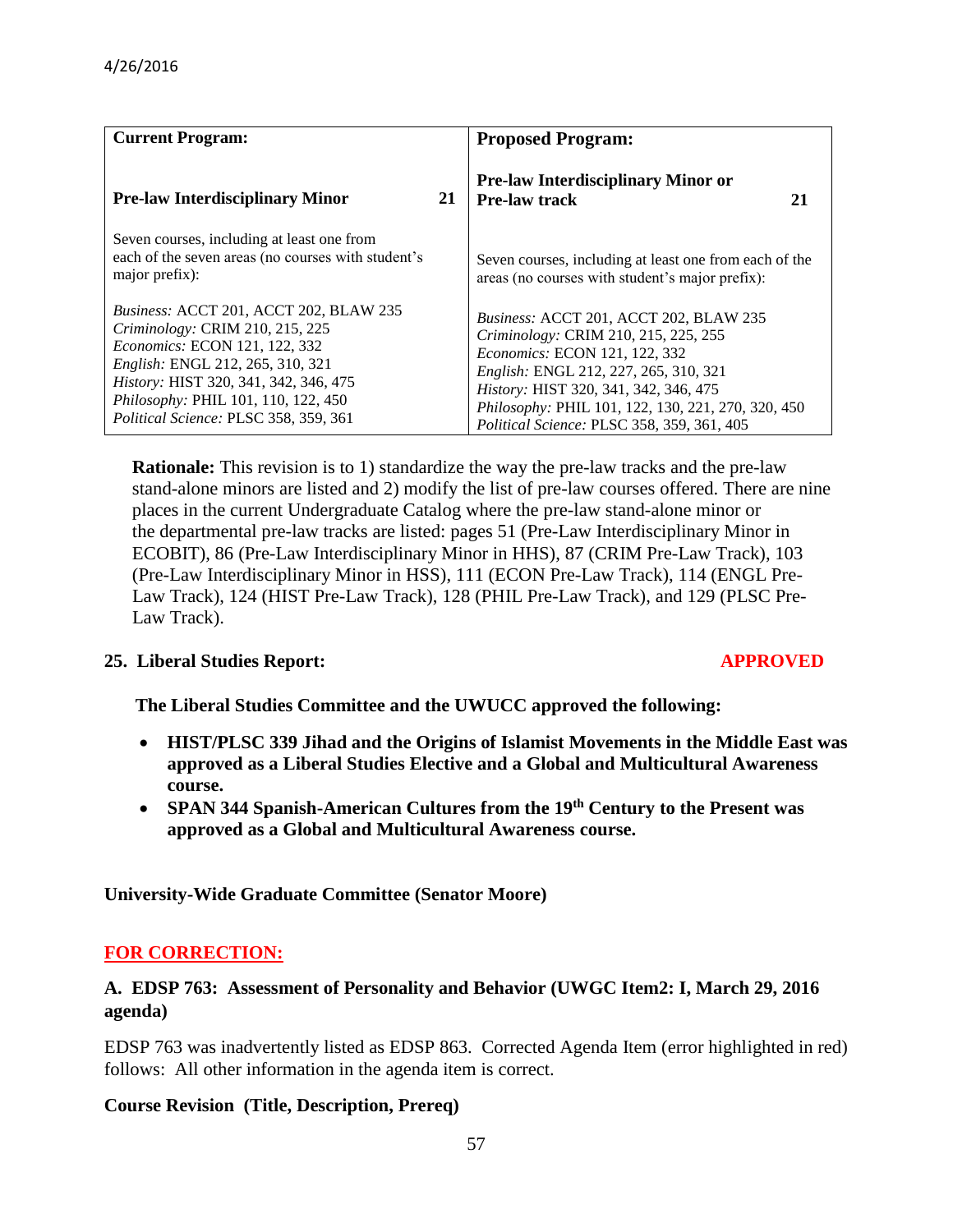4/26/2016

| Current Program: | Proposed Program: |
|---|---|
| **Pre-law Interdisciplinary Minor** **21** | **Pre-law Interdisciplinary Minor or Pre-law track** **21** |
| Seven courses, including at least one from each of the seven areas (no courses with student's major prefix): | Seven courses, including at least one from each of the areas (no courses with student's major prefix): |
| *Business:* ACCT 201, ACCT 202, BLAW 235<br>*Criminology:* CRIM 210, 215, 225<br>*Economics:* ECON 121, 122, 332<br>*English:* ENGL 212, 265, 310, 321<br>*History:* HIST 320, 341, 342, 346, 475<br>*Philosophy:* PHIL 101, 110, 122, 450<br>*Political Science:* PLSC 358, 359, 361 | *Business:* ACCT 201, ACCT 202, BLAW 235<br>*Criminology:* CRIM 210, 215, 225, 255<br>*Economics:* ECON 121, 122, 332<br>*English:* ENGL 212, 227, 265, 310, 321<br>*History:* HIST 320, 341, 342, 346, 475<br>*Philosophy:* PHIL 101, 122, 130, 221, 270, 320, 450<br>*Political Science:* PLSC 358, 359, 361, 405 |

**Rationale:** This revision is to 1) standardize the way the pre-law tracks and the pre-law stand-alone minors are listed and 2) modify the list of pre-law courses offered. There are nine places in the current Undergraduate Catalog where the pre-law stand-alone minor or the departmental pre-law tracks are listed: pages 51 (Pre-Law Interdisciplinary Minor in ECOBIT), 86 (Pre-Law Interdisciplinary Minor in HHS), 87 (CRIM Pre-Law Track), 103 (Pre-Law Interdisciplinary Minor in HSS), 111 (ECON Pre-Law Track), 114 (ENGL Pre-Law Track), 124 (HIST Pre-Law Track), 128 (PHIL Pre-Law Track), and 129 (PLSC Pre-Law Track).

**25. Liberal Studies Report:** **APPROVED**

**The Liberal Studies Committee and the UWUCC approved the following:**

- **HIST/PLSC 339 Jihad and the Origins of Islamist Movements in the Middle East was approved as a Liberal Studies Elective and a Global and Multicultural Awareness course.**
- **SPAN 344 Spanish-American Cultures from the 19th Century to the Present was approved as a Global and Multicultural Awareness course.**

**University-Wide Graduate Committee (Senator Moore)**

**FOR CORRECTION:**

**A. EDSP 763: Assessment of Personality and Behavior (UWGC Item2: I, March 29, 2016 agenda)**

EDSP 763 was inadvertently listed as EDSP 863. Corrected Agenda Item (error highlighted in red) follows: All other information in the agenda item is correct.

**Course Revision (Title, Description, Prereq)**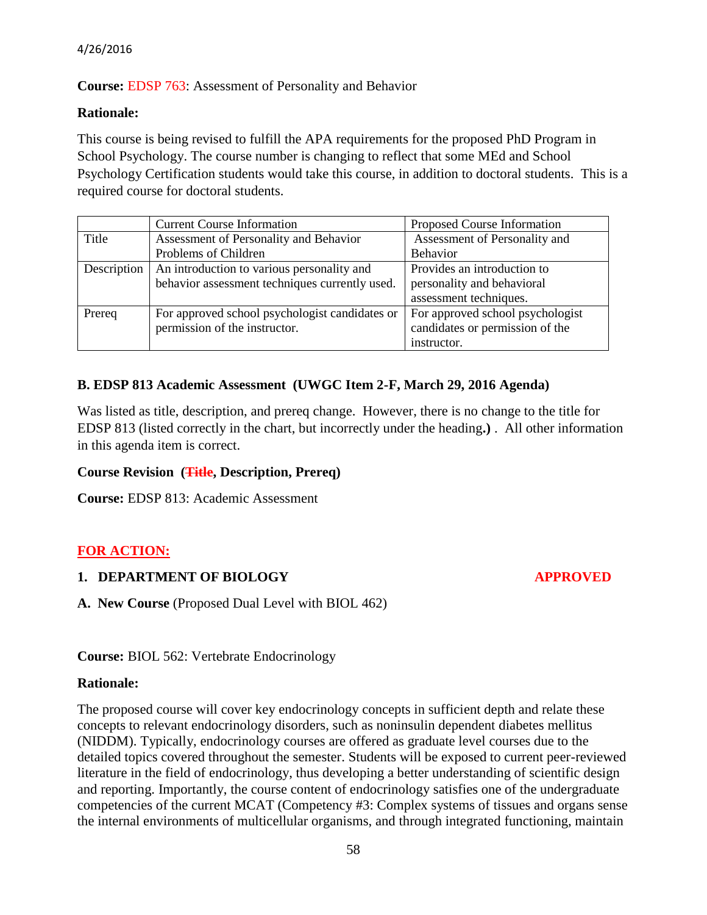**Course:** EDSP 763: Assessment of Personality and Behavior

**Rationale:**

This course is being revised to fulfill the APA requirements for the proposed PhD Program in School Psychology. The course number is changing to reflect that some MEd and School Psychology Certification students would take this course, in addition to doctoral students. This is a required course for doctoral students.

| | Current Course Information | Proposed Course Information |
|---|---|---|
| Title | Assessment of Personality and Behavior Problems of Children | Assessment of Personality and Behavior |
| Description | An introduction to various personality and behavior assessment techniques currently used. | Provides an introduction to personality and behavioral assessment techniques. |
| Prereq | For approved school psychologist candidates or permission of the instructor. | For approved school psychologist candidates or permission of the instructor. |

**B. EDSP 813 Academic Assessment (UWGC Item 2-F, March 29, 2016 Agenda)**

Was listed as title, description, and prereq change. However, there is no change to the title for EDSP 813 (listed correctly in the chart, but incorrectly under the heading**.)** . All other information in this agenda item is correct.

**Course Revision (~~Title~~, Description, Prereq)**

**Course:** EDSP 813: Academic Assessment

**FOR ACTION:**

**1. DEPARTMENT OF BIOLOGY** **APPROVED**

**A. New Course** (Proposed Dual Level with BIOL 462)

**Course:** BIOL 562: Vertebrate Endocrinology

**Rationale:**

The proposed course will cover key endocrinology concepts in sufficient depth and relate these concepts to relevant endocrinology disorders, such as noninsulin dependent diabetes mellitus (NIDDM). Typically, endocrinology courses are offered as graduate level courses due to the detailed topics covered throughout the semester. Students will be exposed to current peer-reviewed literature in the field of endocrinology, thus developing a better understanding of scientific design and reporting. Importantly, the course content of endocrinology satisfies one of the undergraduate competencies of the current MCAT (Competency #3: Complex systems of tissues and organs sense the internal environments of multicellular organisms, and through integrated functioning, maintain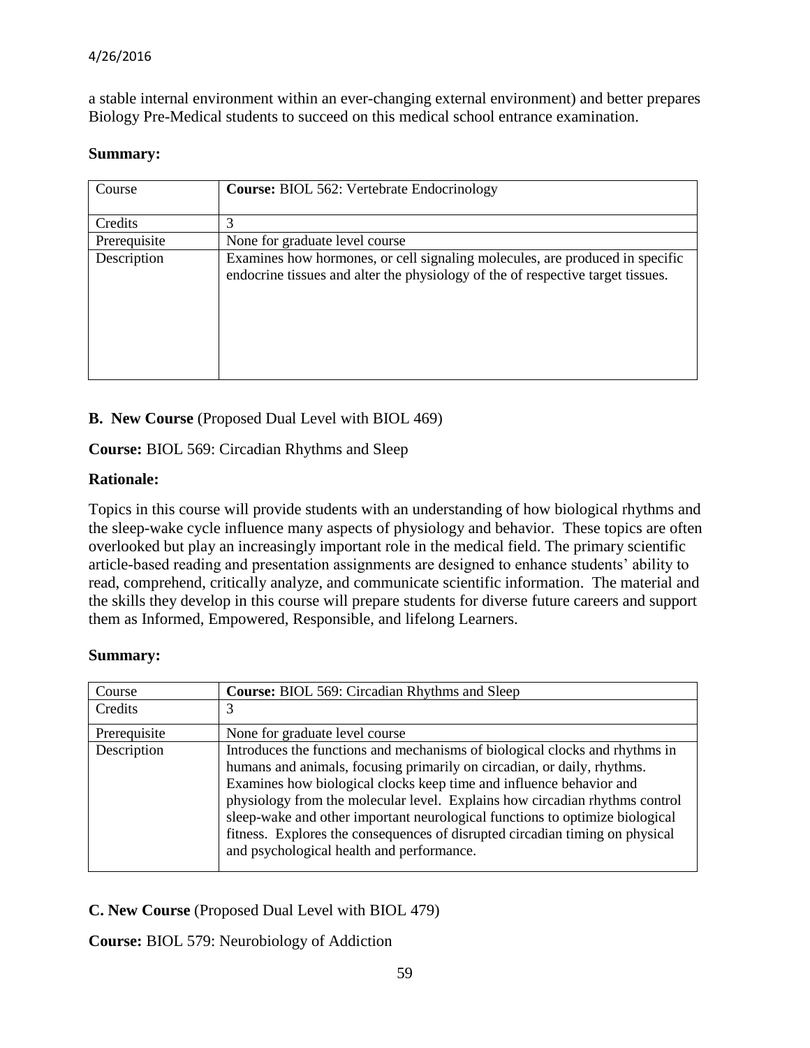a stable internal environment within an ever-changing external environment) and better prepares Biology Pre-Medical students to succeed on this medical school entrance examination.

**Summary:**

| Course | **Course:** BIOL 562: Vertebrate Endocrinology |
|---|---|
| Credits | 3 |
| Prerequisite | None for graduate level course |
| Description | Examines how hormones, or cell signaling molecules, are produced in specific endocrine tissues and alter the physiology of the of respective target tissues. |

**B. New Course** (Proposed Dual Level with BIOL 469)

**Course:** BIOL 569: Circadian Rhythms and Sleep

**Rationale:**

Topics in this course will provide students with an understanding of how biological rhythms and the sleep-wake cycle influence many aspects of physiology and behavior. These topics are often overlooked but play an increasingly important role in the medical field. The primary scientific article-based reading and presentation assignments are designed to enhance students' ability to read, comprehend, critically analyze, and communicate scientific information. The material and the skills they develop in this course will prepare students for diverse future careers and support them as Informed, Empowered, Responsible, and lifelong Learners.

**Summary:**

| Course | **Course:** BIOL 569: Circadian Rhythms and Sleep |
|---|---|
| Credits | 3 |
| Prerequisite | None for graduate level course |
| Description | Introduces the functions and mechanisms of biological clocks and rhythms in humans and animals, focusing primarily on circadian, or daily, rhythms. Examines how biological clocks keep time and influence behavior and physiology from the molecular level. Explains how circadian rhythms control sleep-wake and other important neurological functions to optimize biological fitness. Explores the consequences of disrupted circadian timing on physical and psychological health and performance. |

**C. New Course** (Proposed Dual Level with BIOL 479)

**Course:** BIOL 579: Neurobiology of Addiction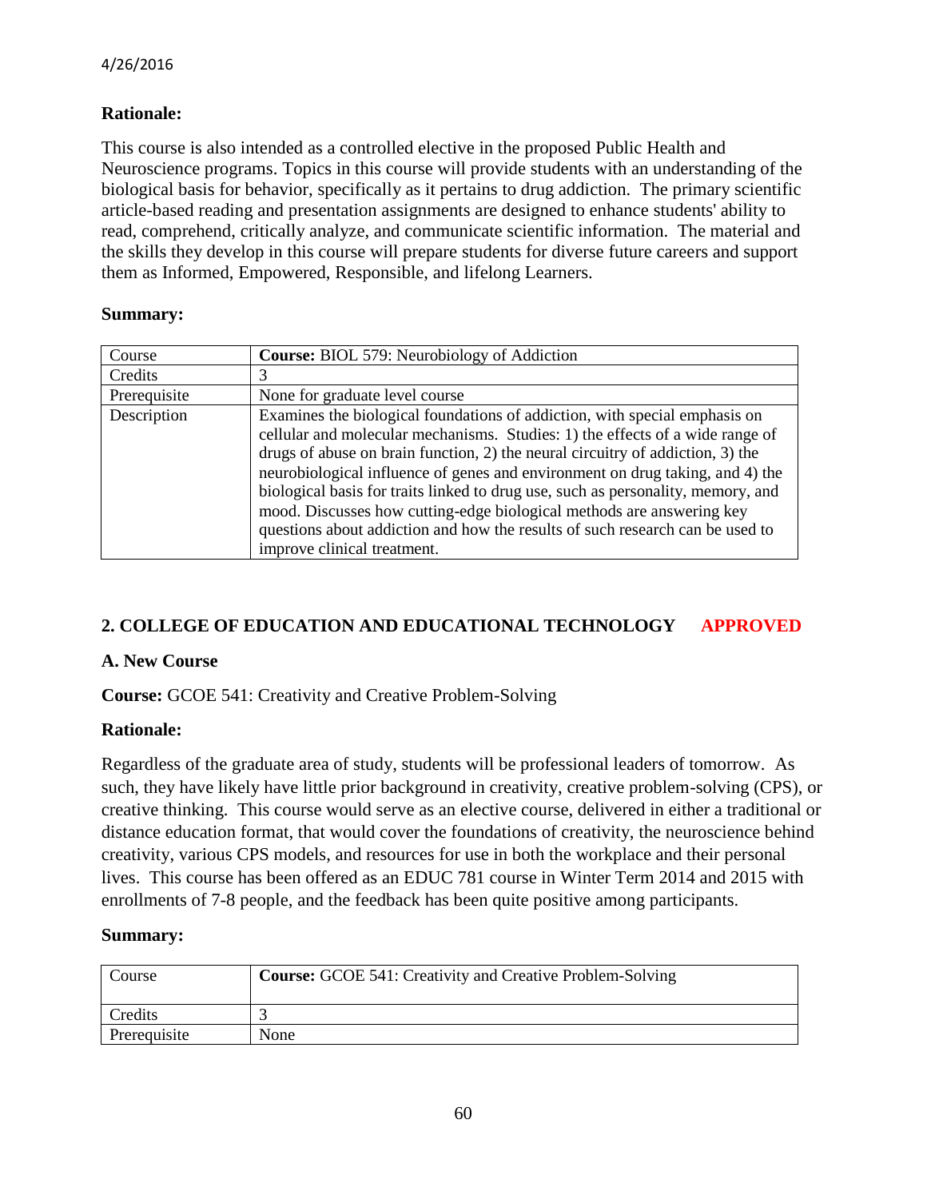**Rationale:**

This course is also intended as a controlled elective in the proposed Public Health and Neuroscience programs. Topics in this course will provide students with an understanding of the biological basis for behavior, specifically as it pertains to drug addiction. The primary scientific article-based reading and presentation assignments are designed to enhance students' ability to read, comprehend, critically analyze, and communicate scientific information. The material and the skills they develop in this course will prepare students for diverse future careers and support them as Informed, Empowered, Responsible, and lifelong Learners.

**Summary:**

| Course | **Course:** BIOL 579: Neurobiology of Addiction |
|---|---|
| Credits | 3 |
| Prerequisite | None for graduate level course |
| Description | Examines the biological foundations of addiction, with special emphasis on cellular and molecular mechanisms. Studies: 1) the effects of a wide range of drugs of abuse on brain function, 2) the neural circuitry of addiction, 3) the neurobiological influence of genes and environment on drug taking, and 4) the biological basis for traits linked to drug use, such as personality, memory, and mood. Discusses how cutting-edge biological methods are answering key questions about addiction and how the results of such research can be used to improve clinical treatment. |

## 2. COLLEGE OF EDUCATION AND EDUCATIONAL TECHNOLOGY APPROVED

### A. New Course

**Course:** GCOE 541: Creativity and Creative Problem-Solving

**Rationale:**

Regardless of the graduate area of study, students will be professional leaders of tomorrow. As such, they have likely have little prior background in creativity, creative problem-solving (CPS), or creative thinking. This course would serve as an elective course, delivered in either a traditional or distance education format, that would cover the foundations of creativity, the neuroscience behind creativity, various CPS models, and resources for use in both the workplace and their personal lives. This course has been offered as an EDUC 781 course in Winter Term 2014 and 2015 with enrollments of 7-8 people, and the feedback has been quite positive among participants.

**Summary:**

| Course | **Course:** GCOE 541: Creativity and Creative Problem-Solving |
|---|---|
| Credits | 3 |
| Prerequisite | None |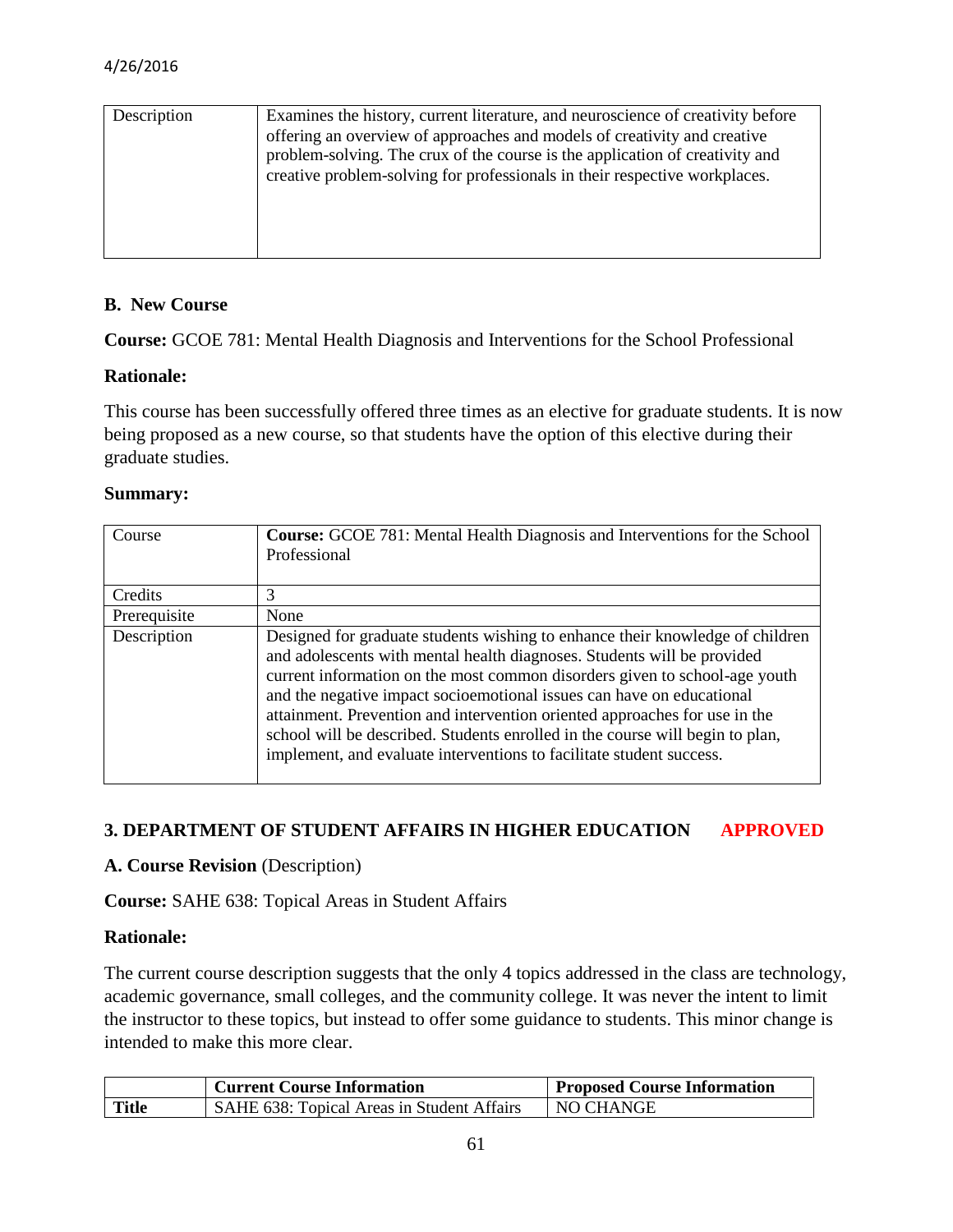| Description | Examines the history, current literature, and neuroscience of creativity before offering an overview of approaches and models of creativity and creative problem-solving. The crux of the course is the application of creativity and creative problem-solving for professionals in their respective workplaces. |
|---|---|

**B. New Course**

**Course:** GCOE 781: Mental Health Diagnosis and Interventions for the School Professional

**Rationale:**

This course has been successfully offered three times as an elective for graduate students. It is now being proposed as a new course, so that students have the option of this elective during their graduate studies.

**Summary:**

| Course | **Course:** GCOE 781: Mental Health Diagnosis and Interventions for the School Professional |
|---|---|
| Credits | 3 |
| Prerequisite | None |
| Description | Designed for graduate students wishing to enhance their knowledge of children and adolescents with mental health diagnoses. Students will be provided current information on the most common disorders given to school-age youth and the negative impact socioemotional issues can have on educational attainment. Prevention and intervention oriented approaches for use in the school will be described. Students enrolled in the course will begin to plan, implement, and evaluate interventions to facilitate student success. |

**3. DEPARTMENT OF STUDENT AFFAIRS IN HIGHER EDUCATION APPROVED**

**A. Course Revision** (Description)

**Course:** SAHE 638: Topical Areas in Student Affairs

**Rationale:**

The current course description suggests that the only 4 topics addressed in the class are technology, academic governance, small colleges, and the community college. It was never the intent to limit the instructor to these topics, but instead to offer some guidance to students. This minor change is intended to make this more clear.

| | **Current Course Information** | **Proposed Course Information** |
|---|---|---|
| **Title** | SAHE 638: Topical Areas in Student Affairs | NO CHANGE |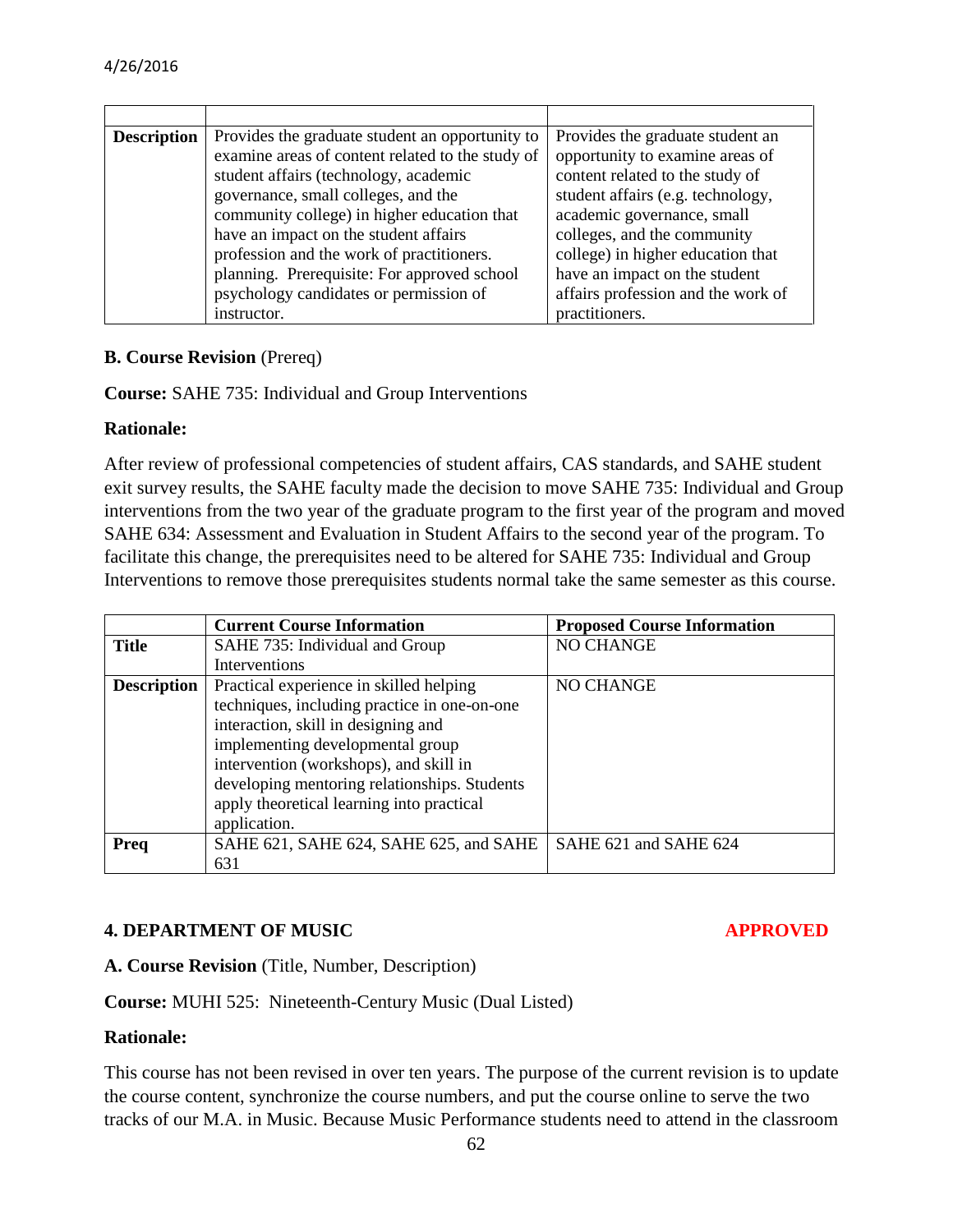4/26/2016

| | | |
|---|---|---|
| **Description** | Provides the graduate student an opportunity to examine areas of content related to the study of student affairs (technology, academic governance, small colleges, and the community college) in higher education that have an impact on the student affairs profession and the work of practitioners. planning. Prerequisite: For approved school psychology candidates or permission of instructor. | Provides the graduate student an opportunity to examine areas of content related to the study of student affairs (e.g. technology, academic governance, small colleges, and the community college) in higher education that have an impact on the student affairs profession and the work of practitioners. |

**B. Course Revision** (Prereq)

**Course:** SAHE 735: Individual and Group Interventions

**Rationale:**

After review of professional competencies of student affairs, CAS standards, and SAHE student exit survey results, the SAHE faculty made the decision to move SAHE 735: Individual and Group interventions from the two year of the graduate program to the first year of the program and moved SAHE 634: Assessment and Evaluation in Student Affairs to the second year of the program. To facilitate this change, the prerequisites need to be altered for SAHE 735: Individual and Group Interventions to remove those prerequisites students normal take the same semester as this course.

| | **Current Course Information** | **Proposed Course Information** |
|---|---|---|
| **Title** | SAHE 735: Individual and Group Interventions | NO CHANGE |
| **Description** | Practical experience in skilled helping techniques, including practice in one-on-one interaction, skill in designing and implementing developmental group intervention (workshops), and skill in developing mentoring relationships. Students apply theoretical learning into practical application. | NO CHANGE |
| **Preq** | SAHE 621, SAHE 624, SAHE 625, and SAHE 631 | SAHE 621 and SAHE 624 |

**4. DEPARTMENT OF MUSIC** **APPROVED**

**A. Course Revision** (Title, Number, Description)

**Course:** MUHI 525: Nineteenth-Century Music (Dual Listed)

**Rationale:**

This course has not been revised in over ten years. The purpose of the current revision is to update the course content, synchronize the course numbers, and put the course online to serve the two tracks of our M.A. in Music. Because Music Performance students need to attend in the classroom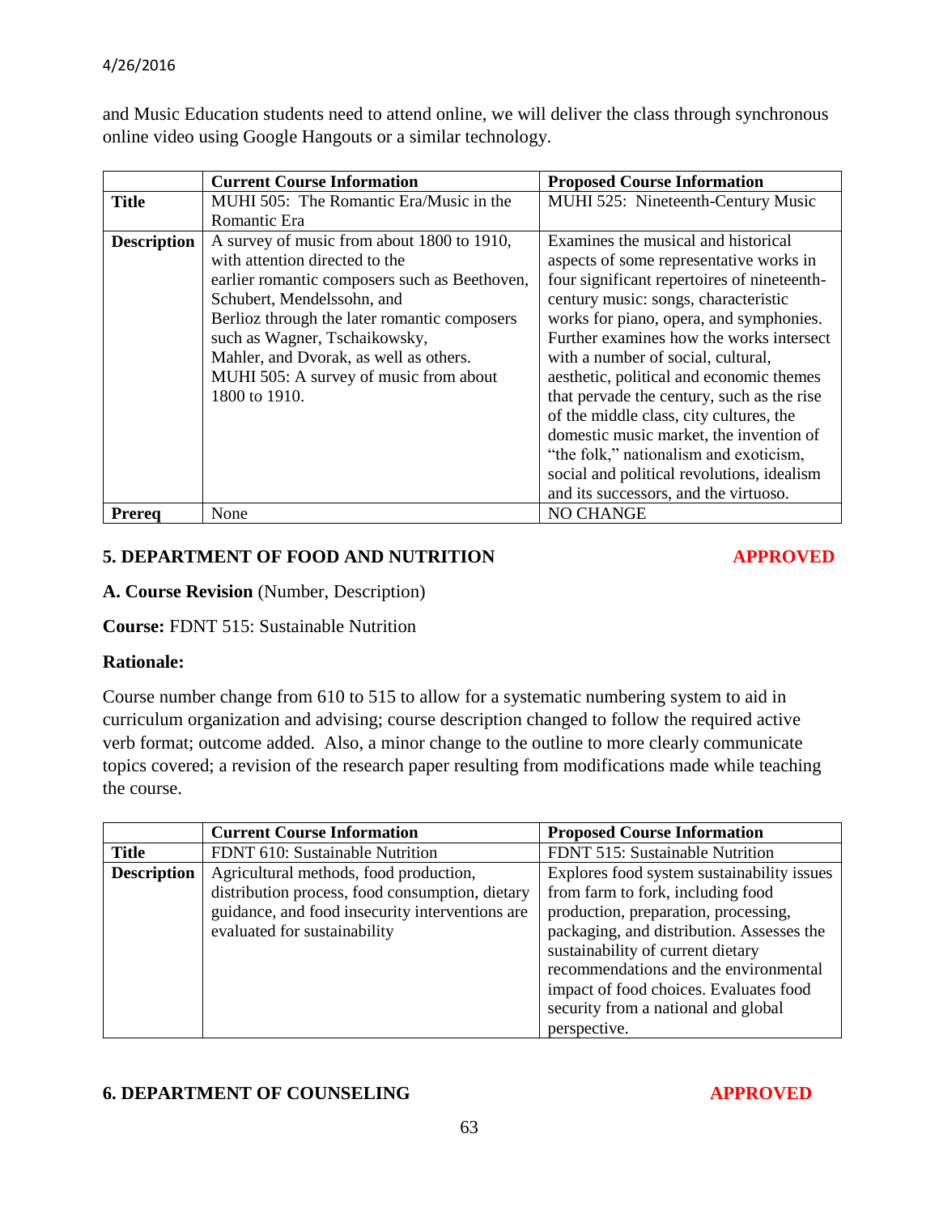and Music Education students need to attend online, we will deliver the class through synchronous online video using Google Hangouts or a similar technology.

| | Current Course Information | Proposed Course Information |
|---|---|---|
| **Title** | MUHI 505: The Romantic Era/Music in the Romantic Era | MUHI 525: Nineteenth-Century Music |
| **Description** | A survey of music from about 1800 to 1910, with attention directed to the earlier romantic composers such as Beethoven, Schubert, Mendelssohn, and Berlioz through the later romantic composers such as Wagner, Tschaikowsky, Mahler, and Dvorak, as well as others. MUHI 505: A survey of music from about 1800 to 1910. | Examines the musical and historical aspects of some representative works in four significant repertoires of nineteenth-century music: songs, characteristic works for piano, opera, and symphonies. Further examines how the works intersect with a number of social, cultural, aesthetic, political and economic themes that pervade the century, such as the rise of the middle class, city cultures, the domestic music market, the invention of "the folk," nationalism and exoticism, social and political revolutions, idealism and its successors, and the virtuoso. |
| **Prereq** | None | NO CHANGE |

## 5. DEPARTMENT OF FOOD AND NUTRITION — APPROVED

**A. Course Revision** (Number, Description)

**Course:** FDNT 515: Sustainable Nutrition

**Rationale:**

Course number change from 610 to 515 to allow for a systematic numbering system to aid in curriculum organization and advising; course description changed to follow the required active verb format; outcome added. Also, a minor change to the outline to more clearly communicate topics covered; a revision of the research paper resulting from modifications made while teaching the course.

| | Current Course Information | Proposed Course Information |
|---|---|---|
| **Title** | FDNT 610: Sustainable Nutrition | FDNT 515: Sustainable Nutrition |
| **Description** | Agricultural methods, food production, distribution process, food consumption, dietary guidance, and food insecurity interventions are evaluated for sustainability | Explores food system sustainability issues from farm to fork, including food production, preparation, processing, packaging, and distribution. Assesses the sustainability of current dietary recommendations and the environmental impact of food choices. Evaluates food security from a national and global perspective. |

## 6. DEPARTMENT OF COUNSELING — APPROVED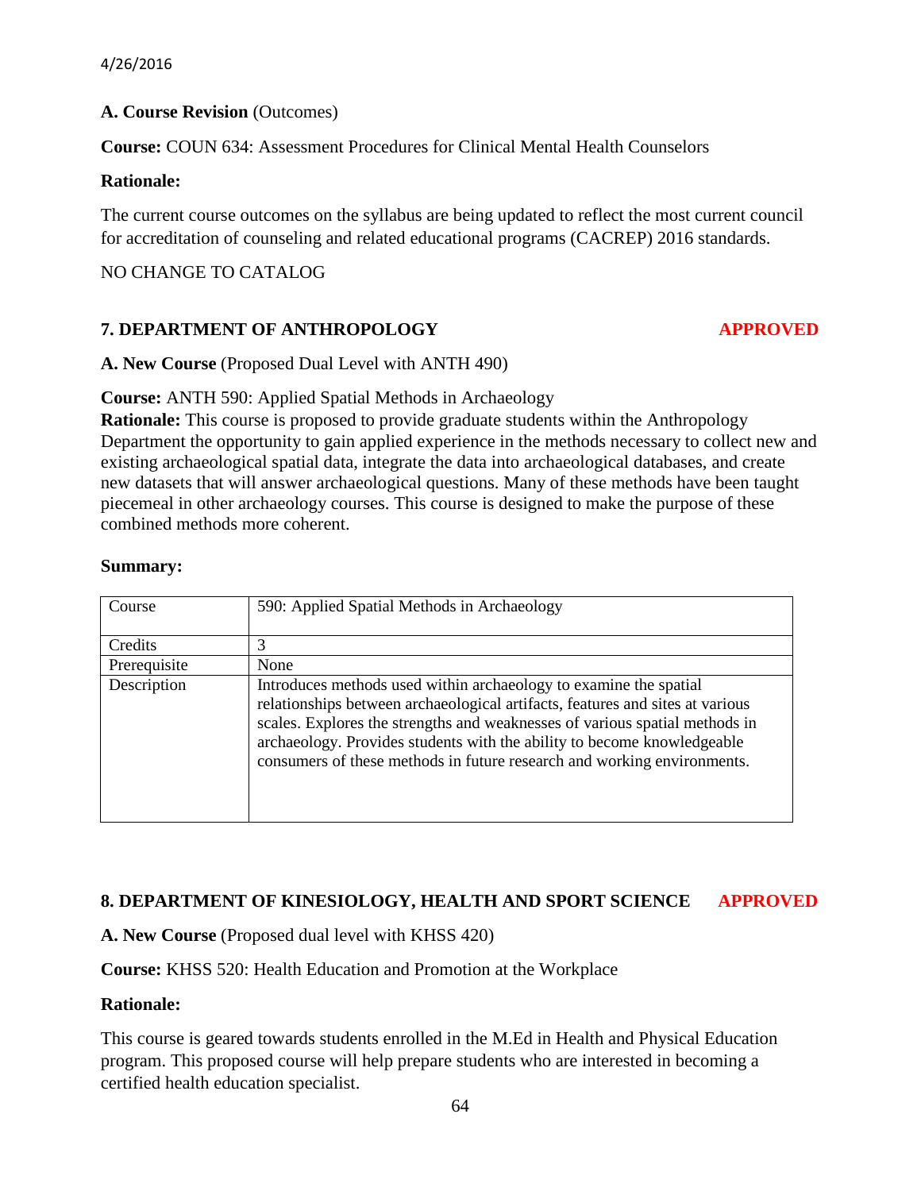**A. Course Revision** (Outcomes)

**Course:** COUN 634: Assessment Procedures for Clinical Mental Health Counselors

**Rationale:**

The current course outcomes on the syllabus are being updated to reflect the most current council for accreditation of counseling and related educational programs (CACREP) 2016 standards.

NO CHANGE TO CATALOG

## 7. DEPARTMENT OF ANTHROPOLOGY **APPROVED**

**A. New Course** (Proposed Dual Level with ANTH 490)

**Course:** ANTH 590: Applied Spatial Methods in Archaeology
**Rationale:** This course is proposed to provide graduate students within the Anthropology Department the opportunity to gain applied experience in the methods necessary to collect new and existing archaeological spatial data, integrate the data into archaeological databases, and create new datasets that will answer archaeological questions. Many of these methods have been taught piecemeal in other archaeology courses. This course is designed to make the purpose of these combined methods more coherent.

**Summary:**

| Course | 590: Applied Spatial Methods in Archaeology |
|---|---|
| Credits | 3 |
| Prerequisite | None |
| Description | Introduces methods used within archaeology to examine the spatial relationships between archaeological artifacts, features and sites at various scales. Explores the strengths and weaknesses of various spatial methods in archaeology. Provides students with the ability to become knowledgeable consumers of these methods in future research and working environments. |

## 8. DEPARTMENT OF KINESIOLOGY, HEALTH AND SPORT SCIENCE **APPROVED**

**A. New Course** (Proposed dual level with KHSS 420)

**Course:** KHSS 520: Health Education and Promotion at the Workplace

**Rationale:**

This course is geared towards students enrolled in the M.Ed in Health and Physical Education program. This proposed course will help prepare students who are interested in becoming a certified health education specialist.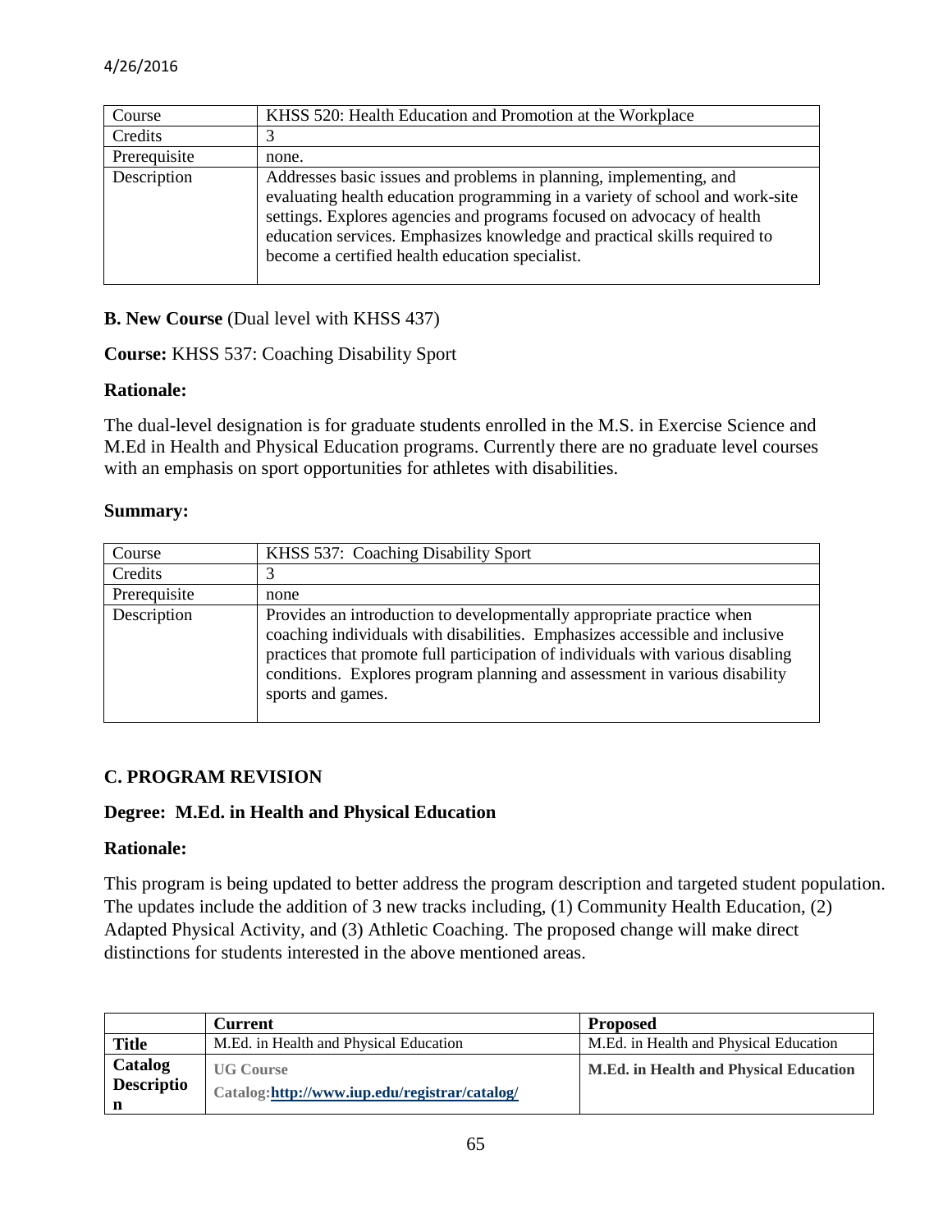| Course | KHSS 520: Health Education and Promotion at the Workplace |
|---|---|
| Credits | 3 |
| Prerequisite | none. |
| Description | Addresses basic issues and problems in planning, implementing, and evaluating health education programming in a variety of school and work-site settings. Explores agencies and programs focused on advocacy of health education services. Emphasizes knowledge and practical skills required to become a certified health education specialist. |

**B. New Course** (Dual level with KHSS 437)

**Course:** KHSS 537: Coaching Disability Sport

**Rationale:**

The dual-level designation is for graduate students enrolled in the M.S. in Exercise Science and M.Ed in Health and Physical Education programs. Currently there are no graduate level courses with an emphasis on sport opportunities for athletes with disabilities.

**Summary:**

| Course | KHSS 537: Coaching Disability Sport |
|---|---|
| Credits | 3 |
| Prerequisite | none |
| Description | Provides an introduction to developmentally appropriate practice when coaching individuals with disabilities. Emphasizes accessible and inclusive practices that promote full participation of individuals with various disabling conditions. Explores program planning and assessment in various disability sports and games. |

**C. PROGRAM REVISION**

**Degree: M.Ed. in Health and Physical Education**

**Rationale:**

This program is being updated to better address the program description and targeted student population. The updates include the addition of 3 new tracks including, (1) Community Health Education, (2) Adapted Physical Activity, and (3) Athletic Coaching. The proposed change will make direct distinctions for students interested in the above mentioned areas.

| | **Current** | **Proposed** |
|---|---|---|
| **Title** | M.Ed. in Health and Physical Education | M.Ed. in Health and Physical Education |
| **Catalog Description** | **UG Course Catalog:http://www.iup.edu/registrar/catalog/** | **M.Ed. in Health and Physical Education** |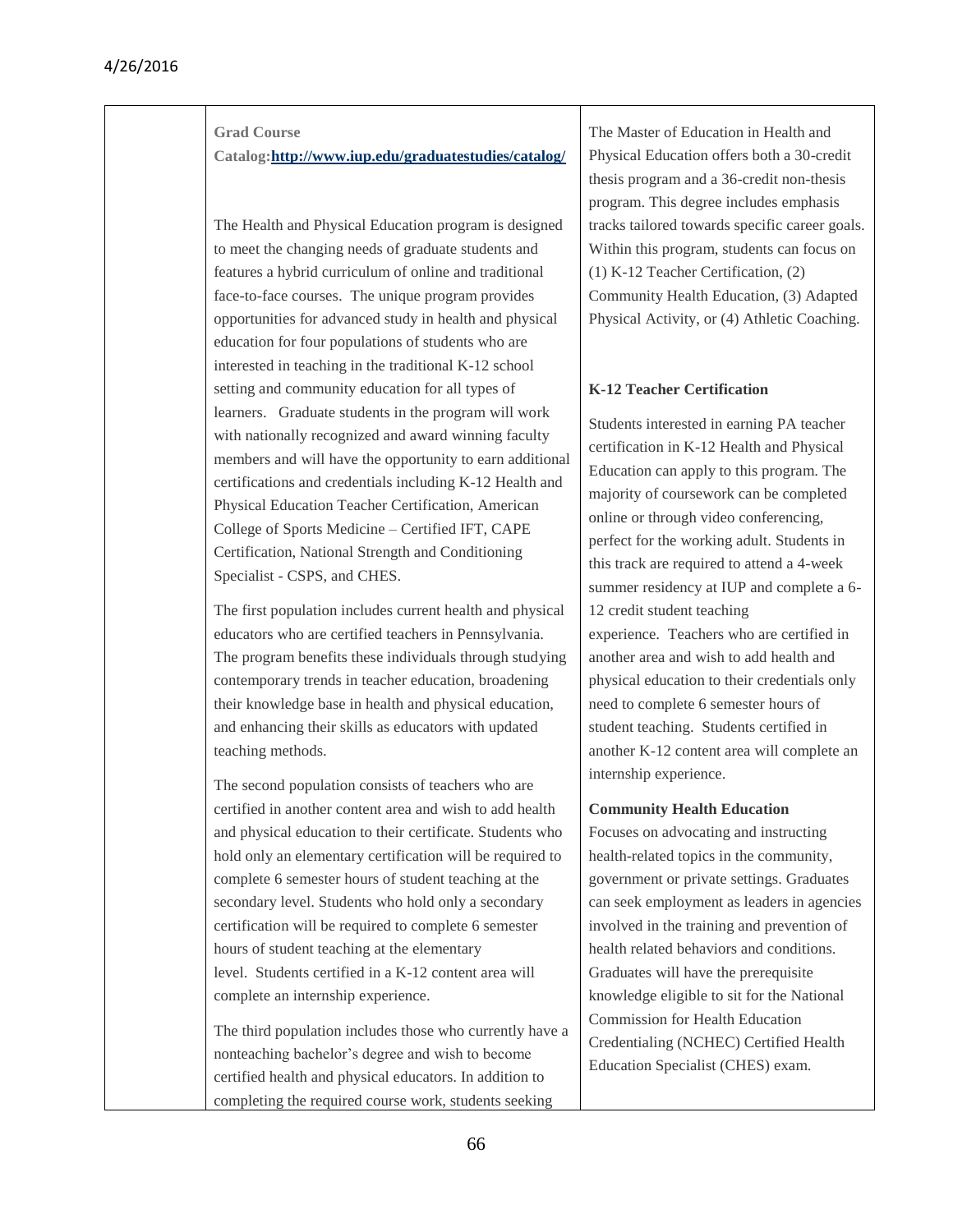**Grad Course Catalog:[http://www.iup.edu/graduatestudies/catalog/](http://www.iup.edu/graduatestudies/catalog/)**

The Health and Physical Education program is designed to meet the changing needs of graduate students and features a hybrid curriculum of online and traditional face-to-face courses. The unique program provides opportunities for advanced study in health and physical education for four populations of students who are interested in teaching in the traditional K-12 school setting and community education for all types of learners. Graduate students in the program will work with nationally recognized and award winning faculty members and will have the opportunity to earn additional certifications and credentials including K-12 Health and Physical Education Teacher Certification, American College of Sports Medicine – Certified IFT, CAPE Certification, National Strength and Conditioning Specialist - CSPS, and CHES.

The first population includes current health and physical educators who are certified teachers in Pennsylvania. The program benefits these individuals through studying contemporary trends in teacher education, broadening their knowledge base in health and physical education, and enhancing their skills as educators with updated teaching methods.

The second population consists of teachers who are certified in another content area and wish to add health and physical education to their certificate. Students who hold only an elementary certification will be required to complete 6 semester hours of student teaching at the secondary level. Students who hold only a secondary certification will be required to complete 6 semester hours of student teaching at the elementary level. Students certified in a K-12 content area will complete an internship experience.

The third population includes those who currently have a nonteaching bachelor's degree and wish to become certified health and physical educators. In addition to completing the required course work, students seeking

The Master of Education in Health and Physical Education offers both a 30-credit thesis program and a 36-credit non-thesis program. This degree includes emphasis tracks tailored towards specific career goals. Within this program, students can focus on (1) K-12 Teacher Certification, (2) Community Health Education, (3) Adapted Physical Activity, or (4) Athletic Coaching.

**K-12 Teacher Certification**

Students interested in earning PA teacher certification in K-12 Health and Physical Education can apply to this program. The majority of coursework can be completed online or through video conferencing, perfect for the working adult. Students in this track are required to attend a 4-week summer residency at IUP and complete a 6-12 credit student teaching experience. Teachers who are certified in another area and wish to add health and physical education to their credentials only need to complete 6 semester hours of student teaching. Students certified in another K-12 content area will complete an internship experience.

**Community Health Education**

Focuses on advocating and instructing health-related topics in the community, government or private settings. Graduates can seek employment as leaders in agencies involved in the training and prevention of health related behaviors and conditions. Graduates will have the prerequisite knowledge eligible to sit for the National Commission for Health Education Credentialing (NCHEC) Certified Health Education Specialist (CHES) exam.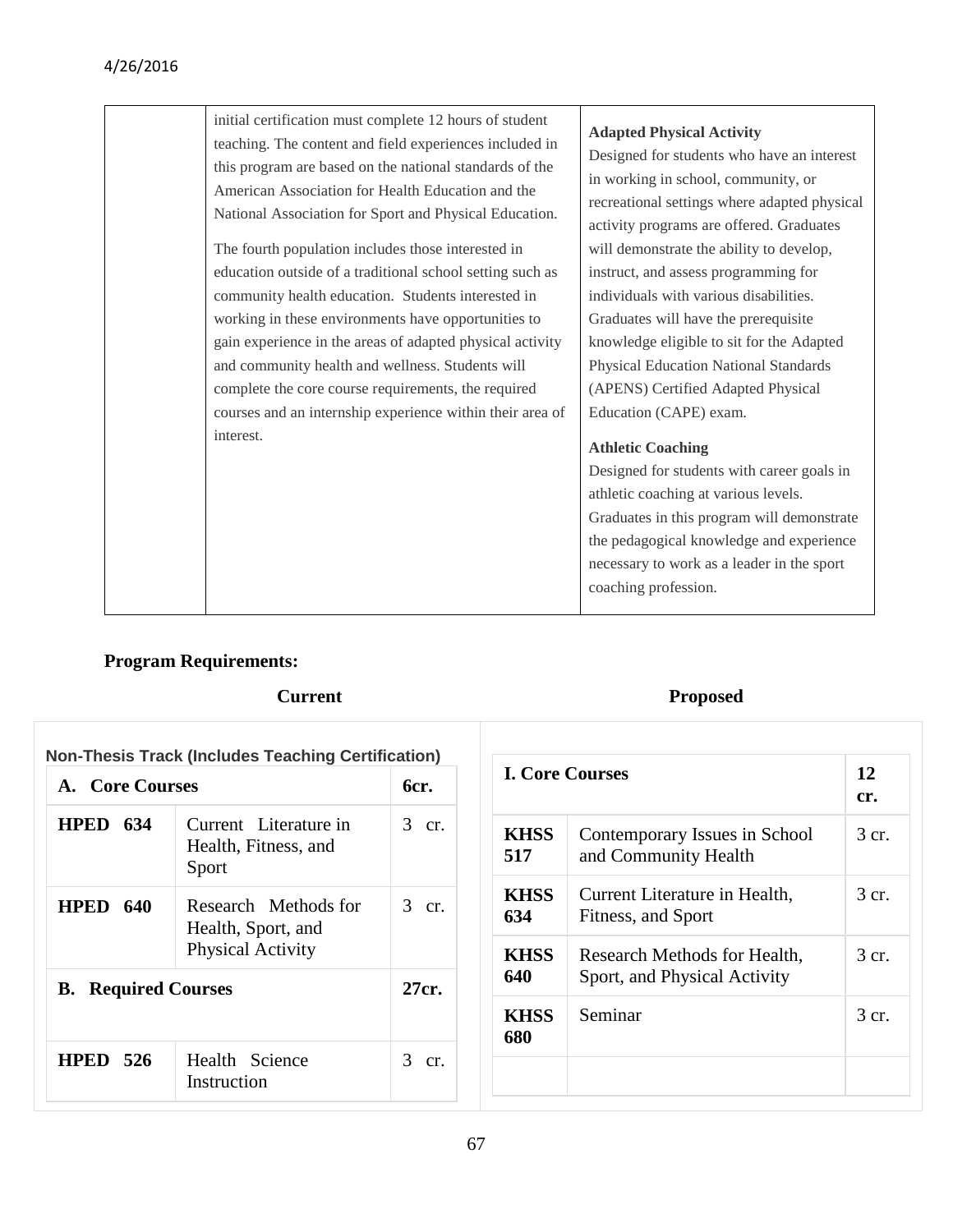| | initial certification must complete 12 hours of student teaching. The content and field experiences included in this program are based on the national standards of the American Association for Health Education and the National Association for Sport and Physical Education.<br><br>The fourth population includes those interested in education outside of a traditional school setting such as community health education. Students interested in working in these environments have opportunities to gain experience in the areas of adapted physical activity and community health and wellness. Students will complete the core course requirements, the required courses and an internship experience within their area of interest. | **Adapted Physical Activity**<br>Designed for students who have an interest in working in school, community, or recreational settings where adapted physical activity programs are offered. Graduates will demonstrate the ability to develop, instruct, and assess programming for individuals with various disabilities. Graduates will have the prerequisite knowledge eligible to sit for the Adapted Physical Education National Standards (APENS) Certified Adapted Physical Education (CAPE) exam.<br><br>**Athletic Coaching**<br>Designed for students with career goals in athletic coaching at various levels. Graduates in this program will demonstrate the pedagogical knowledge and experience necessary to work as a leader in the sport coaching profession. |
|---|---|---|

**Program Requirements:**

**Current**

**Non-Thesis Track (Includes Teaching Certification)**

| **A. Core Courses** | | **6cr.** |
|---|---|---|
| **HPED 634** | Current Literature in Health, Fitness, and Sport | 3 cr. |
| **HPED 640** | Research Methods for Health, Sport, and Physical Activity | 3 cr. |
| **B. Required Courses** | | **27cr.** |
| **HPED 526** | Health Science Instruction | 3 cr. |

**Proposed**

| **I. Core Courses** | | **12 cr.** |
|---|---|---|
| **KHSS 517** | Contemporary Issues in School and Community Health | 3 cr. |
| **KHSS 634** | Current Literature in Health, Fitness, and Sport | 3 cr. |
| **KHSS 640** | Research Methods for Health, Sport, and Physical Activity | 3 cr. |
| **KHSS 680** | Seminar | 3 cr. |
| | | |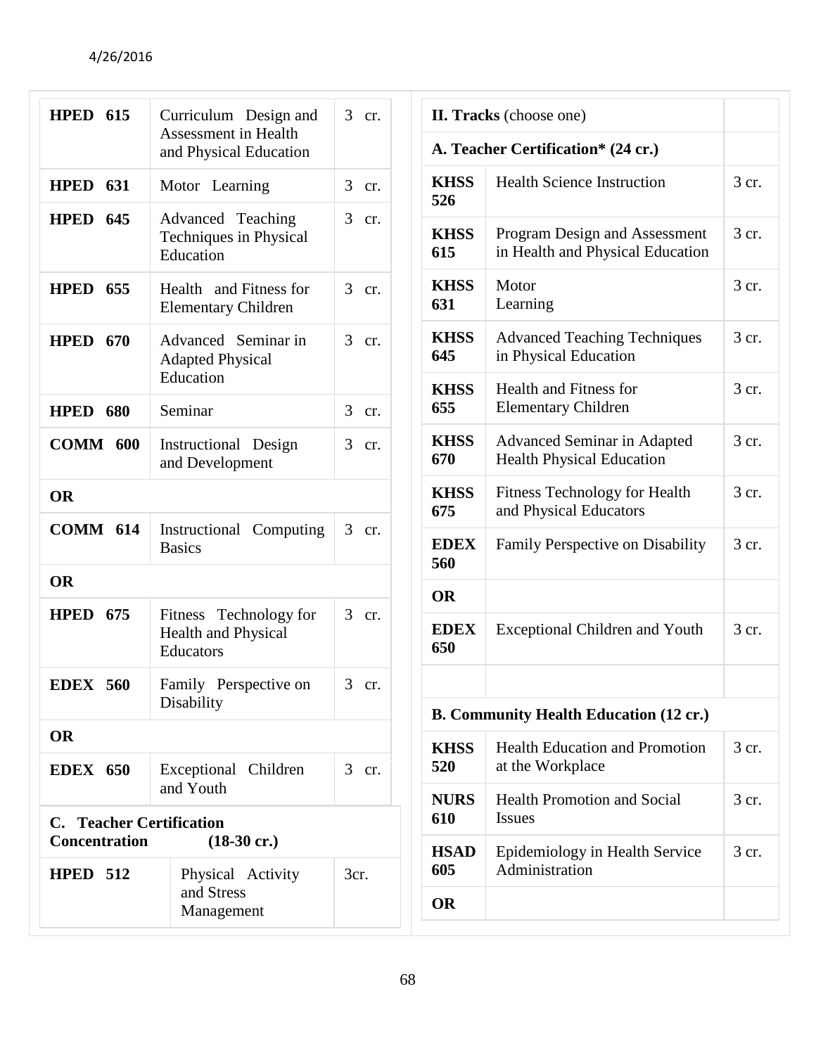| | | |
|---|---|---|
| **HPED 615** | Curriculum Design and Assessment in Health and Physical Education | 3 cr. |
| **HPED 631** | Motor Learning | 3 cr. |
| **HPED 645** | Advanced Teaching Techniques in Physical Education | 3 cr. |
| **HPED 655** | Health and Fitness for Elementary Children | 3 cr. |
| **HPED 670** | Advanced Seminar in Adapted Physical Education | 3 cr. |
| **HPED 680** | Seminar | 3 cr. |
| **COMM 600** | Instructional Design and Development | 3 cr. |
| **OR** | | |
| **COMM 614** | Instructional Computing Basics | 3 cr. |
| **OR** | | |
| **HPED 675** | Fitness Technology for Health and Physical Educators | 3 cr. |
| **EDEX 560** | Family Perspective on Disability | 3 cr. |
| **OR** | | |
| **EDEX 650** | Exceptional Children and Youth | 3 cr. |

**C. Teacher Certification Concentration (18-30 cr.)**

| | | |
|---|---|---|
| **HPED 512** | Physical Activity and Stress Management | 3cr. |

**II. Tracks** (choose one)

**A. Teacher Certification\* (24 cr.)**

| | | |
|---|---|---|
| **KHSS 526** | Health Science Instruction | 3 cr. |
| **KHSS 615** | Program Design and Assessment in Health and Physical Education | 3 cr. |
| **KHSS 631** | Motor Learning | 3 cr. |
| **KHSS 645** | Advanced Teaching Techniques in Physical Education | 3 cr. |
| **KHSS 655** | Health and Fitness for Elementary Children | 3 cr. |
| **KHSS 670** | Advanced Seminar in Adapted Health Physical Education | 3 cr. |
| **KHSS 675** | Fitness Technology for Health and Physical Educators | 3 cr. |
| **EDEX 560** | Family Perspective on Disability | 3 cr. |
| **OR** | | |
| **EDEX 650** | Exceptional Children and Youth | 3 cr. |

**B. Community Health Education (12 cr.)**

| | | |
|---|---|---|
| **KHSS 520** | Health Education and Promotion at the Workplace | 3 cr. |
| **NURS 610** | Health Promotion and Social Issues | 3 cr. |
| **HSAD 605** | Epidemiology in Health Service Administration | 3 cr. |
| **OR** | | |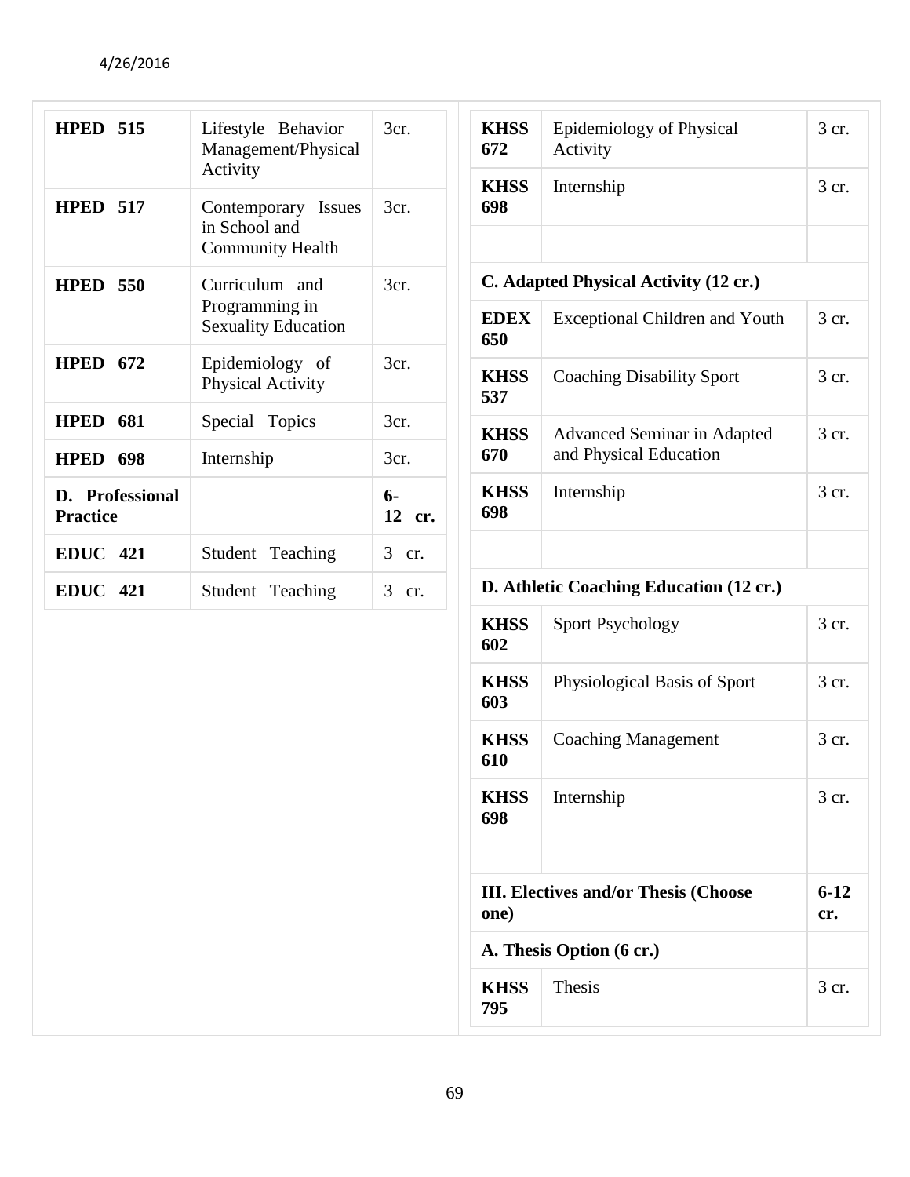| | | |
|---|---|---|
| **HPED 515** | Lifestyle Behavior Management/Physical Activity | 3cr. |
| **HPED 517** | Contemporary Issues in School and Community Health | 3cr. |
| **HPED 550** | Curriculum and Programming in Sexuality Education | 3cr. |
| **HPED 672** | Epidemiology of Physical Activity | 3cr. |
| **HPED 681** | Special Topics | 3cr. |
| **HPED 698** | Internship | 3cr. |
| **D. Professional Practice** | | **6-12 cr.** |
| **EDUC 421** | Student Teaching | 3 cr. |
| **EDUC 421** | Student Teaching | 3 cr. |

| | | |
|---|---|---|
| **KHSS 672** | Epidemiology of Physical Activity | 3 cr. |
| **KHSS 698** | Internship | 3 cr. |
| | | |
| **C. Adapted Physical Activity (12 cr.)** | | |
| **EDEX 650** | Exceptional Children and Youth | 3 cr. |
| **KHSS 537** | Coaching Disability Sport | 3 cr. |
| **KHSS 670** | Advanced Seminar in Adapted and Physical Education | 3 cr. |
| **KHSS 698** | Internship | 3 cr. |
| | | |
| **D. Athletic Coaching Education (12 cr.)** | | |
| **KHSS 602** | Sport Psychology | 3 cr. |
| **KHSS 603** | Physiological Basis of Sport | 3 cr. |
| **KHSS 610** | Coaching Management | 3 cr. |
| **KHSS 698** | Internship | 3 cr. |
| | | |
| **III. Electives and/or Thesis (Choose one)** | | **6-12 cr.** |
| **A. Thesis Option (6 cr.)** | | |
| **KHSS 795** | Thesis | 3 cr. |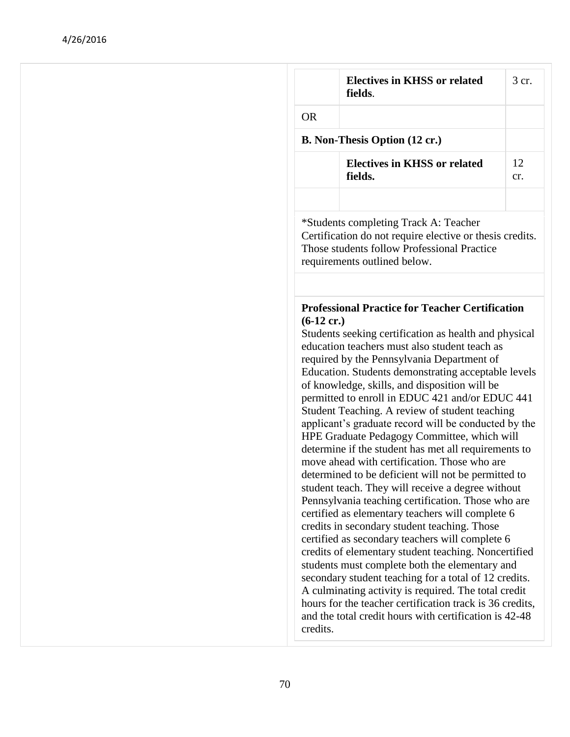| | | |
|---|---|---|
| | **Electives in KHSS or related fields**. | 3 cr. |
| OR | | |
| **B. Non-Thesis Option (12 cr.)** | | |
| | **Electives in KHSS or related fields.** | 12 cr. |
| | | |

*Students completing Track A: Teacher Certification do not require elective or thesis credits. Those students follow Professional Practice requirements outlined below.

**Professional Practice for Teacher Certification (6-12 cr.)**

Students seeking certification as health and physical education teachers must also student teach as required by the Pennsylvania Department of Education. Students demonstrating acceptable levels of knowledge, skills, and disposition will be permitted to enroll in EDUC 421 and/or EDUC 441 Student Teaching. A review of student teaching applicant's graduate record will be conducted by the HPE Graduate Pedagogy Committee, which will determine if the student has met all requirements to move ahead with certification. Those who are determined to be deficient will not be permitted to student teach. They will receive a degree without Pennsylvania teaching certification. Those who are certified as elementary teachers will complete 6 credits in secondary student teaching. Those certified as secondary teachers will complete 6 credits of elementary student teaching. Noncertified students must complete both the elementary and secondary student teaching for a total of 12 credits. A culminating activity is required. The total credit hours for the teacher certification track is 36 credits, and the total credit hours with certification is 42-48 credits.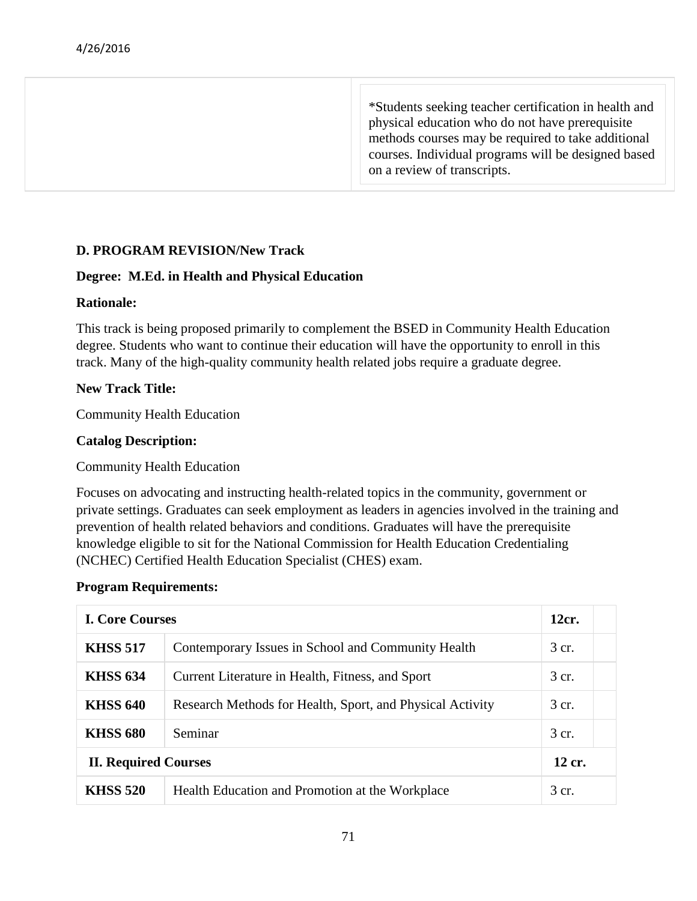| | *Students seeking teacher certification in health and physical education who do not have prerequisite methods courses may be required to take additional courses. Individual programs will be designed based on a review of transcripts. |
|---|---|

**D. PROGRAM REVISION/New Track**

**Degree: M.Ed. in Health and Physical Education**

**Rationale:**

This track is being proposed primarily to complement the BSED in Community Health Education degree. Students who want to continue their education will have the opportunity to enroll in this track. Many of the high-quality community health related jobs require a graduate degree.

**New Track Title:**

Community Health Education

**Catalog Description:**

Community Health Education

Focuses on advocating and instructing health-related topics in the community, government or private settings. Graduates can seek employment as leaders in agencies involved in the training and prevention of health related behaviors and conditions. Graduates will have the prerequisite knowledge eligible to sit for the National Commission for Health Education Credentialing (NCHEC) Certified Health Education Specialist (CHES) exam.

**Program Requirements:**

| **I. Core Courses** | | **12cr.** | |
|---|---|---|---|
| **KHSS 517** | Contemporary Issues in School and Community Health | 3 cr. | |
| **KHSS 634** | Current Literature in Health, Fitness, and Sport | 3 cr. | |
| **KHSS 640** | Research Methods for Health, Sport, and Physical Activity | 3 cr. | |
| **KHSS 680** | Seminar | 3 cr. | |
| **II. Required Courses** | | **12 cr.** | |
| **KHSS 520** | Health Education and Promotion at the Workplace | 3 cr. | |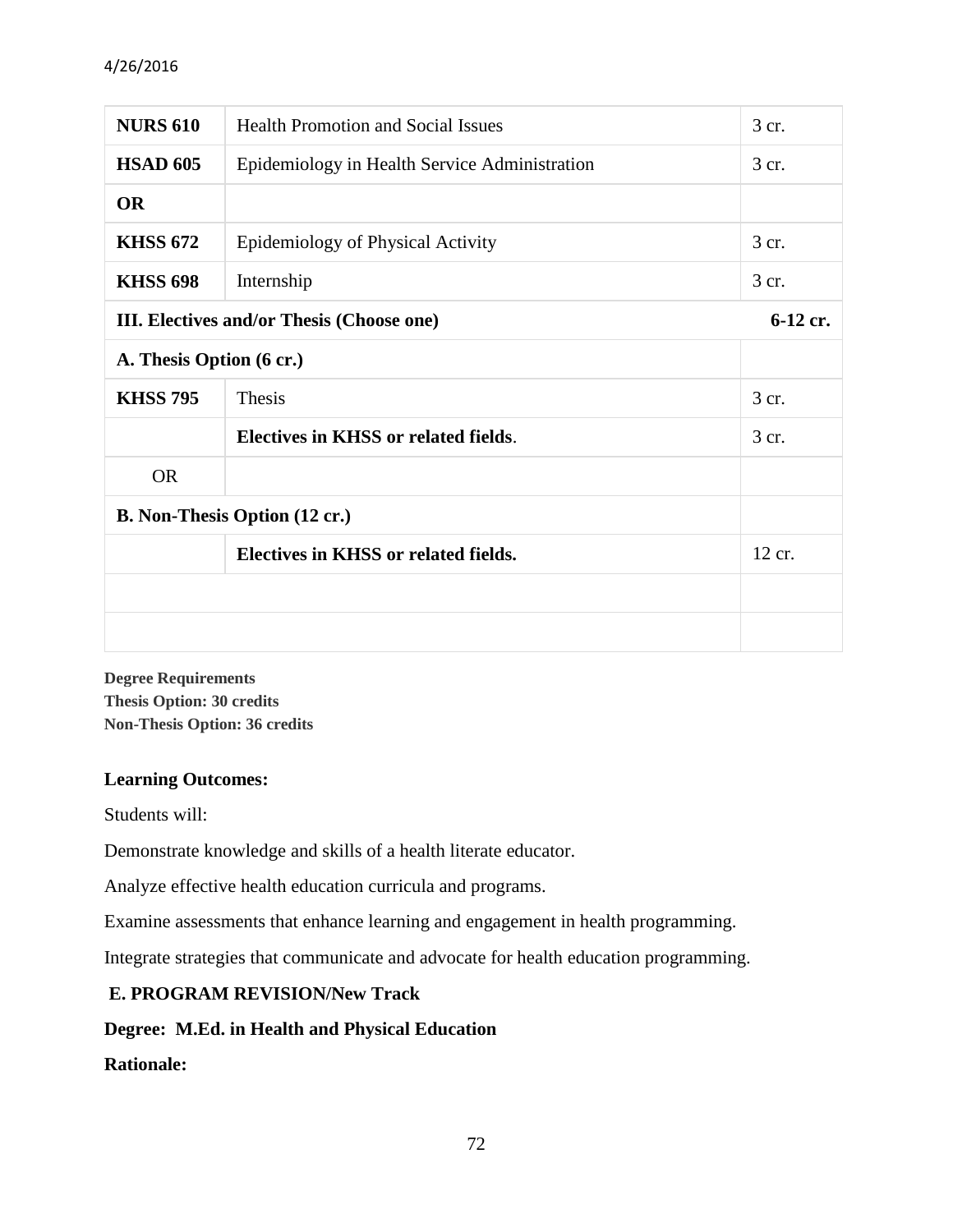| | | |
|---|---|---|
| **NURS 610** | Health Promotion and Social Issues | 3 cr. |
| **HSAD 605** | Epidemiology in Health Service Administration | 3 cr. |
| **OR** | | |
| **KHSS 672** | Epidemiology of Physical Activity | 3 cr. |
| **KHSS 698** | Internship | 3 cr. |
| **III. Electives and/or Thesis (Choose one)** | | **6-12 cr.** |
| **A. Thesis Option (6 cr.)** | | |
| **KHSS 795** | Thesis | 3 cr. |
| | **Electives in KHSS or related fields**. | 3 cr. |
| OR | | |
| **B. Non-Thesis Option (12 cr.)** | | |
| | **Electives in KHSS or related fields.** | 12 cr. |
| | | |
| | | |

**Degree Requirements**
**Thesis Option: 30 credits**
**Non-Thesis Option: 36 credits**

**Learning Outcomes:**

Students will:

Demonstrate knowledge and skills of a health literate educator.

Analyze effective health education curricula and programs.

Examine assessments that enhance learning and engagement in health programming.

Integrate strategies that communicate and advocate for health education programming.

**E. PROGRAM REVISION/New Track**

**Degree: M.Ed. in Health and Physical Education**

**Rationale:**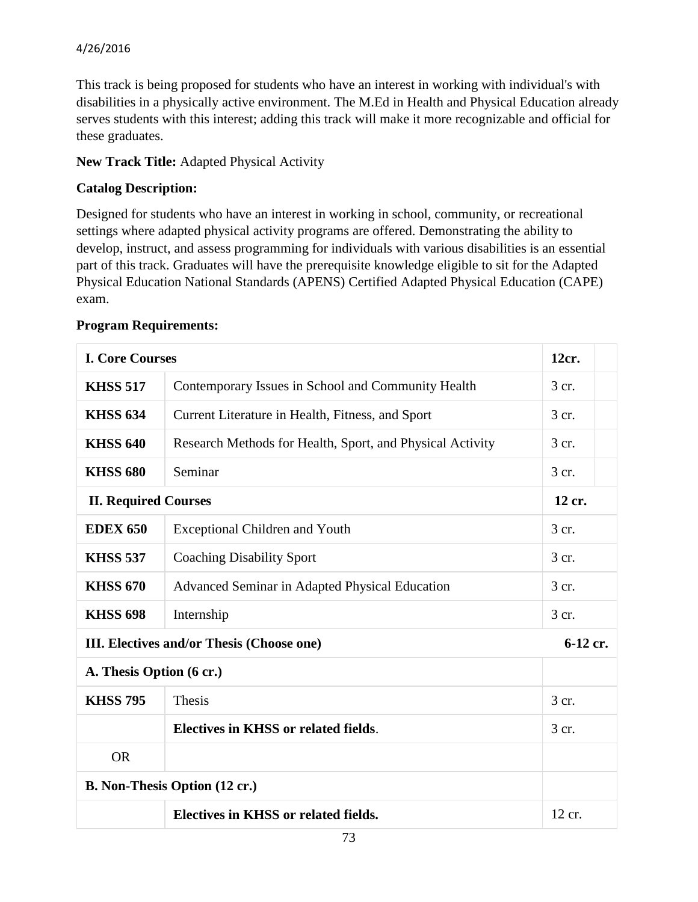This track is being proposed for students who have an interest in working with individual's with disabilities in a physically active environment. The M.Ed in Health and Physical Education already serves students with this interest; adding this track will make it more recognizable and official for these graduates.

**New Track Title:** Adapted Physical Activity

**Catalog Description:**

Designed for students who have an interest in working in school, community, or recreational settings where adapted physical activity programs are offered. Demonstrating the ability to develop, instruct, and assess programming for individuals with various disabilities is an essential part of this track. Graduates will have the prerequisite knowledge eligible to sit for the Adapted Physical Education National Standards (APENS) Certified Adapted Physical Education (CAPE) exam.

**Program Requirements:**

| **I. Core Courses** | | **12cr.** |
|---|---|---|
| **KHSS 517** | Contemporary Issues in School and Community Health | 3 cr. |
| **KHSS 634** | Current Literature in Health, Fitness, and Sport | 3 cr. |
| **KHSS 640** | Research Methods for Health, Sport, and Physical Activity | 3 cr. |
| **KHSS 680** | Seminar | 3 cr. |
| **II. Required Courses** | | **12 cr.** |
| **EDEX 650** | Exceptional Children and Youth | 3 cr. |
| **KHSS 537** | Coaching Disability Sport | 3 cr. |
| **KHSS 670** | Advanced Seminar in Adapted Physical Education | 3 cr. |
| **KHSS 698** | Internship | 3 cr. |
| **III. Electives and/or Thesis (Choose one)** | | **6-12 cr.** |
| **A. Thesis Option (6 cr.)** | | |
| **KHSS 795** | Thesis | 3 cr. |
| | **Electives in KHSS or related fields**. | 3 cr. |
| OR | | |
| **B. Non-Thesis Option (12 cr.)** | | |
| | **Electives in KHSS or related fields.** | 12 cr. |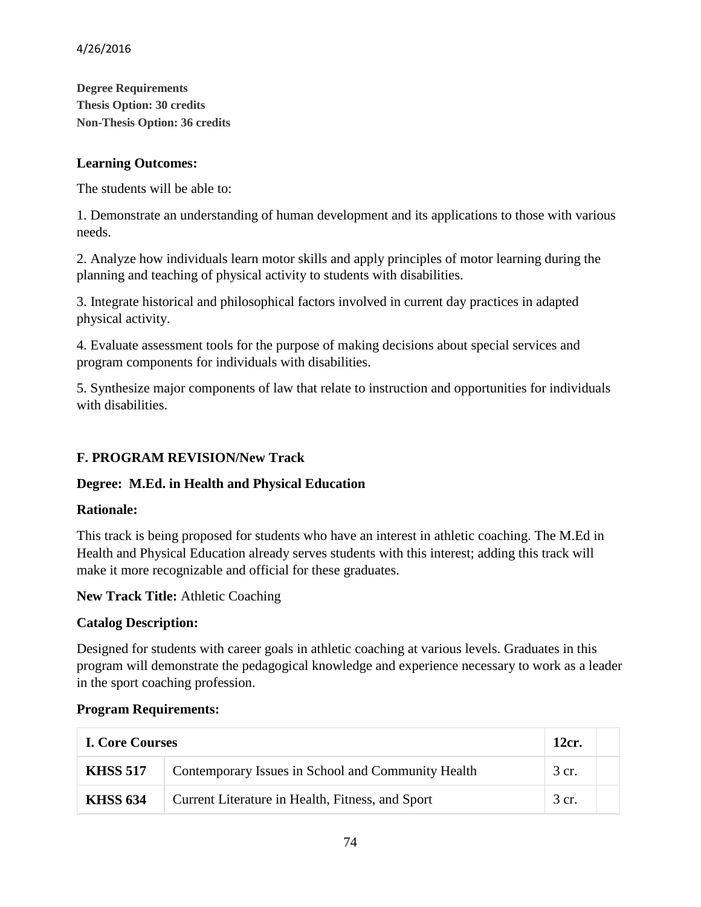**Degree Requirements**
**Thesis Option: 30 credits**
**Non-Thesis Option: 36 credits**

**Learning Outcomes:**

The students will be able to:

1. Demonstrate an understanding of human development and its applications to those with various needs.

2. Analyze how individuals learn motor skills and apply principles of motor learning during the planning and teaching of physical activity to students with disabilities.

3. Integrate historical and philosophical factors involved in current day practices in adapted physical activity.

4. Evaluate assessment tools for the purpose of making decisions about special services and program components for individuals with disabilities.

5. Synthesize major components of law that relate to instruction and opportunities for individuals with disabilities.

## F. PROGRAM REVISION/New Track

**Degree: M.Ed. in Health and Physical Education**

**Rationale:**

This track is being proposed for students who have an interest in athletic coaching. The M.Ed in Health and Physical Education already serves students with this interest; adding this track will make it more recognizable and official for these graduates.

**New Track Title:** Athletic Coaching

**Catalog Description:**

Designed for students with career goals in athletic coaching at various levels. Graduates in this program will demonstrate the pedagogical knowledge and experience necessary to work as a leader in the sport coaching profession.

**Program Requirements:**

| **I. Core Courses** | | **12cr.** | |
|---|---|---|---|
| **KHSS 517** | Contemporary Issues in School and Community Health | 3 cr. | |
| **KHSS 634** | Current Literature in Health, Fitness, and Sport | 3 cr. | |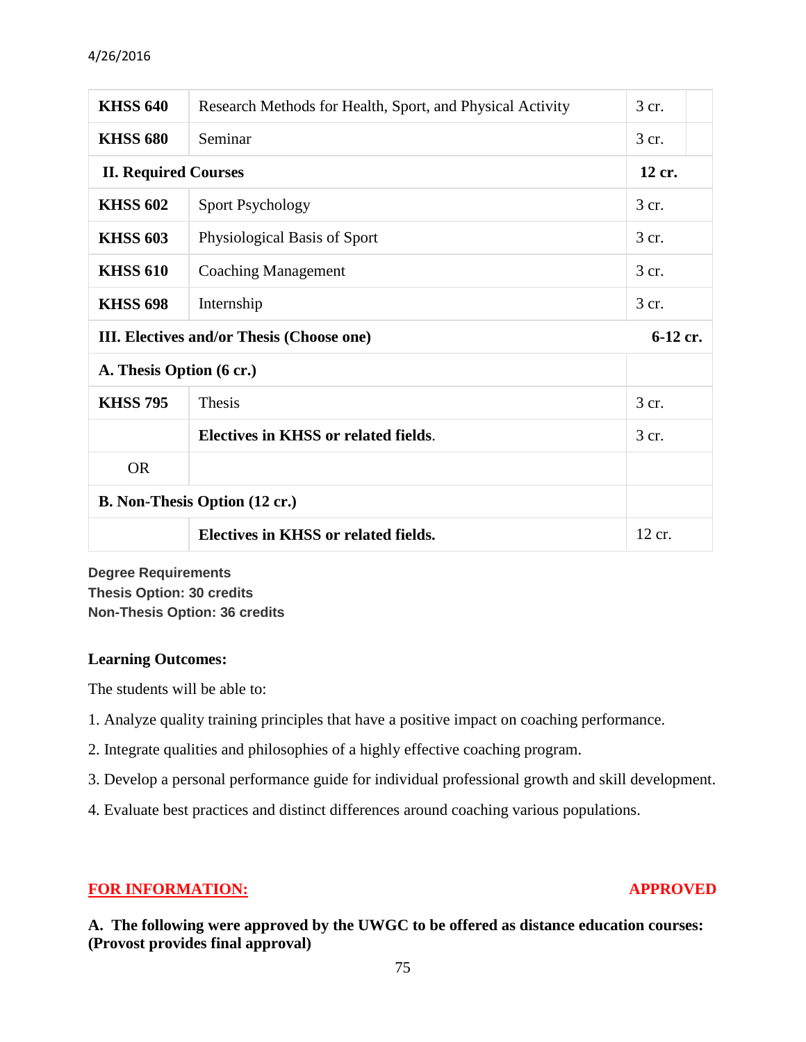4/26/2016

| | | |
|---|---|---|
| **KHSS 640** | Research Methods for Health, Sport, and Physical Activity | 3 cr. |
| **KHSS 680** | Seminar | 3 cr. |
| **II. Required Courses** | | **12 cr.** |
| **KHSS 602** | Sport Psychology | 3 cr. |
| **KHSS 603** | Physiological Basis of Sport | 3 cr. |
| **KHSS 610** | Coaching Management | 3 cr. |
| **KHSS 698** | Internship | 3 cr. |
| **III. Electives and/or Thesis (Choose one)** | | **6-12 cr.** |
| **A. Thesis Option (6 cr.)** | | |
| **KHSS 795** | Thesis | 3 cr. |
| | **Electives in KHSS or related fields**. | 3 cr. |
| OR | | |
| **B. Non-Thesis Option (12 cr.)** | | |
| | **Electives in KHSS or related fields.** | 12 cr. |

**Degree Requirements**
**Thesis Option: 30 credits**
**Non-Thesis Option: 36 credits**

**Learning Outcomes:**

The students will be able to:

1. Analyze quality training principles that have a positive impact on coaching performance.
2. Integrate qualities and philosophies of a highly effective coaching program.
3. Develop a personal performance guide for individual professional growth and skill development.
4. Evaluate best practices and distinct differences around coaching various populations.

**FOR INFORMATION:** **APPROVED**

**A. The following were approved by the UWGC to be offered as distance education courses: (Provost provides final approval)**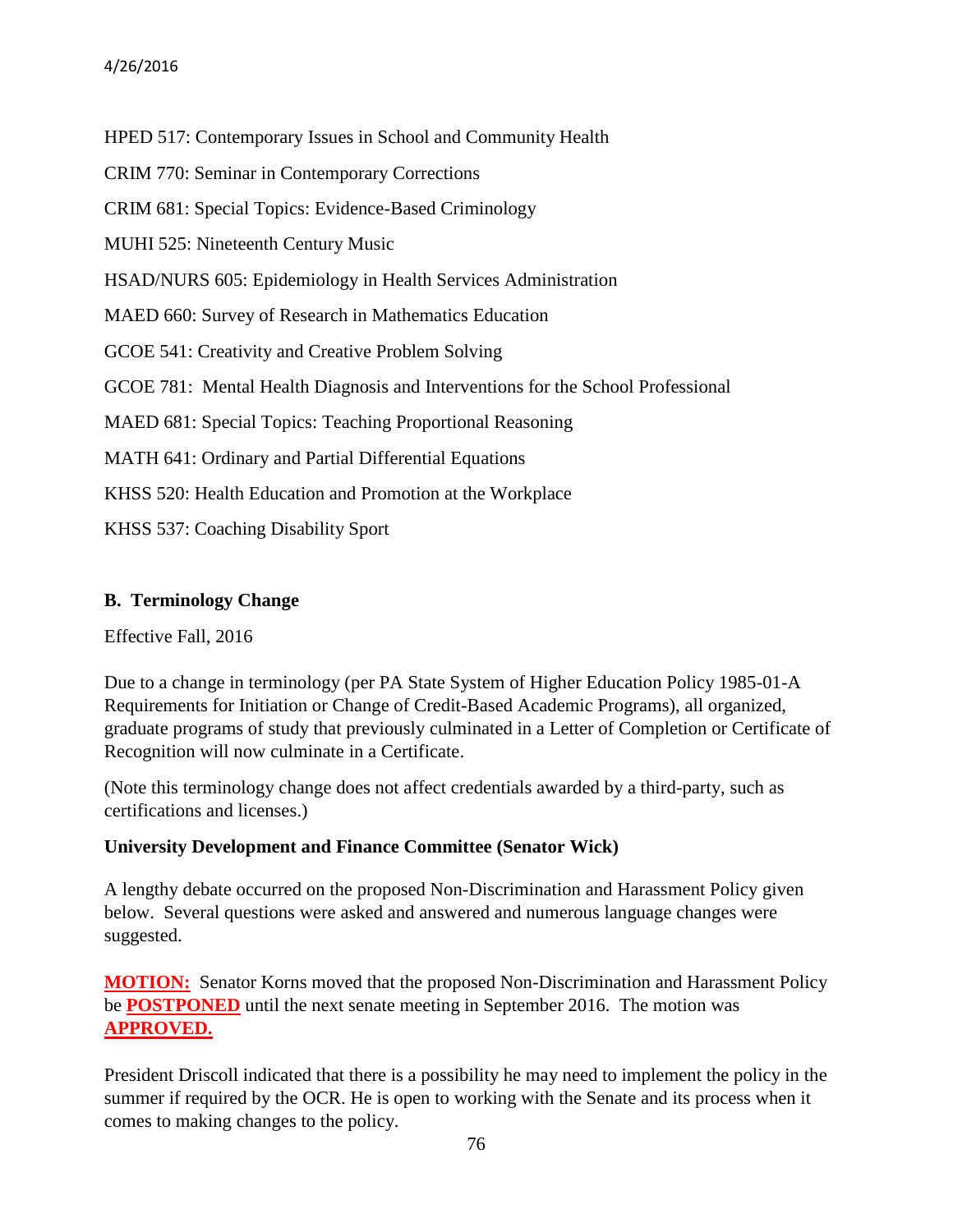HPED 517: Contemporary Issues in School and Community Health

CRIM 770: Seminar in Contemporary Corrections

CRIM 681: Special Topics: Evidence-Based Criminology

MUHI 525: Nineteenth Century Music

HSAD/NURS 605: Epidemiology in Health Services Administration

MAED 660: Survey of Research in Mathematics Education

GCOE 541: Creativity and Creative Problem Solving

GCOE 781: Mental Health Diagnosis and Interventions for the School Professional

MAED 681: Special Topics: Teaching Proportional Reasoning

MATH 641: Ordinary and Partial Differential Equations

KHSS 520: Health Education and Promotion at the Workplace

KHSS 537: Coaching Disability Sport

**B. Terminology Change**

Effective Fall, 2016

Due to a change in terminology (per PA State System of Higher Education Policy 1985-01-A Requirements for Initiation or Change of Credit-Based Academic Programs), all organized, graduate programs of study that previously culminated in a Letter of Completion or Certificate of Recognition will now culminate in a Certificate.

(Note this terminology change does not affect credentials awarded by a third-party, such as certifications and licenses.)

**University Development and Finance Committee (Senator Wick)**

A lengthy debate occurred on the proposed Non-Discrimination and Harassment Policy given below. Several questions were asked and answered and numerous language changes were suggested.

**MOTION:** Senator Korns moved that the proposed Non-Discrimination and Harassment Policy be **POSTPONED** until the next senate meeting in September 2016. The motion was **APPROVED.**

President Driscoll indicated that there is a possibility he may need to implement the policy in the summer if required by the OCR. He is open to working with the Senate and its process when it comes to making changes to the policy.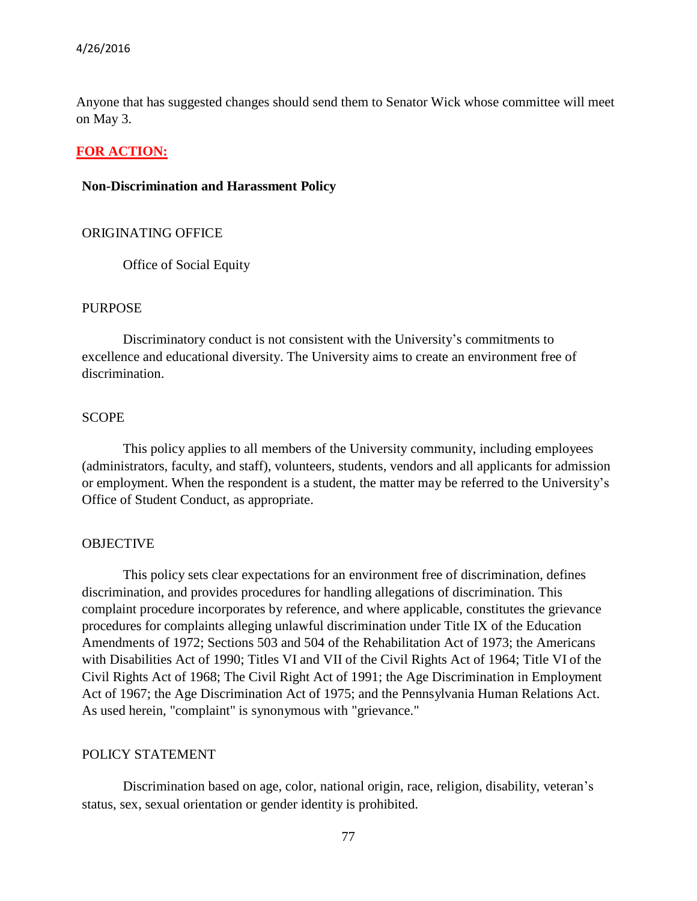Anyone that has suggested changes should send them to Senator Wick whose committee will meet on May 3.

**FOR ACTION:**

**Non-Discrimination and Harassment Policy**

ORIGINATING OFFICE

Office of Social Equity

PURPOSE

Discriminatory conduct is not consistent with the University's commitments to excellence and educational diversity. The University aims to create an environment free of discrimination.

SCOPE

This policy applies to all members of the University community, including employees (administrators, faculty, and staff), volunteers, students, vendors and all applicants for admission or employment. When the respondent is a student, the matter may be referred to the University's Office of Student Conduct, as appropriate.

OBJECTIVE

This policy sets clear expectations for an environment free of discrimination, defines discrimination, and provides procedures for handling allegations of discrimination. This complaint procedure incorporates by reference, and where applicable, constitutes the grievance procedures for complaints alleging unlawful discrimination under Title IX of the Education Amendments of 1972; Sections 503 and 504 of the Rehabilitation Act of 1973; the Americans with Disabilities Act of 1990; Titles VI and VII of the Civil Rights Act of 1964; Title VI of the Civil Rights Act of 1968; The Civil Right Act of 1991; the Age Discrimination in Employment Act of 1967; the Age Discrimination Act of 1975; and the Pennsylvania Human Relations Act. As used herein, "complaint" is synonymous with "grievance."

POLICY STATEMENT

Discrimination based on age, color, national origin, race, religion, disability, veteran's status, sex, sexual orientation or gender identity is prohibited.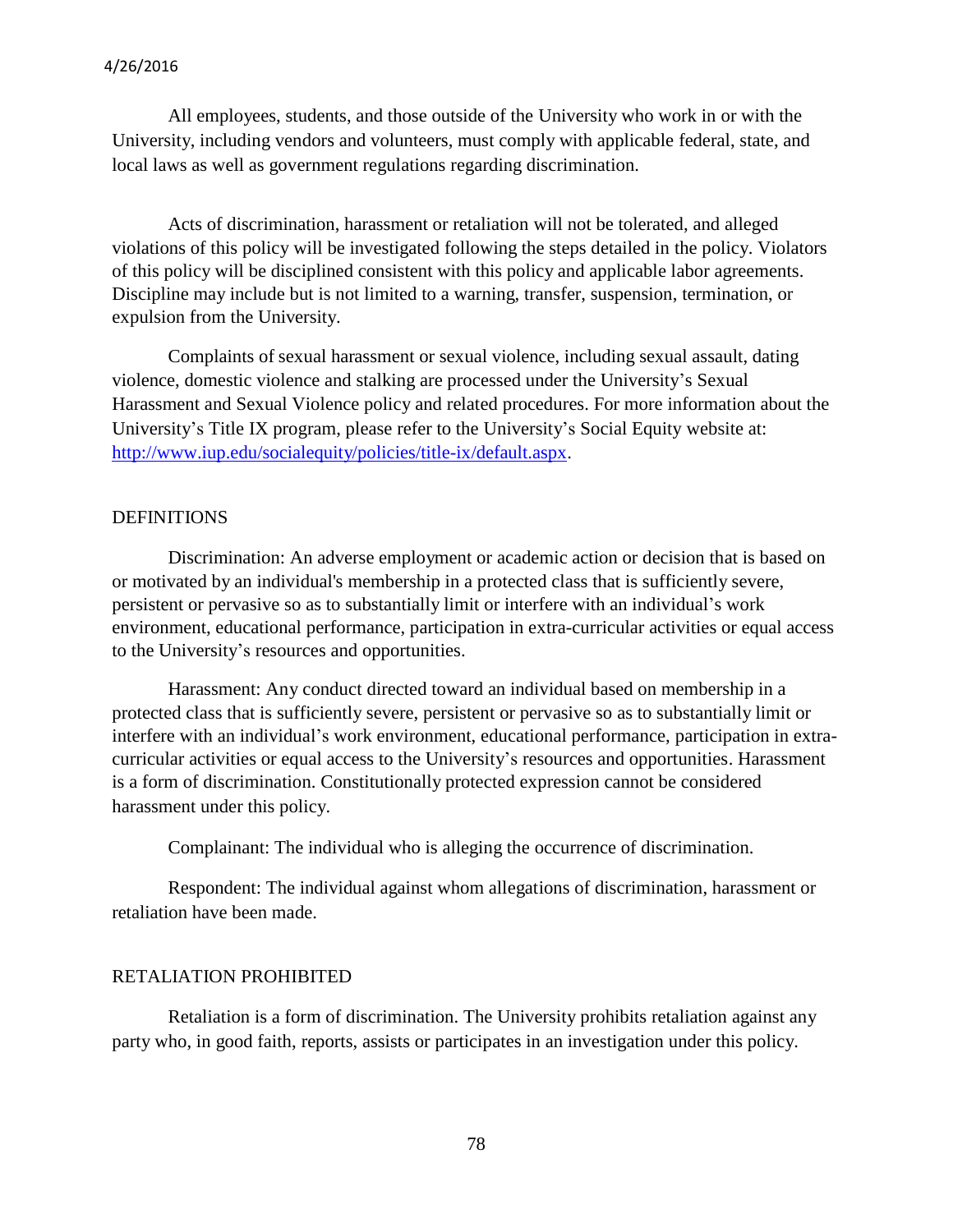All employees, students, and those outside of the University who work in or with the University, including vendors and volunteers, must comply with applicable federal, state, and local laws as well as government regulations regarding discrimination.

Acts of discrimination, harassment or retaliation will not be tolerated, and alleged violations of this policy will be investigated following the steps detailed in the policy. Violators of this policy will be disciplined consistent with this policy and applicable labor agreements. Discipline may include but is not limited to a warning, transfer, suspension, termination, or expulsion from the University.

Complaints of sexual harassment or sexual violence, including sexual assault, dating violence, domestic violence and stalking are processed under the University's Sexual Harassment and Sexual Violence policy and related procedures. For more information about the University's Title IX program, please refer to the University's Social Equity website at: [http://www.iup.edu/socialequity/policies/title-ix/default.aspx](http://www.iup.edu/socialequity/policies/title-ix/default.aspx).

## DEFINITIONS

Discrimination: An adverse employment or academic action or decision that is based on or motivated by an individual's membership in a protected class that is sufficiently severe, persistent or pervasive so as to substantially limit or interfere with an individual's work environment, educational performance, participation in extra-curricular activities or equal access to the University's resources and opportunities.

Harassment: Any conduct directed toward an individual based on membership in a protected class that is sufficiently severe, persistent or pervasive so as to substantially limit or interfere with an individual's work environment, educational performance, participation in extra-curricular activities or equal access to the University's resources and opportunities. Harassment is a form of discrimination. Constitutionally protected expression cannot be considered harassment under this policy.

Complainant: The individual who is alleging the occurrence of discrimination.

Respondent: The individual against whom allegations of discrimination, harassment or retaliation have been made.

## RETALIATION PROHIBITED

Retaliation is a form of discrimination. The University prohibits retaliation against any party who, in good faith, reports, assists or participates in an investigation under this policy.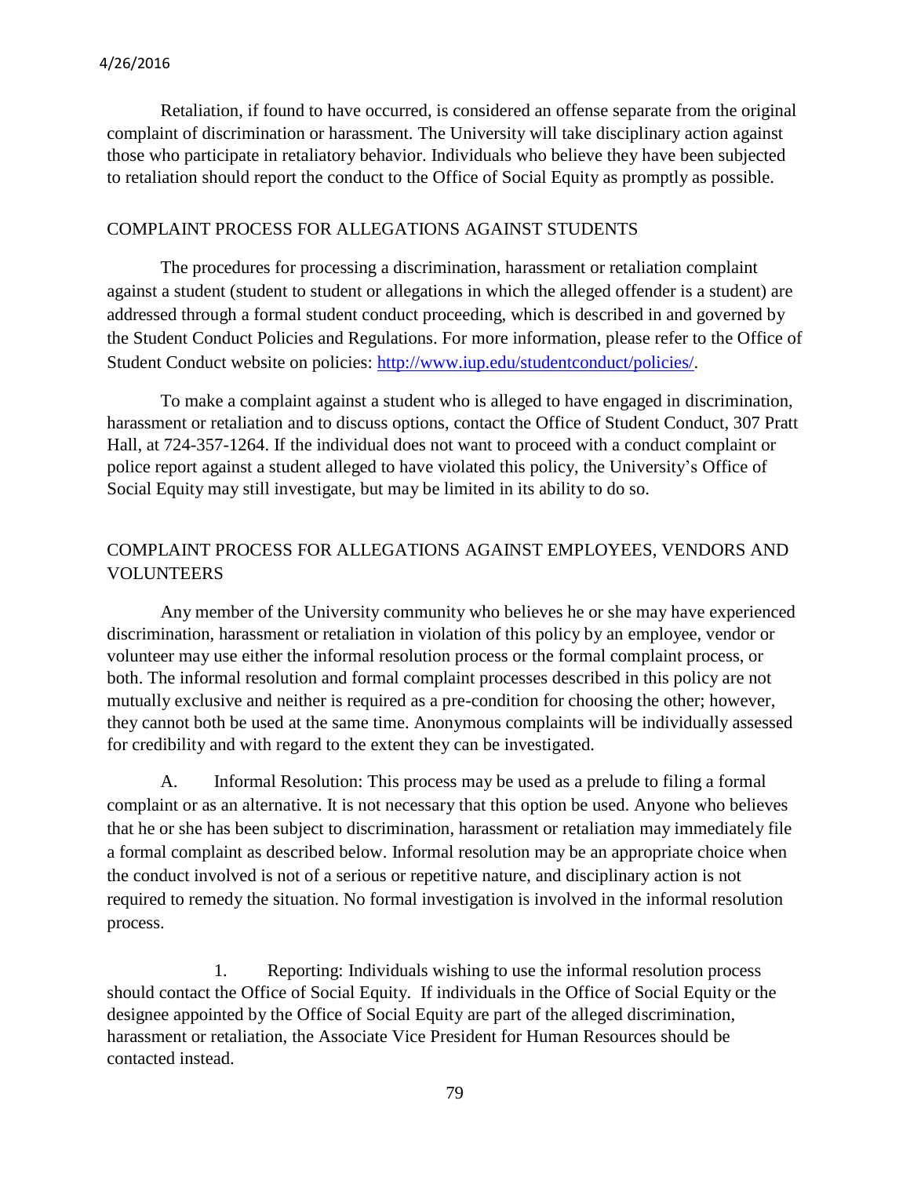Retaliation, if found to have occurred, is considered an offense separate from the original complaint of discrimination or harassment. The University will take disciplinary action against those who participate in retaliatory behavior. Individuals who believe they have been subjected to retaliation should report the conduct to the Office of Social Equity as promptly as possible.

## COMPLAINT PROCESS FOR ALLEGATIONS AGAINST STUDENTS

The procedures for processing a discrimination, harassment or retaliation complaint against a student (student to student or allegations in which the alleged offender is a student) are addressed through a formal student conduct proceeding, which is described in and governed by the Student Conduct Policies and Regulations. For more information, please refer to the Office of Student Conduct website on policies: [http://www.iup.edu/studentconduct/policies/](http://www.iup.edu/studentconduct/policies/).

To make a complaint against a student who is alleged to have engaged in discrimination, harassment or retaliation and to discuss options, contact the Office of Student Conduct, 307 Pratt Hall, at 724-357-1264. If the individual does not want to proceed with a conduct complaint or police report against a student alleged to have violated this policy, the University's Office of Social Equity may still investigate, but may be limited in its ability to do so.

## COMPLAINT PROCESS FOR ALLEGATIONS AGAINST EMPLOYEES, VENDORS AND VOLUNTEERS

Any member of the University community who believes he or she may have experienced discrimination, harassment or retaliation in violation of this policy by an employee, vendor or volunteer may use either the informal resolution process or the formal complaint process, or both. The informal resolution and formal complaint processes described in this policy are not mutually exclusive and neither is required as a pre-condition for choosing the other; however, they cannot both be used at the same time. Anonymous complaints will be individually assessed for credibility and with regard to the extent they can be investigated.

A. Informal Resolution: This process may be used as a prelude to filing a formal complaint or as an alternative. It is not necessary that this option be used. Anyone who believes that he or she has been subject to discrimination, harassment or retaliation may immediately file a formal complaint as described below. Informal resolution may be an appropriate choice when the conduct involved is not of a serious or repetitive nature, and disciplinary action is not required to remedy the situation. No formal investigation is involved in the informal resolution process.

1. Reporting: Individuals wishing to use the informal resolution process should contact the Office of Social Equity. If individuals in the Office of Social Equity or the designee appointed by the Office of Social Equity are part of the alleged discrimination, harassment or retaliation, the Associate Vice President for Human Resources should be contacted instead.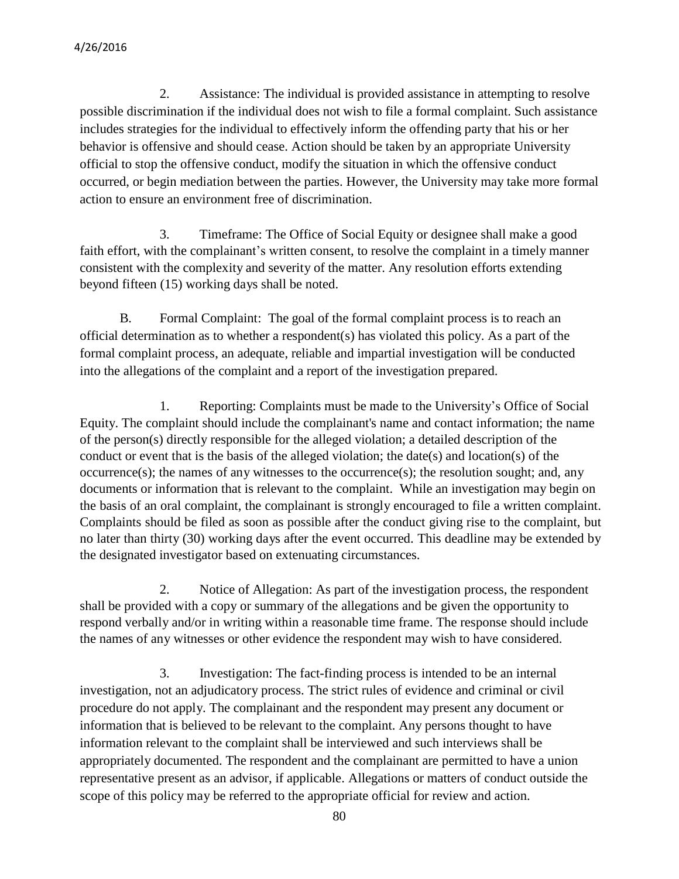2. Assistance: The individual is provided assistance in attempting to resolve possible discrimination if the individual does not wish to file a formal complaint. Such assistance includes strategies for the individual to effectively inform the offending party that his or her behavior is offensive and should cease. Action should be taken by an appropriate University official to stop the offensive conduct, modify the situation in which the offensive conduct occurred, or begin mediation between the parties. However, the University may take more formal action to ensure an environment free of discrimination.

3. Timeframe: The Office of Social Equity or designee shall make a good faith effort, with the complainant's written consent, to resolve the complaint in a timely manner consistent with the complexity and severity of the matter. Any resolution efforts extending beyond fifteen (15) working days shall be noted.

B. Formal Complaint: The goal of the formal complaint process is to reach an official determination as to whether a respondent(s) has violated this policy. As a part of the formal complaint process, an adequate, reliable and impartial investigation will be conducted into the allegations of the complaint and a report of the investigation prepared.

1. Reporting: Complaints must be made to the University's Office of Social Equity. The complaint should include the complainant's name and contact information; the name of the person(s) directly responsible for the alleged violation; a detailed description of the conduct or event that is the basis of the alleged violation; the date(s) and location(s) of the occurrence(s); the names of any witnesses to the occurrence(s); the resolution sought; and, any documents or information that is relevant to the complaint. While an investigation may begin on the basis of an oral complaint, the complainant is strongly encouraged to file a written complaint. Complaints should be filed as soon as possible after the conduct giving rise to the complaint, but no later than thirty (30) working days after the event occurred. This deadline may be extended by the designated investigator based on extenuating circumstances.

2. Notice of Allegation: As part of the investigation process, the respondent shall be provided with a copy or summary of the allegations and be given the opportunity to respond verbally and/or in writing within a reasonable time frame. The response should include the names of any witnesses or other evidence the respondent may wish to have considered.

3. Investigation: The fact-finding process is intended to be an internal investigation, not an adjudicatory process. The strict rules of evidence and criminal or civil procedure do not apply. The complainant and the respondent may present any document or information that is believed to be relevant to the complaint. Any persons thought to have information relevant to the complaint shall be interviewed and such interviews shall be appropriately documented. The respondent and the complainant are permitted to have a union representative present as an advisor, if applicable. Allegations or matters of conduct outside the scope of this policy may be referred to the appropriate official for review and action.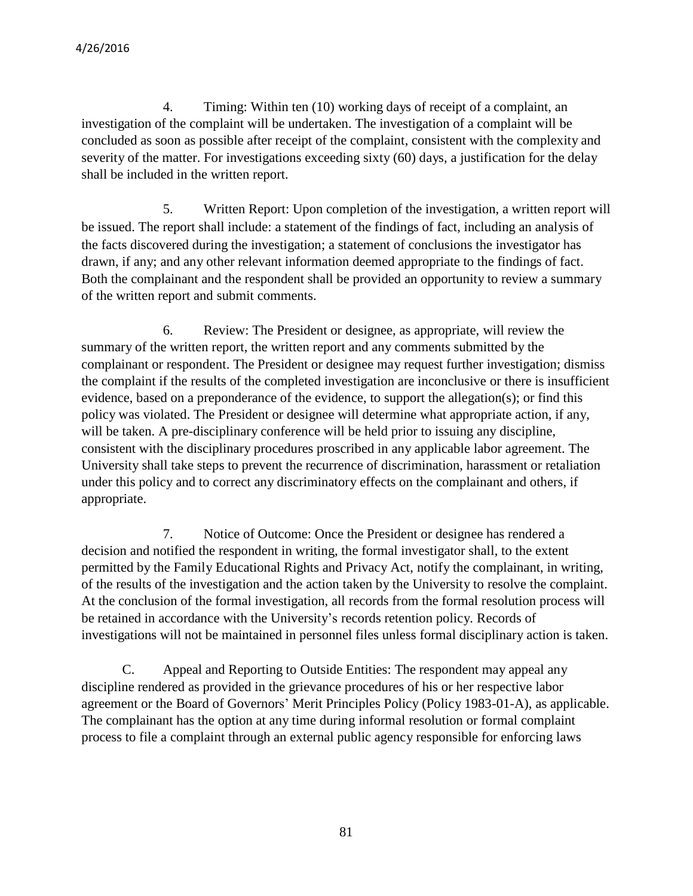4. Timing: Within ten (10) working days of receipt of a complaint, an investigation of the complaint will be undertaken. The investigation of a complaint will be concluded as soon as possible after receipt of the complaint, consistent with the complexity and severity of the matter. For investigations exceeding sixty (60) days, a justification for the delay shall be included in the written report.

5. Written Report: Upon completion of the investigation, a written report will be issued. The report shall include: a statement of the findings of fact, including an analysis of the facts discovered during the investigation; a statement of conclusions the investigator has drawn, if any; and any other relevant information deemed appropriate to the findings of fact. Both the complainant and the respondent shall be provided an opportunity to review a summary of the written report and submit comments.

6. Review: The President or designee, as appropriate, will review the summary of the written report, the written report and any comments submitted by the complainant or respondent. The President or designee may request further investigation; dismiss the complaint if the results of the completed investigation are inconclusive or there is insufficient evidence, based on a preponderance of the evidence, to support the allegation(s); or find this policy was violated. The President or designee will determine what appropriate action, if any, will be taken. A pre-disciplinary conference will be held prior to issuing any discipline, consistent with the disciplinary procedures proscribed in any applicable labor agreement. The University shall take steps to prevent the recurrence of discrimination, harassment or retaliation under this policy and to correct any discriminatory effects on the complainant and others, if appropriate.

7. Notice of Outcome: Once the President or designee has rendered a decision and notified the respondent in writing, the formal investigator shall, to the extent permitted by the Family Educational Rights and Privacy Act, notify the complainant, in writing, of the results of the investigation and the action taken by the University to resolve the complaint. At the conclusion of the formal investigation, all records from the formal resolution process will be retained in accordance with the University's records retention policy. Records of investigations will not be maintained in personnel files unless formal disciplinary action is taken.

C. Appeal and Reporting to Outside Entities: The respondent may appeal any discipline rendered as provided in the grievance procedures of his or her respective labor agreement or the Board of Governors' Merit Principles Policy (Policy 1983-01-A), as applicable. The complainant has the option at any time during informal resolution or formal complaint process to file a complaint through an external public agency responsible for enforcing laws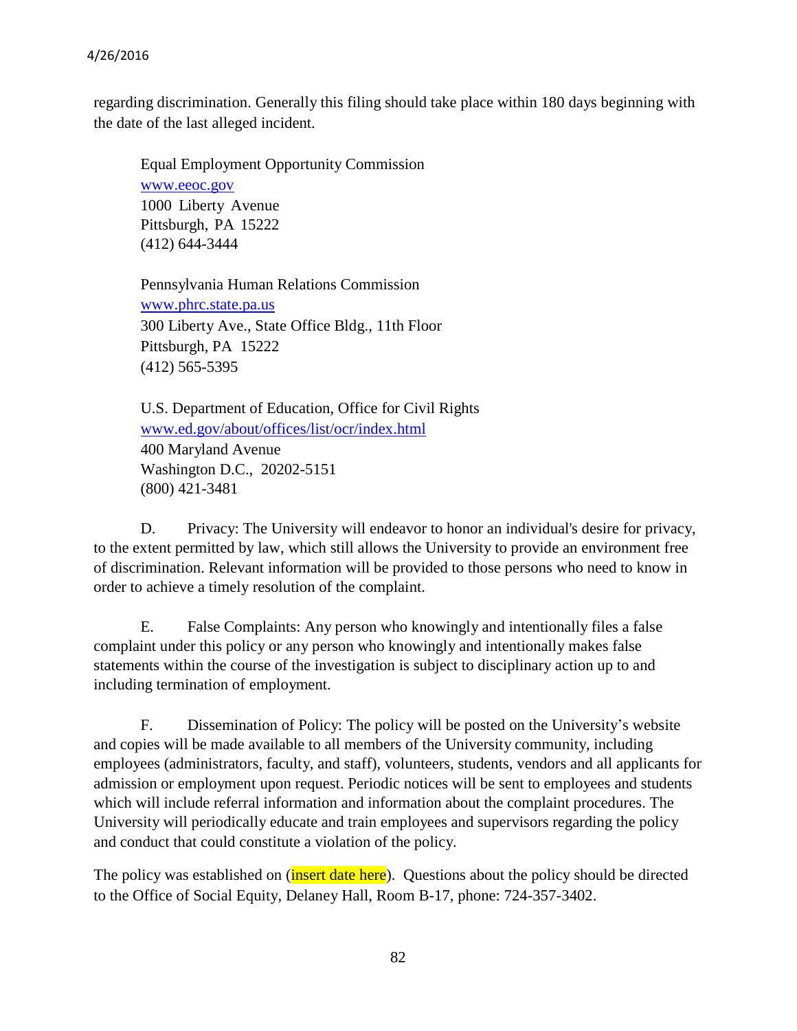regarding discrimination. Generally this filing should take place within 180 days beginning with the date of the last alleged incident.

Equal Employment Opportunity Commission
www.eeoc.gov
1000 Liberty Avenue
Pittsburgh, PA 15222
(412) 644-3444

Pennsylvania Human Relations Commission
www.phrc.state.pa.us
300 Liberty Ave., State Office Bldg., 11th Floor
Pittsburgh, PA 15222
(412) 565-5395

U.S. Department of Education, Office for Civil Rights
www.ed.gov/about/offices/list/ocr/index.html
400 Maryland Avenue
Washington D.C., 20202-5151
(800) 421-3481

D. Privacy: The University will endeavor to honor an individual's desire for privacy, to the extent permitted by law, which still allows the University to provide an environment free of discrimination. Relevant information will be provided to those persons who need to know in order to achieve a timely resolution of the complaint.

E. False Complaints: Any person who knowingly and intentionally files a false complaint under this policy or any person who knowingly and intentionally makes false statements within the course of the investigation is subject to disciplinary action up to and including termination of employment.

F. Dissemination of Policy: The policy will be posted on the University's website and copies will be made available to all members of the University community, including employees (administrators, faculty, and staff), volunteers, students, vendors and all applicants for admission or employment upon request. Periodic notices will be sent to employees and students which will include referral information and information about the complaint procedures. The University will periodically educate and train employees and supervisors regarding the policy and conduct that could constitute a violation of the policy.

The policy was established on (insert date here). Questions about the policy should be directed to the Office of Social Equity, Delaney Hall, Room B-17, phone: 724-357-3402.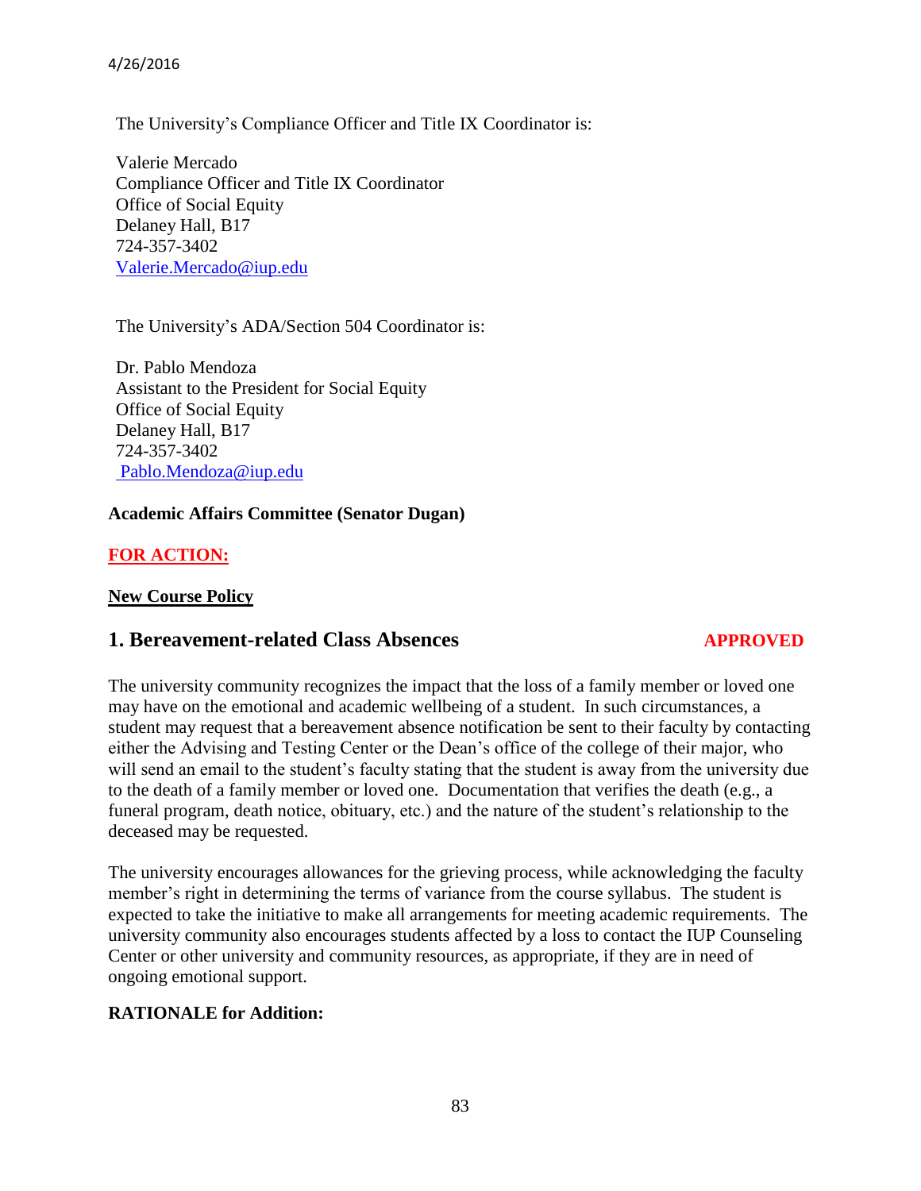The University's Compliance Officer and Title IX Coordinator is:

Valerie Mercado
Compliance Officer and Title IX Coordinator
Office of Social Equity
Delaney Hall, B17
724-357-3402
Valerie.Mercado@iup.edu

The University's ADA/Section 504 Coordinator is:

Dr. Pablo Mendoza
Assistant to the President for Social Equity
Office of Social Equity
Delaney Hall, B17
724-357-3402
Pablo.Mendoza@iup.edu

**Academic Affairs Committee (Senator Dugan)**

**FOR ACTION:**

**New Course Policy**

## 1. Bereavement-related Class Absences **APPROVED**

The university community recognizes the impact that the loss of a family member or loved one may have on the emotional and academic wellbeing of a student. In such circumstances, a student may request that a bereavement absence notification be sent to their faculty by contacting either the Advising and Testing Center or the Dean's office of the college of their major, who will send an email to the student's faculty stating that the student is away from the university due to the death of a family member or loved one. Documentation that verifies the death (e.g., a funeral program, death notice, obituary, etc.) and the nature of the student's relationship to the deceased may be requested.

The university encourages allowances for the grieving process, while acknowledging the faculty member's right in determining the terms of variance from the course syllabus. The student is expected to take the initiative to make all arrangements for meeting academic requirements. The university community also encourages students affected by a loss to contact the IUP Counseling Center or other university and community resources, as appropriate, if they are in need of ongoing emotional support.

**RATIONALE for Addition:**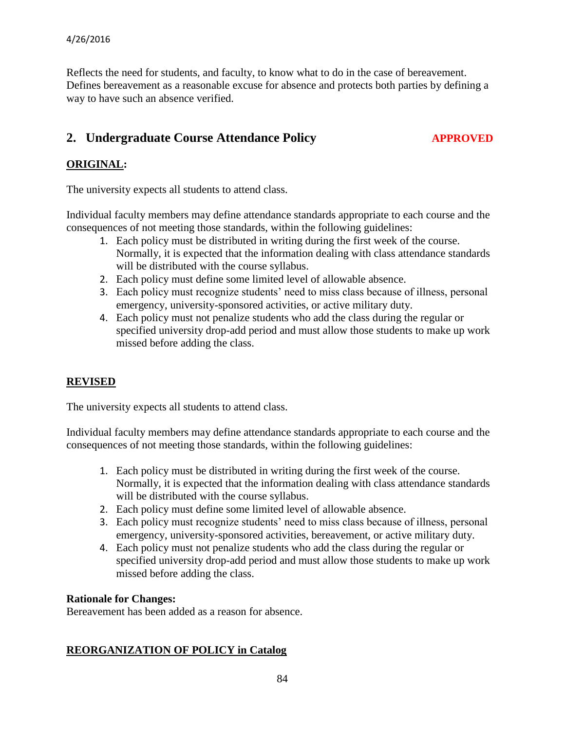Reflects the need for students, and faculty, to know what to do in the case of bereavement. Defines bereavement as a reasonable excuse for absence and protects both parties by defining a way to have such an absence verified.

## 2. Undergraduate Course Attendance Policy **APPROVED**

**ORIGINAL:**

The university expects all students to attend class.

Individual faculty members may define attendance standards appropriate to each course and the consequences of not meeting those standards, within the following guidelines:

1. Each policy must be distributed in writing during the first week of the course. Normally, it is expected that the information dealing with class attendance standards will be distributed with the course syllabus.
2. Each policy must define some limited level of allowable absence.
3. Each policy must recognize students' need to miss class because of illness, personal emergency, university-sponsored activities, or active military duty.
4. Each policy must not penalize students who add the class during the regular or specified university drop-add period and must allow those students to make up work missed before adding the class.

**REVISED**

The university expects all students to attend class.

Individual faculty members may define attendance standards appropriate to each course and the consequences of not meeting those standards, within the following guidelines:

1. Each policy must be distributed in writing during the first week of the course. Normally, it is expected that the information dealing with class attendance standards will be distributed with the course syllabus.
2. Each policy must define some limited level of allowable absence.
3. Each policy must recognize students' need to miss class because of illness, personal emergency, university-sponsored activities, bereavement, or active military duty.
4. Each policy must not penalize students who add the class during the regular or specified university drop-add period and must allow those students to make up work missed before adding the class.

**Rationale for Changes:**
Bereavement has been added as a reason for absence.

**REORGANIZATION OF POLICY in Catalog**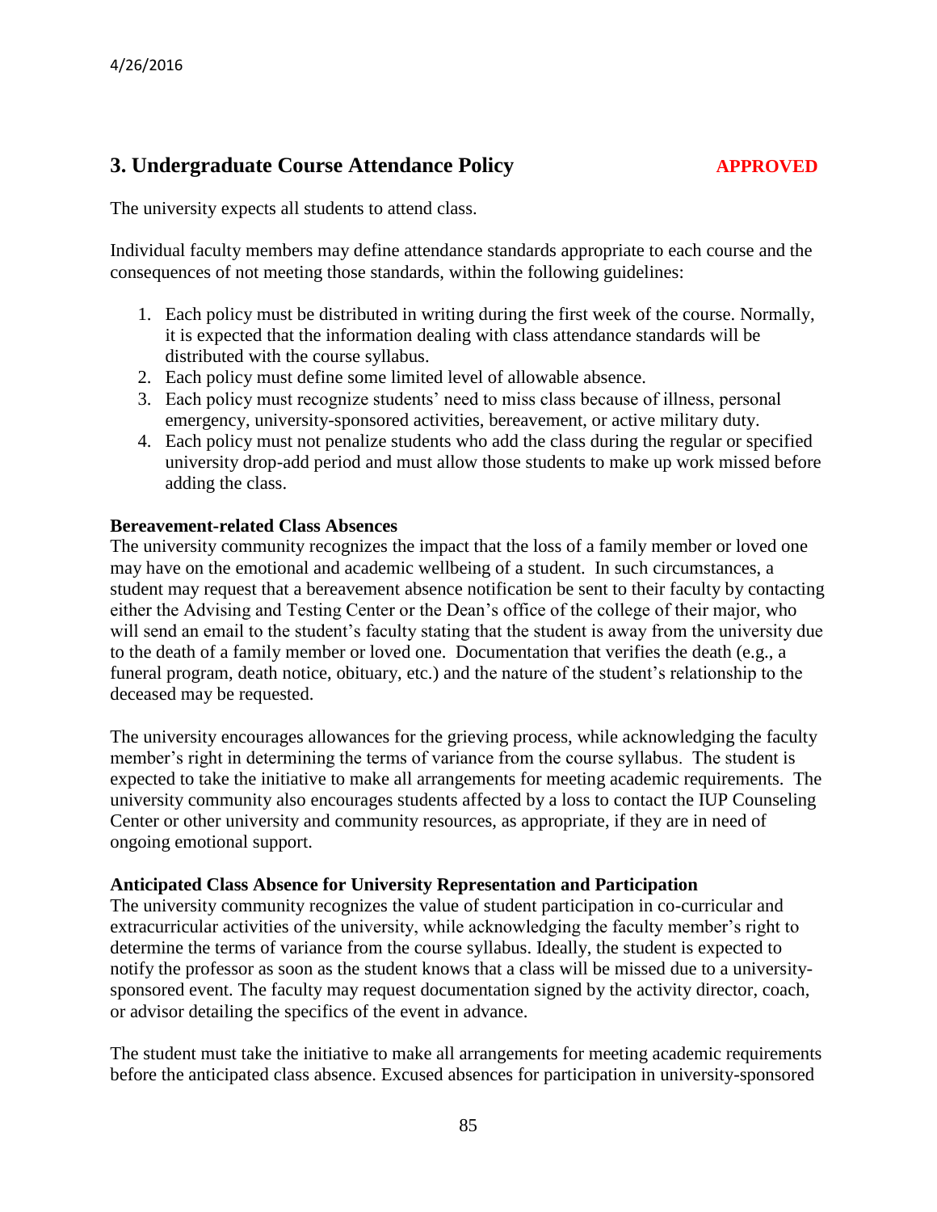## 3. Undergraduate Course Attendance Policy **APPROVED**

The university expects all students to attend class.

Individual faculty members may define attendance standards appropriate to each course and the consequences of not meeting those standards, within the following guidelines:

1. Each policy must be distributed in writing during the first week of the course. Normally, it is expected that the information dealing with class attendance standards will be distributed with the course syllabus.
2. Each policy must define some limited level of allowable absence.
3. Each policy must recognize students' need to miss class because of illness, personal emergency, university-sponsored activities, bereavement, or active military duty.
4. Each policy must not penalize students who add the class during the regular or specified university drop-add period and must allow those students to make up work missed before adding the class.

**Bereavement-related Class Absences**

The university community recognizes the impact that the loss of a family member or loved one may have on the emotional and academic wellbeing of a student. In such circumstances, a student may request that a bereavement absence notification be sent to their faculty by contacting either the Advising and Testing Center or the Dean's office of the college of their major, who will send an email to the student's faculty stating that the student is away from the university due to the death of a family member or loved one. Documentation that verifies the death (e.g., a funeral program, death notice, obituary, etc.) and the nature of the student's relationship to the deceased may be requested.

The university encourages allowances for the grieving process, while acknowledging the faculty member's right in determining the terms of variance from the course syllabus. The student is expected to take the initiative to make all arrangements for meeting academic requirements. The university community also encourages students affected by a loss to contact the IUP Counseling Center or other university and community resources, as appropriate, if they are in need of ongoing emotional support.

**Anticipated Class Absence for University Representation and Participation**

The university community recognizes the value of student participation in co-curricular and extracurricular activities of the university, while acknowledging the faculty member's right to determine the terms of variance from the course syllabus. Ideally, the student is expected to notify the professor as soon as the student knows that a class will be missed due to a university-sponsored event. The faculty may request documentation signed by the activity director, coach, or advisor detailing the specifics of the event in advance.

The student must take the initiative to make all arrangements for meeting academic requirements before the anticipated class absence. Excused absences for participation in university-sponsored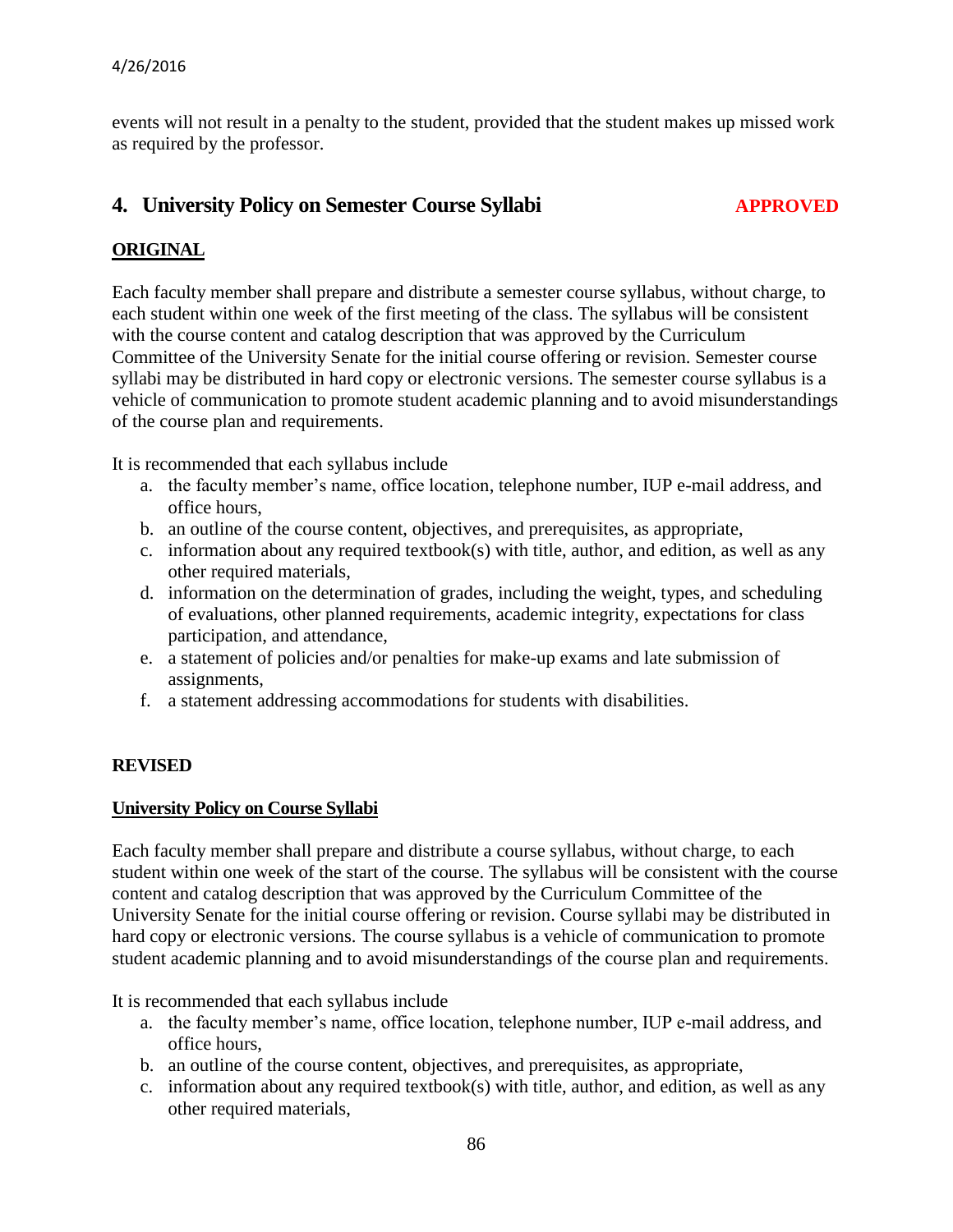events will not result in a penalty to the student, provided that the student makes up missed work as required by the professor.

## 4. University Policy on Semester Course Syllabi **APPROVED**

**ORIGINAL**

Each faculty member shall prepare and distribute a semester course syllabus, without charge, to each student within one week of the first meeting of the class. The syllabus will be consistent with the course content and catalog description that was approved by the Curriculum Committee of the University Senate for the initial course offering or revision. Semester course syllabi may be distributed in hard copy or electronic versions. The semester course syllabus is a vehicle of communication to promote student academic planning and to avoid misunderstandings of the course plan and requirements.

It is recommended that each syllabus include

a. the faculty member's name, office location, telephone number, IUP e-mail address, and office hours,
b. an outline of the course content, objectives, and prerequisites, as appropriate,
c. information about any required textbook(s) with title, author, and edition, as well as any other required materials,
d. information on the determination of grades, including the weight, types, and scheduling of evaluations, other planned requirements, academic integrity, expectations for class participation, and attendance,
e. a statement of policies and/or penalties for make-up exams and late submission of assignments,
f. a statement addressing accommodations for students with disabilities.

**REVISED**

**University Policy on Course Syllabi**

Each faculty member shall prepare and distribute a course syllabus, without charge, to each student within one week of the start of the course. The syllabus will be consistent with the course content and catalog description that was approved by the Curriculum Committee of the University Senate for the initial course offering or revision. Course syllabi may be distributed in hard copy or electronic versions. The course syllabus is a vehicle of communication to promote student academic planning and to avoid misunderstandings of the course plan and requirements.

It is recommended that each syllabus include

a. the faculty member's name, office location, telephone number, IUP e-mail address, and office hours,
b. an outline of the course content, objectives, and prerequisites, as appropriate,
c. information about any required textbook(s) with title, author, and edition, as well as any other required materials,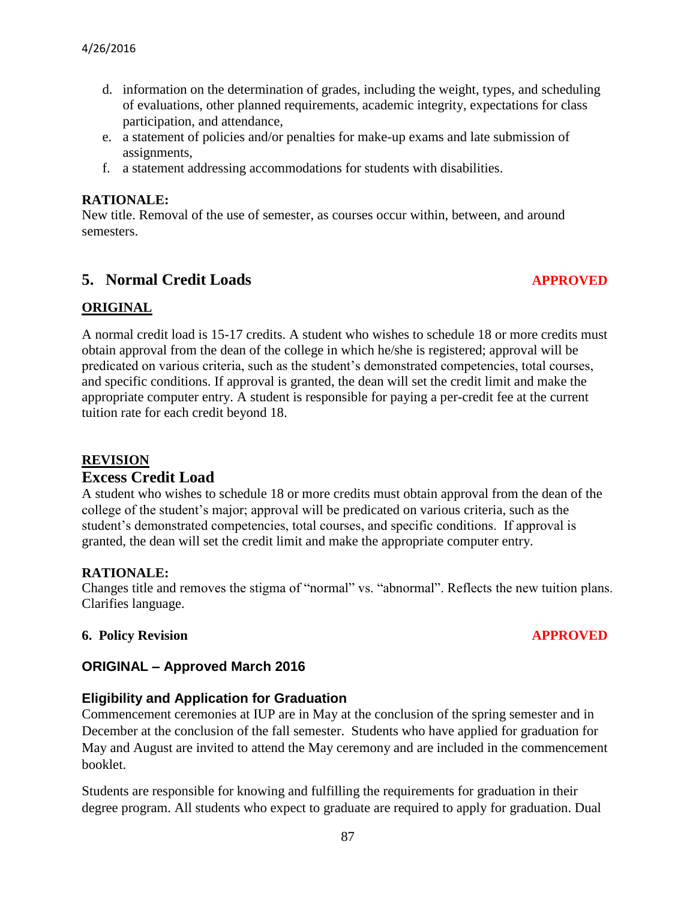d. information on the determination of grades, including the weight, types, and scheduling of evaluations, other planned requirements, academic integrity, expectations for class participation, and attendance,
e. a statement of policies and/or penalties for make-up exams and late submission of assignments,
f. a statement addressing accommodations for students with disabilities.

**RATIONALE:**
New title. Removal of the use of semester, as courses occur within, between, and around semesters.

## 5. Normal Credit Loads **APPROVED**

**ORIGINAL**

A normal credit load is 15-17 credits. A student who wishes to schedule 18 or more credits must obtain approval from the dean of the college in which he/she is registered; approval will be predicated on various criteria, such as the student's demonstrated competencies, total courses, and specific conditions. If approval is granted, the dean will set the credit limit and make the appropriate computer entry. A student is responsible for paying a per-credit fee at the current tuition rate for each credit beyond 18.

**REVISION**

### Excess Credit Load

A student who wishes to schedule 18 or more credits must obtain approval from the dean of the college of the student's major; approval will be predicated on various criteria, such as the student's demonstrated competencies, total courses, and specific conditions. If approval is granted, the dean will set the credit limit and make the appropriate computer entry.

**RATIONALE:**
Changes title and removes the stigma of "normal" vs. "abnormal". Reflects the new tuition plans. Clarifies language.

**6. Policy Revision** **APPROVED**

**ORIGINAL – Approved March 2016**

**Eligibility and Application for Graduation**

Commencement ceremonies at IUP are in May at the conclusion of the spring semester and in December at the conclusion of the fall semester. Students who have applied for graduation for May and August are invited to attend the May ceremony and are included in the commencement booklet.

Students are responsible for knowing and fulfilling the requirements for graduation in their degree program. All students who expect to graduate are required to apply for graduation. Dual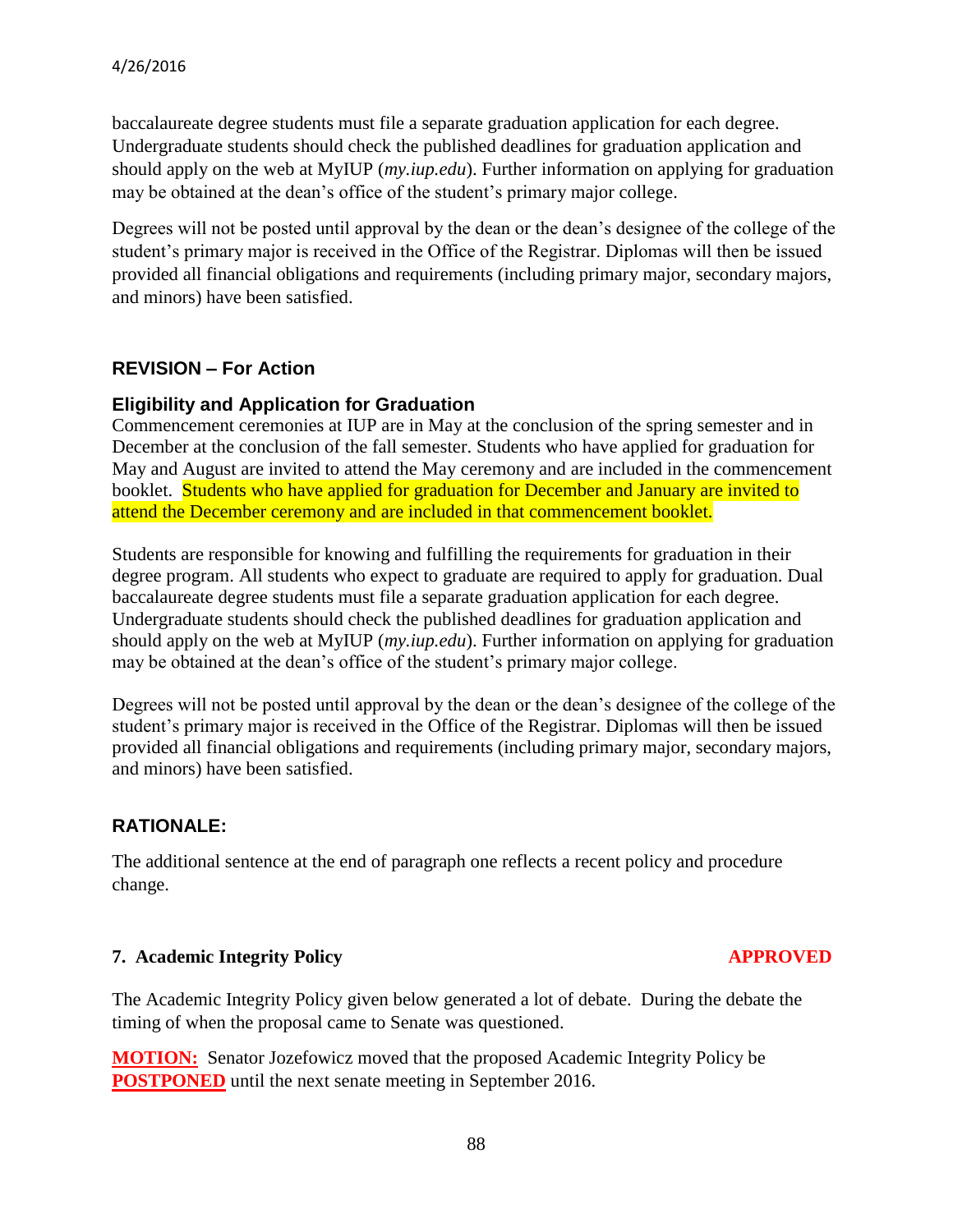baccalaureate degree students must file a separate graduation application for each degree. Undergraduate students should check the published deadlines for graduation application and should apply on the web at MyIUP (*my.iup.edu*). Further information on applying for graduation may be obtained at the dean's office of the student's primary major college.

Degrees will not be posted until approval by the dean or the dean's designee of the college of the student's primary major is received in the Office of the Registrar. Diplomas will then be issued provided all financial obligations and requirements (including primary major, secondary majors, and minors) have been satisfied.

## REVISION – For Action

### Eligibility and Application for Graduation

Commencement ceremonies at IUP are in May at the conclusion of the spring semester and in December at the conclusion of the fall semester. Students who have applied for graduation for May and August are invited to attend the May ceremony and are included in the commencement booklet. Students who have applied for graduation for December and January are invited to attend the December ceremony and are included in that commencement booklet.

Students are responsible for knowing and fulfilling the requirements for graduation in their degree program. All students who expect to graduate are required to apply for graduation. Dual baccalaureate degree students must file a separate graduation application for each degree. Undergraduate students should check the published deadlines for graduation application and should apply on the web at MyIUP (*my.iup.edu*). Further information on applying for graduation may be obtained at the dean's office of the student's primary major college.

Degrees will not be posted until approval by the dean or the dean's designee of the college of the student's primary major is received in the Office of the Registrar. Diplomas will then be issued provided all financial obligations and requirements (including primary major, secondary majors, and minors) have been satisfied.

## RATIONALE:

The additional sentence at the end of paragraph one reflects a recent policy and procedure change.

**7. Academic Integrity Policy** **APPROVED**

The Academic Integrity Policy given below generated a lot of debate. During the debate the timing of when the proposal came to Senate was questioned.

**MOTION:** Senator Jozefowicz moved that the proposed Academic Integrity Policy be **POSTPONED** until the next senate meeting in September 2016.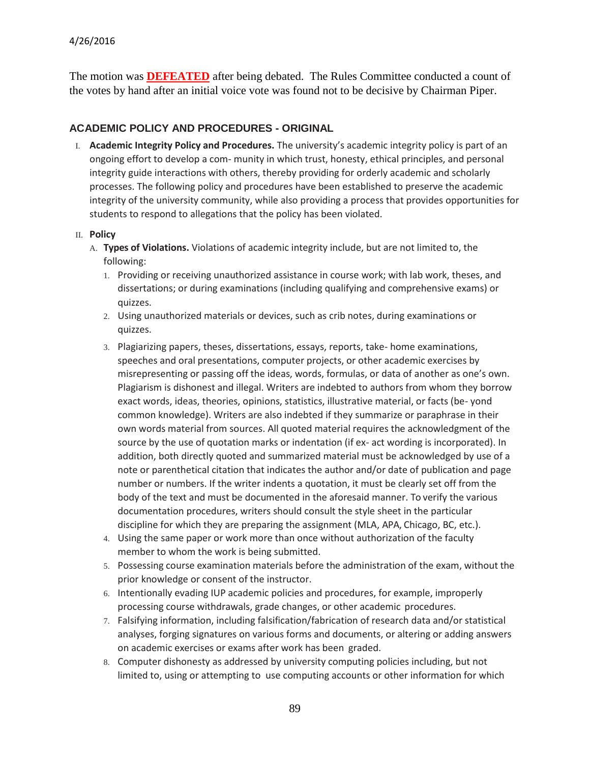The motion was **DEFEATED** after being debated. The Rules Committee conducted a count of the votes by hand after an initial voice vote was found not to be decisive by Chairman Piper.

## ACADEMIC POLICY AND PROCEDURES - ORIGINAL

I. **Academic Integrity Policy and Procedures.** The university's academic integrity policy is part of an ongoing effort to develop a com- munity in which trust, honesty, ethical principles, and personal integrity guide interactions with others, thereby providing for orderly academic and scholarly processes. The following policy and procedures have been established to preserve the academic integrity of the university community, while also providing a process that provides opportunities for students to respond to allegations that the policy has been violated.

II. **Policy**

   A. **Types of Violations.** Violations of academic integrity include, but are not limited to, the following:

      1. Providing or receiving unauthorized assistance in course work; with lab work, theses, and dissertations; or during examinations (including qualifying and comprehensive exams) or quizzes.
      2. Using unauthorized materials or devices, such as crib notes, during examinations or quizzes.
      3. Plagiarizing papers, theses, dissertations, essays, reports, take- home examinations, speeches and oral presentations, computer projects, or other academic exercises by misrepresenting or passing off the ideas, words, formulas, or data of another as one's own. Plagiarism is dishonest and illegal. Writers are indebted to authors from whom they borrow exact words, ideas, theories, opinions, statistics, illustrative material, or facts (be- yond common knowledge). Writers are also indebted if they summarize or paraphrase in their own words material from sources. All quoted material requires the acknowledgment of the source by the use of quotation marks or indentation (if ex- act wording is incorporated). In addition, both directly quoted and summarized material must be acknowledged by use of a note or parenthetical citation that indicates the author and/or date of publication and page number or numbers. If the writer indents a quotation, it must be clearly set off from the body of the text and must be documented in the aforesaid manner. To verify the various documentation procedures, writers should consult the style sheet in the particular discipline for which they are preparing the assignment (MLA, APA, Chicago, BC, etc.).
      4. Using the same paper or work more than once without authorization of the faculty member to whom the work is being submitted.
      5. Possessing course examination materials before the administration of the exam, without the prior knowledge or consent of the instructor.
      6. Intentionally evading IUP academic policies and procedures, for example, improperly processing course withdrawals, grade changes, or other academic procedures.
      7. Falsifying information, including falsification/fabrication of research data and/or statistical analyses, forging signatures on various forms and documents, or altering or adding answers on academic exercises or exams after work has been graded.
      8. Computer dishonesty as addressed by university computing policies including, but not limited to, using or attempting to use computing accounts or other information for which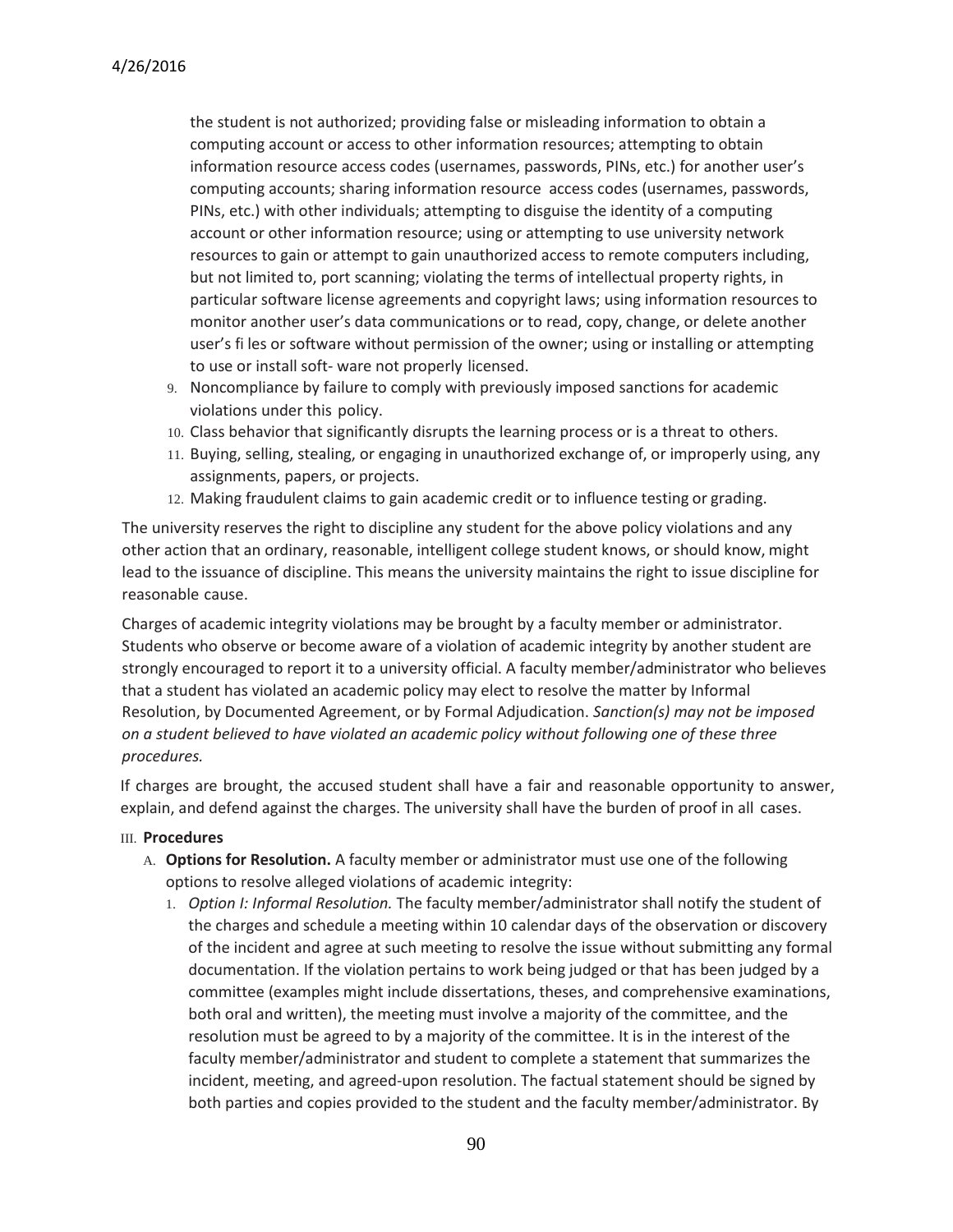the student is not authorized; providing false or misleading information to obtain a computing account or access to other information resources; attempting to obtain information resource access codes (usernames, passwords, PINs, etc.) for another user's computing accounts; sharing information resource access codes (usernames, passwords, PINs, etc.) with other individuals; attempting to disguise the identity of a computing account or other information resource; using or attempting to use university network resources to gain or attempt to gain unauthorized access to remote computers including, but not limited to, port scanning; violating the terms of intellectual property rights, in particular software license agreements and copyright laws; using information resources to monitor another user's data communications or to read, copy, change, or delete another user's fi les or software without permission of the owner; using or installing or attempting to use or install soft- ware not properly licensed.

9. Noncompliance by failure to comply with previously imposed sanctions for academic violations under this policy.
10. Class behavior that significantly disrupts the learning process or is a threat to others.
11. Buying, selling, stealing, or engaging in unauthorized exchange of, or improperly using, any assignments, papers, or projects.
12. Making fraudulent claims to gain academic credit or to influence testing or grading.

The university reserves the right to discipline any student for the above policy violations and any other action that an ordinary, reasonable, intelligent college student knows, or should know, might lead to the issuance of discipline. This means the university maintains the right to issue discipline for reasonable cause.

Charges of academic integrity violations may be brought by a faculty member or administrator. Students who observe or become aware of a violation of academic integrity by another student are strongly encouraged to report it to a university official. A faculty member/administrator who believes that a student has violated an academic policy may elect to resolve the matter by Informal Resolution, by Documented Agreement, or by Formal Adjudication. *Sanction(s) may not be imposed on a student believed to have violated an academic policy without following one of these three procedures.*

If charges are brought, the accused student shall have a fair and reasonable opportunity to answer, explain, and defend against the charges. The university shall have the burden of proof in all cases.

III. **Procedures**

A. **Options for Resolution.** A faculty member or administrator must use one of the following options to resolve alleged violations of academic integrity:

1. *Option I: Informal Resolution.* The faculty member/administrator shall notify the student of the charges and schedule a meeting within 10 calendar days of the observation or discovery of the incident and agree at such meeting to resolve the issue without submitting any formal documentation. If the violation pertains to work being judged or that has been judged by a committee (examples might include dissertations, theses, and comprehensive examinations, both oral and written), the meeting must involve a majority of the committee, and the resolution must be agreed to by a majority of the committee. It is in the interest of the faculty member/administrator and student to complete a statement that summarizes the incident, meeting, and agreed-upon resolution. The factual statement should be signed by both parties and copies provided to the student and the faculty member/administrator. By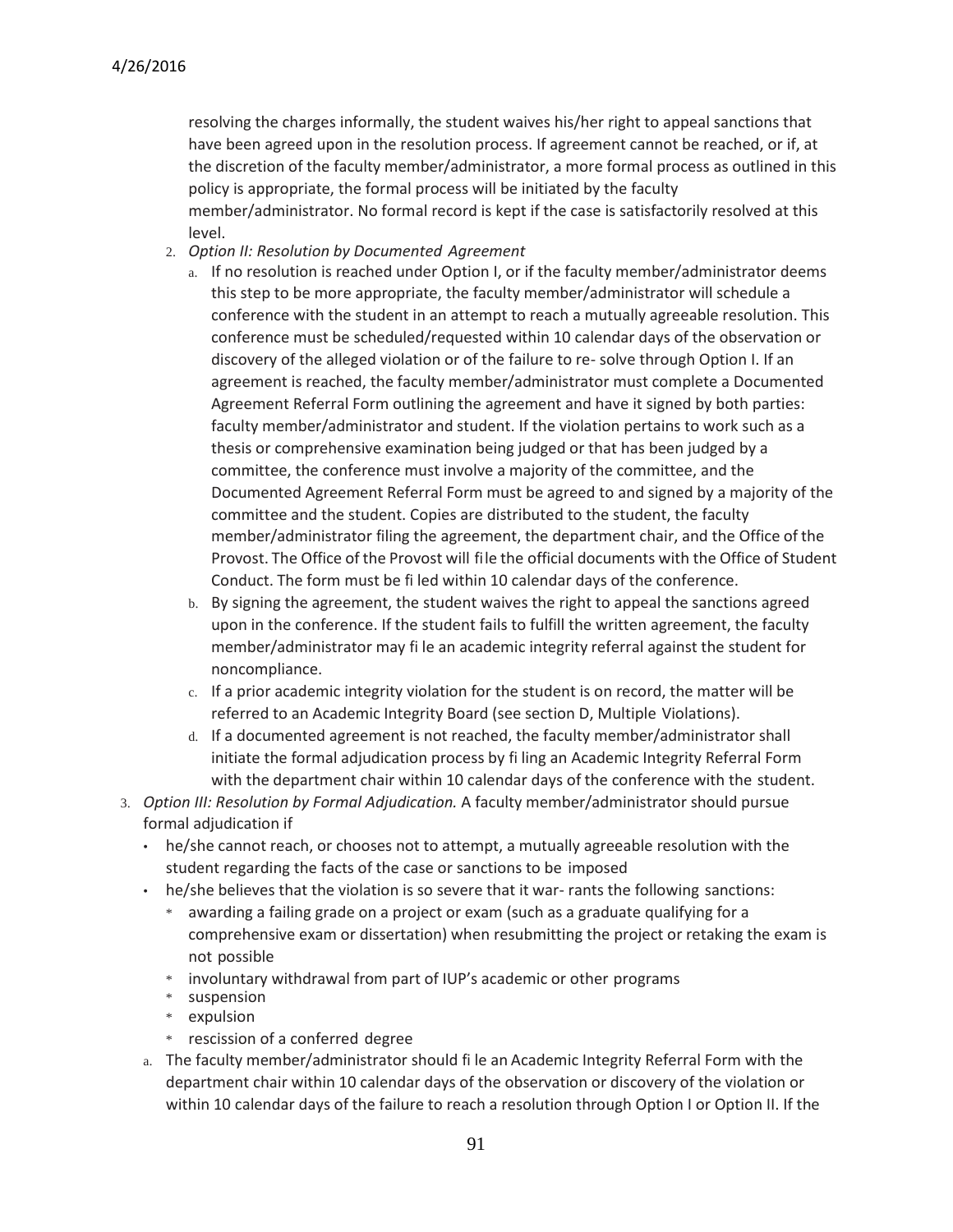resolving the charges informally, the student waives his/her right to appeal sanctions that have been agreed upon in the resolution process. If agreement cannot be reached, or if, at the discretion of the faculty member/administrator, a more formal process as outlined in this policy is appropriate, the formal process will be initiated by the faculty member/administrator. No formal record is kept if the case is satisfactorily resolved at this level.

2. *Option II: Resolution by Documented Agreement*
   a. If no resolution is reached under Option I, or if the faculty member/administrator deems this step to be more appropriate, the faculty member/administrator will schedule a conference with the student in an attempt to reach a mutually agreeable resolution. This conference must be scheduled/requested within 10 calendar days of the observation or discovery of the alleged violation or of the failure to re- solve through Option I. If an agreement is reached, the faculty member/administrator must complete a Documented Agreement Referral Form outlining the agreement and have it signed by both parties: faculty member/administrator and student. If the violation pertains to work such as a thesis or comprehensive examination being judged or that has been judged by a committee, the conference must involve a majority of the committee, and the Documented Agreement Referral Form must be agreed to and signed by a majority of the committee and the student. Copies are distributed to the student, the faculty member/administrator filing the agreement, the department chair, and the Office of the Provost. The Office of the Provost will file the official documents with the Office of Student Conduct. The form must be fi led within 10 calendar days of the conference.
   b. By signing the agreement, the student waives the right to appeal the sanctions agreed upon in the conference. If the student fails to fulfill the written agreement, the faculty member/administrator may fi le an academic integrity referral against the student for noncompliance.
   c. If a prior academic integrity violation for the student is on record, the matter will be referred to an Academic Integrity Board (see section D, Multiple Violations).
   d. If a documented agreement is not reached, the faculty member/administrator shall initiate the formal adjudication process by fi ling an Academic Integrity Referral Form with the department chair within 10 calendar days of the conference with the student.
3. *Option III: Resolution by Formal Adjudication.* A faculty member/administrator should pursue formal adjudication if
   - he/she cannot reach, or chooses not to attempt, a mutually agreeable resolution with the student regarding the facts of the case or sanctions to be imposed
   - he/she believes that the violation is so severe that it war- rants the following sanctions:
     - awarding a failing grade on a project or exam (such as a graduate qualifying for a comprehensive exam or dissertation) when resubmitting the project or retaking the exam is not possible
     - involuntary withdrawal from part of IUP's academic or other programs
     - suspension
     - expulsion
     - rescission of a conferred degree

   a. The faculty member/administrator should fi le an Academic Integrity Referral Form with the department chair within 10 calendar days of the observation or discovery of the violation or within 10 calendar days of the failure to reach a resolution through Option I or Option II. If the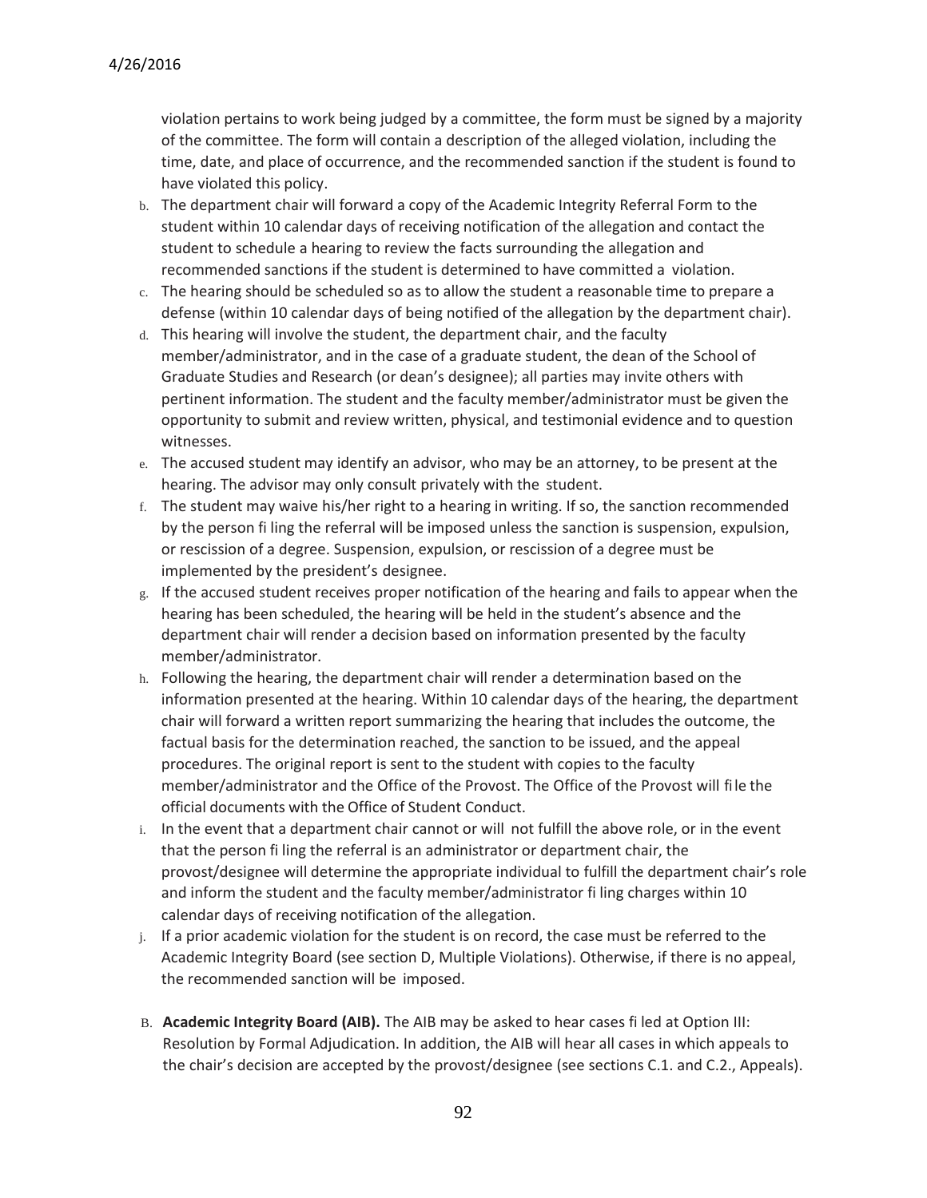violation pertains to work being judged by a committee, the form must be signed by a majority of the committee. The form will contain a description of the alleged violation, including the time, date, and place of occurrence, and the recommended sanction if the student is found to have violated this policy.

b. The department chair will forward a copy of the Academic Integrity Referral Form to the student within 10 calendar days of receiving notification of the allegation and contact the student to schedule a hearing to review the facts surrounding the allegation and recommended sanctions if the student is determined to have committed a violation.

c. The hearing should be scheduled so as to allow the student a reasonable time to prepare a defense (within 10 calendar days of being notified of the allegation by the department chair).

d. This hearing will involve the student, the department chair, and the faculty member/administrator, and in the case of a graduate student, the dean of the School of Graduate Studies and Research (or dean's designee); all parties may invite others with pertinent information. The student and the faculty member/administrator must be given the opportunity to submit and review written, physical, and testimonial evidence and to question witnesses.

e. The accused student may identify an advisor, who may be an attorney, to be present at the hearing. The advisor may only consult privately with the student.

f. The student may waive his/her right to a hearing in writing. If so, the sanction recommended by the person filing the referral will be imposed unless the sanction is suspension, expulsion, or rescission of a degree. Suspension, expulsion, or rescission of a degree must be implemented by the president's designee.

g. If the accused student receives proper notification of the hearing and fails to appear when the hearing has been scheduled, the hearing will be held in the student's absence and the department chair will render a decision based on information presented by the faculty member/administrator.

h. Following the hearing, the department chair will render a determination based on the information presented at the hearing. Within 10 calendar days of the hearing, the department chair will forward a written report summarizing the hearing that includes the outcome, the factual basis for the determination reached, the sanction to be issued, and the appeal procedures. The original report is sent to the student with copies to the faculty member/administrator and the Office of the Provost. The Office of the Provost will file the official documents with the Office of Student Conduct.

i. In the event that a department chair cannot or will not fulfill the above role, or in the event that the person filing the referral is an administrator or department chair, the provost/designee will determine the appropriate individual to fulfill the department chair's role and inform the student and the faculty member/administrator filing charges within 10 calendar days of receiving notification of the allegation.

j. If a prior academic violation for the student is on record, the case must be referred to the Academic Integrity Board (see section D, Multiple Violations). Otherwise, if there is no appeal, the recommended sanction will be imposed.

B. **Academic Integrity Board (AIB).** The AIB may be asked to hear cases filed at Option III: Resolution by Formal Adjudication. In addition, the AIB will hear all cases in which appeals to the chair's decision are accepted by the provost/designee (see sections C.1. and C.2., Appeals).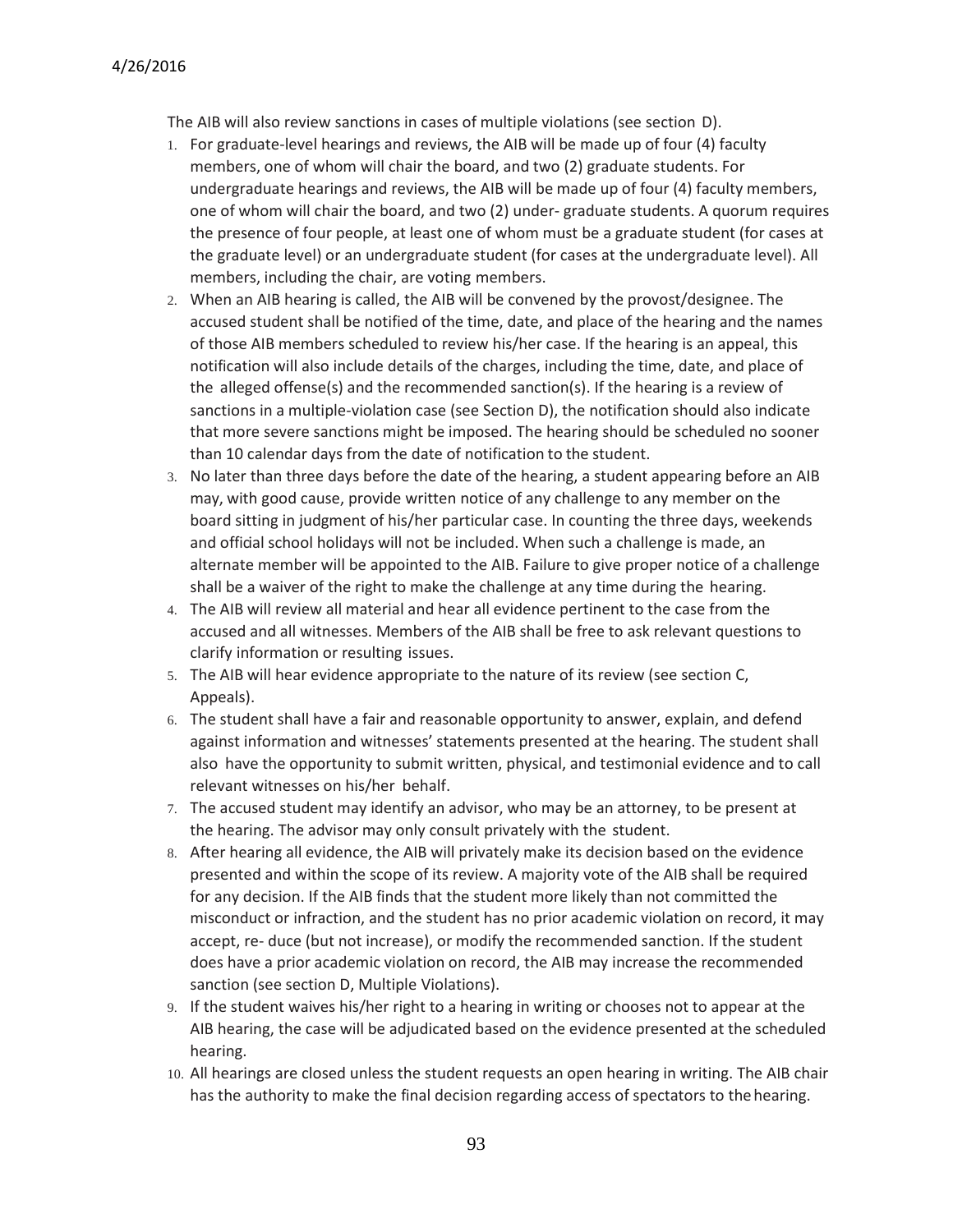The AIB will also review sanctions in cases of multiple violations (see section D).

1. For graduate-level hearings and reviews, the AIB will be made up of four (4) faculty members, one of whom will chair the board, and two (2) graduate students. For undergraduate hearings and reviews, the AIB will be made up of four (4) faculty members, one of whom will chair the board, and two (2) under- graduate students. A quorum requires the presence of four people, at least one of whom must be a graduate student (for cases at the graduate level) or an undergraduate student (for cases at the undergraduate level). All members, including the chair, are voting members.
2. When an AIB hearing is called, the AIB will be convened by the provost/designee. The accused student shall be notified of the time, date, and place of the hearing and the names of those AIB members scheduled to review his/her case. If the hearing is an appeal, this notification will also include details of the charges, including the time, date, and place of the alleged offense(s) and the recommended sanction(s). If the hearing is a review of sanctions in a multiple-violation case (see Section D), the notification should also indicate that more severe sanctions might be imposed. The hearing should be scheduled no sooner than 10 calendar days from the date of notification to the student.
3. No later than three days before the date of the hearing, a student appearing before an AIB may, with good cause, provide written notice of any challenge to any member on the board sitting in judgment of his/her particular case. In counting the three days, weekends and official school holidays will not be included. When such a challenge is made, an alternate member will be appointed to the AIB. Failure to give proper notice of a challenge shall be a waiver of the right to make the challenge at any time during the hearing.
4. The AIB will review all material and hear all evidence pertinent to the case from the accused and all witnesses. Members of the AIB shall be free to ask relevant questions to clarify information or resulting issues.
5. The AIB will hear evidence appropriate to the nature of its review (see section C, Appeals).
6. The student shall have a fair and reasonable opportunity to answer, explain, and defend against information and witnesses' statements presented at the hearing. The student shall also have the opportunity to submit written, physical, and testimonial evidence and to call relevant witnesses on his/her behalf.
7. The accused student may identify an advisor, who may be an attorney, to be present at the hearing. The advisor may only consult privately with the student.
8. After hearing all evidence, the AIB will privately make its decision based on the evidence presented and within the scope of its review. A majority vote of the AIB shall be required for any decision. If the AIB finds that the student more likely than not committed the misconduct or infraction, and the student has no prior academic violation on record, it may accept, re- duce (but not increase), or modify the recommended sanction. If the student does have a prior academic violation on record, the AIB may increase the recommended sanction (see section D, Multiple Violations).
9. If the student waives his/her right to a hearing in writing or chooses not to appear at the AIB hearing, the case will be adjudicated based on the evidence presented at the scheduled hearing.
10. All hearings are closed unless the student requests an open hearing in writing. The AIB chair has the authority to make the final decision regarding access of spectators to the hearing.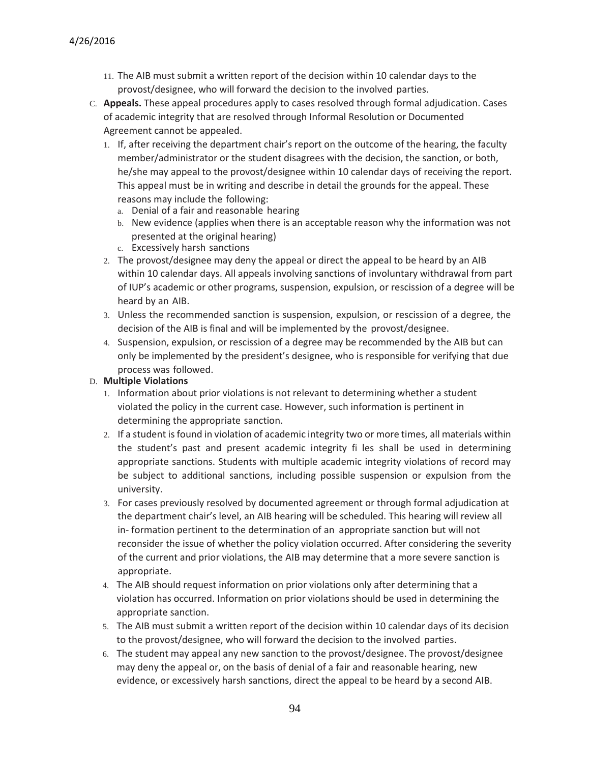11. The AIB must submit a written report of the decision within 10 calendar days to the provost/designee, who will forward the decision to the involved parties.

C. **Appeals.** These appeal procedures apply to cases resolved through formal adjudication. Cases of academic integrity that are resolved through Informal Resolution or Documented Agreement cannot be appealed.

   1. If, after receiving the department chair's report on the outcome of the hearing, the faculty member/administrator or the student disagrees with the decision, the sanction, or both, he/she may appeal to the provost/designee within 10 calendar days of receiving the report. This appeal must be in writing and describe in detail the grounds for the appeal. These reasons may include the following:
      a. Denial of a fair and reasonable hearing
      b. New evidence (applies when there is an acceptable reason why the information was not presented at the original hearing)
      c. Excessively harsh sanctions
   2. The provost/designee may deny the appeal or direct the appeal to be heard by an AIB within 10 calendar days. All appeals involving sanctions of involuntary withdrawal from part of IUP's academic or other programs, suspension, expulsion, or rescission of a degree will be heard by an AIB.
   3. Unless the recommended sanction is suspension, expulsion, or rescission of a degree, the decision of the AIB is final and will be implemented by the provost/designee.
   4. Suspension, expulsion, or rescission of a degree may be recommended by the AIB but can only be implemented by the president's designee, who is responsible for verifying that due process was followed.

D. **Multiple Violations**

   1. Information about prior violations is not relevant to determining whether a student violated the policy in the current case. However, such information is pertinent in determining the appropriate sanction.
   2. If a student is found in violation of academic integrity two or more times, all materials within the student's past and present academic integrity fi les shall be used in determining appropriate sanctions. Students with multiple academic integrity violations of record may be subject to additional sanctions, including possible suspension or expulsion from the university.
   3. For cases previously resolved by documented agreement or through formal adjudication at the department chair's level, an AIB hearing will be scheduled. This hearing will review all in- formation pertinent to the determination of an appropriate sanction but will not reconsider the issue of whether the policy violation occurred. After considering the severity of the current and prior violations, the AIB may determine that a more severe sanction is appropriate.
   4. The AIB should request information on prior violations only after determining that a violation has occurred. Information on prior violations should be used in determining the appropriate sanction.
   5. The AIB must submit a written report of the decision within 10 calendar days of its decision to the provost/designee, who will forward the decision to the involved parties.
   6. The student may appeal any new sanction to the provost/designee. The provost/designee may deny the appeal or, on the basis of denial of a fair and reasonable hearing, new evidence, or excessively harsh sanctions, direct the appeal to be heard by a second AIB.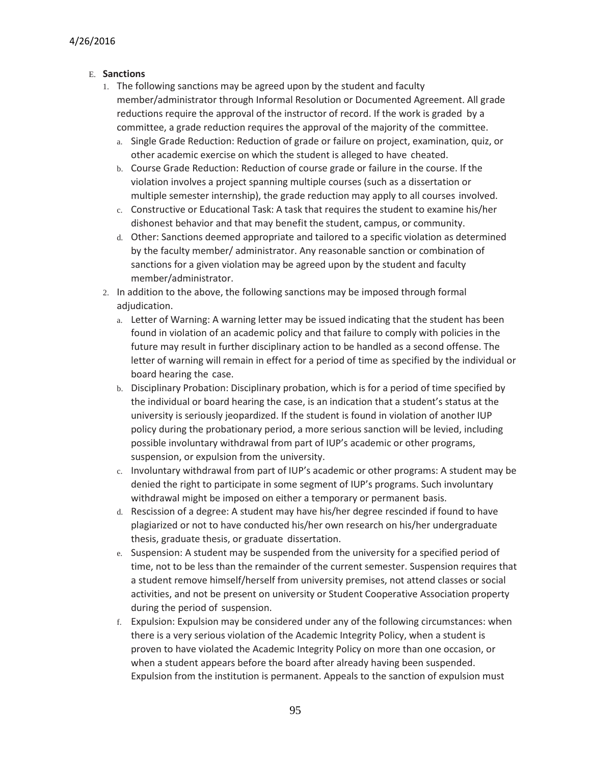E. **Sanctions**

1. The following sanctions may be agreed upon by the student and faculty member/administrator through Informal Resolution or Documented Agreement. All grade reductions require the approval of the instructor of record. If the work is graded by a committee, a grade reduction requires the approval of the majority of the committee.
   a. Single Grade Reduction: Reduction of grade or failure on project, examination, quiz, or other academic exercise on which the student is alleged to have cheated.
   b. Course Grade Reduction: Reduction of course grade or failure in the course. If the violation involves a project spanning multiple courses (such as a dissertation or multiple semester internship), the grade reduction may apply to all courses involved.
   c. Constructive or Educational Task: A task that requires the student to examine his/her dishonest behavior and that may benefit the student, campus, or community.
   d. Other: Sanctions deemed appropriate and tailored to a specific violation as determined by the faculty member/ administrator. Any reasonable sanction or combination of sanctions for a given violation may be agreed upon by the student and faculty member/administrator.
2. In addition to the above, the following sanctions may be imposed through formal adjudication.
   a. Letter of Warning: A warning letter may be issued indicating that the student has been found in violation of an academic policy and that failure to comply with policies in the future may result in further disciplinary action to be handled as a second offense. The letter of warning will remain in effect for a period of time as specified by the individual or board hearing the case.
   b. Disciplinary Probation: Disciplinary probation, which is for a period of time specified by the individual or board hearing the case, is an indication that a student's status at the university is seriously jeopardized. If the student is found in violation of another IUP policy during the probationary period, a more serious sanction will be levied, including possible involuntary withdrawal from part of IUP's academic or other programs, suspension, or expulsion from the university.
   c. Involuntary withdrawal from part of IUP's academic or other programs: A student may be denied the right to participate in some segment of IUP's programs. Such involuntary withdrawal might be imposed on either a temporary or permanent basis.
   d. Rescission of a degree: A student may have his/her degree rescinded if found to have plagiarized or not to have conducted his/her own research on his/her undergraduate thesis, graduate thesis, or graduate dissertation.
   e. Suspension: A student may be suspended from the university for a specified period of time, not to be less than the remainder of the current semester. Suspension requires that a student remove himself/herself from university premises, not attend classes or social activities, and not be present on university or Student Cooperative Association property during the period of suspension.
   f. Expulsion: Expulsion may be considered under any of the following circumstances: when there is a very serious violation of the Academic Integrity Policy, when a student is proven to have violated the Academic Integrity Policy on more than one occasion, or when a student appears before the board after already having been suspended. Expulsion from the institution is permanent. Appeals to the sanction of expulsion must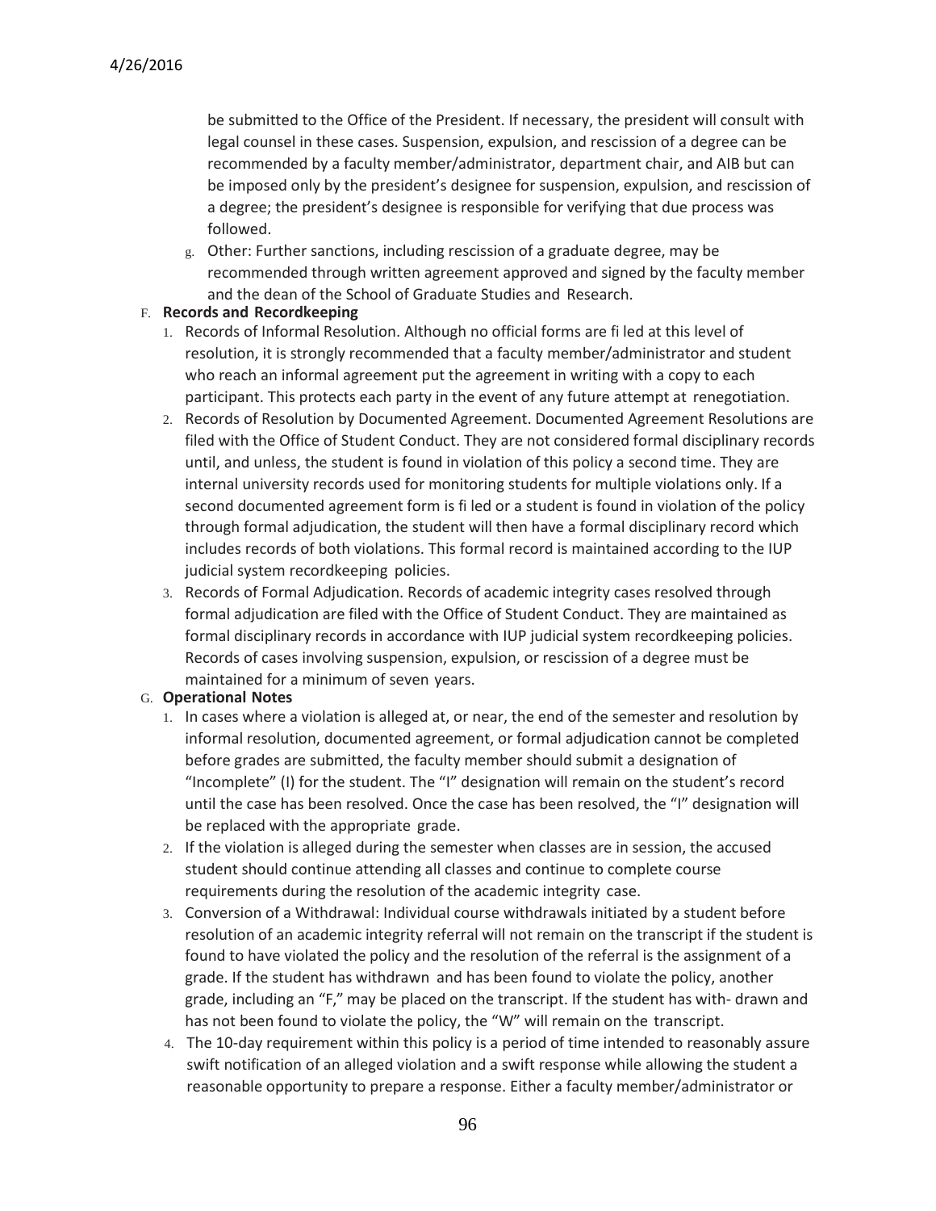be submitted to the Office of the President. If necessary, the president will consult with legal counsel in these cases. Suspension, expulsion, and rescission of a degree can be recommended by a faculty member/administrator, department chair, and AIB but can be imposed only by the president's designee for suspension, expulsion, and rescission of a degree; the president's designee is responsible for verifying that due process was followed.

g. Other: Further sanctions, including rescission of a graduate degree, may be recommended through written agreement approved and signed by the faculty member and the dean of the School of Graduate Studies and Research.

F. **Records and Recordkeeping**

1. Records of Informal Resolution. Although no official forms are fi led at this level of resolution, it is strongly recommended that a faculty member/administrator and student who reach an informal agreement put the agreement in writing with a copy to each participant. This protects each party in the event of any future attempt at renegotiation.
2. Records of Resolution by Documented Agreement. Documented Agreement Resolutions are filed with the Office of Student Conduct. They are not considered formal disciplinary records until, and unless, the student is found in violation of this policy a second time. They are internal university records used for monitoring students for multiple violations only. If a second documented agreement form is fi led or a student is found in violation of the policy through formal adjudication, the student will then have a formal disciplinary record which includes records of both violations. This formal record is maintained according to the IUP judicial system recordkeeping policies.
3. Records of Formal Adjudication. Records of academic integrity cases resolved through formal adjudication are filed with the Office of Student Conduct. They are maintained as formal disciplinary records in accordance with IUP judicial system recordkeeping policies. Records of cases involving suspension, expulsion, or rescission of a degree must be maintained for a minimum of seven years.

G. **Operational Notes**

1. In cases where a violation is alleged at, or near, the end of the semester and resolution by informal resolution, documented agreement, or formal adjudication cannot be completed before grades are submitted, the faculty member should submit a designation of "Incomplete" (I) for the student. The "I" designation will remain on the student's record until the case has been resolved. Once the case has been resolved, the "I" designation will be replaced with the appropriate grade.
2. If the violation is alleged during the semester when classes are in session, the accused student should continue attending all classes and continue to complete course requirements during the resolution of the academic integrity case.
3. Conversion of a Withdrawal: Individual course withdrawals initiated by a student before resolution of an academic integrity referral will not remain on the transcript if the student is found to have violated the policy and the resolution of the referral is the assignment of a grade. If the student has withdrawn and has been found to violate the policy, another grade, including an "F," may be placed on the transcript. If the student has with- drawn and has not been found to violate the policy, the "W" will remain on the transcript.
4. The 10-day requirement within this policy is a period of time intended to reasonably assure swift notification of an alleged violation and a swift response while allowing the student a reasonable opportunity to prepare a response. Either a faculty member/administrator or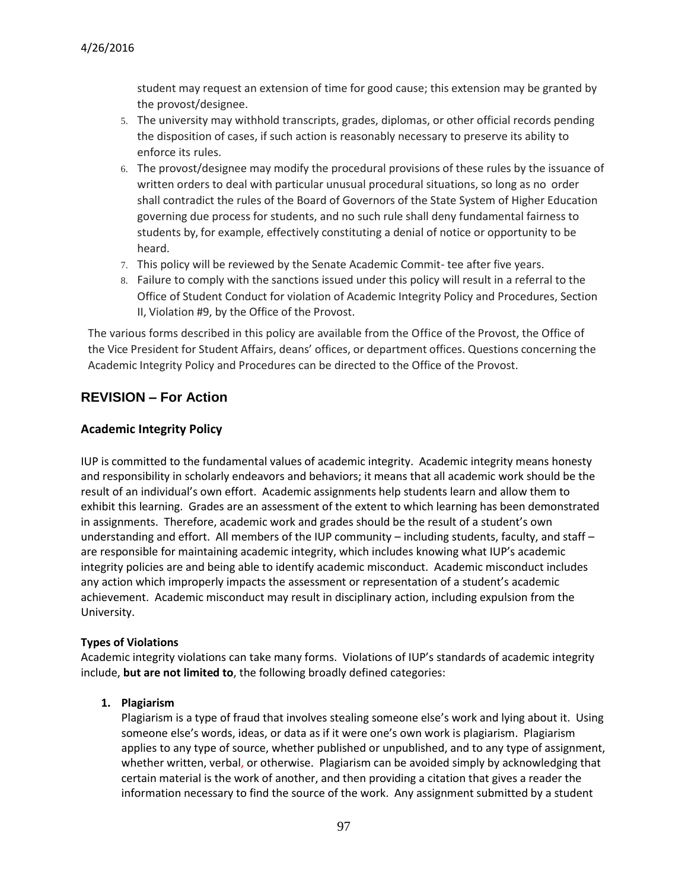student may request an extension of time for good cause; this extension may be granted by the provost/designee.

5. The university may withhold transcripts, grades, diplomas, or other official records pending the disposition of cases, if such action is reasonably necessary to preserve its ability to enforce its rules.
6. The provost/designee may modify the procedural provisions of these rules by the issuance of written orders to deal with particular unusual procedural situations, so long as no order shall contradict the rules of the Board of Governors of the State System of Higher Education governing due process for students, and no such rule shall deny fundamental fairness to students by, for example, effectively constituting a denial of notice or opportunity to be heard.
7. This policy will be reviewed by the Senate Academic Commit- tee after five years.
8. Failure to comply with the sanctions issued under this policy will result in a referral to the Office of Student Conduct for violation of Academic Integrity Policy and Procedures, Section II, Violation #9, by the Office of the Provost.

The various forms described in this policy are available from the Office of the Provost, the Office of the Vice President for Student Affairs, deans' offices, or department offices. Questions concerning the Academic Integrity Policy and Procedures can be directed to the Office of the Provost.

## REVISION – For Action

### Academic Integrity Policy

IUP is committed to the fundamental values of academic integrity. Academic integrity means honesty and responsibility in scholarly endeavors and behaviors; it means that all academic work should be the result of an individual's own effort. Academic assignments help students learn and allow them to exhibit this learning. Grades are an assessment of the extent to which learning has been demonstrated in assignments. Therefore, academic work and grades should be the result of a student's own understanding and effort. All members of the IUP community – including students, faculty, and staff – are responsible for maintaining academic integrity, which includes knowing what IUP's academic integrity policies are and being able to identify academic misconduct. Academic misconduct includes any action which improperly impacts the assessment or representation of a student's academic achievement. Academic misconduct may result in disciplinary action, including expulsion from the University.

**Types of Violations**

Academic integrity violations can take many forms. Violations of IUP's standards of academic integrity include, **but are not limited to**, the following broadly defined categories:

1. **Plagiarism**

   Plagiarism is a type of fraud that involves stealing someone else's work and lying about it. Using someone else's words, ideas, or data as if it were one's own work is plagiarism. Plagiarism applies to any type of source, whether published or unpublished, and to any type of assignment, whether written, verbal, or otherwise. Plagiarism can be avoided simply by acknowledging that certain material is the work of another, and then providing a citation that gives a reader the information necessary to find the source of the work. Any assignment submitted by a student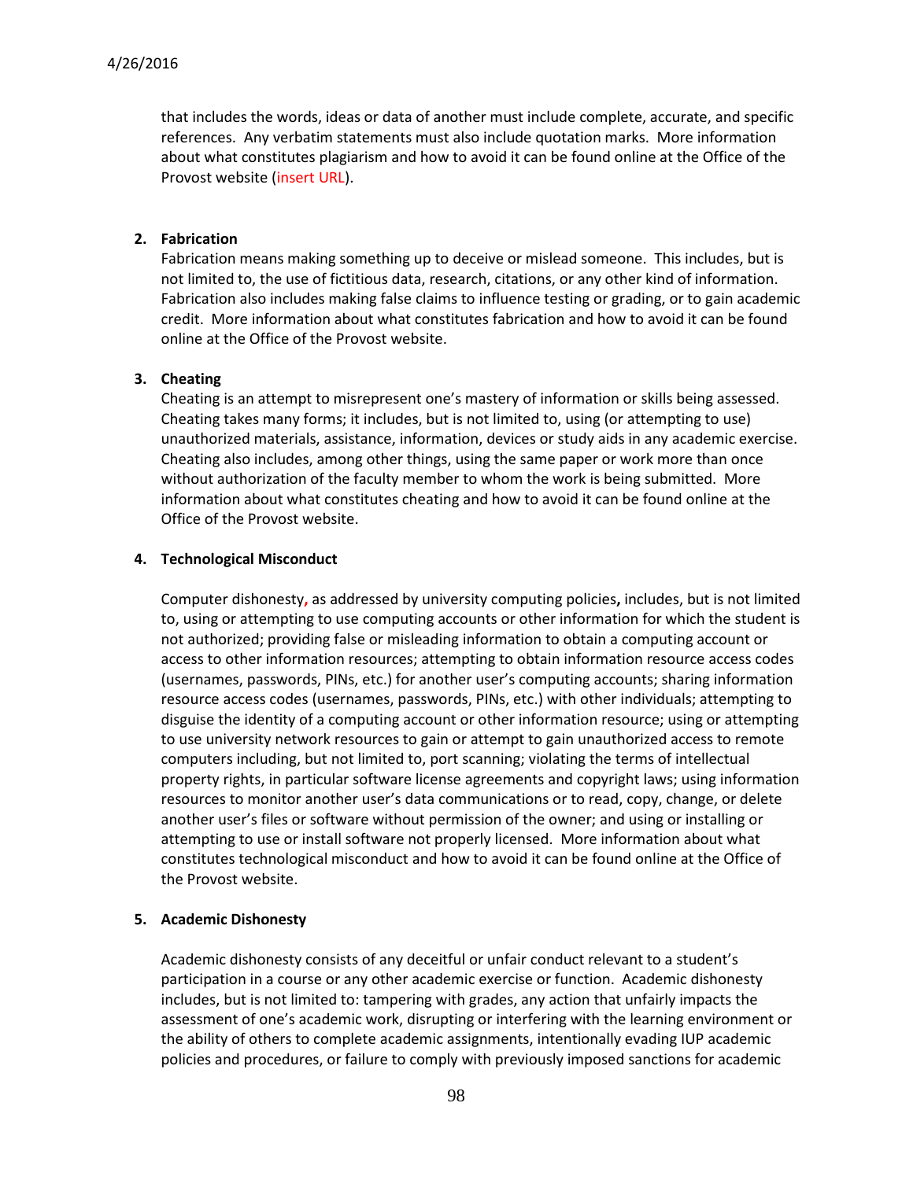that includes the words, ideas or data of another must include complete, accurate, and specific references. Any verbatim statements must also include quotation marks. More information about what constitutes plagiarism and how to avoid it can be found online at the Office of the Provost website (insert URL).

**2. Fabrication**

Fabrication means making something up to deceive or mislead someone. This includes, but is not limited to, the use of fictitious data, research, citations, or any other kind of information. Fabrication also includes making false claims to influence testing or grading, or to gain academic credit. More information about what constitutes fabrication and how to avoid it can be found online at the Office of the Provost website.

**3. Cheating**

Cheating is an attempt to misrepresent one's mastery of information or skills being assessed. Cheating takes many forms; it includes, but is not limited to, using (or attempting to use) unauthorized materials, assistance, information, devices or study aids in any academic exercise. Cheating also includes, among other things, using the same paper or work more than once without authorization of the faculty member to whom the work is being submitted. More information about what constitutes cheating and how to avoid it can be found online at the Office of the Provost website.

**4. Technological Misconduct**

Computer dishonesty, as addressed by university computing policies, includes, but is not limited to, using or attempting to use computing accounts or other information for which the student is not authorized; providing false or misleading information to obtain a computing account or access to other information resources; attempting to obtain information resource access codes (usernames, passwords, PINs, etc.) for another user's computing accounts; sharing information resource access codes (usernames, passwords, PINs, etc.) with other individuals; attempting to disguise the identity of a computing account or other information resource; using or attempting to use university network resources to gain or attempt to gain unauthorized access to remote computers including, but not limited to, port scanning; violating the terms of intellectual property rights, in particular software license agreements and copyright laws; using information resources to monitor another user's data communications or to read, copy, change, or delete another user's files or software without permission of the owner; and using or installing or attempting to use or install software not properly licensed. More information about what constitutes technological misconduct and how to avoid it can be found online at the Office of the Provost website.

**5. Academic Dishonesty**

Academic dishonesty consists of any deceitful or unfair conduct relevant to a student's participation in a course or any other academic exercise or function. Academic dishonesty includes, but is not limited to: tampering with grades, any action that unfairly impacts the assessment of one's academic work, disrupting or interfering with the learning environment or the ability of others to complete academic assignments, intentionally evading IUP academic policies and procedures, or failure to comply with previously imposed sanctions for academic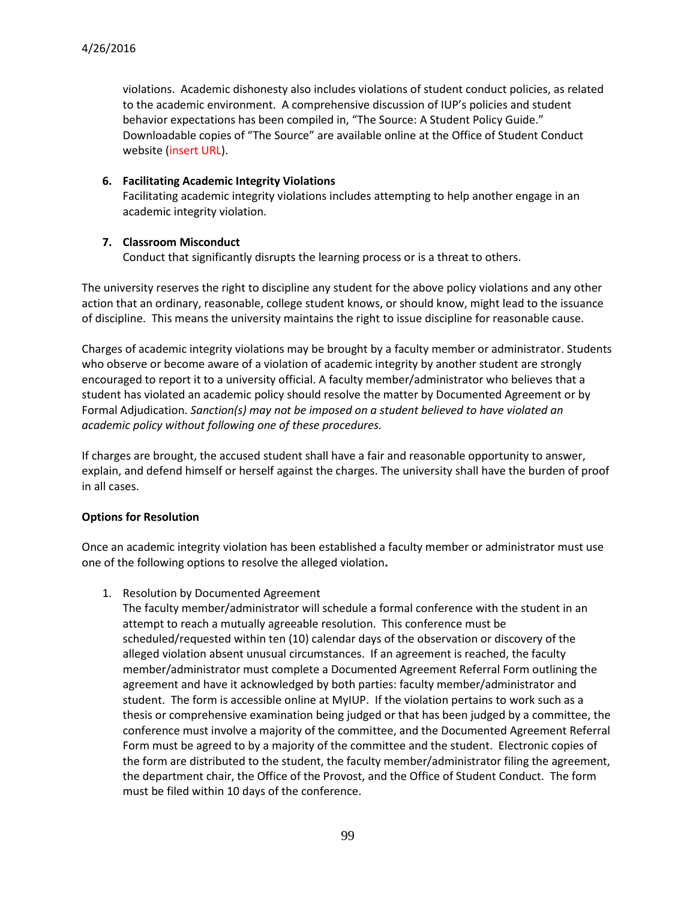violations. Academic dishonesty also includes violations of student conduct policies, as related to the academic environment. A comprehensive discussion of IUP's policies and student behavior expectations has been compiled in, "The Source: A Student Policy Guide." Downloadable copies of "The Source" are available online at the Office of Student Conduct website (insert URL).

6. **Facilitating Academic Integrity Violations**
   Facilitating academic integrity violations includes attempting to help another engage in an academic integrity violation.

7. **Classroom Misconduct**
   Conduct that significantly disrupts the learning process or is a threat to others.

The university reserves the right to discipline any student for the above policy violations and any other action that an ordinary, reasonable, college student knows, or should know, might lead to the issuance of discipline. This means the university maintains the right to issue discipline for reasonable cause.

Charges of academic integrity violations may be brought by a faculty member or administrator. Students who observe or become aware of a violation of academic integrity by another student are strongly encouraged to report it to a university official. A faculty member/administrator who believes that a student has violated an academic policy should resolve the matter by Documented Agreement or by Formal Adjudication. *Sanction(s) may not be imposed on a student believed to have violated an academic policy without following one of these procedures.*

If charges are brought, the accused student shall have a fair and reasonable opportunity to answer, explain, and defend himself or herself against the charges. The university shall have the burden of proof in all cases.

**Options for Resolution**

Once an academic integrity violation has been established a faculty member or administrator must use one of the following options to resolve the alleged violation**.**

1. Resolution by Documented Agreement
   The faculty member/administrator will schedule a formal conference with the student in an attempt to reach a mutually agreeable resolution. This conference must be scheduled/requested within ten (10) calendar days of the observation or discovery of the alleged violation absent unusual circumstances. If an agreement is reached, the faculty member/administrator must complete a Documented Agreement Referral Form outlining the agreement and have it acknowledged by both parties: faculty member/administrator and student. The form is accessible online at MyIUP. If the violation pertains to work such as a thesis or comprehensive examination being judged or that has been judged by a committee, the conference must involve a majority of the committee, and the Documented Agreement Referral Form must be agreed to by a majority of the committee and the student. Electronic copies of the form are distributed to the student, the faculty member/administrator filing the agreement, the department chair, the Office of the Provost, and the Office of Student Conduct. The form must be filed within 10 days of the conference.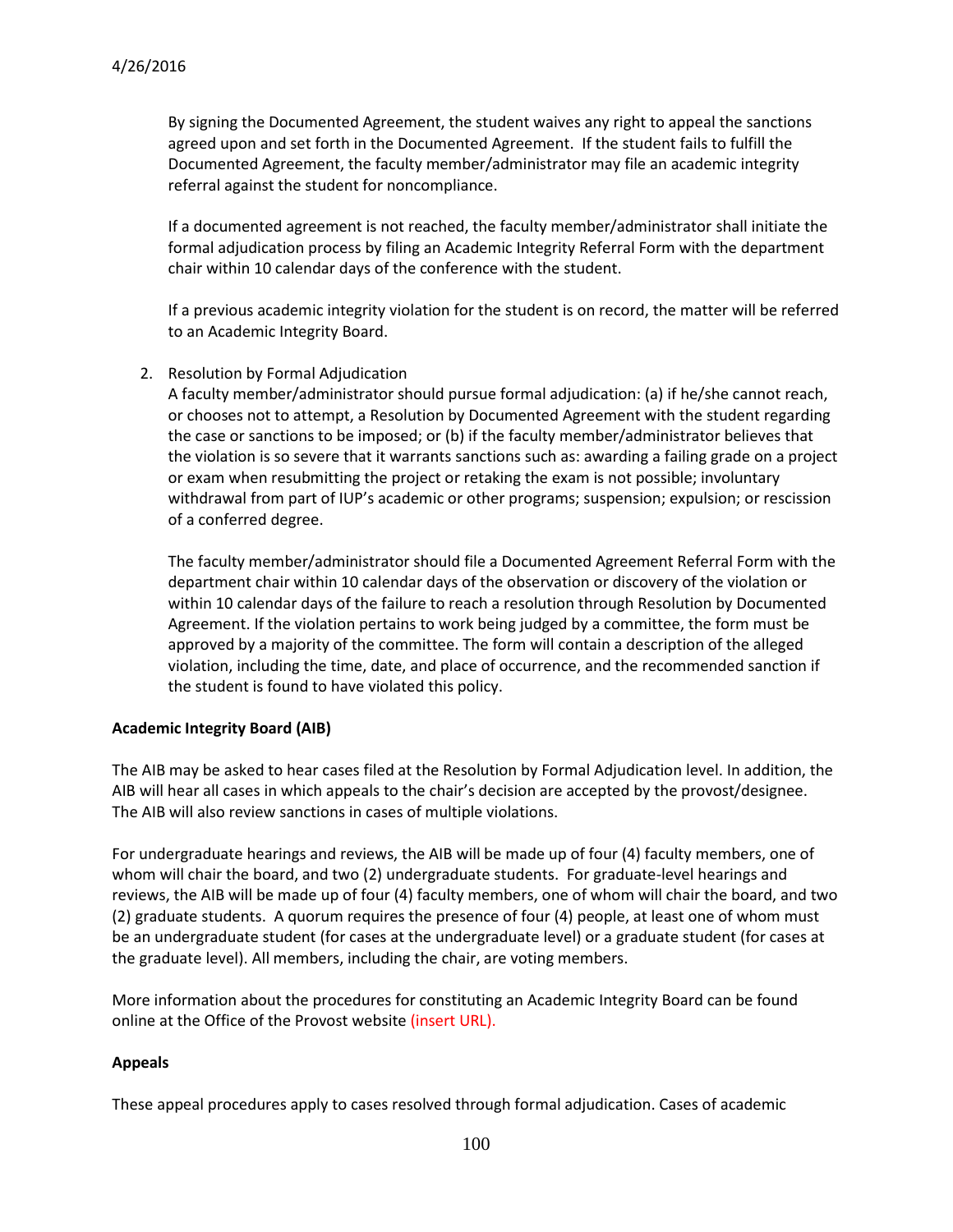By signing the Documented Agreement, the student waives any right to appeal the sanctions agreed upon and set forth in the Documented Agreement. If the student fails to fulfill the Documented Agreement, the faculty member/administrator may file an academic integrity referral against the student for noncompliance.

If a documented agreement is not reached, the faculty member/administrator shall initiate the formal adjudication process by filing an Academic Integrity Referral Form with the department chair within 10 calendar days of the conference with the student.

If a previous academic integrity violation for the student is on record, the matter will be referred to an Academic Integrity Board.

2. Resolution by Formal Adjudication
   A faculty member/administrator should pursue formal adjudication: (a) if he/she cannot reach, or chooses not to attempt, a Resolution by Documented Agreement with the student regarding the case or sanctions to be imposed; or (b) if the faculty member/administrator believes that the violation is so severe that it warrants sanctions such as: awarding a failing grade on a project or exam when resubmitting the project or retaking the exam is not possible; involuntary withdrawal from part of IUP's academic or other programs; suspension; expulsion; or rescission of a conferred degree.

   The faculty member/administrator should file a Documented Agreement Referral Form with the department chair within 10 calendar days of the observation or discovery of the violation or within 10 calendar days of the failure to reach a resolution through Resolution by Documented Agreement. If the violation pertains to work being judged by a committee, the form must be approved by a majority of the committee. The form will contain a description of the alleged violation, including the time, date, and place of occurrence, and the recommended sanction if the student is found to have violated this policy.

**Academic Integrity Board (AIB)**

The AIB may be asked to hear cases filed at the Resolution by Formal Adjudication level. In addition, the AIB will hear all cases in which appeals to the chair's decision are accepted by the provost/designee. The AIB will also review sanctions in cases of multiple violations.

For undergraduate hearings and reviews, the AIB will be made up of four (4) faculty members, one of whom will chair the board, and two (2) undergraduate students. For graduate-level hearings and reviews, the AIB will be made up of four (4) faculty members, one of whom will chair the board, and two (2) graduate students. A quorum requires the presence of four (4) people, at least one of whom must be an undergraduate student (for cases at the undergraduate level) or a graduate student (for cases at the graduate level). All members, including the chair, are voting members.

More information about the procedures for constituting an Academic Integrity Board can be found online at the Office of the Provost website (insert URL).

**Appeals**

These appeal procedures apply to cases resolved through formal adjudication. Cases of academic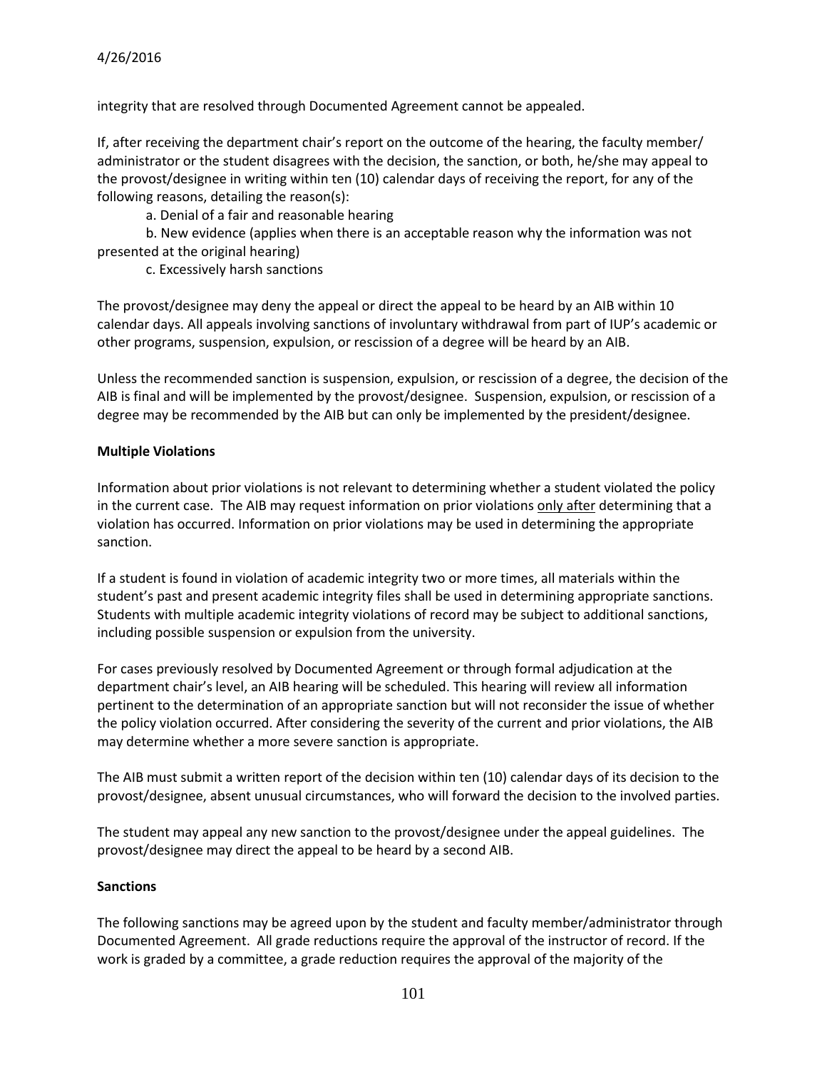integrity that are resolved through Documented Agreement cannot be appealed.

If, after receiving the department chair's report on the outcome of the hearing, the faculty member/ administrator or the student disagrees with the decision, the sanction, or both, he/she may appeal to the provost/designee in writing within ten (10) calendar days of receiving the report, for any of the following reasons, detailing the reason(s):

a. Denial of a fair and reasonable hearing

b. New evidence (applies when there is an acceptable reason why the information was not presented at the original hearing)

c. Excessively harsh sanctions

The provost/designee may deny the appeal or direct the appeal to be heard by an AIB within 10 calendar days. All appeals involving sanctions of involuntary withdrawal from part of IUP's academic or other programs, suspension, expulsion, or rescission of a degree will be heard by an AIB.

Unless the recommended sanction is suspension, expulsion, or rescission of a degree, the decision of the AIB is final and will be implemented by the provost/designee. Suspension, expulsion, or rescission of a degree may be recommended by the AIB but can only be implemented by the president/designee.

**Multiple Violations**

Information about prior violations is not relevant to determining whether a student violated the policy in the current case. The AIB may request information on prior violations only after determining that a violation has occurred. Information on prior violations may be used in determining the appropriate sanction.

If a student is found in violation of academic integrity two or more times, all materials within the student's past and present academic integrity files shall be used in determining appropriate sanctions. Students with multiple academic integrity violations of record may be subject to additional sanctions, including possible suspension or expulsion from the university.

For cases previously resolved by Documented Agreement or through formal adjudication at the department chair's level, an AIB hearing will be scheduled. This hearing will review all information pertinent to the determination of an appropriate sanction but will not reconsider the issue of whether the policy violation occurred. After considering the severity of the current and prior violations, the AIB may determine whether a more severe sanction is appropriate.

The AIB must submit a written report of the decision within ten (10) calendar days of its decision to the provost/designee, absent unusual circumstances, who will forward the decision to the involved parties.

The student may appeal any new sanction to the provost/designee under the appeal guidelines. The provost/designee may direct the appeal to be heard by a second AIB.

**Sanctions**

The following sanctions may be agreed upon by the student and faculty member/administrator through Documented Agreement. All grade reductions require the approval of the instructor of record. If the work is graded by a committee, a grade reduction requires the approval of the majority of the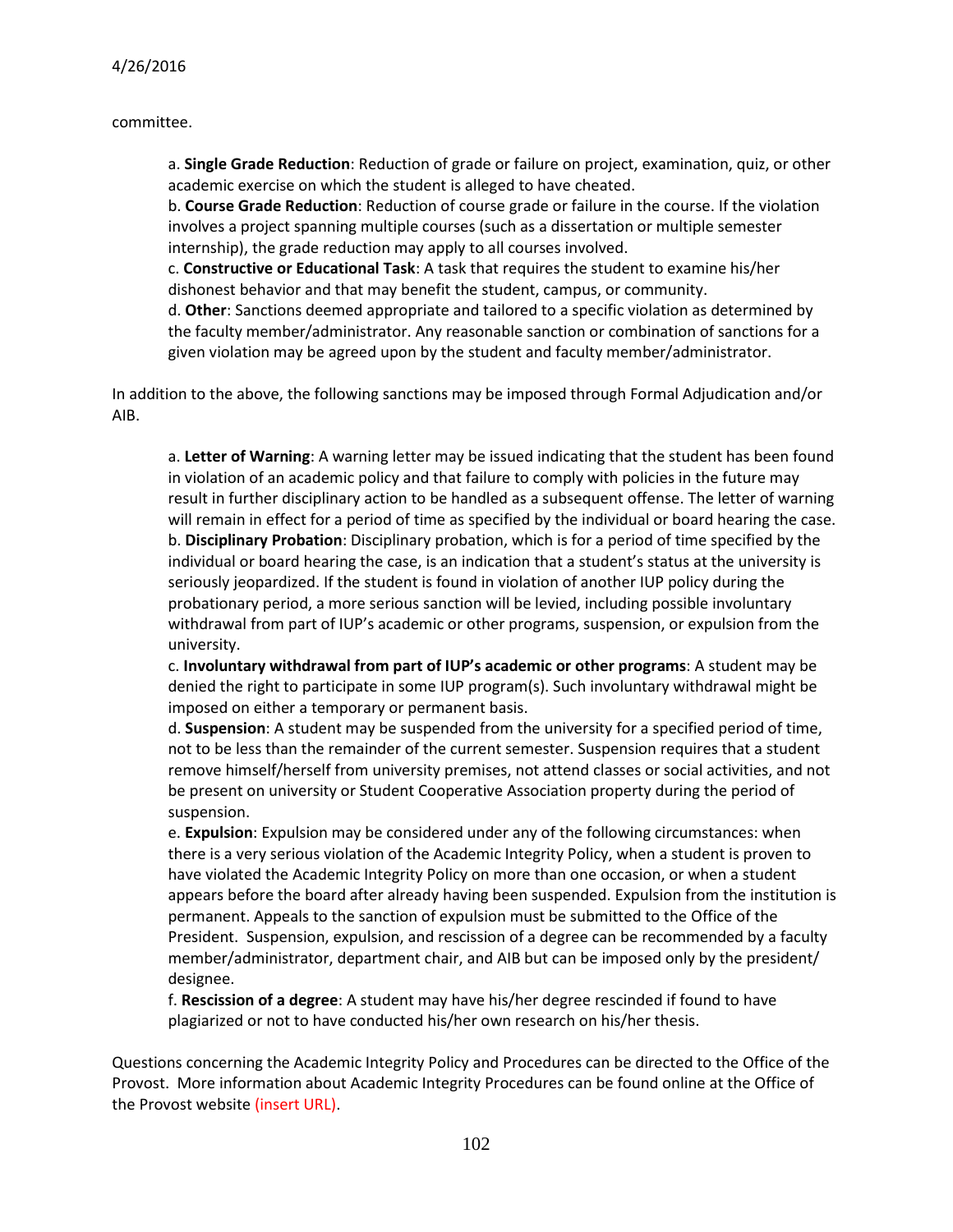committee.

a. **Single Grade Reduction**: Reduction of grade or failure on project, examination, quiz, or other academic exercise on which the student is alleged to have cheated.
b. **Course Grade Reduction**: Reduction of course grade or failure in the course. If the violation involves a project spanning multiple courses (such as a dissertation or multiple semester internship), the grade reduction may apply to all courses involved.
c. **Constructive or Educational Task**: A task that requires the student to examine his/her dishonest behavior and that may benefit the student, campus, or community.
d. **Other**: Sanctions deemed appropriate and tailored to a specific violation as determined by the faculty member/administrator. Any reasonable sanction or combination of sanctions for a given violation may be agreed upon by the student and faculty member/administrator.

In addition to the above, the following sanctions may be imposed through Formal Adjudication and/or AIB.

a. **Letter of Warning**: A warning letter may be issued indicating that the student has been found in violation of an academic policy and that failure to comply with policies in the future may result in further disciplinary action to be handled as a subsequent offense. The letter of warning will remain in effect for a period of time as specified by the individual or board hearing the case.
b. **Disciplinary Probation**: Disciplinary probation, which is for a period of time specified by the individual or board hearing the case, is an indication that a student's status at the university is seriously jeopardized. If the student is found in violation of another IUP policy during the probationary period, a more serious sanction will be levied, including possible involuntary withdrawal from part of IUP's academic or other programs, suspension, or expulsion from the university.
c. **Involuntary withdrawal from part of IUP's academic or other programs**: A student may be denied the right to participate in some IUP program(s). Such involuntary withdrawal might be imposed on either a temporary or permanent basis.
d. **Suspension**: A student may be suspended from the university for a specified period of time, not to be less than the remainder of the current semester. Suspension requires that a student remove himself/herself from university premises, not attend classes or social activities, and not be present on university or Student Cooperative Association property during the period of suspension.
e. **Expulsion**: Expulsion may be considered under any of the following circumstances: when there is a very serious violation of the Academic Integrity Policy, when a student is proven to have violated the Academic Integrity Policy on more than one occasion, or when a student appears before the board after already having been suspended. Expulsion from the institution is permanent. Appeals to the sanction of expulsion must be submitted to the Office of the President. Suspension, expulsion, and rescission of a degree can be recommended by a faculty member/administrator, department chair, and AIB but can be imposed only by the president/ designee.
f. **Rescission of a degree**: A student may have his/her degree rescinded if found to have plagiarized or not to have conducted his/her own research on his/her thesis.

Questions concerning the Academic Integrity Policy and Procedures can be directed to the Office of the Provost. More information about Academic Integrity Procedures can be found online at the Office of the Provost website (insert URL).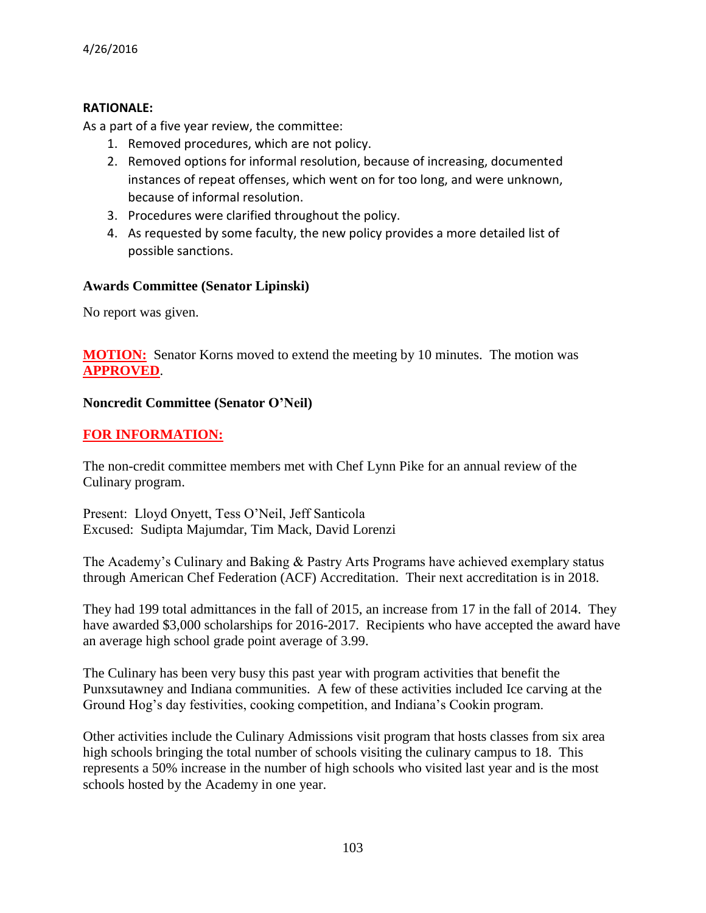**RATIONALE:**

As a part of a five year review, the committee:

1. Removed procedures, which are not policy.
2. Removed options for informal resolution, because of increasing, documented instances of repeat offenses, which went on for too long, and were unknown, because of informal resolution.
3. Procedures were clarified throughout the policy.
4. As requested by some faculty, the new policy provides a more detailed list of possible sanctions.

**Awards Committee (Senator Lipinski)**

No report was given.

**MOTION:** Senator Korns moved to extend the meeting by 10 minutes. The motion was **APPROVED**.

**Noncredit Committee (Senator O'Neil)**

**FOR INFORMATION:**

The non-credit committee members met with Chef Lynn Pike for an annual review of the Culinary program.

Present: Lloyd Onyett, Tess O'Neil, Jeff Santicola
Excused: Sudipta Majumdar, Tim Mack, David Lorenzi

The Academy's Culinary and Baking & Pastry Arts Programs have achieved exemplary status through American Chef Federation (ACF) Accreditation. Their next accreditation is in 2018.

They had 199 total admittances in the fall of 2015, an increase from 17 in the fall of 2014. They have awarded $3,000 scholarships for 2016-2017. Recipients who have accepted the award have an average high school grade point average of 3.99.

The Culinary has been very busy this past year with program activities that benefit the Punxsutawney and Indiana communities. A few of these activities included Ice carving at the Ground Hog's day festivities, cooking competition, and Indiana's Cookin program.

Other activities include the Culinary Admissions visit program that hosts classes from six area high schools bringing the total number of schools visiting the culinary campus to 18. This represents a 50% increase in the number of high schools who visited last year and is the most schools hosted by the Academy in one year.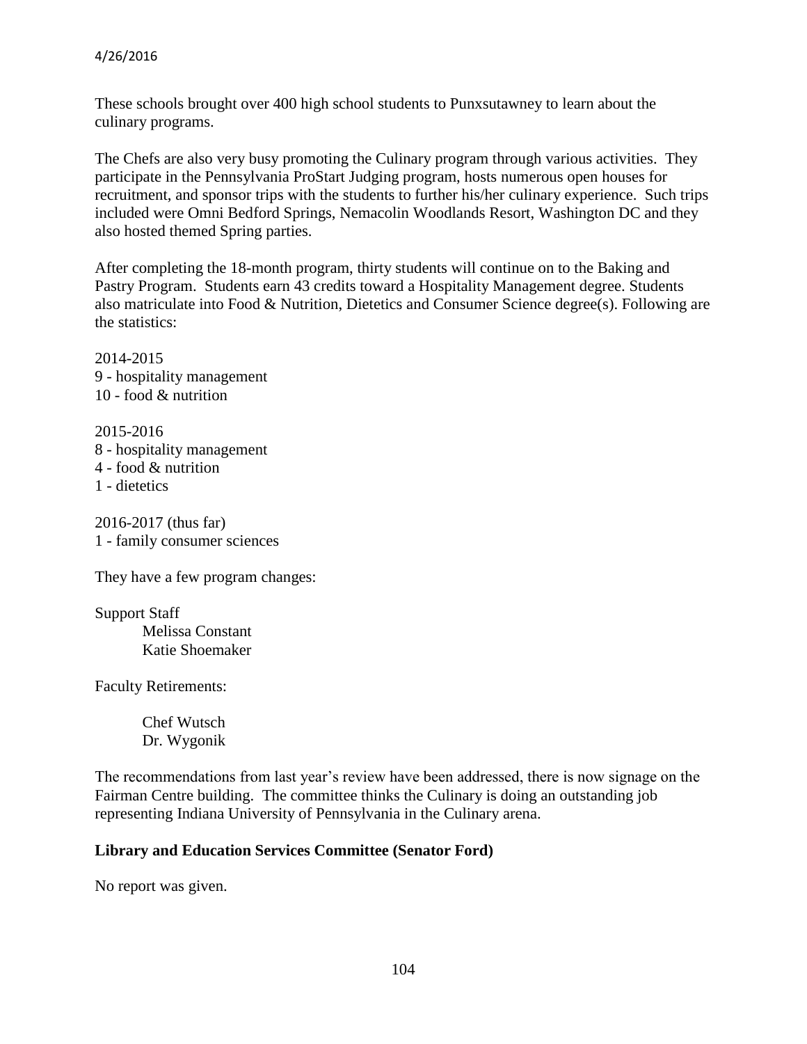These schools brought over 400 high school students to Punxsutawney to learn about the culinary programs.

The Chefs are also very busy promoting the Culinary program through various activities. They participate in the Pennsylvania ProStart Judging program, hosts numerous open houses for recruitment, and sponsor trips with the students to further his/her culinary experience. Such trips included were Omni Bedford Springs, Nemacolin Woodlands Resort, Washington DC and they also hosted themed Spring parties.

After completing the 18-month program, thirty students will continue on to the Baking and Pastry Program. Students earn 43 credits toward a Hospitality Management degree. Students also matriculate into Food & Nutrition, Dietetics and Consumer Science degree(s). Following are the statistics:

2014-2015
9 - hospitality management
10 - food & nutrition

2015-2016
8 - hospitality management
4 - food & nutrition
1 - dietetics

2016-2017 (thus far)
1 - family consumer sciences

They have a few program changes:

Support Staff
    Melissa Constant
    Katie Shoemaker

Faculty Retirements:

    Chef Wutsch
    Dr. Wygonik

The recommendations from last year's review have been addressed, there is now signage on the Fairman Centre building. The committee thinks the Culinary is doing an outstanding job representing Indiana University of Pennsylvania in the Culinary arena.

**Library and Education Services Committee (Senator Ford)**

No report was given.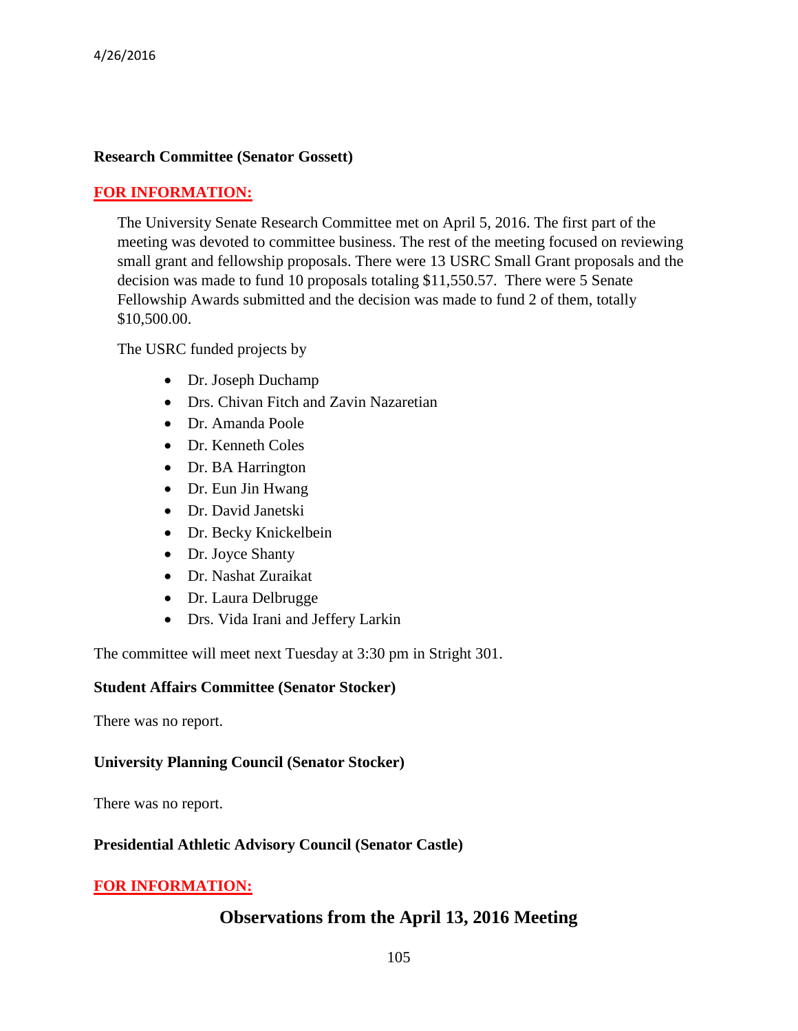**Research Committee (Senator Gossett)**

**FOR INFORMATION:**

The University Senate Research Committee met on April 5, 2016. The first part of the meeting was devoted to committee business. The rest of the meeting focused on reviewing small grant and fellowship proposals. There were 13 USRC Small Grant proposals and the decision was made to fund 10 proposals totaling $11,550.57. There were 5 Senate Fellowship Awards submitted and the decision was made to fund 2 of them, totally $10,500.00.

The USRC funded projects by

- Dr. Joseph Duchamp
- Drs. Chivan Fitch and Zavin Nazaretian
- Dr. Amanda Poole
- Dr. Kenneth Coles
- Dr. BA Harrington
- Dr. Eun Jin Hwang
- Dr. David Janetski
- Dr. Becky Knickelbein
- Dr. Joyce Shanty
- Dr. Nashat Zuraikat
- Dr. Laura Delbrugge
- Drs. Vida Irani and Jeffery Larkin

The committee will meet next Tuesday at 3:30 pm in Stright 301.

**Student Affairs Committee (Senator Stocker)**

There was no report.

**University Planning Council (Senator Stocker)**

There was no report.

**Presidential Athletic Advisory Council (Senator Castle)**

**FOR INFORMATION:**

## Observations from the April 13, 2016 Meeting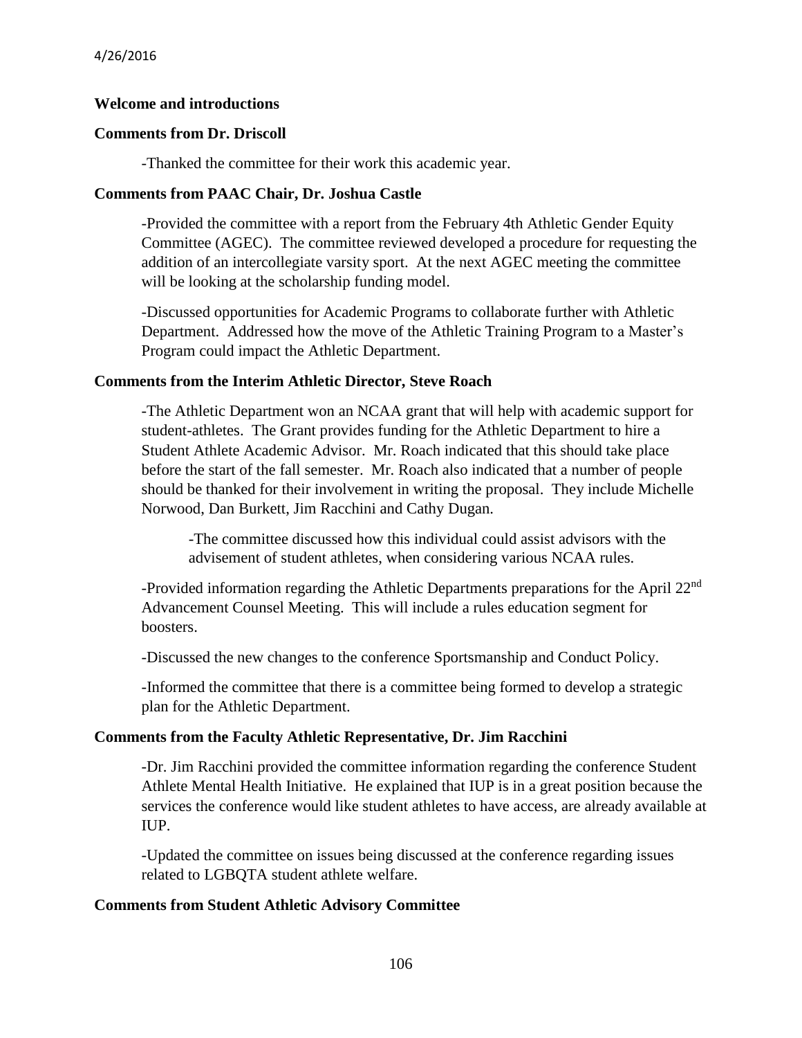4/26/2016

**Welcome and introductions**

**Comments from Dr. Driscoll**

-Thanked the committee for their work this academic year.

**Comments from PAAC Chair, Dr. Joshua Castle**

-Provided the committee with a report from the February 4th Athletic Gender Equity Committee (AGEC). The committee reviewed developed a procedure for requesting the addition of an intercollegiate varsity sport. At the next AGEC meeting the committee will be looking at the scholarship funding model.

-Discussed opportunities for Academic Programs to collaborate further with Athletic Department. Addressed how the move of the Athletic Training Program to a Master's Program could impact the Athletic Department.

**Comments from the Interim Athletic Director, Steve Roach**

-The Athletic Department won an NCAA grant that will help with academic support for student-athletes. The Grant provides funding for the Athletic Department to hire a Student Athlete Academic Advisor. Mr. Roach indicated that this should take place before the start of the fall semester. Mr. Roach also indicated that a number of people should be thanked for their involvement in writing the proposal. They include Michelle Norwood, Dan Burkett, Jim Racchini and Cathy Dugan.

> -The committee discussed how this individual could assist advisors with the advisement of student athletes, when considering various NCAA rules.

-Provided information regarding the Athletic Departments preparations for the April 22nd Advancement Counsel Meeting. This will include a rules education segment for boosters.

-Discussed the new changes to the conference Sportsmanship and Conduct Policy.

-Informed the committee that there is a committee being formed to develop a strategic plan for the Athletic Department.

**Comments from the Faculty Athletic Representative, Dr. Jim Racchini**

-Dr. Jim Racchini provided the committee information regarding the conference Student Athlete Mental Health Initiative. He explained that IUP is in a great position because the services the conference would like student athletes to have access, are already available at IUP.

-Updated the committee on issues being discussed at the conference regarding issues related to LGBQTA student athlete welfare.

**Comments from Student Athletic Advisory Committee**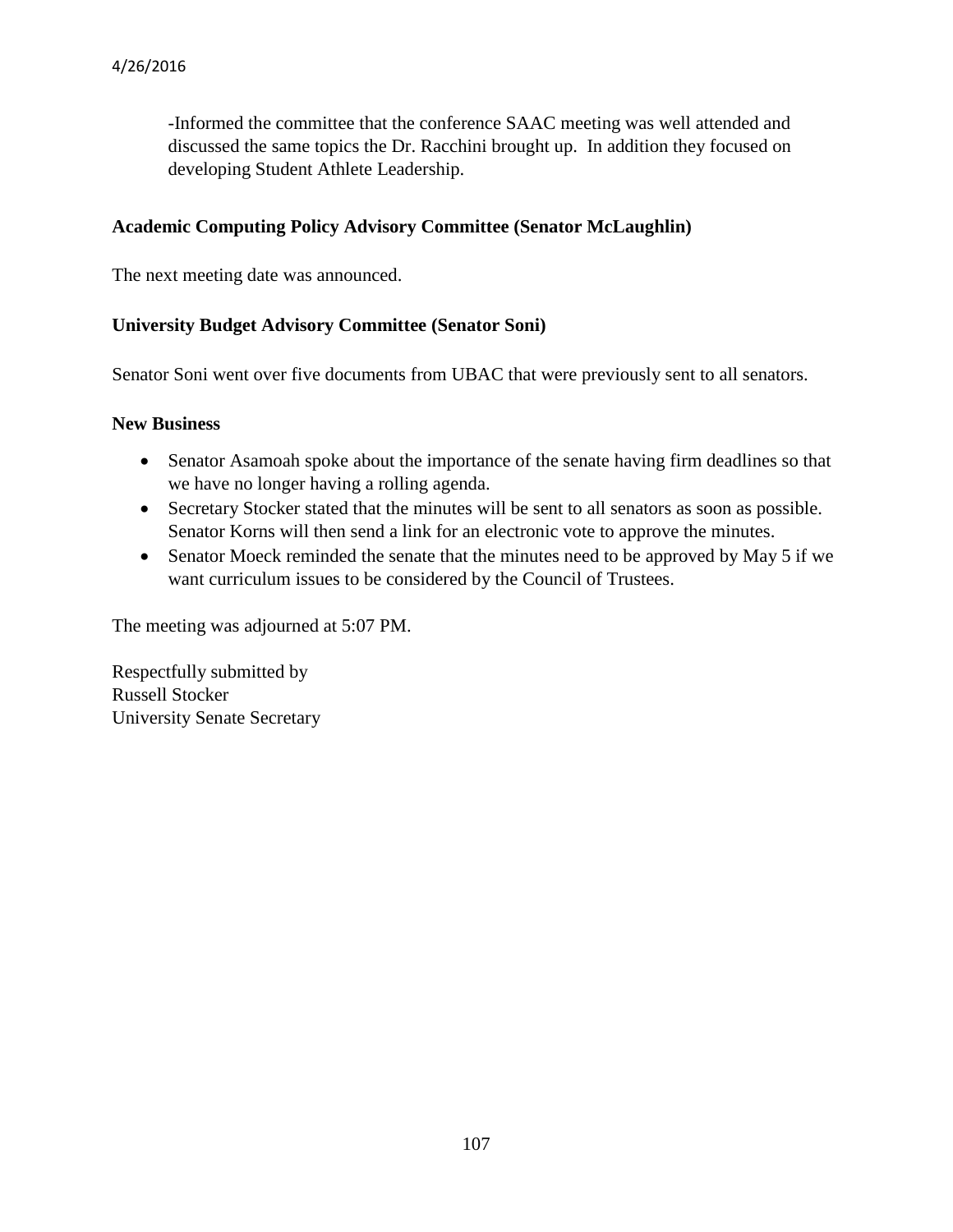-Informed the committee that the conference SAAC meeting was well attended and discussed the same topics the Dr. Racchini brought up.  In addition they focused on developing Student Athlete Leadership.

**Academic Computing Policy Advisory Committee (Senator McLaughlin)**

The next meeting date was announced.

**University Budget Advisory Committee (Senator Soni)**

Senator Soni went over five documents from UBAC that were previously sent to all senators.

**New Business**

- Senator Asamoah spoke about the importance of the senate having firm deadlines so that we have no longer having a rolling agenda.
- Secretary Stocker stated that the minutes will be sent to all senators as soon as possible. Senator Korns will then send a link for an electronic vote to approve the minutes.
- Senator Moeck reminded the senate that the minutes need to be approved by May 5 if we want curriculum issues to be considered by the Council of Trustees.

The meeting was adjourned at 5:07 PM.

Respectfully submitted by
Russell Stocker
University Senate Secretary